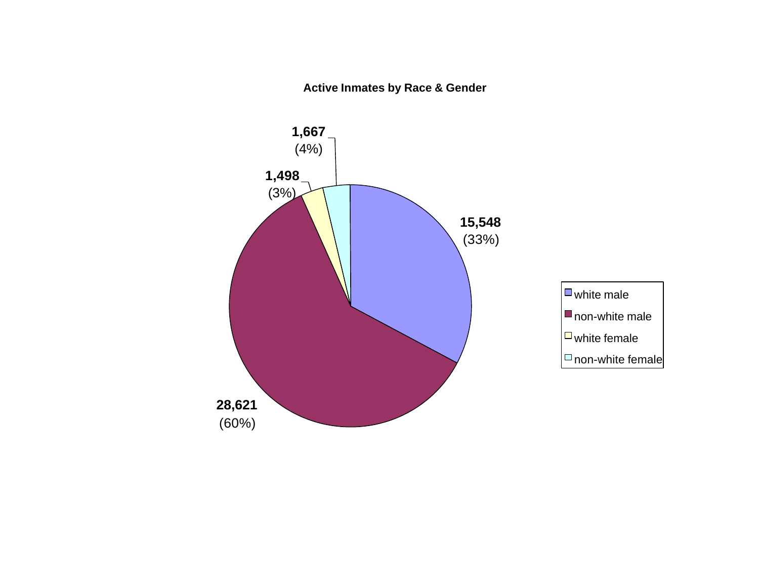**Active Inmates by Race & Gender**

| Category | Count | Percent |
|---|---|---|
| white male | 15,548 | (33%) |
| non-white male | 28,621 | (60%) |
| white female | 1,498 | (3%) |
| non-white female | 1,667 | (4%) |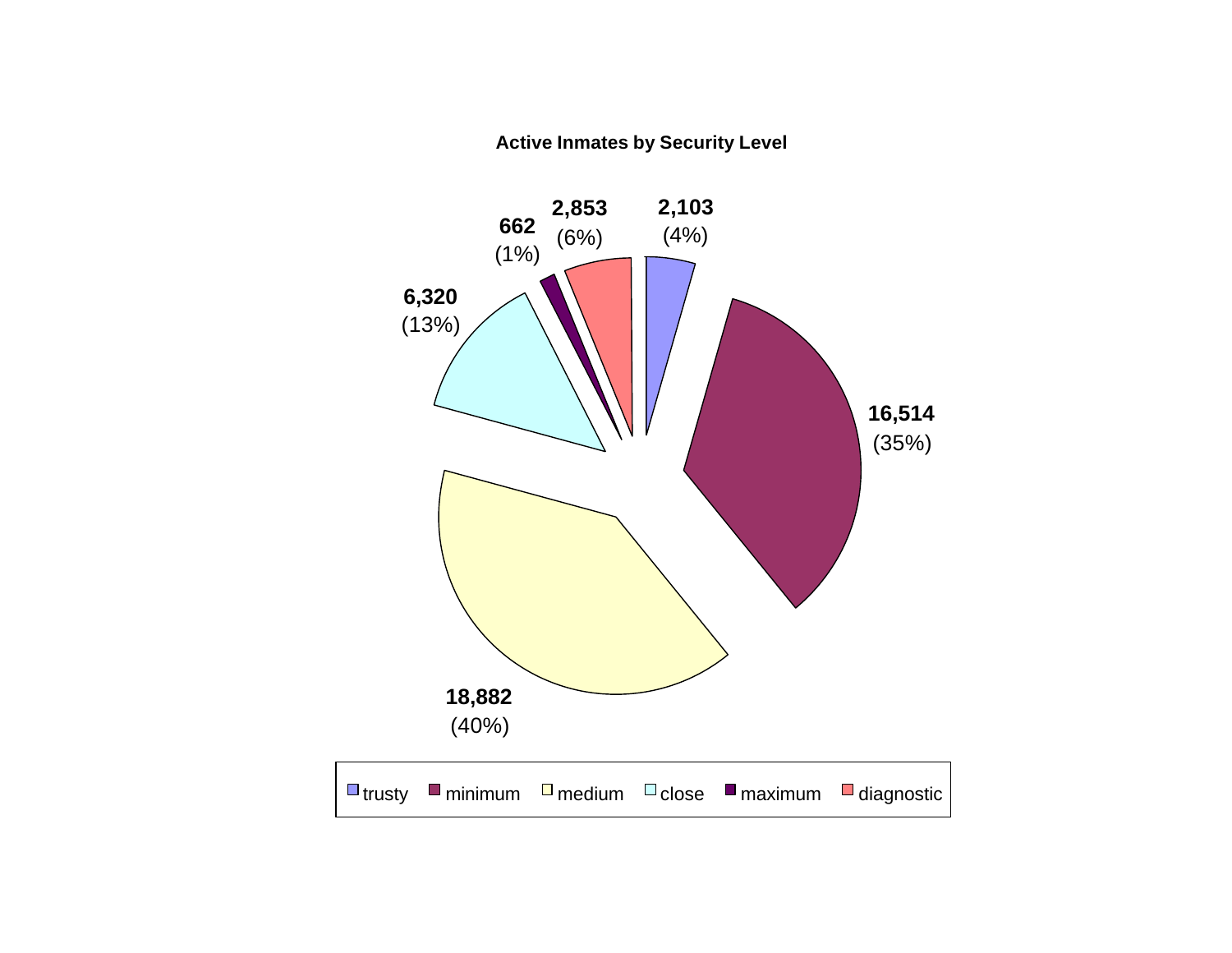**Active Inmates by Security Level**

| Security Level | Inmates | Percent |
|---|---|---|
| trusty | 2,103 | (4%) |
| minimum | 16,514 | (35%) |
| medium | 18,882 | (40%) |
| close | 6,320 | (13%) |
| maximum | 662 | (1%) |
| diagnostic | 2,853 | (6%) |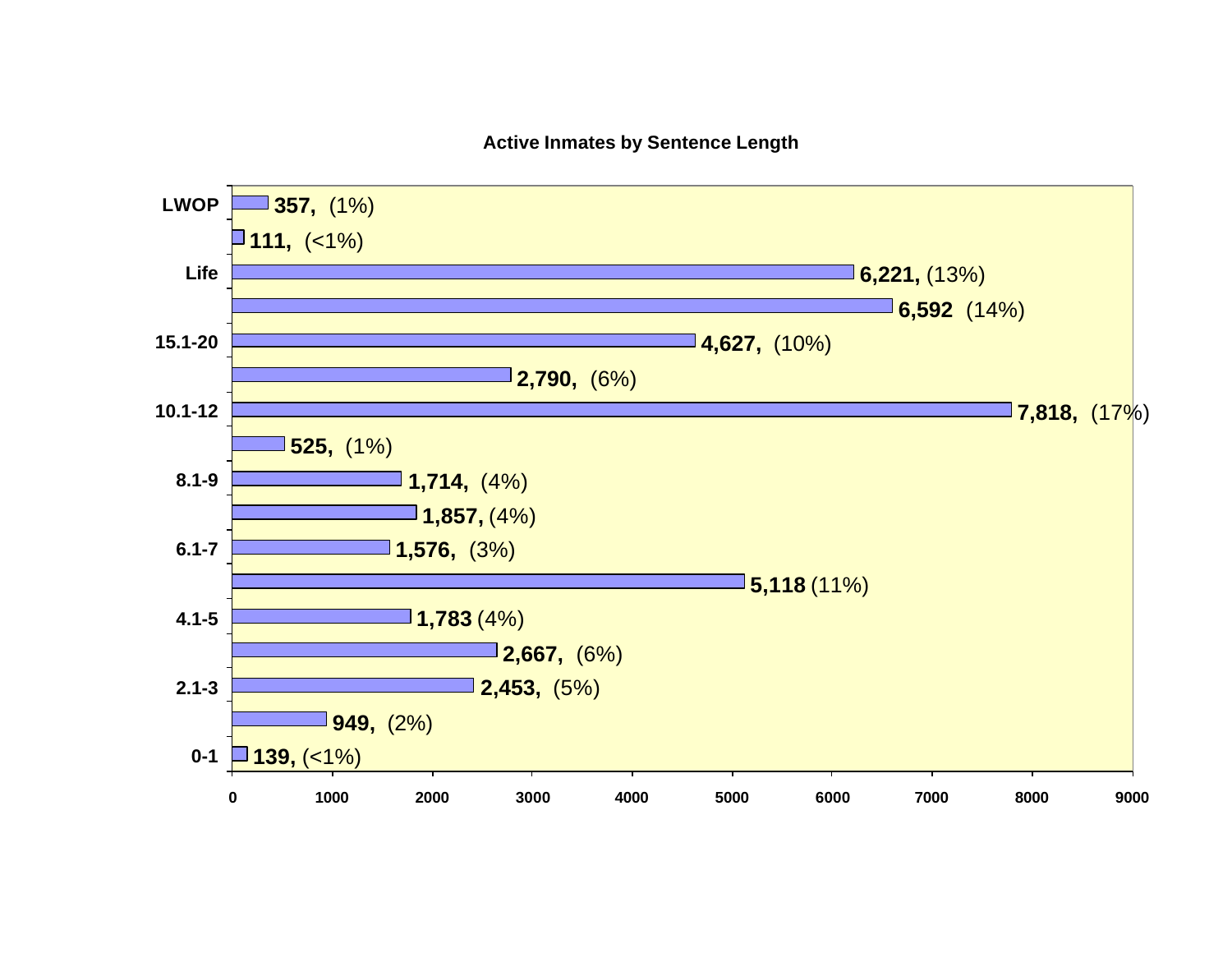**Active Inmates by Sentence Length**

| Sentence Length | Active Inmates |
|---|---|
| LWOP | 357, (1%) |
| | 111, (<1%) |
| Life | 6,221, (13%) |
| | 6,592 (14%) |
| 15.1-20 | 4,627, (10%) |
| | 2,790, (6%) |
| 10.1-12 | 7,818, (17%) |
| | 525, (1%) |
| 8.1-9 | 1,714, (4%) |
| | 1,857, (4%) |
| 6.1-7 | 1,576, (3%) |
| | 5,118 (11%) |
| 4.1-5 | 1,783 (4%) |
| | 2,667, (6%) |
| 2.1-3 | 2,453, (5%) |
| | 949, (2%) |
| 0-1 | 139, (<1%) |

X-axis: 0, 1000, 2000, 3000, 4000, 5000, 6000, 7000, 8000, 9000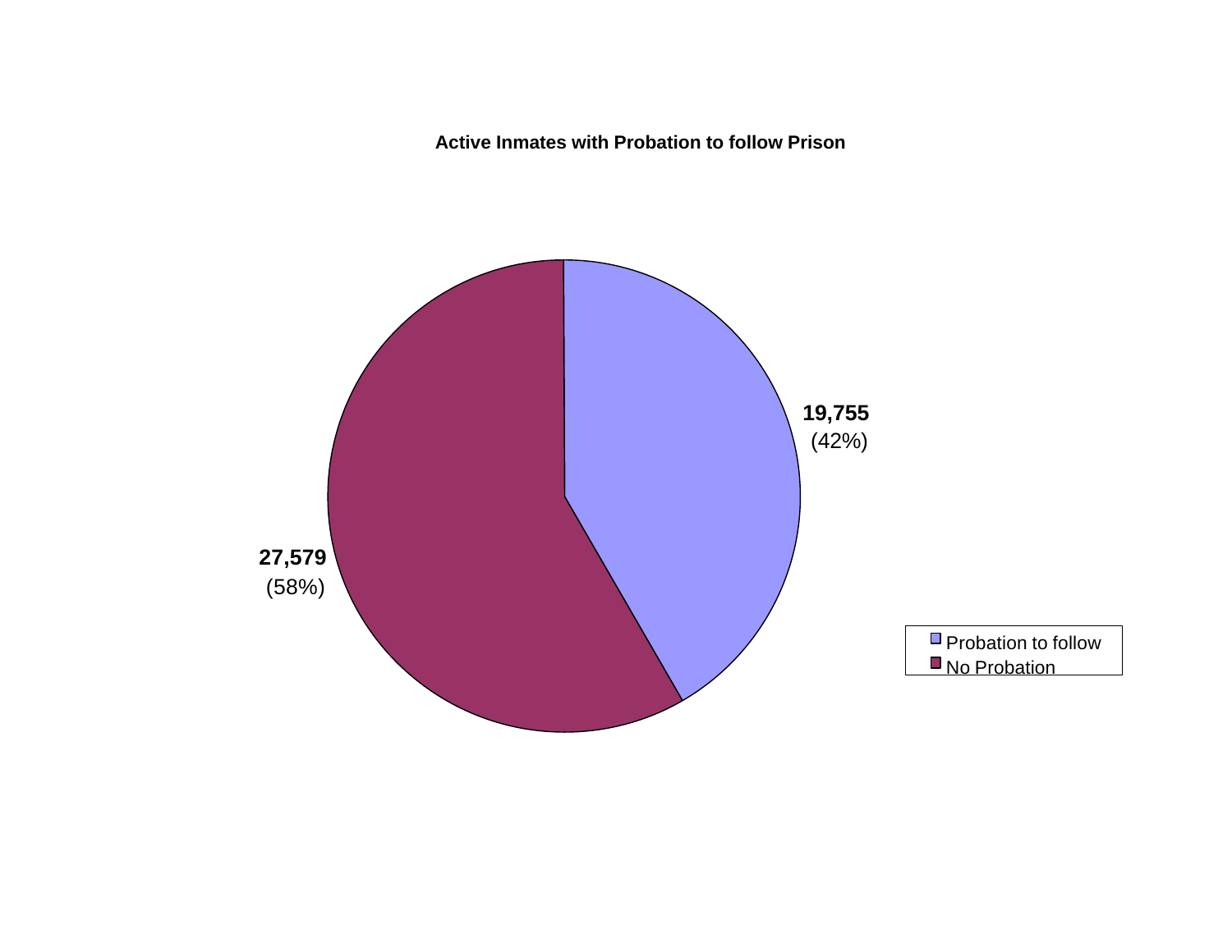**Active Inmates with Probation to follow Prison**

| Category | Count | Percent |
|---|---|---|
| Probation to follow | 19,755 | (42%) |
| No Probation | 27,579 | (58%) |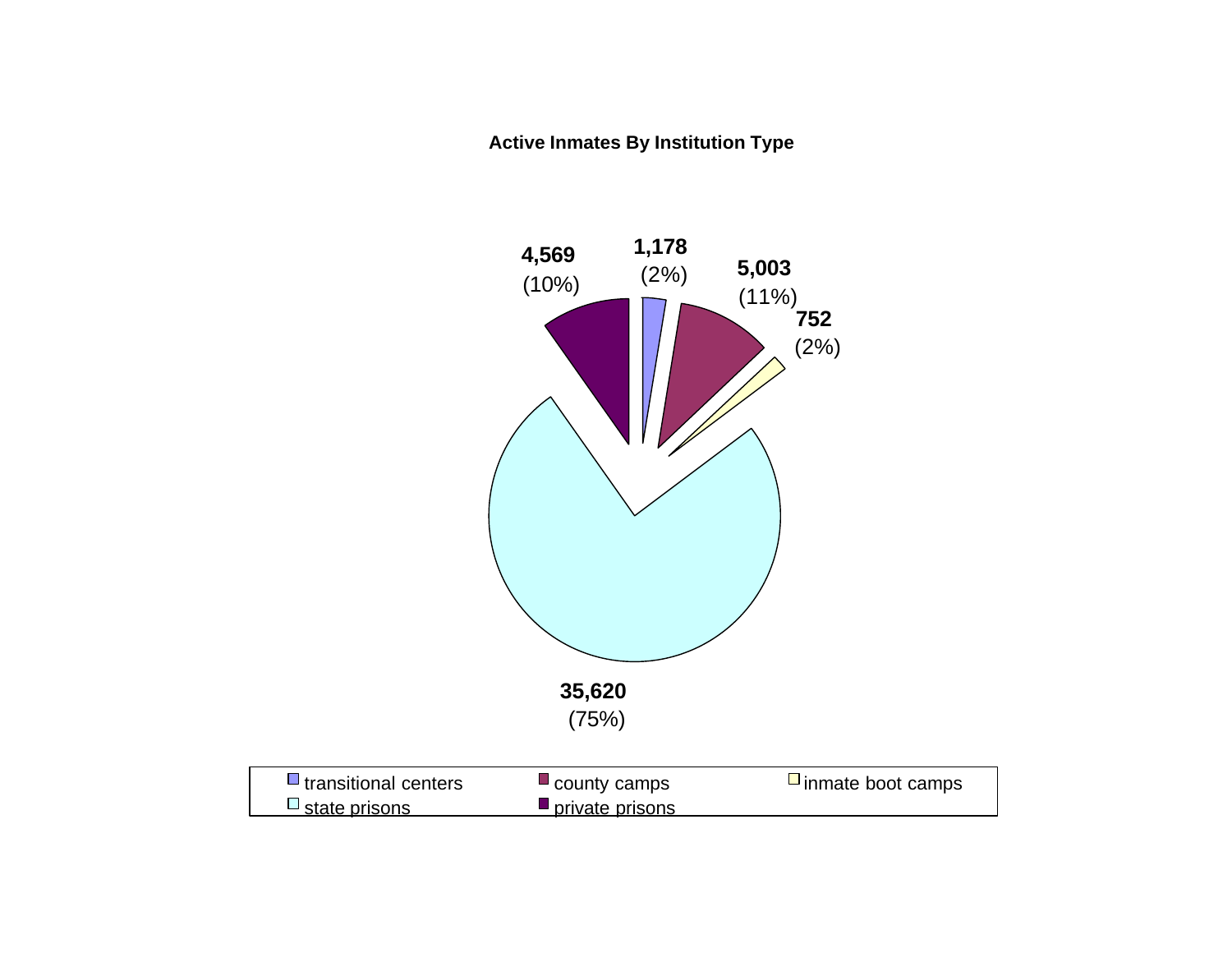**Active Inmates By Institution Type**

| Institution Type | Active Inmates | Percent |
|---|---|---|
| transitional centers | 1,178 | (2%) |
| county camps | 5,003 | (11%) |
| inmate boot camps | 752 | (2%) |
| state prisons | 35,620 | (75%) |
| private prisons | 4,569 | (10%) |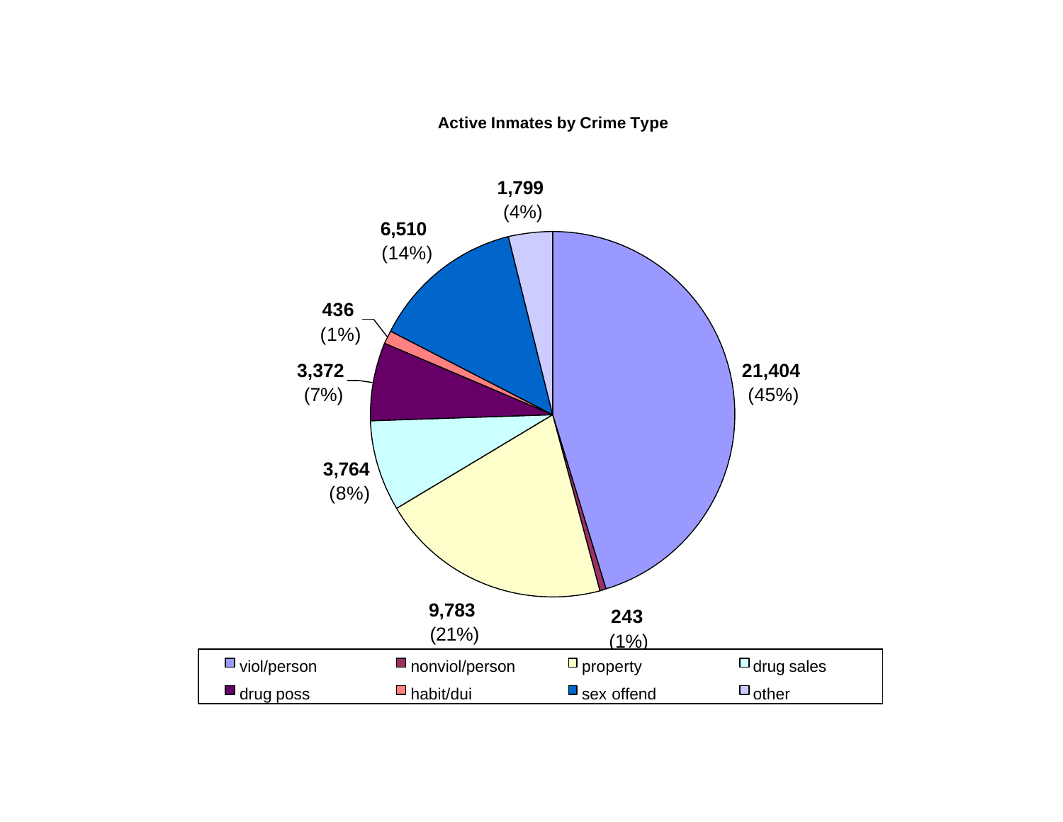**Active Inmates by Crime Type**

| Crime Type | Count | Percent |
| --- | --- | --- |
| viol/person | 21,404 | (45%) |
| nonviol/person | 243 | (1%) |
| property | 9,783 | (21%) |
| drug sales | 3,764 | (8%) |
| drug poss | 3,372 | (7%) |
| habit/dui | 436 | (1%) |
| sex offend | 6,510 | (14%) |
| other | 1,799 | (4%) |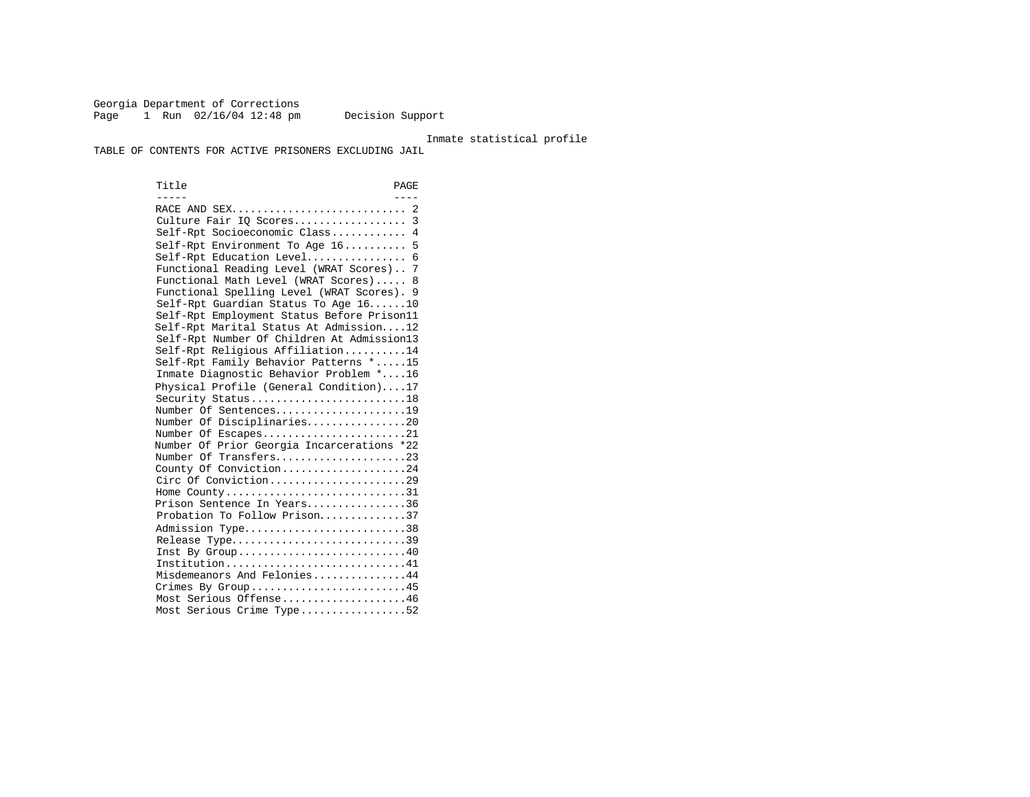Georgia Department of Corrections
Page 1 Run 02/16/04 12:48 pm Decision Support

Inmate statistical profile

TABLE OF CONTENTS FOR ACTIVE PRISONERS EXCLUDING JAIL

| Title | PAGE |
|---|---|
| RACE AND SEX | 2 |
| Culture Fair IQ Scores | 3 |
| Self-Rpt Socioeconomic Class | 4 |
| Self-Rpt Environment To Age 16 | 5 |
| Self-Rpt Education Level | 6 |
| Functional Reading Level (WRAT Scores) | 7 |
| Functional Math Level (WRAT Scores) | 8 |
| Functional Spelling Level (WRAT Scores) | 9 |
| Self-Rpt Guardian Status To Age 16 | 10 |
| Self-Rpt Employment Status Before Prison | 11 |
| Self-Rpt Marital Status At Admission | 12 |
| Self-Rpt Number Of Children At Admission | 13 |
| Self-Rpt Religious Affiliation | 14 |
| Self-Rpt Family Behavior Patterns * | 15 |
| Inmate Diagnostic Behavior Problem * | 16 |
| Physical Profile (General Condition) | 17 |
| Security Status | 18 |
| Number Of Sentences | 19 |
| Number Of Disciplinaries | 20 |
| Number Of Escapes | 21 |
| Number Of Prior Georgia Incarcerations * | 22 |
| Number Of Transfers | 23 |
| County Of Conviction | 24 |
| Circ Of Conviction | 29 |
| Home County | 31 |
| Prison Sentence In Years | 36 |
| Probation To Follow Prison | 37 |
| Admission Type | 38 |
| Release Type | 39 |
| Inst By Group | 40 |
| Institution | 41 |
| Misdemeanors And Felonies | 44 |
| Crimes By Group | 45 |
| Most Serious Offense | 46 |
| Most Serious Crime Type | 52 |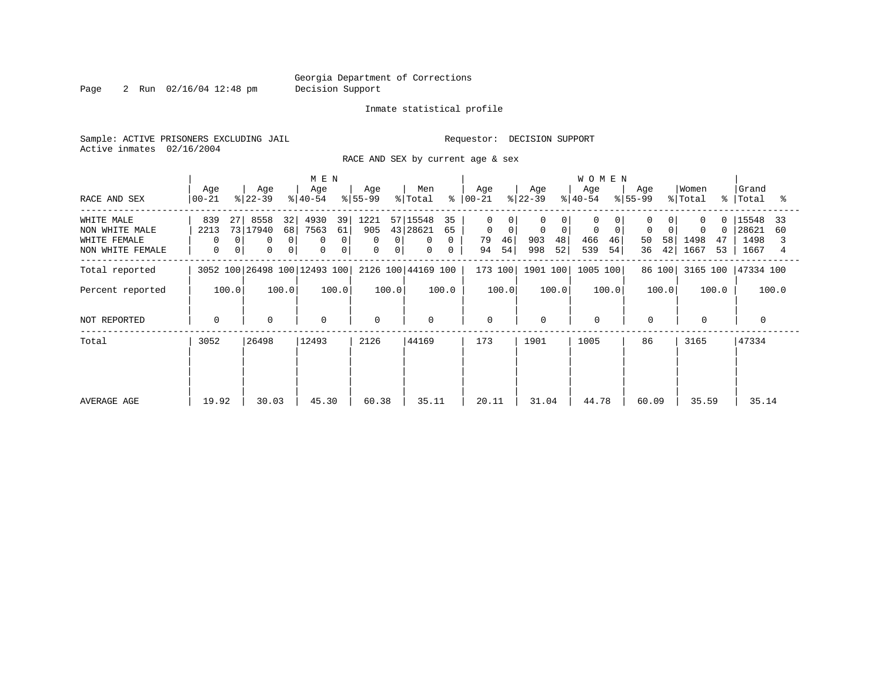Georgia Department of Corrections
Decision Support

Inmate statistical profile

Sample: ACTIVE PRISONERS EXCLUDING JAIL

Requestor: DECISION SUPPORT

Active inmates 02/16/2004

RACE AND SEX by current age & sex

| RACE AND SEX | MEN Age 00-21 | % | MEN Age 22-39 | % | MEN Age 40-54 | % | MEN Age 55-99 | % | Men Total | % | WOMEN Age 00-21 | % | WOMEN Age 22-39 | % | WOMEN Age 40-54 | % | WOMEN Age 55-99 | % | Women Total | % | Grand Total | % |
|---|---|---|---|---|---|---|---|---|---|---|---|---|---|---|---|---|---|---|---|---|---|---|
| WHITE MALE | 839 | 27 | 8558 | 32 | 4930 | 39 | 1221 | 57 | 15548 | 35 | 0 | 0 | 0 | 0 | 0 | 0 | 0 | 0 | 0 | 0 | 15548 | 33 |
| NON WHITE MALE | 2213 | 73 | 17940 | 68 | 7563 | 61 | 905 | 43 | 28621 | 65 | 0 | 0 | 0 | 0 | 0 | 0 | 0 | 0 | 0 | 0 | 28621 | 60 |
| WHITE FEMALE | 0 | 0 | 0 | 0 | 0 | 0 | 0 | 0 | 0 | 0 | 79 | 46 | 903 | 48 | 466 | 46 | 50 | 58 | 1498 | 47 | 1498 | 3 |
| NON WHITE FEMALE | 0 | 0 | 0 | 0 | 0 | 0 | 0 | 0 | 0 | 0 | 94 | 54 | 998 | 52 | 539 | 54 | 36 | 42 | 1667 | 53 | 1667 | 4 |
| Total reported | 3052 | 100 | 26498 | 100 | 12493 | 100 | 2126 | 100 | 44169 | 100 | 173 | 100 | 1901 | 100 | 1005 | 100 | 86 | 100 | 3165 | 100 | 47334 | 100 |
| Percent reported | | 100.0 | | 100.0 | | 100.0 | | 100.0 | | 100.0 | | 100.0 | | 100.0 | | 100.0 | | 100.0 | | 100.0 | | 100.0 |
| NOT REPORTED | 0 | | 0 | | 0 | | 0 | | 0 | | 0 | | 0 | | 0 | | 0 | | 0 | | 0 | |
| Total | 3052 | | 26498 | | 12493 | | 2126 | | 44169 | | 173 | | 1901 | | 1005 | | 86 | | 3165 | | 47334 | |
| AVERAGE AGE | 19.92 | | 30.03 | | 45.30 | | 60.38 | | 35.11 | | 20.11 | | 31.04 | | 44.78 | | 60.09 | | 35.59 | | 35.14 | |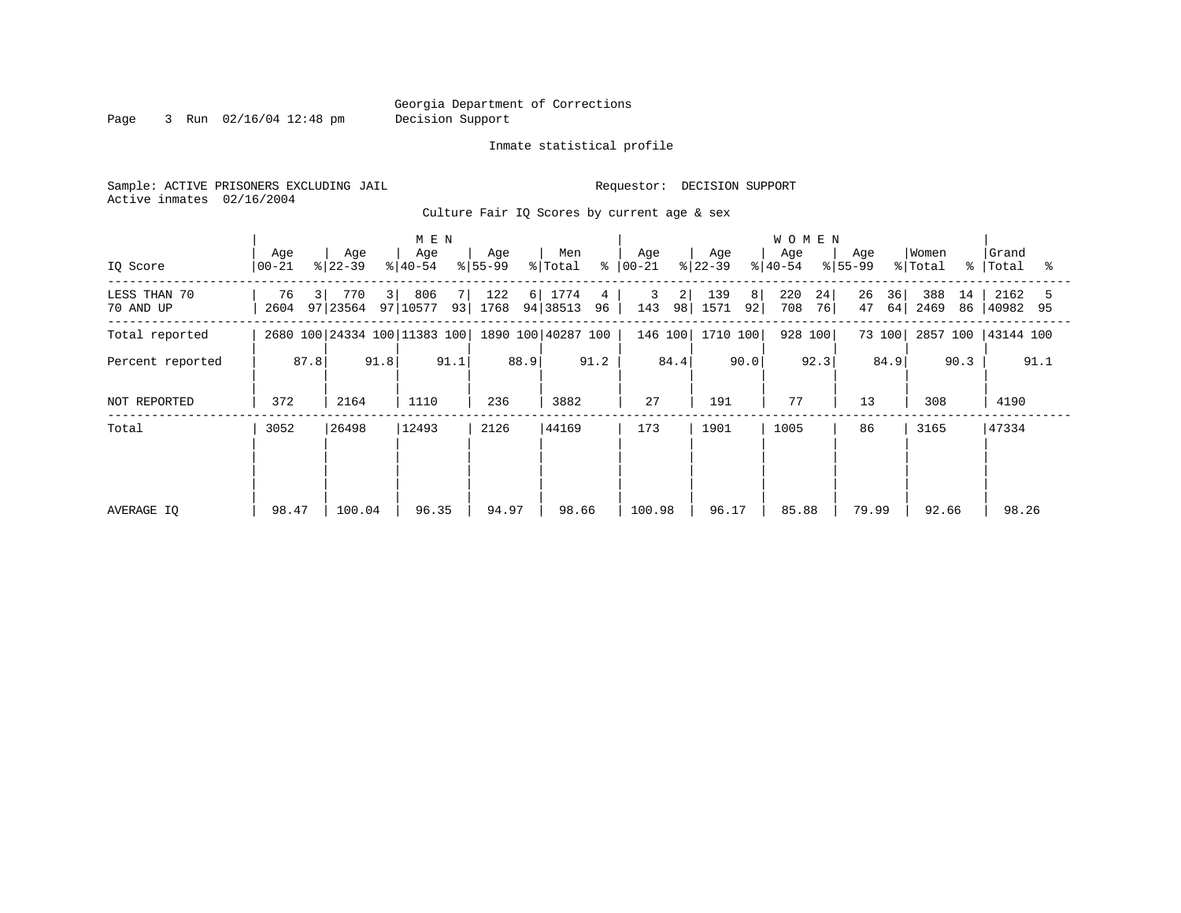Georgia Department of Corrections
Decision Support

Inmate statistical profile

Sample: ACTIVE PRISONERS EXCLUDING JAIL

Requestor: DECISION SUPPORT

Active inmates 02/16/2004

## Culture Fair IQ Scores by current age & sex

| IQ Score | MEN Age 00-21 | % | MEN Age 22-39 | % | MEN Age 40-54 | % | MEN Age 55-99 | % | Men Total | % | WOMEN Age 00-21 | % | WOMEN Age 22-39 | % | WOMEN Age 40-54 | % | WOMEN Age 55-99 | % | Women Total | % | Grand Total | % |
|---|---|---|---|---|---|---|---|---|---|---|---|---|---|---|---|---|---|---|---|---|---|---|
| LESS THAN 70 | 76 | 3 | 770 | 3 | 806 | 7 | 122 | 6 | 1774 | 4 | 3 | 2 | 139 | 8 | 220 | 24 | 26 | 36 | 388 | 14 | 2162 | 5 |
| 70 AND UP | 2604 | 97 | 23564 | 97 | 10577 | 93 | 1768 | 94 | 38513 | 96 | 143 | 98 | 1571 | 92 | 708 | 76 | 47 | 64 | 2469 | 86 | 40982 | 95 |
| Total reported | 2680 | 100 | 24334 | 100 | 11383 | 100 | 1890 | 100 | 40287 | 100 | 146 | 100 | 1710 | 100 | 928 | 100 | 73 | 100 | 2857 | 100 | 43144 | 100 |
| Percent reported | | 87.8 | | 91.8 | | 91.1 | | 88.9 | | 91.2 | | 84.4 | | 90.0 | | 92.3 | | 84.9 | | 90.3 | | 91.1 |
| NOT REPORTED | 372 | | 2164 | | 1110 | | 236 | | 3882 | | 27 | | 191 | | 77 | | 13 | | 308 | | 4190 | |
| Total | 3052 | | 26498 | | 12493 | | 2126 | | 44169 | | 173 | | 1901 | | 1005 | | 86 | | 3165 | | 47334 | |
| AVERAGE IQ | 98.47 | | 100.04 | | 96.35 | | 94.97 | | 98.66 | | 100.98 | | 96.17 | | 85.88 | | 79.99 | | 92.66 | | 98.26 | |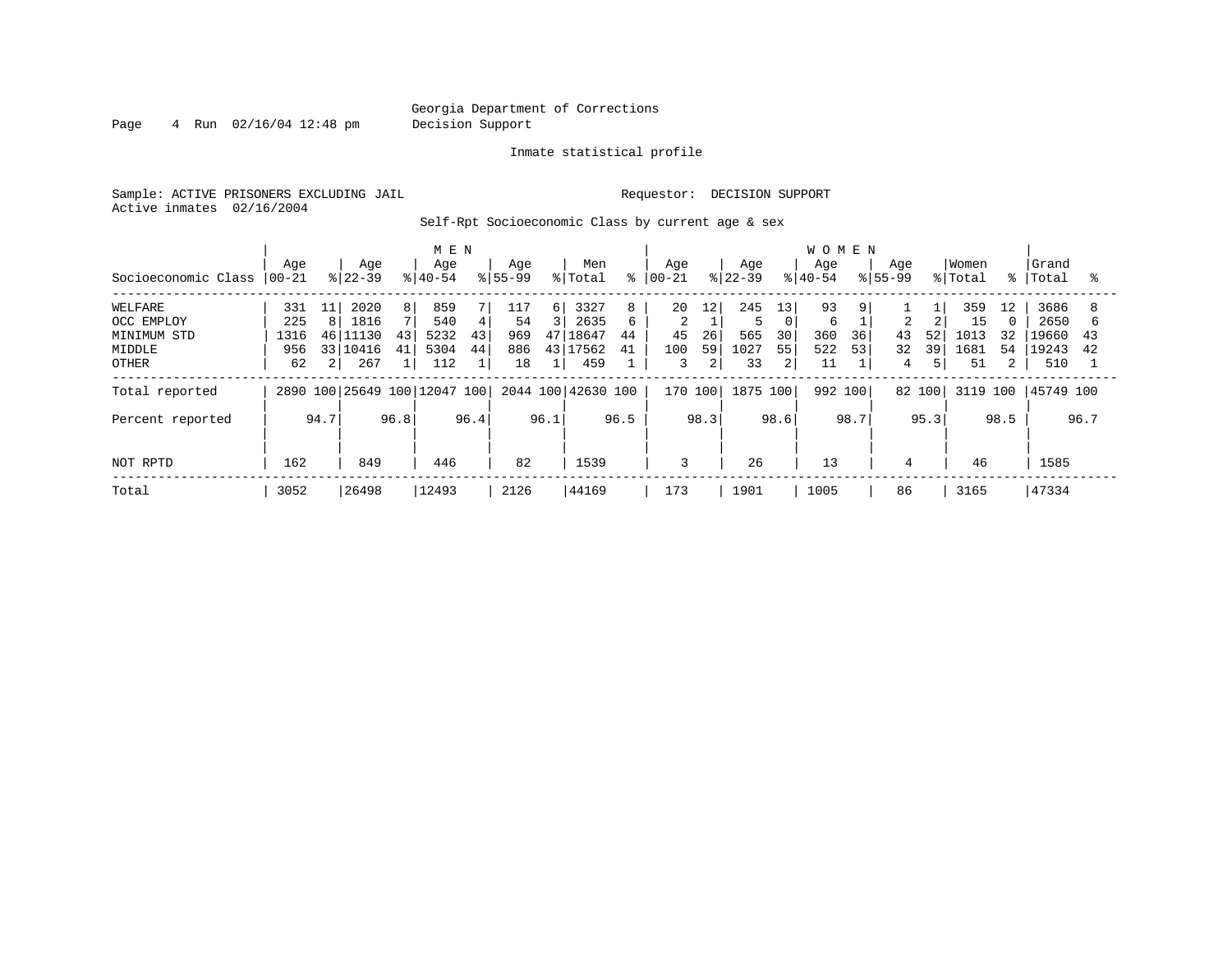Georgia Department of Corrections
Decision Support

Inmate statistical profile

Sample: ACTIVE PRISONERS EXCLUDING JAIL | Requestor: DECISION SUPPORT
Active inmates 02/16/2004

Self-Rpt Socioeconomic Class by current age & sex

| Socioeconomic Class | MEN Age 00-21 | % | Age 22-39 | % | Age 40-54 | % | Age 55-99 | % | Men Total | % | WOMEN Age 00-21 | % | Age 22-39 | % | Age 40-54 | % | Age 55-99 | % | Women Total | % | Grand Total | % |
|---|---|---|---|---|---|---|---|---|---|---|---|---|---|---|---|---|---|---|---|---|---|---|
| WELFARE | 331 | 11 | 2020 | 8 | 859 | 7 | 117 | 6 | 3327 | 8 | 20 | 12 | 245 | 13 | 93 | 9 | 1 | 1 | 359 | 12 | 3686 | 8 |
| OCC EMPLOY | 225 | 8 | 1816 | 7 | 540 | 4 | 54 | 3 | 2635 | 6 | 2 | 1 | 5 | 0 | 6 | 1 | 2 | 2 | 15 | 0 | 2650 | 6 |
| MINIMUM STD | 1316 | 46 | 11130 | 43 | 5232 | 43 | 969 | 47 | 18647 | 44 | 45 | 26 | 565 | 30 | 360 | 36 | 43 | 52 | 1013 | 32 | 19660 | 43 |
| MIDDLE | 956 | 33 | 10416 | 41 | 5304 | 44 | 886 | 43 | 17562 | 41 | 100 | 59 | 1027 | 55 | 522 | 53 | 32 | 39 | 1681 | 54 | 19243 | 42 |
| OTHER | 62 | 2 | 267 | 1 | 112 | 1 | 18 | 1 | 459 | 1 | 3 | 2 | 33 | 2 | 11 | 1 | 4 | 5 | 51 | 2 | 510 | 1 |
| Total reported | 2890 | 100 | 25649 | 100 | 12047 | 100 | 2044 | 100 | 42630 | 100 | 170 | 100 | 1875 | 100 | 992 | 100 | 82 | 100 | 3119 | 100 | 45749 | 100 |
| Percent reported | | 94.7 | | 96.8 | | 96.4 | | 96.1 | | 96.5 | | 98.3 | | 98.6 | | 98.7 | | 95.3 | | 98.5 | | 96.7 |
| NOT RPTD | 162 | | 849 | | 446 | | 82 | | 1539 | | 3 | | 26 | | 13 | | 4 | | 46 | | 1585 | |
| Total | 3052 | | 26498 | | 12493 | | 2126 | | 44169 | | 173 | | 1901 | | 1005 | | 86 | | 3165 | | 47334 | |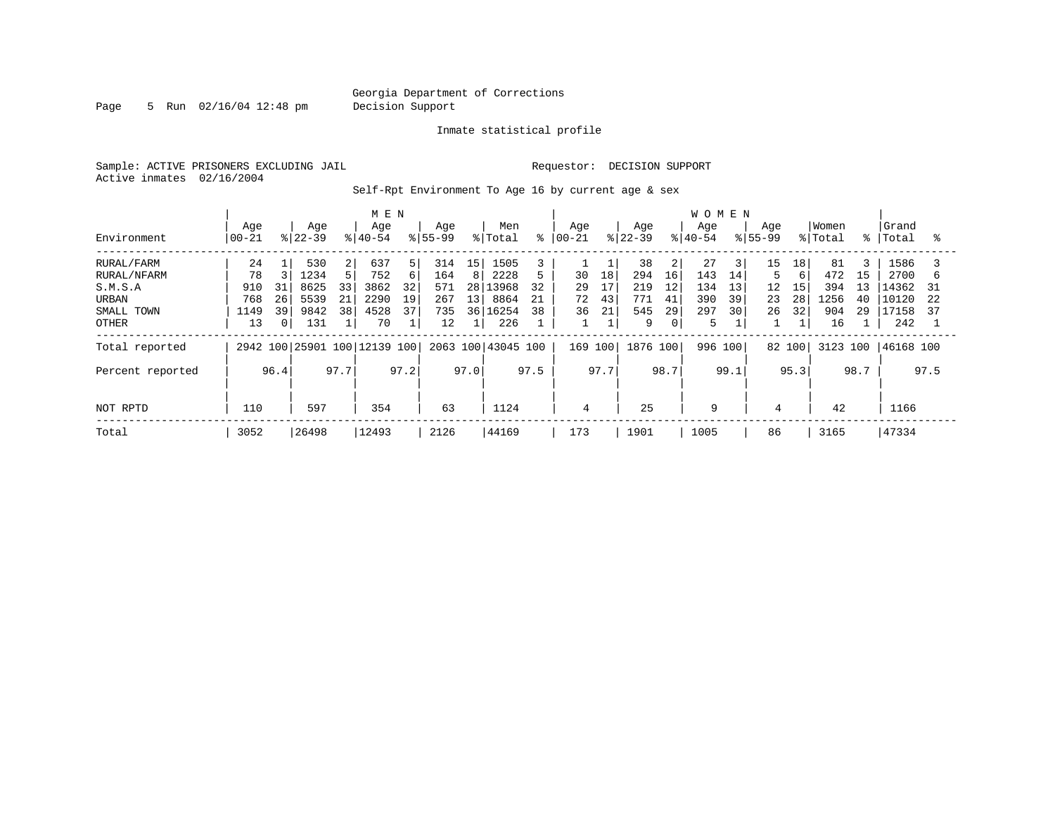Georgia Department of Corrections
Decision Support

Inmate statistical profile

Sample: ACTIVE PRISONERS EXCLUDING JAIL

Requestor: DECISION SUPPORT

Active inmates 02/16/2004

Self-Rpt Environment To Age 16 by current age & sex

| Environment | MEN Age 00-21 | % | Age 22-39 | % | Age 40-54 | % | Age 55-99 | % | Men Total | % | WOMEN Age 00-21 | % | Age 22-39 | % | Age 40-54 | % | Age 55-99 | % | Women Total | % | Grand Total | % |
|---|---|---|---|---|---|---|---|---|---|---|---|---|---|---|---|---|---|---|---|---|---|---|
| RURAL/FARM | 24 | 1 | 530 | 2 | 637 | 5 | 314 | 15 | 1505 | 3 | 1 | 1 | 38 | 2 | 27 | 3 | 15 | 18 | 81 | 3 | 1586 | 3 |
| RURAL/NFARM | 78 | 3 | 1234 | 5 | 752 | 6 | 164 | 8 | 2228 | 5 | 30 | 18 | 294 | 16 | 143 | 14 | 5 | 6 | 472 | 15 | 2700 | 6 |
| S.M.S.A | 910 | 31 | 8625 | 33 | 3862 | 32 | 571 | 28 | 13968 | 32 | 29 | 17 | 219 | 12 | 134 | 13 | 12 | 15 | 394 | 13 | 14362 | 31 |
| URBAN | 768 | 26 | 5539 | 21 | 2290 | 19 | 267 | 13 | 8864 | 21 | 72 | 43 | 771 | 41 | 390 | 39 | 23 | 28 | 1256 | 40 | 10120 | 22 |
| SMALL TOWN | 1149 | 39 | 9842 | 38 | 4528 | 37 | 735 | 36 | 16254 | 38 | 36 | 21 | 545 | 29 | 297 | 30 | 26 | 32 | 904 | 29 | 17158 | 37 |
| OTHER | 13 | 0 | 131 | 1 | 70 | 1 | 12 | 1 | 226 | 1 | 1 | 1 | 9 | 0 | 5 | 1 | 1 | 1 | 16 | 1 | 242 | 1 |
| Total reported | 2942 | 100 | 25901 | 100 | 12139 | 100 | 2063 | 100 | 43045 | 100 | 169 | 100 | 1876 | 100 | 996 | 100 | 82 | 100 | 3123 | 100 | 46168 | 100 |
| Percent reported | | 96.4 | | 97.7 | | 97.2 | | 97.0 | | 97.5 | | 97.7 | | 98.7 | | 99.1 | | 95.3 | | 98.7 | | 97.5 |
| NOT RPTD | 110 | | 597 | | 354 | | 63 | | 1124 | | 4 | | 25 | | 9 | | 4 | | 42 | | 1166 | |
| Total | 3052 | | 26498 | | 12493 | | 2126 | | 44169 | | 173 | | 1901 | | 1005 | | 86 | | 3165 | | 47334 | |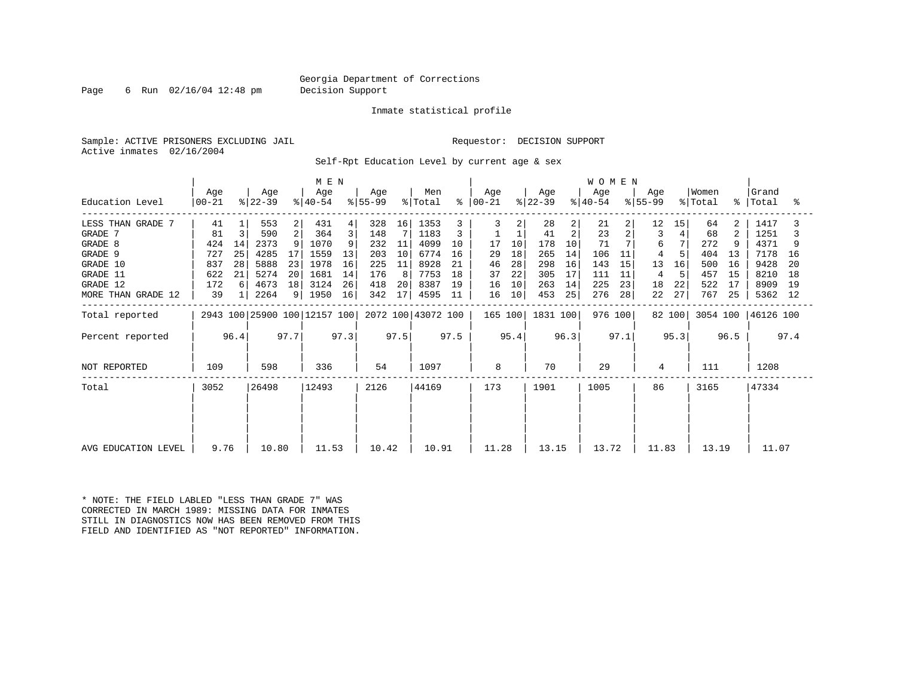Georgia Department of Corrections
Decision Support

Inmate statistical profile

Sample: ACTIVE PRISONERS EXCLUDING JAIL

Requestor: DECISION SUPPORT

Active inmates 02/16/2004

Self-Rpt Education Level by current age & sex

| Education Level | MEN Age 00-21 | % | Age 22-39 | % | Age 40-54 | % | Age 55-99 | % | Men Total | % | WOMEN Age 00-21 | % | Age 22-39 | % | Age 40-54 | % | Age 55-99 | % | Women Total | % | Grand Total | % |
|---|---|---|---|---|---|---|---|---|---|---|---|---|---|---|---|---|---|---|---|---|---|---|
| LESS THAN GRADE 7 | 41 | 1 | 553 | 2 | 431 | 4 | 328 | 16 | 1353 | 3 | 3 | 2 | 28 | 2 | 21 | 2 | 12 | 15 | 64 | 2 | 1417 | 3 |
| GRADE 7 | 81 | 3 | 590 | 2 | 364 | 3 | 148 | 7 | 1183 | 3 | 1 | 1 | 41 | 2 | 23 | 2 | 3 | 4 | 68 | 2 | 1251 | 3 |
| GRADE 8 | 424 | 14 | 2373 | 9 | 1070 | 9 | 232 | 11 | 4099 | 10 | 17 | 10 | 178 | 10 | 71 | 7 | 6 | 7 | 272 | 9 | 4371 | 9 |
| GRADE 9 | 727 | 25 | 4285 | 17 | 1559 | 13 | 203 | 10 | 6774 | 16 | 29 | 18 | 265 | 14 | 106 | 11 | 4 | 5 | 404 | 13 | 7178 | 16 |
| GRADE 10 | 837 | 28 | 5888 | 23 | 1978 | 16 | 225 | 11 | 8928 | 21 | 46 | 28 | 298 | 16 | 143 | 15 | 13 | 16 | 500 | 16 | 9428 | 20 |
| GRADE 11 | 622 | 21 | 5274 | 20 | 1681 | 14 | 176 | 8 | 7753 | 18 | 37 | 22 | 305 | 17 | 111 | 11 | 4 | 5 | 457 | 15 | 8210 | 18 |
| GRADE 12 | 172 | 6 | 4673 | 18 | 3124 | 26 | 418 | 20 | 8387 | 19 | 16 | 10 | 263 | 14 | 225 | 23 | 18 | 22 | 522 | 17 | 8909 | 19 |
| MORE THAN GRADE 12 | 39 | 1 | 2264 | 9 | 1950 | 16 | 342 | 17 | 4595 | 11 | 16 | 10 | 453 | 25 | 276 | 28 | 22 | 27 | 767 | 25 | 5362 | 12 |
| Total reported | 2943 | 100 | 25900 | 100 | 12157 | 100 | 2072 | 100 | 43072 | 100 | 165 | 100 | 1831 | 100 | 976 | 100 | 82 | 100 | 3054 | 100 | 46126 | 100 |
| Percent reported | | 96.4 | | 97.7 | | 97.3 | | 97.5 | | 97.5 | | 95.4 | | 96.3 | | 97.1 | | 95.3 | | 96.5 | | 97.4 |
| NOT REPORTED | 109 | | 598 | | 336 | | 54 | | 1097 | | 8 | | 70 | | 29 | | 4 | | 111 | | 1208 | |
| Total | 3052 | | 26498 | | 12493 | | 2126 | | 44169 | | 173 | | 1901 | | 1005 | | 86 | | 3165 | | 47334 | |
| AVG EDUCATION LEVEL | 9.76 | | 10.80 | | 11.53 | | 10.42 | | 10.91 | | 11.28 | | 13.15 | | 13.72 | | 11.83 | | 13.19 | | 11.07 | |

* NOTE: THE FIELD LABLED "LESS THAN GRADE 7" WAS CORRECTED IN MARCH 1989: MISSING DATA FOR INMATES STILL IN DIAGNOSTICS NOW HAS BEEN REMOVED FROM THIS FIELD AND IDENTIFIED AS "NOT REPORTED" INFORMATION.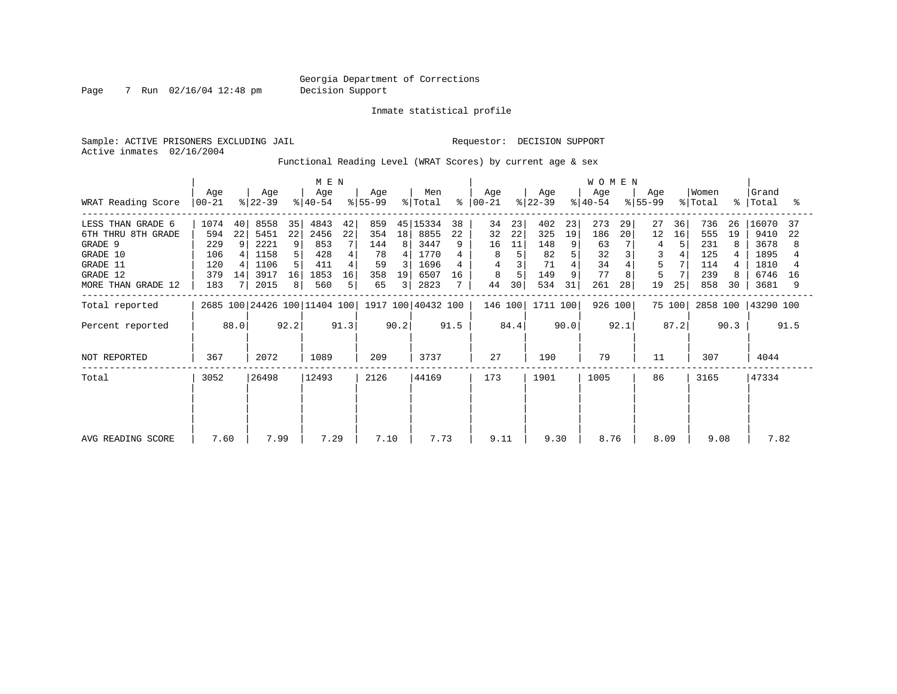Georgia Department of Corrections
Decision Support

Inmate statistical profile

Sample: ACTIVE PRISONERS EXCLUDING JAIL    Requestor: DECISION SUPPORT
Active inmates 02/16/2004

Functional Reading Level (WRAT Scores) by current age & sex

| WRAT Reading Score | MEN Age 00-21 | % | Age 22-39 | % | Age 40-54 | % | Age 55-99 | % | Men Total | % | WOMEN Age 00-21 | % | Age 22-39 | % | Age 40-54 | % | Age 55-99 | % | Women Total | % | Grand Total | % |
|---|---|---|---|---|---|---|---|---|---|---|---|---|---|---|---|---|---|---|---|---|---|---|
| LESS THAN GRADE 6 | 1074 | 40 | 8558 | 35 | 4843 | 42 | 859 | 45 | 15334 | 38 | 34 | 23 | 402 | 23 | 273 | 29 | 27 | 36 | 736 | 26 | 16070 | 37 |
| 6TH THRU 8TH GRADE | 594 | 22 | 5451 | 22 | 2456 | 22 | 354 | 18 | 8855 | 22 | 32 | 22 | 325 | 19 | 186 | 20 | 12 | 16 | 555 | 19 | 9410 | 22 |
| GRADE 9 | 229 | 9 | 2221 | 9 | 853 | 7 | 144 | 8 | 3447 | 9 | 16 | 11 | 148 | 9 | 63 | 7 | 4 | 5 | 231 | 8 | 3678 | 8 |
| GRADE 10 | 106 | 4 | 1158 | 5 | 428 | 4 | 78 | 4 | 1770 | 4 | 8 | 5 | 82 | 5 | 32 | 3 | 3 | 4 | 125 | 4 | 1895 | 4 |
| GRADE 11 | 120 | 4 | 1106 | 5 | 411 | 4 | 59 | 3 | 1696 | 4 | 4 | 3 | 71 | 4 | 34 | 4 | 5 | 7 | 114 | 4 | 1810 | 4 |
| GRADE 12 | 379 | 14 | 3917 | 16 | 1853 | 16 | 358 | 19 | 6507 | 16 | 8 | 5 | 149 | 9 | 77 | 8 | 5 | 7 | 239 | 8 | 6746 | 16 |
| MORE THAN GRADE 12 | 183 | 7 | 2015 | 8 | 560 | 5 | 65 | 3 | 2823 | 7 | 44 | 30 | 534 | 31 | 261 | 28 | 19 | 25 | 858 | 30 | 3681 | 9 |
| Total reported | 2685 | 100 | 24426 | 100 | 11404 | 100 | 1917 | 100 | 40432 | 100 | 146 | 100 | 1711 | 100 | 926 | 100 | 75 | 100 | 2858 | 100 | 43290 | 100 |
| Percent reported | | 88.0 | | 92.2 | | 91.3 | | 90.2 | | 91.5 | | 84.4 | | 90.0 | | 92.1 | | 87.2 | | 90.3 | | 91.5 |
| NOT REPORTED | 367 | | 2072 | | 1089 | | 209 | | 3737 | | 27 | | 190 | | 79 | | 11 | | 307 | | 4044 | |
| Total | 3052 | | 26498 | | 12493 | | 2126 | | 44169 | | 173 | | 1901 | | 1005 | | 86 | | 3165 | | 47334 | |
| AVG READING SCORE | 7.60 | | 7.99 | | 7.29 | | 7.10 | | 7.73 | | 9.11 | | 9.30 | | 8.76 | | 8.09 | | 9.08 | | 7.82 | |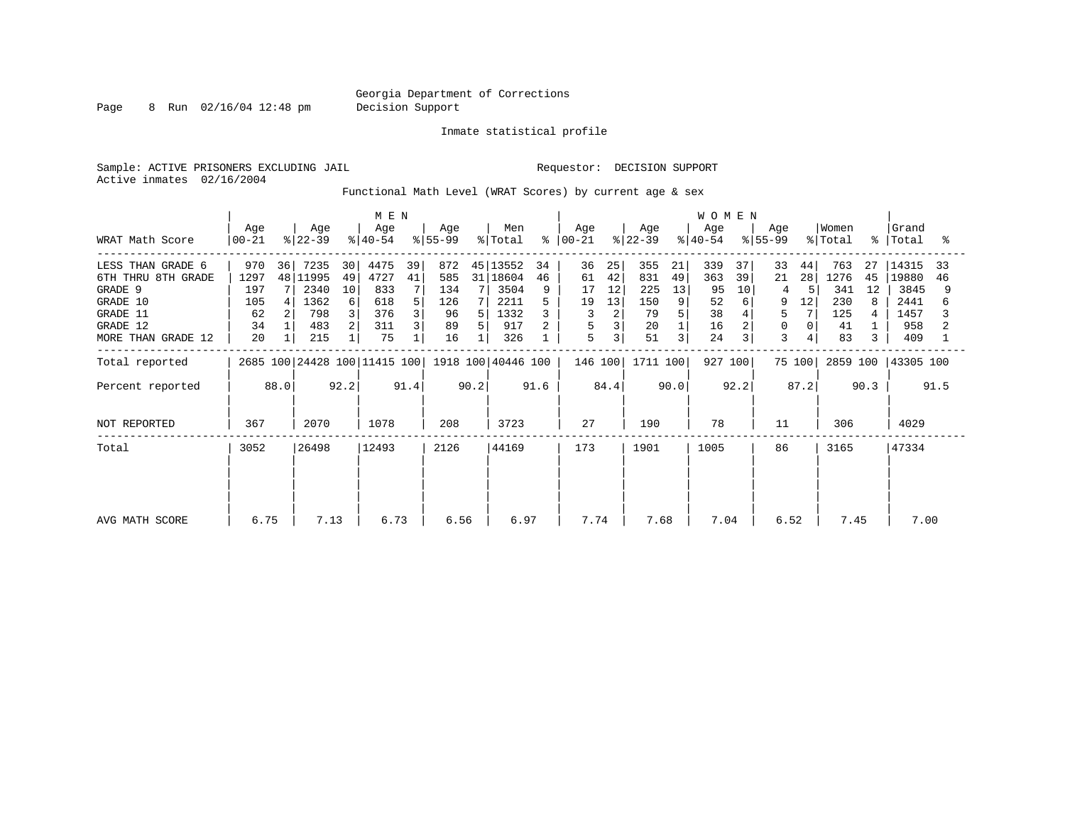Georgia Department of Corrections
Decision Support

Inmate statistical profile

Sample: ACTIVE PRISONERS EXCLUDING JAIL

Requestor: DECISION SUPPORT

Active inmates 02/16/2004

Functional Math Level (WRAT Scores) by current age & sex

| WRAT Math Score | MEN Age 00-21 | % | Age 22-39 | % | Age 40-54 | % | Age 55-99 | % | Men Total | % | WOMEN Age 00-21 | % | Age 22-39 | % | Age 40-54 | % | Age 55-99 | % | Women Total | % | Grand Total | % |
|---|---|---|---|---|---|---|---|---|---|---|---|---|---|---|---|---|---|---|---|---|---|---|
| LESS THAN GRADE 6 | 970 | 36 | 7235 | 30 | 4475 | 39 | 872 | 45 | 13552 | 34 | 36 | 25 | 355 | 21 | 339 | 37 | 33 | 44 | 763 | 27 | 14315 | 33 |
| 6TH THRU 8TH GRADE | 1297 | 48 | 11995 | 49 | 4727 | 41 | 585 | 31 | 18604 | 46 | 61 | 42 | 831 | 49 | 363 | 39 | 21 | 28 | 1276 | 45 | 19880 | 46 |
| GRADE 9 | 197 | 7 | 2340 | 10 | 833 | 7 | 134 | 7 | 3504 | 9 | 17 | 12 | 225 | 13 | 95 | 10 | 4 | 5 | 341 | 12 | 3845 | 9 |
| GRADE 10 | 105 | 4 | 1362 | 6 | 618 | 5 | 126 | 7 | 2211 | 5 | 19 | 13 | 150 | 9 | 52 | 6 | 9 | 12 | 230 | 8 | 2441 | 6 |
| GRADE 11 | 62 | 2 | 798 | 3 | 376 | 3 | 96 | 5 | 1332 | 3 | 3 | 2 | 79 | 5 | 38 | 4 | 5 | 7 | 125 | 4 | 1457 | 3 |
| GRADE 12 | 34 | 1 | 483 | 2 | 311 | 3 | 89 | 5 | 917 | 2 | 5 | 3 | 20 | 1 | 16 | 2 | 0 | 0 | 41 | 1 | 958 | 2 |
| MORE THAN GRADE 12 | 20 | 1 | 215 | 1 | 75 | 1 | 16 | 1 | 326 | 1 | 5 | 3 | 51 | 3 | 24 | 3 | 3 | 4 | 83 | 3 | 409 | 1 |
| Total reported | 2685 | 100 | 24428 | 100 | 11415 | 100 | 1918 | 100 | 40446 | 100 | 146 | 100 | 1711 | 100 | 927 | 100 | 75 | 100 | 2859 | 100 | 43305 | 100 |
| Percent reported | | 88.0 | | 92.2 | | 91.4 | | 90.2 | | 91.6 | | 84.4 | | 90.0 | | 92.2 | | 87.2 | | 90.3 | | 91.5 |
| NOT REPORTED | 367 | | 2070 | | 1078 | | 208 | | 3723 | | 27 | | 190 | | 78 | | 11 | | 306 | | 4029 | |
| Total | 3052 | | 26498 | | 12493 | | 2126 | | 44169 | | 173 | | 1901 | | 1005 | | 86 | | 3165 | | 47334 | |
| AVG MATH SCORE | 6.75 | | 7.13 | | 6.73 | | 6.56 | | 6.97 | | 7.74 | | 7.68 | | 7.04 | | 6.52 | | 7.45 | | 7.00 | |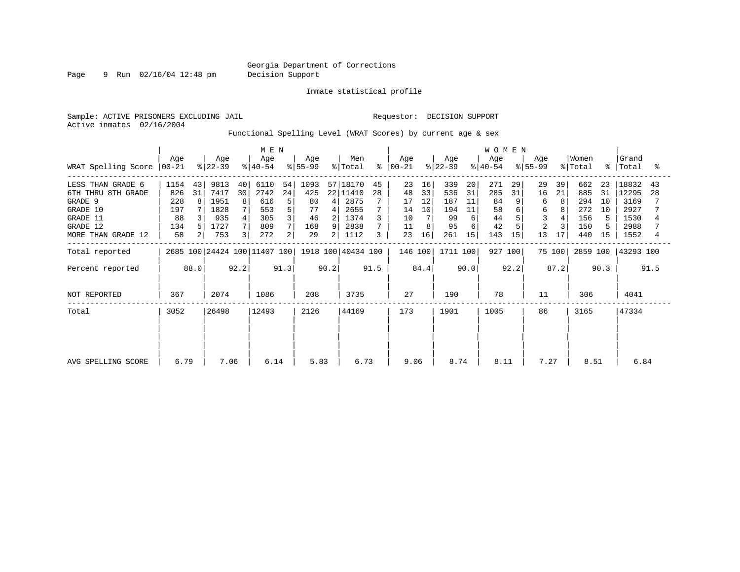Georgia Department of Corrections
Decision Support

Inmate statistical profile

Sample: ACTIVE PRISONERS EXCLUDING JAIL

Requestor: DECISION SUPPORT

Active inmates 02/16/2004

Functional Spelling Level (WRAT Scores) by current age & sex

| WRAT Spelling Score | MEN Age 00-21 | % | Age 22-39 | % | Age 40-54 | % | Age 55-99 | % | Men Total | % | WOMEN Age 00-21 | % | Age 22-39 | % | Age 40-54 | % | Age 55-99 | % | Women Total | % | Grand Total | % |
|---|---|---|---|---|---|---|---|---|---|---|---|---|---|---|---|---|---|---|---|---|---|---|
| LESS THAN GRADE 6 | 1154 | 43 | 9813 | 40 | 6110 | 54 | 1093 | 57 | 18170 | 45 | 23 | 16 | 339 | 20 | 271 | 29 | 29 | 39 | 662 | 23 | 18832 | 43 |
| 6TH THRU 8TH GRADE | 826 | 31 | 7417 | 30 | 2742 | 24 | 425 | 22 | 11410 | 28 | 48 | 33 | 536 | 31 | 285 | 31 | 16 | 21 | 885 | 31 | 12295 | 28 |
| GRADE 9 | 228 | 8 | 1951 | 8 | 616 | 5 | 80 | 4 | 2875 | 7 | 17 | 12 | 187 | 11 | 84 | 9 | 6 | 8 | 294 | 10 | 3169 | 7 |
| GRADE 10 | 197 | 7 | 1828 | 7 | 553 | 5 | 77 | 4 | 2655 | 7 | 14 | 10 | 194 | 11 | 58 | 6 | 6 | 8 | 272 | 10 | 2927 | 7 |
| GRADE 11 | 88 | 3 | 935 | 4 | 305 | 3 | 46 | 2 | 1374 | 3 | 10 | 7 | 99 | 6 | 44 | 5 | 3 | 4 | 156 | 5 | 1530 | 4 |
| GRADE 12 | 134 | 5 | 1727 | 7 | 809 | 7 | 168 | 9 | 2838 | 7 | 11 | 8 | 95 | 6 | 42 | 5 | 2 | 3 | 150 | 5 | 2988 | 7 |
| MORE THAN GRADE 12 | 58 | 2 | 753 | 3 | 272 | 2 | 29 | 2 | 1112 | 3 | 23 | 16 | 261 | 15 | 143 | 15 | 13 | 17 | 440 | 15 | 1552 | 4 |
| Total reported | 2685 | 100 | 24424 | 100 | 11407 | 100 | 1918 | 100 | 40434 | 100 | 146 | 100 | 1711 | 100 | 927 | 100 | 75 | 100 | 2859 | 100 | 43293 | 100 |
| Percent reported | | 88.0 | | 92.2 | | 91.3 | | 90.2 | | 91.5 | | 84.4 | | 90.0 | | 92.2 | | 87.2 | | 90.3 | | 91.5 |
| NOT REPORTED | 367 | | 2074 | | 1086 | | 208 | | 3735 | | 27 | | 190 | | 78 | | 11 | | 306 | | 4041 | |
| Total | 3052 | | 26498 | | 12493 | | 2126 | | 44169 | | 173 | | 1901 | | 1005 | | 86 | | 3165 | | 47334 | |
| AVG SPELLING SCORE | 6.79 | | 7.06 | | 6.14 | | 5.83 | | 6.73 | | 9.06 | | 8.74 | | 8.11 | | 7.27 | | 8.51 | | 6.84 | |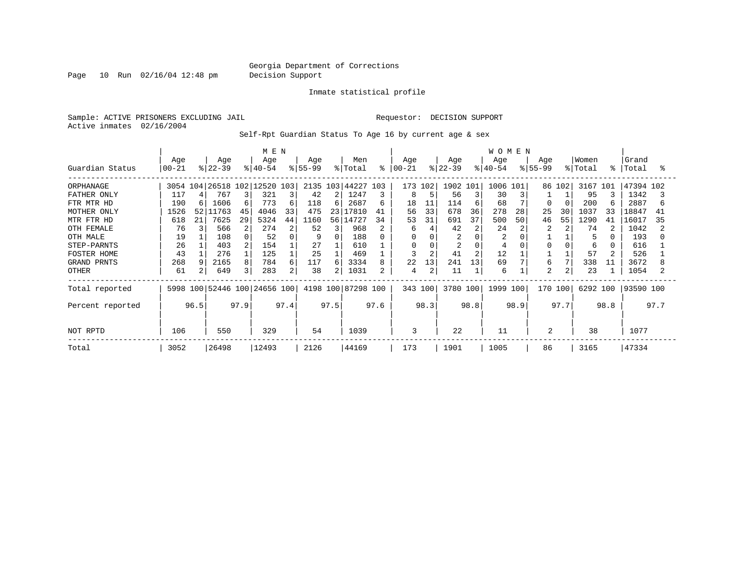Georgia Department of Corrections
Decision Support

Inmate statistical profile

Sample: ACTIVE PRISONERS EXCLUDING JAIL

Requestor: DECISION SUPPORT

Active inmates 02/16/2004

Self-Rpt Guardian Status To Age 16 by current age & sex

| Guardian Status | MEN Age 00-21 | % | Age 22-39 | % | Age 40-54 | % | Age 55-99 | % | Men Total | % | WOMEN Age 00-21 | % | Age 22-39 | % | Age 40-54 | % | Age 55-99 | % | Women Total | % | Grand Total | % |
|---|---|---|---|---|---|---|---|---|---|---|---|---|---|---|---|---|---|---|---|---|---|---|
| ORPHANAGE | 3054 | 104 | 26518 | 102 | 12520 | 103 | 2135 | 103 | 44227 | 103 | 173 | 102 | 1902 | 101 | 1006 | 101 | 86 | 102 | 3167 | 101 | 47394 | 102 |
| FATHER ONLY | 117 | 4 | 767 | 3 | 321 | 3 | 42 | 2 | 1247 | 3 | 8 | 5 | 56 | 3 | 30 | 3 | 1 | 1 | 95 | 3 | 1342 | 3 |
| FTR MTR HD | 190 | 6 | 1606 | 6 | 773 | 6 | 118 | 6 | 2687 | 6 | 18 | 11 | 114 | 6 | 68 | 7 | 0 | 0 | 200 | 6 | 2887 | 6 |
| MOTHER ONLY | 1526 | 52 | 11763 | 45 | 4046 | 33 | 475 | 23 | 17810 | 41 | 56 | 33 | 678 | 36 | 278 | 28 | 25 | 30 | 1037 | 33 | 18847 | 41 |
| MTR FTR HD | 618 | 21 | 7625 | 29 | 5324 | 44 | 1160 | 56 | 14727 | 34 | 53 | 31 | 691 | 37 | 500 | 50 | 46 | 55 | 1290 | 41 | 16017 | 35 |
| OTH FEMALE | 76 | 3 | 566 | 2 | 274 | 2 | 52 | 3 | 968 | 2 | 6 | 4 | 42 | 2 | 24 | 2 | 2 | 2 | 74 | 2 | 1042 | 2 |
| OTH MALE | 19 | 1 | 108 | 0 | 52 | 0 | 9 | 0 | 188 | 0 | 0 | 0 | 2 | 0 | 2 | 0 | 1 | 1 | 5 | 0 | 193 | 0 |
| STEP-PARNTS | 26 | 1 | 403 | 2 | 154 | 1 | 27 | 1 | 610 | 1 | 0 | 0 | 2 | 0 | 4 | 0 | 0 | 0 | 6 | 0 | 616 | 1 |
| FOSTER HOME | 43 | 1 | 276 | 1 | 125 | 1 | 25 | 1 | 469 | 1 | 3 | 2 | 41 | 2 | 12 | 1 | 1 | 1 | 57 | 2 | 526 | 1 |
| GRAND PRNTS | 268 | 9 | 2165 | 8 | 784 | 6 | 117 | 6 | 3334 | 8 | 22 | 13 | 241 | 13 | 69 | 7 | 6 | 7 | 338 | 11 | 3672 | 8 |
| OTHER | 61 | 2 | 649 | 3 | 283 | 2 | 38 | 2 | 1031 | 2 | 4 | 2 | 11 | 1 | 6 | 1 | 2 | 2 | 23 | 1 | 1054 | 2 |
| Total reported | 5998 | 100 | 52446 | 100 | 24656 | 100 | 4198 | 100 | 87298 | 100 | 343 | 100 | 3780 | 100 | 1999 | 100 | 170 | 100 | 6292 | 100 | 93590 | 100 |
| Percent reported | | 96.5 | | 97.9 | | 97.4 | | 97.5 | | 97.6 | | 98.3 | | 98.8 | | 98.9 | | 97.7 | | 98.8 | | 97.7 |
| NOT RPTD | 106 | | 550 | | 329 | | 54 | | 1039 | | 3 | | 22 | | 11 | | 2 | | 38 | | 1077 | |
| Total | 3052 | | 26498 | | 12493 | | 2126 | | 44169 | | 173 | | 1901 | | 1005 | | 86 | | 3165 | | 47334 | |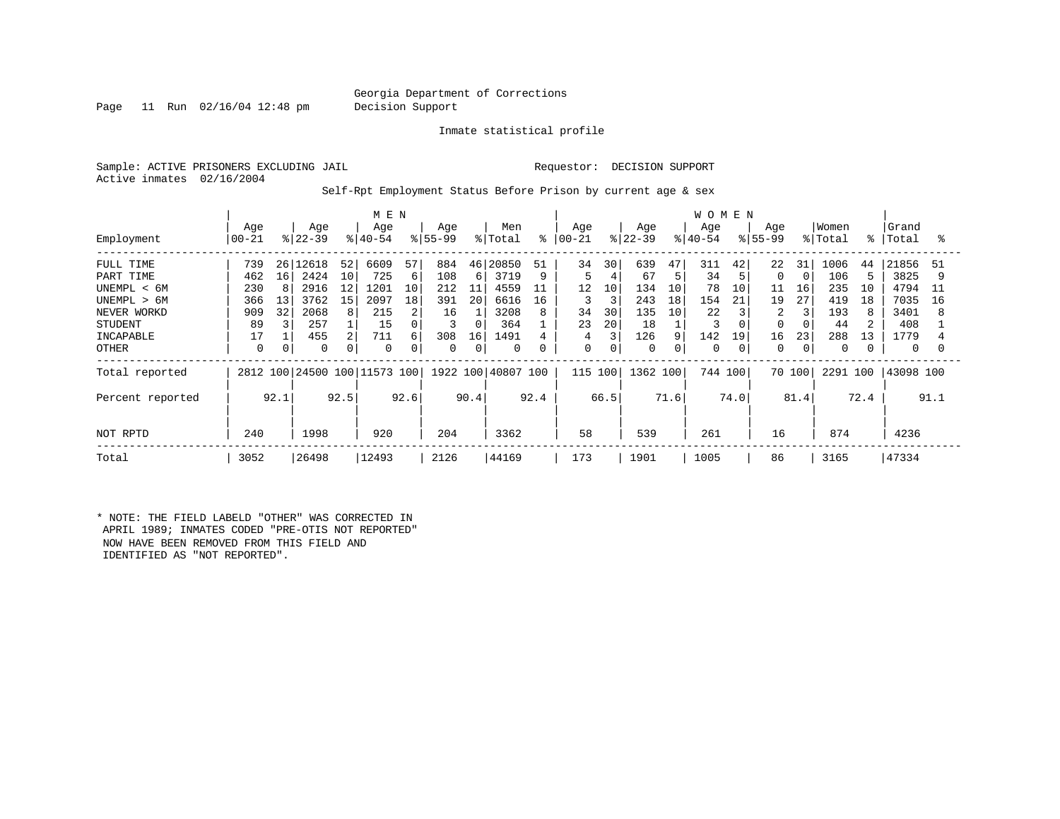Georgia Department of Corrections
Decision Support

Inmate statistical profile

Sample: ACTIVE PRISONERS EXCLUDING JAIL  Requestor: DECISION SUPPORT
Active inmates 02/16/2004

Self-Rpt Employment Status Before Prison by current age & sex

| | MEN | | | | | | | | | | WOMEN | | | | | | | | | | | |
|---|---|---|---|---|---|---|---|---|---|---|---|---|---|---|---|---|---|---|---|---|---|---|
| Employment | Age 00-21 | % | Age 22-39 | % | Age 40-54 | % | Age 55-99 | % | Men Total | % | Age 00-21 | % | Age 22-39 | % | Age 40-54 | % | Age 55-99 | % | Women Total | % | Grand Total | % |
| FULL TIME | 739 | 26 | 12618 | 52 | 6609 | 57 | 884 | 46 | 20850 | 51 | 34 | 30 | 639 | 47 | 311 | 42 | 22 | 31 | 1006 | 44 | 21856 | 51 |
| PART TIME | 462 | 16 | 2424 | 10 | 725 | 6 | 108 | 6 | 3719 | 9 | 5 | 4 | 67 | 5 | 34 | 5 | 0 | 0 | 106 | 5 | 3825 | 9 |
| UNEMPL < 6M | 230 | 8 | 2916 | 12 | 1201 | 10 | 212 | 11 | 4559 | 11 | 12 | 10 | 134 | 10 | 78 | 10 | 11 | 16 | 235 | 10 | 4794 | 11 |
| UNEMPL > 6M | 366 | 13 | 3762 | 15 | 2097 | 18 | 391 | 20 | 6616 | 16 | 3 | 3 | 243 | 18 | 154 | 21 | 19 | 27 | 419 | 18 | 7035 | 16 |
| NEVER WORKD | 909 | 32 | 2068 | 8 | 215 | 2 | 16 | 1 | 3208 | 8 | 34 | 30 | 135 | 10 | 22 | 3 | 2 | 3 | 193 | 8 | 3401 | 8 |
| STUDENT | 89 | 3 | 257 | 1 | 15 | 0 | 3 | 0 | 364 | 1 | 23 | 20 | 18 | 1 | 3 | 0 | 0 | 0 | 44 | 2 | 408 | 1 |
| INCAPABLE | 17 | 1 | 455 | 2 | 711 | 6 | 308 | 16 | 1491 | 4 | 4 | 3 | 126 | 9 | 142 | 19 | 16 | 23 | 288 | 13 | 1779 | 4 |
| OTHER | 0 | 0 | 0 | 0 | 0 | 0 | 0 | 0 | 0 | 0 | 0 | 0 | 0 | 0 | 0 | 0 | 0 | 0 | 0 | 0 | 0 | 0 |
| Total reported | 2812 | 100 | 24500 | 100 | 11573 | 100 | 1922 | 100 | 40807 | 100 | 115 | 100 | 1362 | 100 | 744 | 100 | 70 | 100 | 2291 | 100 | 43098 | 100 |
| Percent reported | | 92.1 | | 92.5 | | 92.6 | | 90.4 | | 92.4 | | 66.5 | | 71.6 | | 74.0 | | 81.4 | | 72.4 | | 91.1 |
| NOT RPTD | 240 | | 1998 | | 920 | | 204 | | 3362 | | 58 | | 539 | | 261 | | 16 | | 874 | | 4236 | |
| Total | 3052 | | 26498 | | 12493 | | 2126 | | 44169 | | 173 | | 1901 | | 1005 | | 86 | | 3165 | | 47334 | |

* NOTE: THE FIELD LABELD "OTHER" WAS CORRECTED IN APRIL 1989; INMATES CODED "PRE-OTIS NOT REPORTED" NOW HAVE BEEN REMOVED FROM THIS FIELD AND IDENTIFIED AS "NOT REPORTED".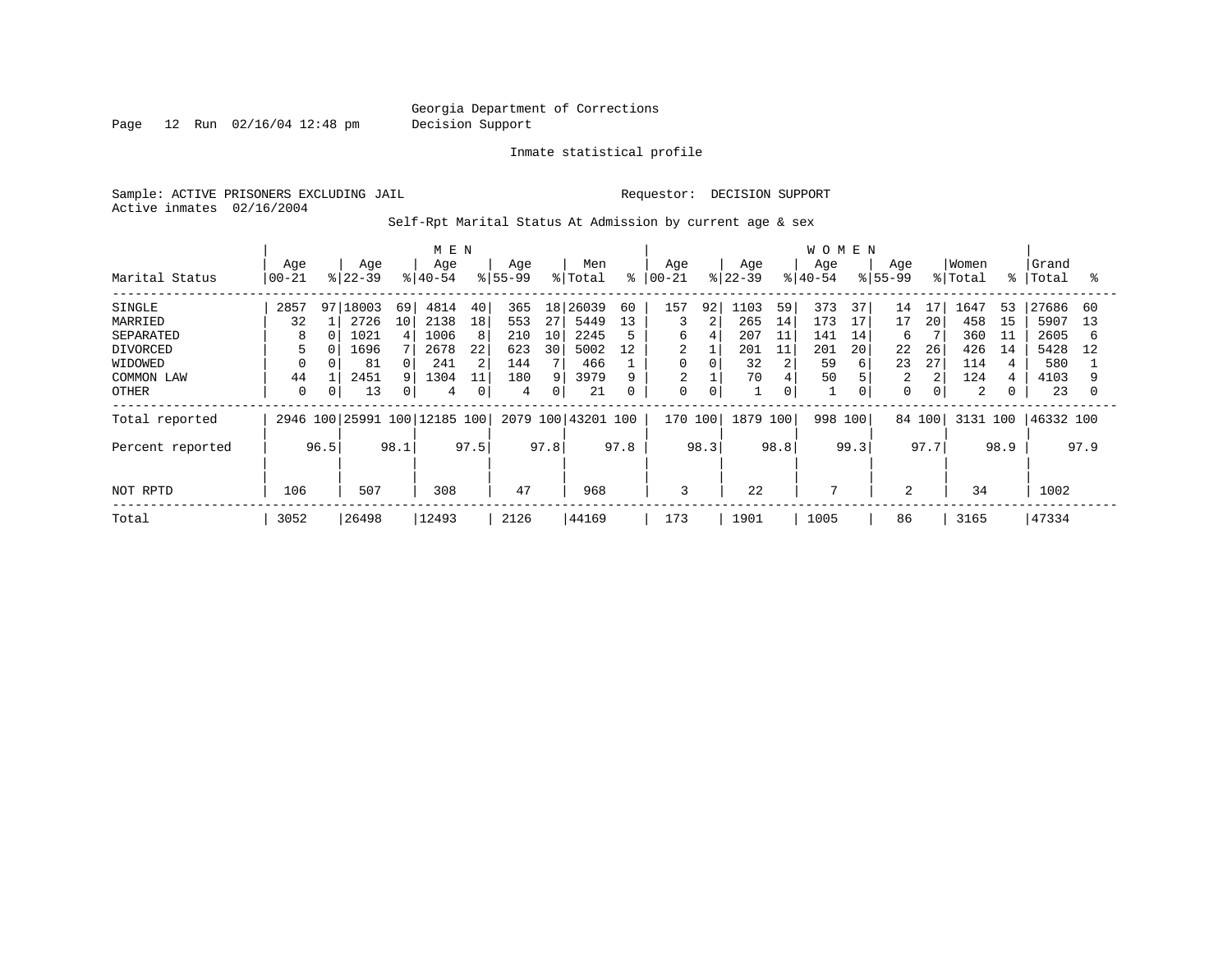Georgia Department of Corrections
Decision Support

Inmate statistical profile

Sample: ACTIVE PRISONERS EXCLUDING JAIL

Requestor: DECISION SUPPORT

Active inmates 02/16/2004

Self-Rpt Marital Status At Admission by current age & sex

| Marital Status | MEN Age 00-21 | % | Age 22-39 | % | Age 40-54 | % | Age 55-99 | % | Men Total | % | WOMEN Age 00-21 | % | Age 22-39 | % | Age 40-54 | % | Age 55-99 | % | Women Total | % | Grand Total | % |
|---|---|---|---|---|---|---|---|---|---|---|---|---|---|---|---|---|---|---|---|---|---|---|
| SINGLE | 2857 | 97 | 18003 | 69 | 4814 | 40 | 365 | 18 | 26039 | 60 | 157 | 92 | 1103 | 59 | 373 | 37 | 14 | 17 | 1647 | 53 | 27686 | 60 |
| MARRIED | 32 | 1 | 2726 | 10 | 2138 | 18 | 553 | 27 | 5449 | 13 | 3 | 2 | 265 | 14 | 173 | 17 | 17 | 20 | 458 | 15 | 5907 | 13 |
| SEPARATED | 8 | 0 | 1021 | 4 | 1006 | 8 | 210 | 10 | 2245 | 5 | 6 | 4 | 207 | 11 | 141 | 14 | 6 | 7 | 360 | 11 | 2605 | 6 |
| DIVORCED | 5 | 0 | 1696 | 7 | 2678 | 22 | 623 | 30 | 5002 | 12 | 2 | 1 | 201 | 11 | 201 | 20 | 22 | 26 | 426 | 14 | 5428 | 12 |
| WIDOWED | 0 | 0 | 81 | 0 | 241 | 2 | 144 | 7 | 466 | 1 | 0 | 0 | 32 | 2 | 59 | 6 | 23 | 27 | 114 | 4 | 580 | 1 |
| COMMON LAW | 44 | 1 | 2451 | 9 | 1304 | 11 | 180 | 9 | 3979 | 9 | 2 | 1 | 70 | 4 | 50 | 5 | 2 | 2 | 124 | 4 | 4103 | 9 |
| OTHER | 0 | 0 | 13 | 0 | 4 | 0 | 4 | 0 | 21 | 0 | 0 | 0 | 1 | 0 | 1 | 0 | 0 | 0 | 2 | 0 | 23 | 0 |
| Total reported | 2946 | 100 | 25991 | 100 | 12185 | 100 | 2079 | 100 | 43201 | 100 | 170 | 100 | 1879 | 100 | 998 | 100 | 84 | 100 | 3131 | 100 | 46332 | 100 |
| Percent reported | | 96.5 | | 98.1 | | 97.5 | | 97.8 | | 97.8 | | 98.3 | | 98.8 | | 99.3 | | 97.7 | | 98.9 | | 97.9 |
| NOT RPTD | 106 | | 507 | | 308 | | 47 | | 968 | | 3 | | 22 | | 7 | | 2 | | 34 | | 1002 | |
| Total | 3052 | | 26498 | | 12493 | | 2126 | | 44169 | | 173 | | 1901 | | 1005 | | 86 | | 3165 | | 47334 | |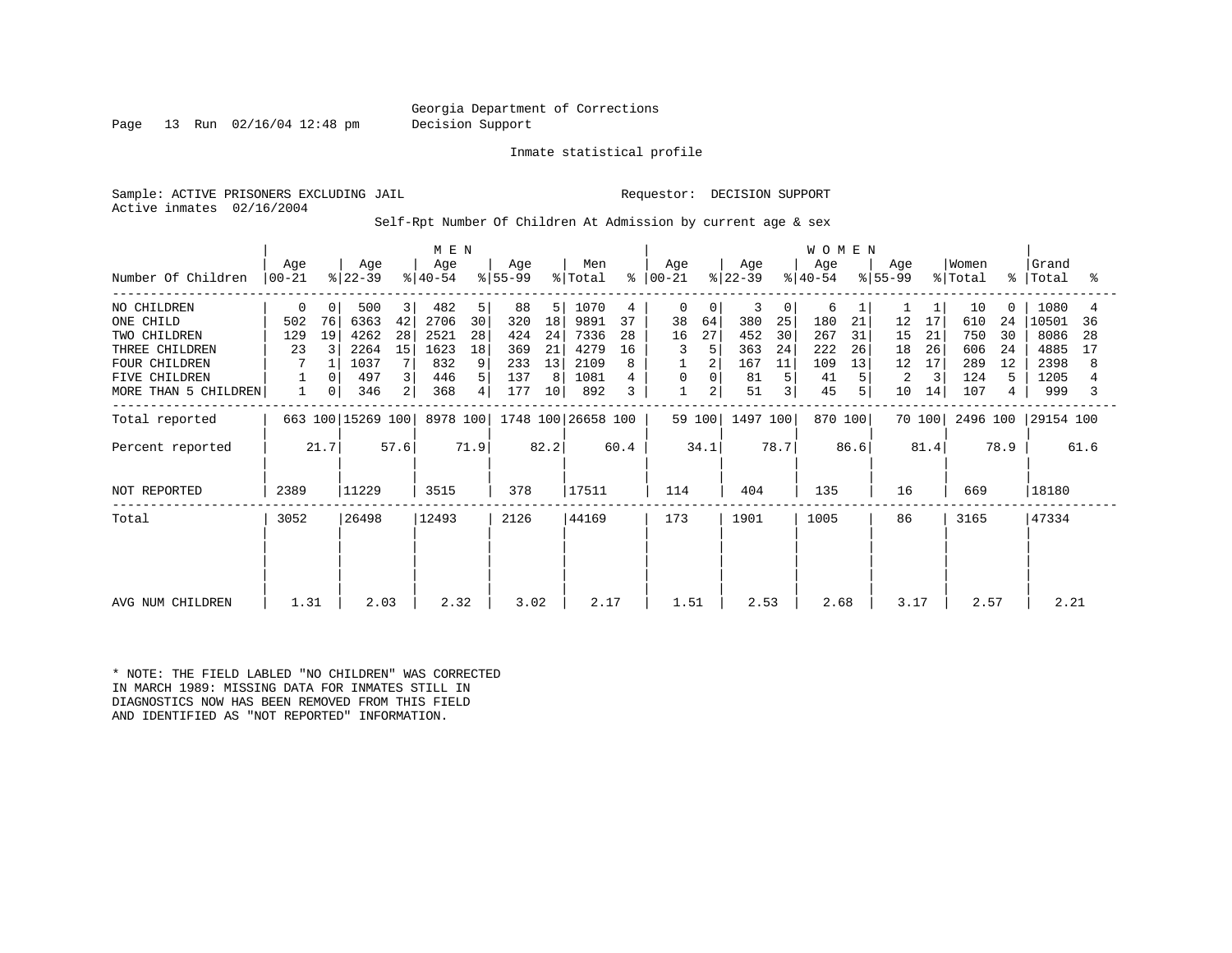Georgia Department of Corrections
Decision Support

Inmate statistical profile

Sample: ACTIVE PRISONERS EXCLUDING JAIL

Requestor: DECISION SUPPORT

Active inmates 02/16/2004

Self-Rpt Number Of Children At Admission by current age & sex

| Number Of Children | MEN Age 00-21 | % | Age 22-39 | % | Age 40-54 | % | Age 55-99 | % | Men Total | % | WOMEN Age 00-21 | % | Age 22-39 | % | Age 40-54 | % | Age 55-99 | % | Women Total | % | Grand Total | % |
|---|---|---|---|---|---|---|---|---|---|---|---|---|---|---|---|---|---|---|---|---|---|---|
| NO CHILDREN | 0 | 0 | 500 | 3 | 482 | 5 | 88 | 5 | 1070 | 4 | 0 | 0 | 3 | 0 | 6 | 1 | 1 | 1 | 10 | 0 | 1080 | 4 |
| ONE CHILD | 502 | 76 | 6363 | 42 | 2706 | 30 | 320 | 18 | 9891 | 37 | 38 | 64 | 380 | 25 | 180 | 21 | 12 | 17 | 610 | 24 | 10501 | 36 |
| TWO CHILDREN | 129 | 19 | 4262 | 28 | 2521 | 28 | 424 | 24 | 7336 | 28 | 16 | 27 | 452 | 30 | 267 | 31 | 15 | 21 | 750 | 30 | 8086 | 28 |
| THREE CHILDREN | 23 | 3 | 2264 | 15 | 1623 | 18 | 369 | 21 | 4279 | 16 | 3 | 5 | 363 | 24 | 222 | 26 | 18 | 26 | 606 | 24 | 4885 | 17 |
| FOUR CHILDREN | 7 | 1 | 1037 | 7 | 832 | 9 | 233 | 13 | 2109 | 8 | 1 | 2 | 167 | 11 | 109 | 13 | 12 | 17 | 289 | 12 | 2398 | 8 |
| FIVE CHILDREN | 1 | 0 | 497 | 3 | 446 | 5 | 137 | 8 | 1081 | 4 | 0 | 0 | 81 | 5 | 41 | 5 | 2 | 3 | 124 | 5 | 1205 | 4 |
| MORE THAN 5 CHILDREN | 1 | 0 | 346 | 2 | 368 | 4 | 177 | 10 | 892 | 3 | 1 | 2 | 51 | 3 | 45 | 5 | 10 | 14 | 107 | 4 | 999 | 3 |
| Total reported | 663 | 100 | 15269 | 100 | 8978 | 100 | 1748 | 100 | 26658 | 100 | 59 | 100 | 1497 | 100 | 870 | 100 | 70 | 100 | 2496 | 100 | 29154 | 100 |
| Percent reported | | 21.7 | | 57.6 | | 71.9 | | 82.2 | | 60.4 | | 34.1 | | 78.7 | | 86.6 | | 81.4 | | 78.9 | | 61.6 |
| NOT REPORTED | 2389 | | 11229 | | 3515 | | 378 | | 17511 | | 114 | | 404 | | 135 | | 16 | | 669 | | 18180 | |
| Total | 3052 | | 26498 | | 12493 | | 2126 | | 44169 | | 173 | | 1901 | | 1005 | | 86 | | 3165 | | 47334 | |
| AVG NUM CHILDREN | 1.31 | | 2.03 | | 2.32 | | 3.02 | | 2.17 | | 1.51 | | 2.53 | | 2.68 | | 3.17 | | 2.57 | | 2.21 | |

* NOTE: THE FIELD LABLED "NO CHILDREN" WAS CORRECTED IN MARCH 1989: MISSING DATA FOR INMATES STILL IN DIAGNOSTICS NOW HAS BEEN REMOVED FROM THIS FIELD AND IDENTIFIED AS "NOT REPORTED" INFORMATION.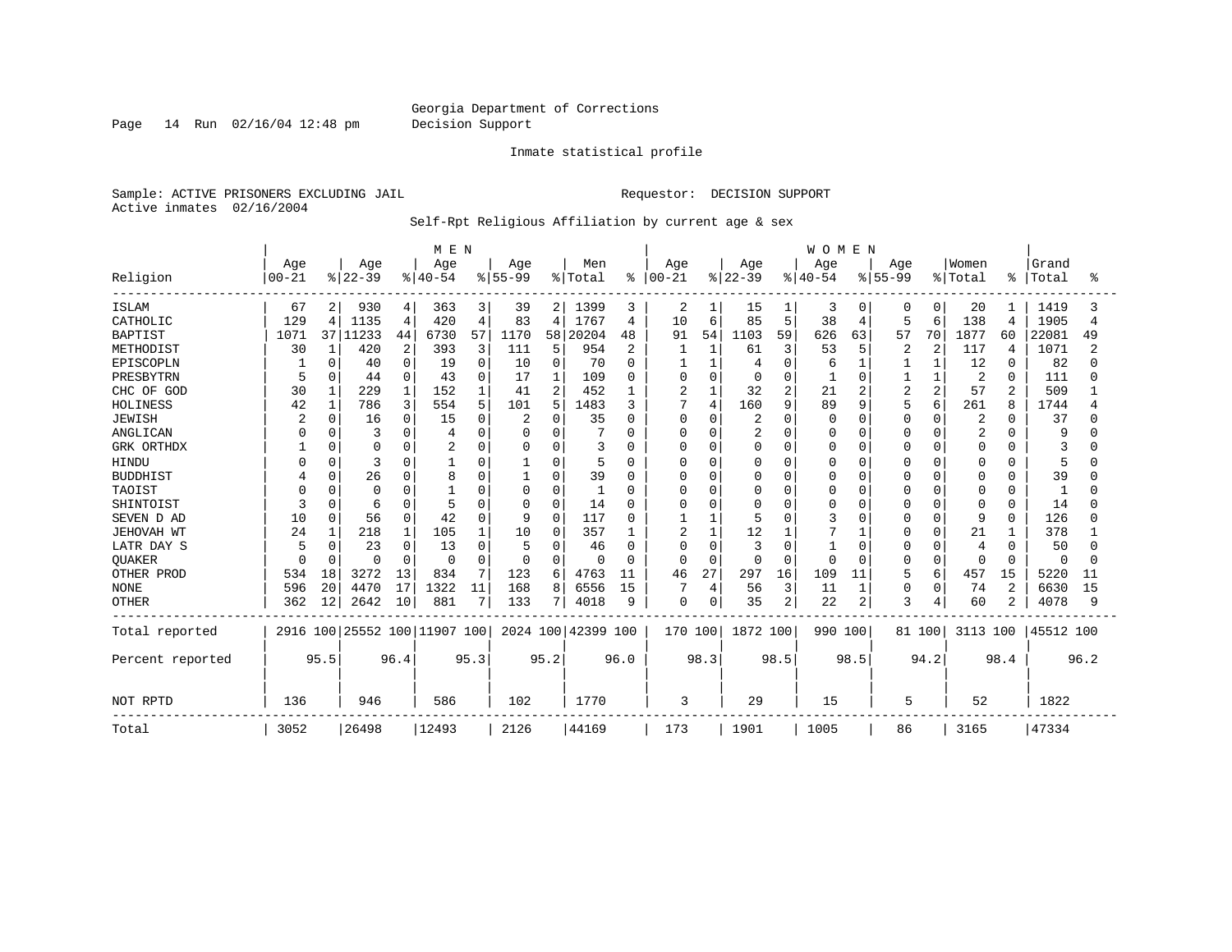Georgia Department of Corrections
Decision Support

Page 14 Run 02/16/04 12:48 pm

Inmate statistical profile

Sample: ACTIVE PRISONERS EXCLUDING JAIL          Requestor: DECISION SUPPORT
Active inmates 02/16/2004

Self-Rpt Religious Affiliation by current age & sex

| Religion | MEN Age 00-21 | % | Age 22-39 | % | Age 40-54 | % | Age 55-99 | % | Men Total | % | WOMEN Age 00-21 | % | Age 22-39 | % | Age 40-54 | % | Age 55-99 | % | Women Total | % | Grand Total | % |
|---|---|---|---|---|---|---|---|---|---|---|---|---|---|---|---|---|---|---|---|---|---|---|
| ISLAM | 67 | 2 | 930 | 4 | 363 | 3 | 39 | 2 | 1399 | 3 | 2 | 1 | 15 | 1 | 3 | 0 | 0 | 0 | 20 | 1 | 1419 | 3 |
| CATHOLIC | 129 | 4 | 1135 | 4 | 420 | 4 | 83 | 4 | 1767 | 4 | 10 | 6 | 85 | 5 | 38 | 4 | 5 | 6 | 138 | 4 | 1905 | 4 |
| BAPTIST | 1071 | 37 | 11233 | 44 | 6730 | 57 | 1170 | 58 | 20204 | 48 | 91 | 54 | 1103 | 59 | 626 | 63 | 57 | 70 | 1877 | 60 | 22081 | 49 |
| METHODIST | 30 | 1 | 420 | 2 | 393 | 3 | 111 | 5 | 954 | 2 | 1 | 1 | 61 | 3 | 53 | 5 | 2 | 2 | 117 | 4 | 1071 | 2 |
| EPISCOPLN | 1 | 0 | 40 | 0 | 19 | 0 | 10 | 0 | 70 | 0 | 1 | 1 | 4 | 0 | 6 | 1 | 1 | 1 | 12 | 0 | 82 | 0 |
| PRESBYTRN | 5 | 0 | 44 | 0 | 43 | 0 | 17 | 1 | 109 | 0 | 0 | 0 | 0 | 0 | 1 | 0 | 1 | 1 | 2 | 0 | 111 | 0 |
| CHC OF GOD | 30 | 1 | 229 | 1 | 152 | 1 | 41 | 2 | 452 | 1 | 2 | 1 | 32 | 2 | 21 | 2 | 2 | 2 | 57 | 2 | 509 | 1 |
| HOLINESS | 42 | 1 | 786 | 3 | 554 | 5 | 101 | 5 | 1483 | 3 | 7 | 4 | 160 | 9 | 89 | 9 | 5 | 6 | 261 | 8 | 1744 | 4 |
| JEWISH | 2 | 0 | 16 | 0 | 15 | 0 | 2 | 0 | 35 | 0 | 0 | 0 | 2 | 0 | 0 | 0 | 0 | 0 | 2 | 0 | 37 | 0 |
| ANGLICAN | 0 | 0 | 3 | 0 | 4 | 0 | 0 | 0 | 7 | 0 | 0 | 0 | 2 | 0 | 0 | 0 | 0 | 0 | 2 | 0 | 9 | 0 |
| GRK ORTHDX | 1 | 0 | 0 | 0 | 2 | 0 | 0 | 0 | 3 | 0 | 0 | 0 | 0 | 0 | 0 | 0 | 0 | 0 | 0 | 0 | 3 | 0 |
| HINDU | 0 | 0 | 3 | 0 | 1 | 0 | 1 | 0 | 5 | 0 | 0 | 0 | 0 | 0 | 0 | 0 | 0 | 0 | 0 | 0 | 5 | 0 |
| BUDDHIST | 4 | 0 | 26 | 0 | 8 | 0 | 1 | 0 | 39 | 0 | 0 | 0 | 0 | 0 | 0 | 0 | 0 | 0 | 0 | 0 | 39 | 0 |
| TAOIST | 0 | 0 | 0 | 0 | 1 | 0 | 0 | 0 | 1 | 0 | 0 | 0 | 0 | 0 | 0 | 0 | 0 | 0 | 0 | 0 | 1 | 0 |
| SHINTOIST | 3 | 0 | 6 | 0 | 5 | 0 | 0 | 0 | 14 | 0 | 0 | 0 | 0 | 0 | 0 | 0 | 0 | 0 | 0 | 0 | 14 | 0 |
| SEVEN D AD | 10 | 0 | 56 | 0 | 42 | 0 | 9 | 0 | 117 | 0 | 1 | 1 | 5 | 0 | 3 | 0 | 0 | 0 | 9 | 0 | 126 | 0 |
| JEHOVAH WT | 24 | 1 | 218 | 1 | 105 | 1 | 10 | 0 | 357 | 1 | 2 | 1 | 12 | 1 | 7 | 1 | 0 | 0 | 21 | 1 | 378 | 1 |
| LATR DAY S | 5 | 0 | 23 | 0 | 13 | 0 | 5 | 0 | 46 | 0 | 0 | 0 | 3 | 0 | 1 | 0 | 0 | 0 | 4 | 0 | 50 | 0 |
| QUAKER | 0 | 0 | 0 | 0 | 0 | 0 | 0 | 0 | 0 | 0 | 0 | 0 | 0 | 0 | 0 | 0 | 0 | 0 | 0 | 0 | 0 | 0 |
| OTHER PROD | 534 | 18 | 3272 | 13 | 834 | 7 | 123 | 6 | 4763 | 11 | 46 | 27 | 297 | 16 | 109 | 11 | 5 | 6 | 457 | 15 | 5220 | 11 |
| NONE | 596 | 20 | 4470 | 17 | 1322 | 11 | 168 | 8 | 6556 | 15 | 7 | 4 | 56 | 3 | 11 | 1 | 0 | 0 | 74 | 2 | 6630 | 15 |
| OTHER | 362 | 12 | 2642 | 10 | 881 | 7 | 133 | 7 | 4018 | 9 | 0 | 0 | 35 | 2 | 22 | 2 | 3 | 4 | 60 | 2 | 4078 | 9 |
| Total reported | 2916 | 100 | 25552 | 100 | 11907 | 100 | 2024 | 100 | 42399 | 100 | 170 | 100 | 1872 | 100 | 990 | 100 | 81 | 100 | 3113 | 100 | 45512 | 100 |
| Percent reported | | 95.5 | | 96.4 | | 95.3 | | 95.2 | | 96.0 | | 98.3 | | 98.5 | | 98.5 | | 94.2 | | 98.4 | | 96.2 |
| NOT RPTD | 136 | | 946 | | 586 | | 102 | | 1770 | | 3 | | 29 | | 15 | | 5 | | 52 | | 1822 | |
| Total | 3052 | | 26498 | | 12493 | | 2126 | | 44169 | | 173 | | 1901 | | 1005 | | 86 | | 3165 | | 47334 | |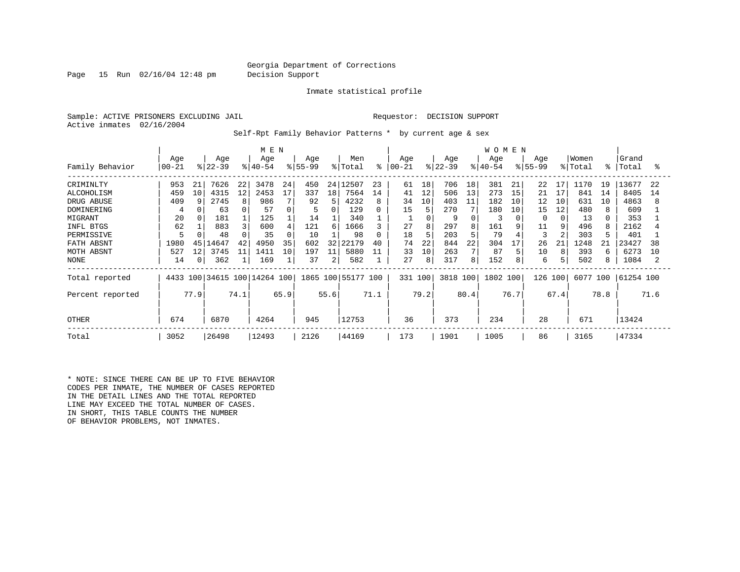Georgia Department of Corrections
Decision Support

Inmate statistical profile

Sample: ACTIVE PRISONERS EXCLUDING JAIL

Requestor: DECISION SUPPORT

Active inmates 02/16/2004

Self-Rpt Family Behavior Patterns * by current age & sex

| Family Behavior | MEN Age 00-21 | % | MEN Age 22-39 | % | MEN Age 40-54 | % | MEN Age 55-99 | % | Men Total | % | WOMEN Age 00-21 | % | WOMEN Age 22-39 | % | WOMEN Age 40-54 | % | WOMEN Age 55-99 | % | Women Total | % | Grand Total | % |
|---|---|---|---|---|---|---|---|---|---|---|---|---|---|---|---|---|---|---|---|---|---|---|
| CRIMINLTY | 953 | 21 | 7626 | 22 | 3478 | 24 | 450 | 24 | 12507 | 23 | 61 | 18 | 706 | 18 | 381 | 21 | 22 | 17 | 1170 | 19 | 13677 | 22 |
| ALCOHOLISM | 459 | 10 | 4315 | 12 | 2453 | 17 | 337 | 18 | 7564 | 14 | 41 | 12 | 506 | 13 | 273 | 15 | 21 | 17 | 841 | 14 | 8405 | 14 |
| DRUG ABUSE | 409 | 9 | 2745 | 8 | 986 | 7 | 92 | 5 | 4232 | 8 | 34 | 10 | 403 | 11 | 182 | 10 | 12 | 10 | 631 | 10 | 4863 | 8 |
| DOMINERING | 4 | 0 | 63 | 0 | 57 | 0 | 5 | 0 | 129 | 0 | 15 | 5 | 270 | 7 | 180 | 10 | 15 | 12 | 480 | 8 | 609 | 1 |
| MIGRANT | 20 | 0 | 181 | 1 | 125 | 1 | 14 | 1 | 340 | 1 | 1 | 0 | 9 | 0 | 3 | 0 | 0 | 0 | 13 | 0 | 353 | 1 |
| INFL BTGS | 62 | 1 | 883 | 3 | 600 | 4 | 121 | 6 | 1666 | 3 | 27 | 8 | 297 | 8 | 161 | 9 | 11 | 9 | 496 | 8 | 2162 | 4 |
| PERMISSIVE | 5 | 0 | 48 | 0 | 35 | 0 | 10 | 1 | 98 | 0 | 18 | 5 | 203 | 5 | 79 | 4 | 3 | 2 | 303 | 5 | 401 | 1 |
| FATH ABSNT | 1980 | 45 | 14647 | 42 | 4950 | 35 | 602 | 32 | 22179 | 40 | 74 | 22 | 844 | 22 | 304 | 17 | 26 | 21 | 1248 | 21 | 23427 | 38 |
| MOTH ABSNT | 527 | 12 | 3745 | 11 | 1411 | 10 | 197 | 11 | 5880 | 11 | 33 | 10 | 263 | 7 | 87 | 5 | 10 | 8 | 393 | 6 | 6273 | 10 |
| NONE | 14 | 0 | 362 | 1 | 169 | 1 | 37 | 2 | 582 | 1 | 27 | 8 | 317 | 8 | 152 | 8 | 6 | 5 | 502 | 8 | 1084 | 2 |
| Total reported | 4433 | 100 | 34615 | 100 | 14264 | 100 | 1865 | 100 | 55177 | 100 | 331 | 100 | 3818 | 100 | 1802 | 100 | 126 | 100 | 6077 | 100 | 61254 | 100 |
| Percent reported | | 77.9 | | 74.1 | | 65.9 | | 55.6 | | 71.1 | | 79.2 | | 80.4 | | 76.7 | | 67.4 | | 78.8 | | 71.6 |
| OTHER | 674 | | 6870 | | 4264 | | 945 | | 12753 | | 36 | | 373 | | 234 | | 28 | | 671 | | 13424 | |
| Total | 3052 | | 26498 | | 12493 | | 2126 | | 44169 | | 173 | | 1901 | | 1005 | | 86 | | 3165 | | 47334 | |

* NOTE: SINCE THERE CAN BE UP TO FIVE BEHAVIOR CODES PER INMATE, THE NUMBER OF CASES REPORTED IN THE DETAIL LINES AND THE TOTAL REPORTED LINE MAY EXCEED THE TOTAL NUMBER OF CASES. IN SHORT, THIS TABLE COUNTS THE NUMBER OF BEHAVIOR PROBLEMS, NOT INMATES.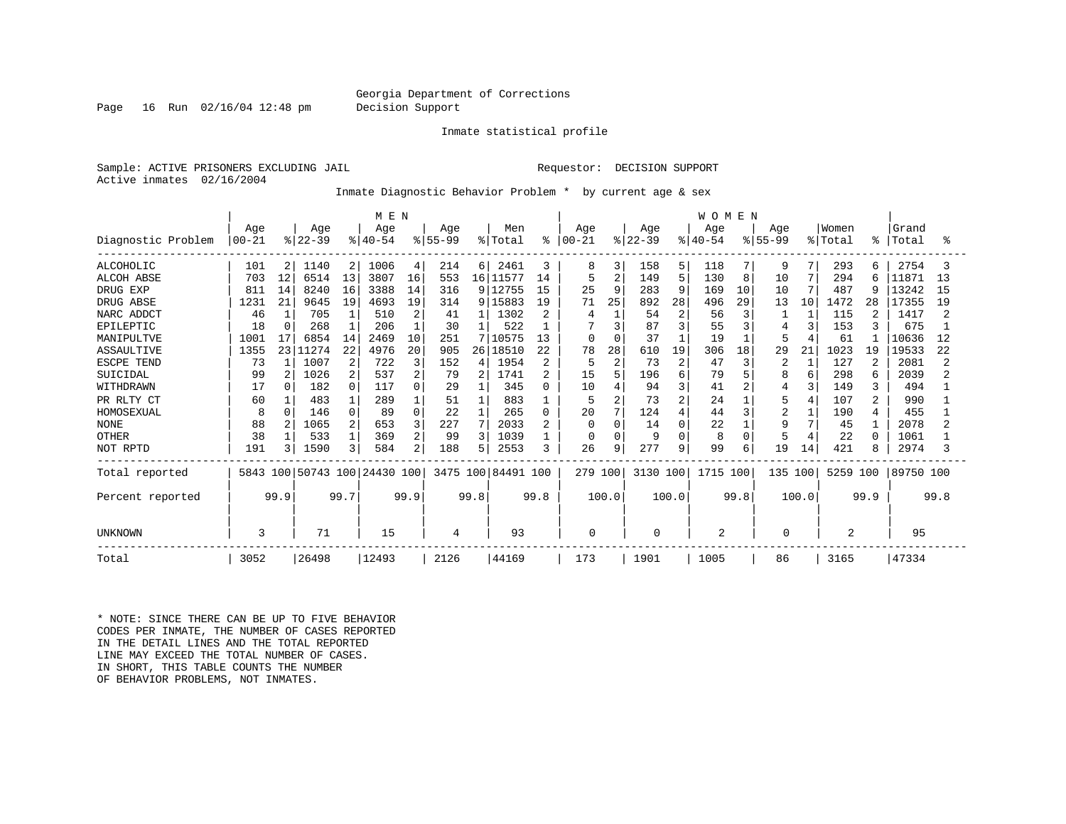Georgia Department of Corrections
Decision Support

Inmate statistical profile

Sample: ACTIVE PRISONERS EXCLUDING JAIL　　　　　　Requestor: DECISION SUPPORT
Active inmates 02/16/2004

Inmate Diagnostic Behavior Problem * by current age & sex

| Diagnostic Problem | MEN Age 00-21 | % | Age 22-39 | % | Age 40-54 | % | Age 55-99 | % | Men Total | % | WOMEN Age 00-21 | % | Age 22-39 | % | Age 40-54 | % | Age 55-99 | % | Women Total | % | Grand Total | % |
|---|---|---|---|---|---|---|---|---|---|---|---|---|---|---|---|---|---|---|---|---|---|---|
| ALCOHOLIC | 101 | 2 | 1140 | 2 | 1006 | 4 | 214 | 6 | 2461 | 3 | 8 | 3 | 158 | 5 | 118 | 7 | 9 | 7 | 293 | 6 | 2754 | 3 |
| ALCOH ABSE | 703 | 12 | 6514 | 13 | 3807 | 16 | 553 | 16 | 11577 | 14 | 5 | 2 | 149 | 5 | 130 | 8 | 10 | 7 | 294 | 6 | 11871 | 13 |
| DRUG EXP | 811 | 14 | 8240 | 16 | 3388 | 14 | 316 | 9 | 12755 | 15 | 25 | 9 | 283 | 9 | 169 | 10 | 10 | 7 | 487 | 9 | 13242 | 15 |
| DRUG ABSE | 1231 | 21 | 9645 | 19 | 4693 | 19 | 314 | 9 | 15883 | 19 | 71 | 25 | 892 | 28 | 496 | 29 | 13 | 10 | 1472 | 28 | 17355 | 19 |
| NARC ADDCT | 46 | 1 | 705 | 1 | 510 | 2 | 41 | 1 | 1302 | 2 | 4 | 1 | 54 | 2 | 56 | 3 | 1 | 1 | 115 | 2 | 1417 | 2 |
| EPILEPTIC | 18 | 0 | 268 | 1 | 206 | 1 | 30 | 1 | 522 | 1 | 7 | 3 | 87 | 3 | 55 | 3 | 4 | 3 | 153 | 3 | 675 | 1 |
| MANIPULTVE | 1001 | 17 | 6854 | 14 | 2469 | 10 | 251 | 7 | 10575 | 13 | 0 | 0 | 37 | 1 | 19 | 1 | 5 | 4 | 61 | 1 | 10636 | 12 |
| ASSAULTIVE | 1355 | 23 | 11274 | 22 | 4976 | 20 | 905 | 26 | 18510 | 22 | 78 | 28 | 610 | 19 | 306 | 18 | 29 | 21 | 1023 | 19 | 19533 | 22 |
| ESCPE TEND | 73 | 1 | 1007 | 2 | 722 | 3 | 152 | 4 | 1954 | 2 | 5 | 2 | 73 | 2 | 47 | 3 | 2 | 1 | 127 | 2 | 2081 | 2 |
| SUICIDAL | 99 | 2 | 1026 | 2 | 537 | 2 | 79 | 2 | 1741 | 2 | 15 | 5 | 196 | 6 | 79 | 5 | 8 | 6 | 298 | 6 | 2039 | 2 |
| WITHDRAWN | 17 | 0 | 182 | 0 | 117 | 0 | 29 | 1 | 345 | 0 | 10 | 4 | 94 | 3 | 41 | 2 | 4 | 3 | 149 | 3 | 494 | 1 |
| PR RLTY CT | 60 | 1 | 483 | 1 | 289 | 1 | 51 | 1 | 883 | 1 | 5 | 2 | 73 | 2 | 24 | 1 | 5 | 4 | 107 | 2 | 990 | 1 |
| HOMOSEXUAL | 8 | 0 | 146 | 0 | 89 | 0 | 22 | 1 | 265 | 0 | 20 | 7 | 124 | 4 | 44 | 3 | 2 | 1 | 190 | 4 | 455 | 1 |
| NONE | 88 | 2 | 1065 | 2 | 653 | 3 | 227 | 7 | 2033 | 2 | 0 | 0 | 14 | 0 | 22 | 1 | 9 | 7 | 45 | 1 | 2078 | 2 |
| OTHER | 38 | 1 | 533 | 1 | 369 | 2 | 99 | 3 | 1039 | 1 | 0 | 0 | 9 | 0 | 8 | 0 | 5 | 4 | 22 | 0 | 1061 | 1 |
| NOT RPTD | 191 | 3 | 1590 | 3 | 584 | 2 | 188 | 5 | 2553 | 3 | 26 | 9 | 277 | 9 | 99 | 6 | 19 | 14 | 421 | 8 | 2974 | 3 |
| Total reported | 5843 | 100 | 50743 | 100 | 24430 | 100 | 3475 | 100 | 84491 | 100 | 279 | 100 | 3130 | 100 | 1715 | 100 | 135 | 100 | 5259 | 100 | 89750 | 100 |
| Percent reported | | 99.9 | | 99.7 | | 99.9 | | 99.8 | | 99.8 | | 100.0 | | 100.0 | | 99.8 | | 100.0 | | 99.9 | | 99.8 |
| UNKNOWN | 3 | | 71 | | 15 | | 4 | | 93 | | 0 | | 0 | | 2 | | 0 | | 2 | | 95 | |
| Total | 3052 | | 26498 | | 12493 | | 2126 | | 44169 | | 173 | | 1901 | | 1005 | | 86 | | 3165 | | 47334 | |

* NOTE: SINCE THERE CAN BE UP TO FIVE BEHAVIOR CODES PER INMATE, THE NUMBER OF CASES REPORTED IN THE DETAIL LINES AND THE TOTAL REPORTED LINE MAY EXCEED THE TOTAL NUMBER OF CASES. IN SHORT, THIS TABLE COUNTS THE NUMBER OF BEHAVIOR PROBLEMS, NOT INMATES.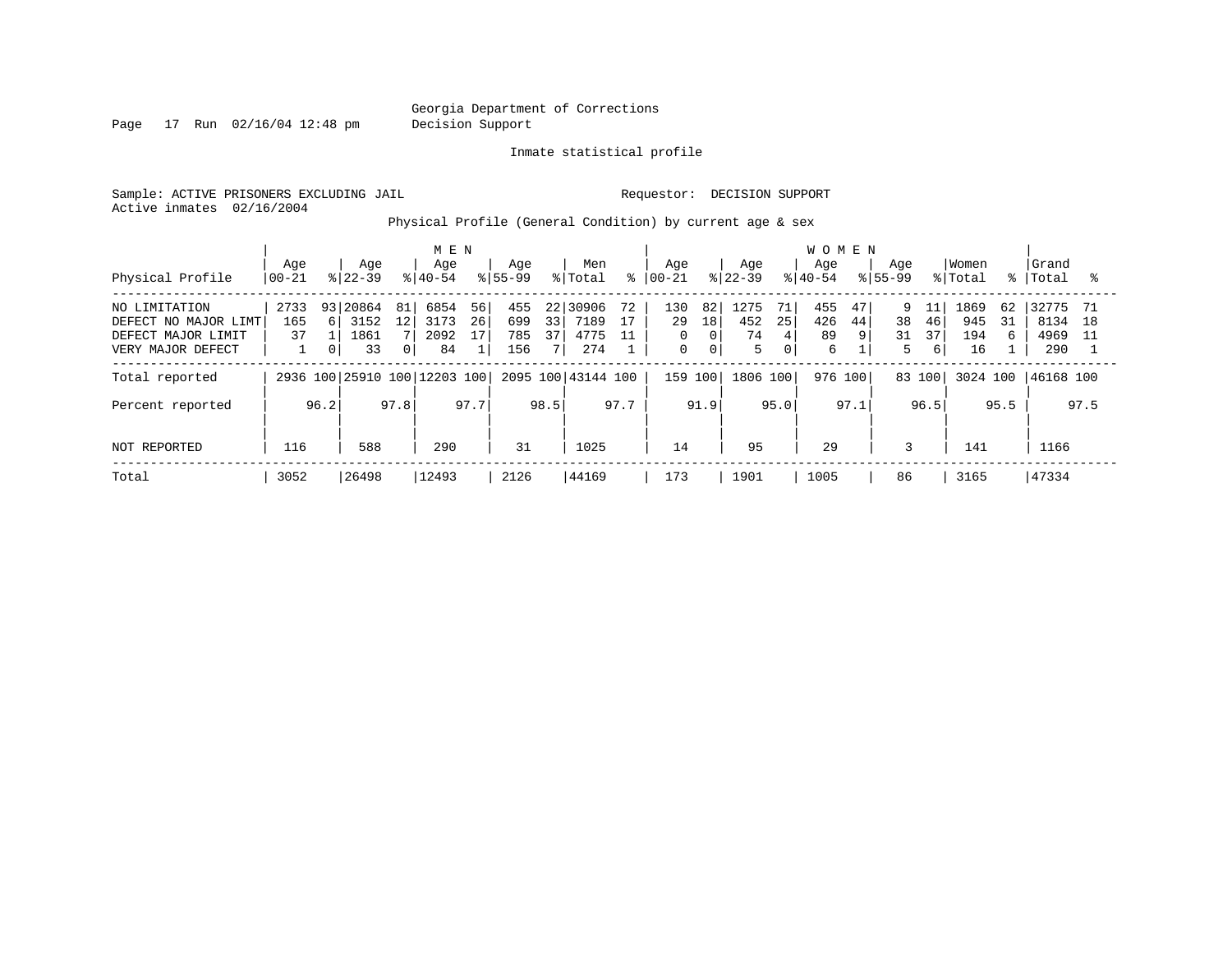Georgia Department of Corrections
Decision Support

Inmate statistical profile

Sample: ACTIVE PRISONERS EXCLUDING JAIL    Requestor: DECISION SUPPORT
Active inmates 02/16/2004

Physical Profile (General Condition) by current age & sex

| | MEN | | | | | | | | | | WOMEN | | | | | | | | | | | |
|---|---|---|---|---|---|---|---|---|---|---|---|---|---|---|---|---|---|---|---|---|---|---|
| Physical Profile | Age 00-21 | % | Age 22-39 | % | Age 40-54 | % | Age 55-99 | % | Men Total | % | Age 00-21 | % | Age 22-39 | % | Age 40-54 | % | Age 55-99 | % | Women Total | % | Grand Total | % |
| NO LIMITATION | 2733 | 93 | 20864 | 81 | 6854 | 56 | 455 | 22 | 30906 | 72 | 130 | 82 | 1275 | 71 | 455 | 47 | 9 | 11 | 1869 | 62 | 32775 | 71 |
| DEFECT NO MAJOR LIMT | 165 | 6 | 3152 | 12 | 3173 | 26 | 699 | 33 | 7189 | 17 | 29 | 18 | 452 | 25 | 426 | 44 | 38 | 46 | 945 | 31 | 8134 | 18 |
| DEFECT MAJOR LIMIT | 37 | 1 | 1861 | 7 | 2092 | 17 | 785 | 37 | 4775 | 11 | 0 | 0 | 74 | 4 | 89 | 9 | 31 | 37 | 194 | 6 | 4969 | 11 |
| VERY MAJOR DEFECT | 1 | 0 | 33 | 0 | 84 | 1 | 156 | 7 | 274 | 1 | 0 | 0 | 5 | 0 | 6 | 1 | 5 | 6 | 16 | 1 | 290 | 1 |
| Total reported | 2936 | 100 | 25910 | 100 | 12203 | 100 | 2095 | 100 | 43144 | 100 | 159 | 100 | 1806 | 100 | 976 | 100 | 83 | 100 | 3024 | 100 | 46168 | 100 |
| Percent reported | | 96.2 | | 97.8 | | 97.7 | | 98.5 | | 97.7 | | 91.9 | | 95.0 | | 97.1 | | 96.5 | | 95.5 | | 97.5 |
| NOT REPORTED | 116 | | 588 | | 290 | | 31 | | 1025 | | 14 | | 95 | | 29 | | 3 | | 141 | | 1166 | |
| Total | 3052 | | 26498 | | 12493 | | 2126 | | 44169 | | 173 | | 1901 | | 1005 | | 86 | | 3165 | | 47334 | |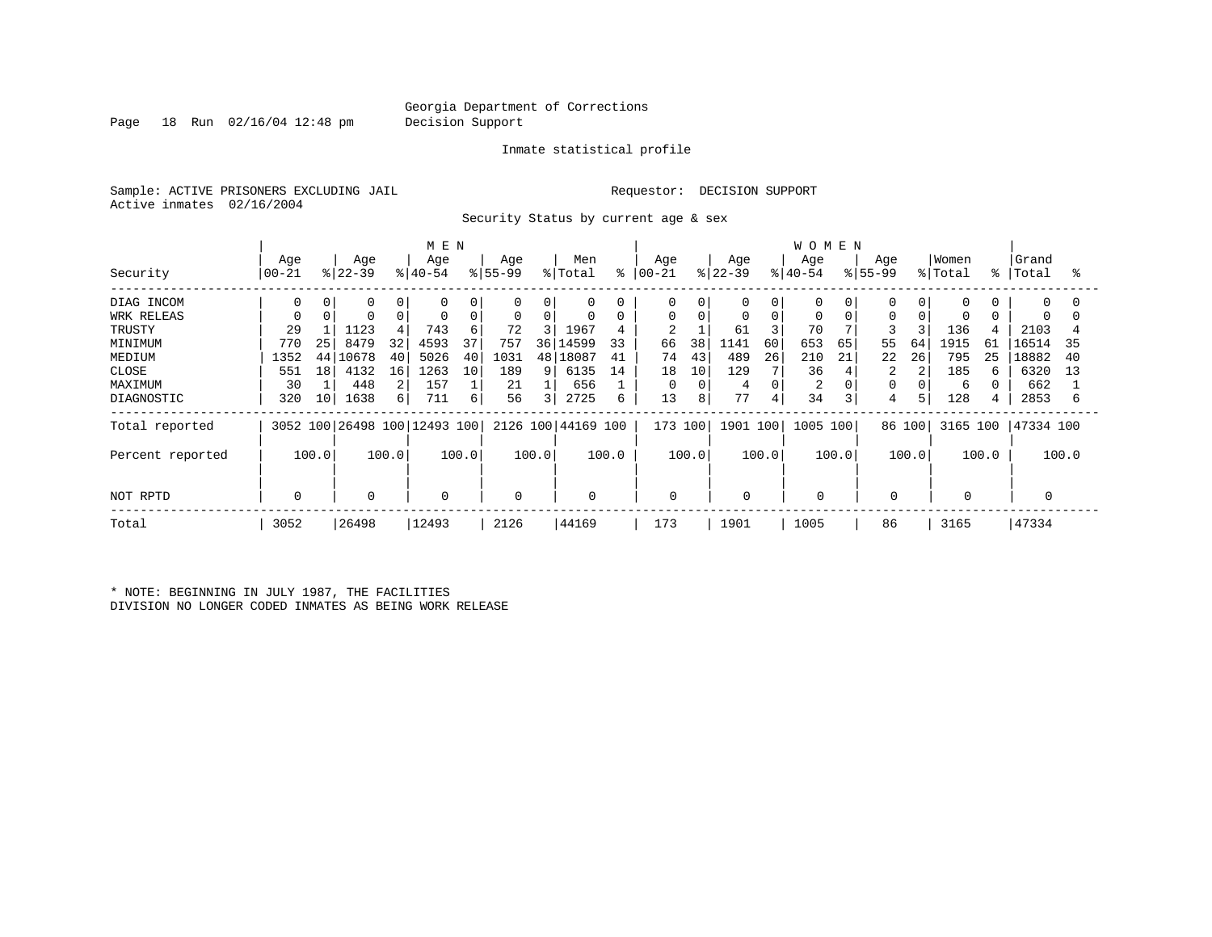Georgia Department of Corrections
Decision Support

Inmate statistical profile

Sample: ACTIVE PRISONERS EXCLUDING JAIL
Active inmates 02/16/2004

Requestor: DECISION SUPPORT

## Security Status by current age & sex

| Security | MEN Age 00-21 | % | Age 22-39 | % | Age 40-54 | % | Age 55-99 | % | Men Total | % | WOMEN Age 00-21 | % | Age 22-39 | % | Age 40-54 | % | Age 55-99 | % | Women Total | % | Grand Total | % |
|---|---|---|---|---|---|---|---|---|---|---|---|---|---|---|---|---|---|---|---|---|---|---|
| DIAG INCOM | 0 | 0 | 0 | 0 | 0 | 0 | 0 | 0 | 0 | 0 | 0 | 0 | 0 | 0 | 0 | 0 | 0 | 0 | 0 | 0 | 0 | 0 |
| WRK RELEAS | 0 | 0 | 0 | 0 | 0 | 0 | 0 | 0 | 0 | 0 | 0 | 0 | 0 | 0 | 0 | 0 | 0 | 0 | 0 | 0 | 0 | 0 |
| TRUSTY | 29 | 1 | 1123 | 4 | 743 | 6 | 72 | 3 | 1967 | 4 | 2 | 1 | 61 | 3 | 70 | 7 | 3 | 3 | 136 | 4 | 2103 | 4 |
| MINIMUM | 770 | 25 | 8479 | 32 | 4593 | 37 | 757 | 36 | 14599 | 33 | 66 | 38 | 1141 | 60 | 653 | 65 | 55 | 64 | 1915 | 61 | 16514 | 35 |
| MEDIUM | 1352 | 44 | 10678 | 40 | 5026 | 40 | 1031 | 48 | 18087 | 41 | 74 | 43 | 489 | 26 | 210 | 21 | 22 | 26 | 795 | 25 | 18882 | 40 |
| CLOSE | 551 | 18 | 4132 | 16 | 1263 | 10 | 189 | 9 | 6135 | 14 | 18 | 10 | 129 | 7 | 36 | 4 | 2 | 2 | 185 | 6 | 6320 | 13 |
| MAXIMUM | 30 | 1 | 448 | 2 | 157 | 1 | 21 | 1 | 656 | 1 | 0 | 0 | 4 | 0 | 2 | 0 | 0 | 0 | 6 | 0 | 662 | 1 |
| DIAGNOSTIC | 320 | 10 | 1638 | 6 | 711 | 6 | 56 | 3 | 2725 | 6 | 13 | 8 | 77 | 4 | 34 | 3 | 4 | 5 | 128 | 4 | 2853 | 6 |
| Total reported | 3052 | 100 | 26498 | 100 | 12493 | 100 | 2126 | 100 | 44169 | 100 | 173 | 100 | 1901 | 100 | 1005 | 100 | 86 | 100 | 3165 | 100 | 47334 | 100 |
| Percent reported | | 100.0 | | 100.0 | | 100.0 | | 100.0 | | 100.0 | | 100.0 | | 100.0 | | 100.0 | | 100.0 | | 100.0 | | 100.0 |
| NOT RPTD | 0 | | 0 | | 0 | | 0 | | 0 | | 0 | | 0 | | 0 | | 0 | | 0 | | 0 | |
| Total | 3052 | | 26498 | | 12493 | | 2126 | | 44169 | | 173 | | 1901 | | 1005 | | 86 | | 3165 | | 47334 | |

* NOTE: BEGINNING IN JULY 1987, THE FACILITIES DIVISION NO LONGER CODED INMATES AS BEING WORK RELEASE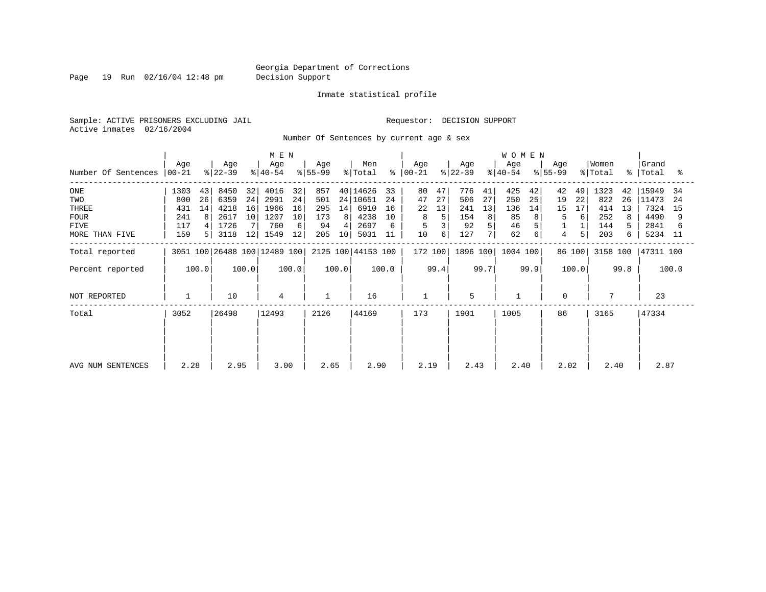Georgia Department of Corrections
Decision Support

Inmate statistical profile

Sample: ACTIVE PRISONERS EXCLUDING JAIL

Requestor: DECISION SUPPORT

Active inmates 02/16/2004

Number Of Sentences by current age & sex

| Number Of Sentences | MEN Age 00-21 | % | Age 22-39 | % | Age 40-54 | % | Age 55-99 | % | Men Total | % | WOMEN Age 00-21 | % | Age 22-39 | % | Age 40-54 | % | Age 55-99 | % | Women Total | % | Grand Total | % |
|---|---|---|---|---|---|---|---|---|---|---|---|---|---|---|---|---|---|---|---|---|---|---|
| ONE | 1303 | 43 | 8450 | 32 | 4016 | 32 | 857 | 40 | 14626 | 33 | 80 | 47 | 776 | 41 | 425 | 42 | 42 | 49 | 1323 | 42 | 15949 | 34 |
| TWO | 800 | 26 | 6359 | 24 | 2991 | 24 | 501 | 24 | 10651 | 24 | 47 | 27 | 506 | 27 | 250 | 25 | 19 | 22 | 822 | 26 | 11473 | 24 |
| THREE | 431 | 14 | 4218 | 16 | 1966 | 16 | 295 | 14 | 6910 | 16 | 22 | 13 | 241 | 13 | 136 | 14 | 15 | 17 | 414 | 13 | 7324 | 15 |
| FOUR | 241 | 8 | 2617 | 10 | 1207 | 10 | 173 | 8 | 4238 | 10 | 8 | 5 | 154 | 8 | 85 | 8 | 5 | 6 | 252 | 8 | 4490 | 9 |
| FIVE | 117 | 4 | 1726 | 7 | 760 | 6 | 94 | 4 | 2697 | 6 | 5 | 3 | 92 | 5 | 46 | 5 | 1 | 1 | 144 | 5 | 2841 | 6 |
| MORE THAN FIVE | 159 | 5 | 3118 | 12 | 1549 | 12 | 205 | 10 | 5031 | 11 | 10 | 6 | 127 | 7 | 62 | 6 | 4 | 5 | 203 | 6 | 5234 | 11 |
| Total reported | 3051 | 100 | 26488 | 100 | 12489 | 100 | 2125 | 100 | 44153 | 100 | 172 | 100 | 1896 | 100 | 1004 | 100 | 86 | 100 | 3158 | 100 | 47311 | 100 |
| Percent reported | 100.0 | | 100.0 | | 100.0 | | 100.0 | | 100.0 | | 99.4 | | 99.7 | | 99.9 | | 100.0 | | 99.8 | | 100.0 | |
| NOT REPORTED | 1 | | 10 | | 4 | | 1 | | 16 | | 1 | | 5 | | 1 | | 0 | | 7 | | 23 | |
| Total | 3052 | | 26498 | | 12493 | | 2126 | | 44169 | | 173 | | 1901 | | 1005 | | 86 | | 3165 | | 47334 | |
| AVG NUM SENTENCES | 2.28 | | 2.95 | | 3.00 | | 2.65 | | 2.90 | | 2.19 | | 2.43 | | 2.40 | | 2.02 | | 2.40 | | 2.87 | |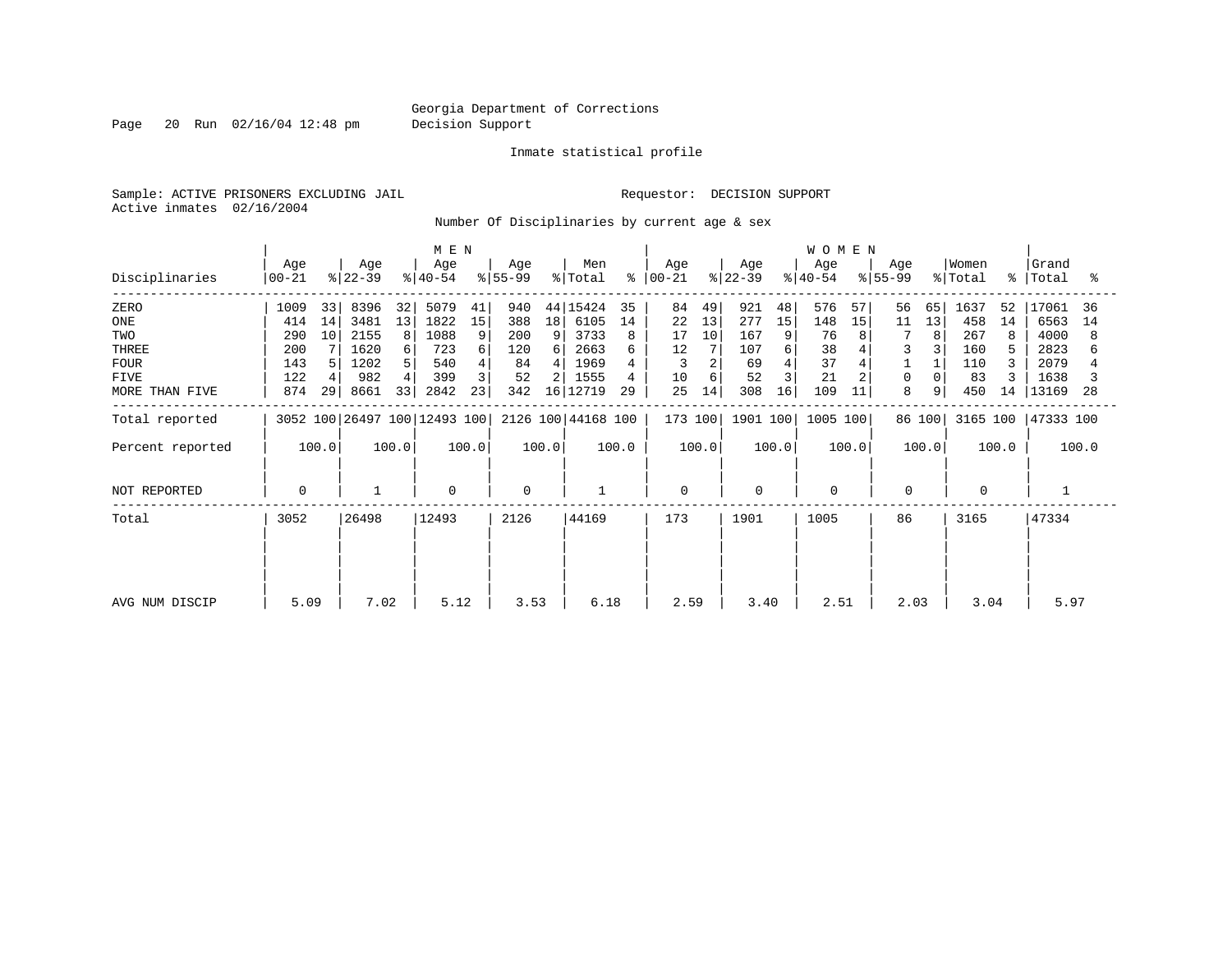Georgia Department of Corrections
Decision Support

Inmate statistical profile

Sample: ACTIVE PRISONERS EXCLUDING JAIL

Requestor: DECISION SUPPORT

Active inmates 02/16/2004

Number Of Disciplinaries by current age & sex

| Disciplinaries | MEN Age 00-21 | % | Age 22-39 | % | Age 40-54 | % | Age 55-99 | % | Men Total | % | WOMEN Age 00-21 | % | Age 22-39 | % | Age 40-54 | % | Age 55-99 | % | Women Total | % | Grand Total | % |
|---|---|---|---|---|---|---|---|---|---|---|---|---|---|---|---|---|---|---|---|---|---|---|
| ZERO | 1009 | 33 | 8396 | 32 | 5079 | 41 | 940 | 44 | 15424 | 35 | 84 | 49 | 921 | 48 | 576 | 57 | 56 | 65 | 1637 | 52 | 17061 | 36 |
| ONE | 414 | 14 | 3481 | 13 | 1822 | 15 | 388 | 18 | 6105 | 14 | 22 | 13 | 277 | 15 | 148 | 15 | 11 | 13 | 458 | 14 | 6563 | 14 |
| TWO | 290 | 10 | 2155 | 8 | 1088 | 9 | 200 | 9 | 3733 | 8 | 17 | 10 | 167 | 9 | 76 | 8 | 7 | 8 | 267 | 8 | 4000 | 8 |
| THREE | 200 | 7 | 1620 | 6 | 723 | 6 | 120 | 6 | 2663 | 6 | 12 | 7 | 107 | 6 | 38 | 4 | 3 | 3 | 160 | 5 | 2823 | 6 |
| FOUR | 143 | 5 | 1202 | 5 | 540 | 4 | 84 | 4 | 1969 | 4 | 3 | 2 | 69 | 4 | 37 | 4 | 1 | 1 | 110 | 3 | 2079 | 4 |
| FIVE | 122 | 4 | 982 | 4 | 399 | 3 | 52 | 2 | 1555 | 4 | 10 | 6 | 52 | 3 | 21 | 2 | 0 | 0 | 83 | 3 | 1638 | 3 |
| MORE THAN FIVE | 874 | 29 | 8661 | 33 | 2842 | 23 | 342 | 16 | 12719 | 29 | 25 | 14 | 308 | 16 | 109 | 11 | 8 | 9 | 450 | 14 | 13169 | 28 |
| Total reported | 3052 | 100 | 26497 | 100 | 12493 | 100 | 2126 | 100 | 44168 | 100 | 173 | 100 | 1901 | 100 | 1005 | 100 | 86 | 100 | 3165 | 100 | 47333 | 100 |
| Percent reported | | 100.0 | | 100.0 | | 100.0 | | 100.0 | | 100.0 | | 100.0 | | 100.0 | | 100.0 | | 100.0 | | 100.0 | | 100.0 |
| NOT REPORTED | 0 | | 1 | | 0 | | 0 | | 1 | | 0 | | 0 | | 0 | | 0 | | 0 | | 1 | |
| Total | 3052 | | 26498 | | 12493 | | 2126 | | 44169 | | 173 | | 1901 | | 1005 | | 86 | | 3165 | | 47334 | |
| AVG NUM DISCIP | 5.09 | | 7.02 | | 5.12 | | 3.53 | | 6.18 | | 2.59 | | 3.40 | | 2.51 | | 2.03 | | 3.04 | | 5.97 | |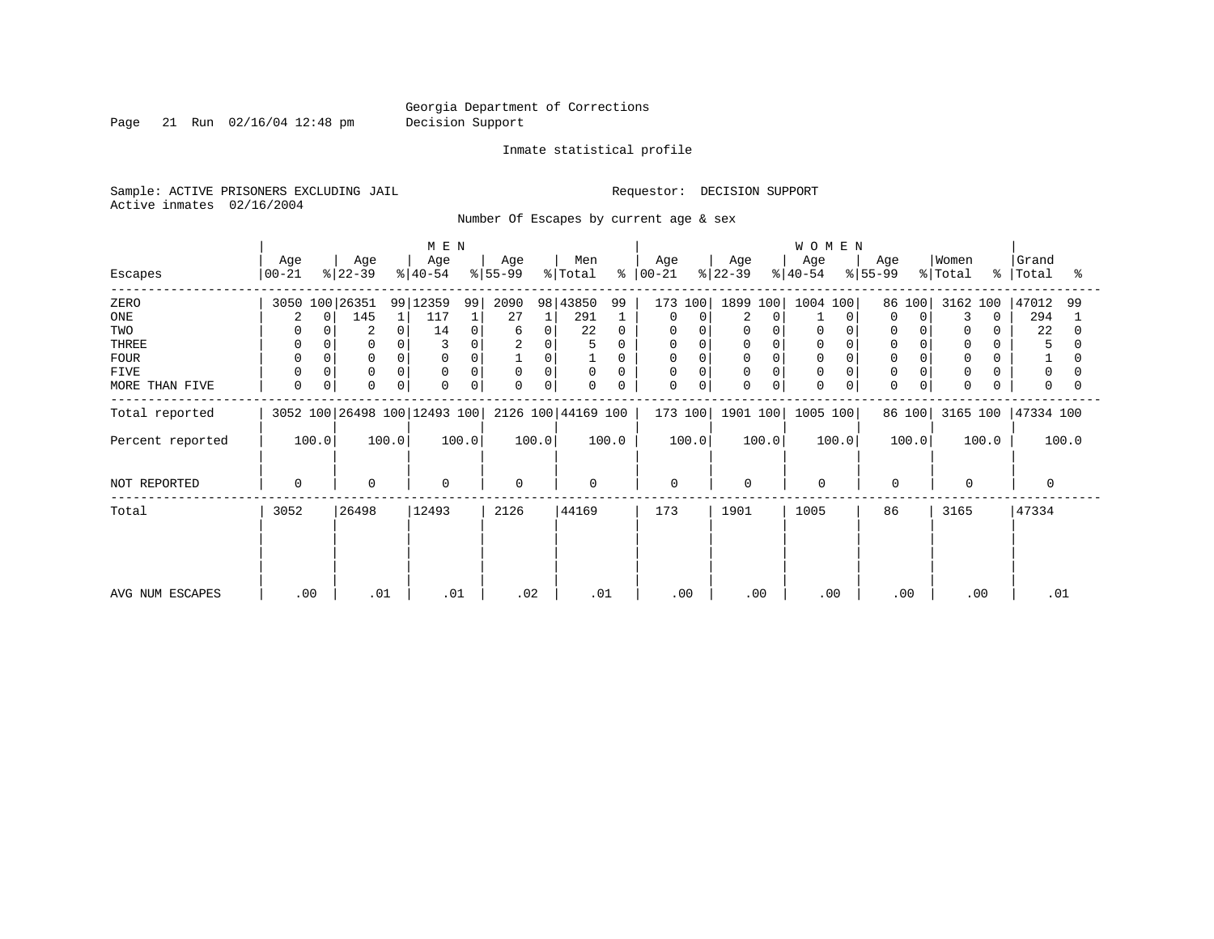Georgia Department of Corrections
Decision Support

Inmate statistical profile

Sample: ACTIVE PRISONERS EXCLUDING JAIL

Requestor: DECISION SUPPORT

Active inmates 02/16/2004

Number Of Escapes by current age & sex

| Escapes | MEN Age 00-21 | % | MEN Age 22-39 | % | MEN Age 40-54 | % | MEN Age 55-99 | % | Men Total | % | WOMEN Age 00-21 | % | WOMEN Age 22-39 | % | WOMEN Age 40-54 | % | WOMEN Age 55-99 | % | Women Total | % | Grand Total | % |
|---|---|---|---|---|---|---|---|---|---|---|---|---|---|---|---|---|---|---|---|---|---|---|
| ZERO | 3050 | 100 | 26351 | 99 | 12359 | 99 | 2090 | 98 | 43850 | 99 | 173 | 100 | 1899 | 100 | 1004 | 100 | 86 | 100 | 3162 | 100 | 47012 | 99 |
| ONE | 2 | 0 | 145 | 1 | 117 | 1 | 27 | 1 | 291 | 1 | 0 | 0 | 2 | 0 | 1 | 0 | 0 | 0 | 3 | 0 | 294 | 1 |
| TWO | 0 | 0 | 2 | 0 | 14 | 0 | 6 | 0 | 22 | 0 | 0 | 0 | 0 | 0 | 0 | 0 | 0 | 0 | 0 | 0 | 22 | 0 |
| THREE | 0 | 0 | 0 | 0 | 3 | 0 | 2 | 0 | 5 | 0 | 0 | 0 | 0 | 0 | 0 | 0 | 0 | 0 | 0 | 0 | 5 | 0 |
| FOUR | 0 | 0 | 0 | 0 | 0 | 0 | 1 | 0 | 1 | 0 | 0 | 0 | 0 | 0 | 0 | 0 | 0 | 0 | 0 | 0 | 1 | 0 |
| FIVE | 0 | 0 | 0 | 0 | 0 | 0 | 0 | 0 | 0 | 0 | 0 | 0 | 0 | 0 | 0 | 0 | 0 | 0 | 0 | 0 | 0 | 0 |
| MORE THAN FIVE | 0 | 0 | 0 | 0 | 0 | 0 | 0 | 0 | 0 | 0 | 0 | 0 | 0 | 0 | 0 | 0 | 0 | 0 | 0 | 0 | 0 | 0 |
| Total reported | 3052 | 100 | 26498 | 100 | 12493 | 100 | 2126 | 100 | 44169 | 100 | 173 | 100 | 1901 | 100 | 1005 | 100 | 86 | 100 | 3165 | 100 | 47334 | 100 |
| Percent reported | 100.0 | | 100.0 | | 100.0 | | 100.0 | | 100.0 | | 100.0 | | 100.0 | | 100.0 | | 100.0 | | 100.0 | | 100.0 | |
| NOT REPORTED | 0 | | 0 | | 0 | | 0 | | 0 | | 0 | | 0 | | 0 | | 0 | | 0 | | 0 | |
| Total | 3052 | | 26498 | | 12493 | | 2126 | | 44169 | | 173 | | 1901 | | 1005 | | 86 | | 3165 | | 47334 | |
| AVG NUM ESCAPES | .00 | | .01 | | .01 | | .02 | | .01 | | .00 | | .00 | | .00 | | .00 | | .00 | | .01 | |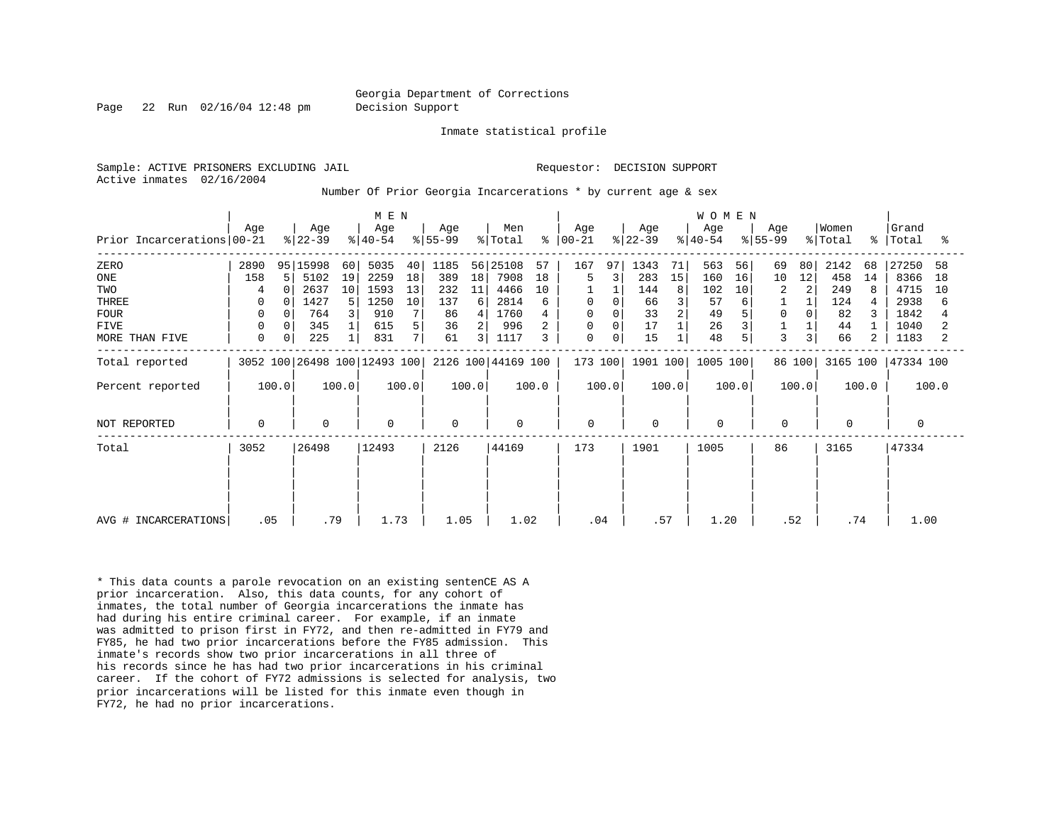Georgia Department of Corrections
Decision Support

Inmate statistical profile

Sample: ACTIVE PRISONERS EXCLUDING JAIL　　　　Requestor: DECISION SUPPORT
Active inmates 02/16/2004

Number Of Prior Georgia Incarcerations * by current age & sex

| Prior Incarcerations | MEN Age 00-21 | % | Age 22-39 | % | Age 40-54 | % | Age 55-99 | % | Men Total | % | WOMEN Age 00-21 | % | Age 22-39 | % | Age 40-54 | % | Age 55-99 | % | Women Total | % | Grand Total | % |
|---|---|---|---|---|---|---|---|---|---|---|---|---|---|---|---|---|---|---|---|---|---|---|
| ZERO | 2890 | 95 | 15998 | 60 | 5035 | 40 | 1185 | 56 | 25108 | 57 | 167 | 97 | 1343 | 71 | 563 | 56 | 69 | 80 | 2142 | 68 | 27250 | 58 |
| ONE | 158 | 5 | 5102 | 19 | 2259 | 18 | 389 | 18 | 7908 | 18 | 5 | 3 | 283 | 15 | 160 | 16 | 10 | 12 | 458 | 14 | 8366 | 18 |
| TWO | 4 | 0 | 2637 | 10 | 1593 | 13 | 232 | 11 | 4466 | 10 | 1 | 1 | 144 | 8 | 102 | 10 | 2 | 2 | 249 | 8 | 4715 | 10 |
| THREE | 0 | 0 | 1427 | 5 | 1250 | 10 | 137 | 6 | 2814 | 6 | 0 | 0 | 66 | 3 | 57 | 6 | 1 | 1 | 124 | 4 | 2938 | 6 |
| FOUR | 0 | 0 | 764 | 3 | 910 | 7 | 86 | 4 | 1760 | 4 | 0 | 0 | 33 | 2 | 49 | 5 | 0 | 0 | 82 | 3 | 1842 | 4 |
| FIVE | 0 | 0 | 345 | 1 | 615 | 5 | 36 | 2 | 996 | 2 | 0 | 0 | 17 | 1 | 26 | 3 | 1 | 1 | 44 | 1 | 1040 | 2 |
| MORE THAN FIVE | 0 | 0 | 225 | 1 | 831 | 7 | 61 | 3 | 1117 | 3 | 0 | 0 | 15 | 1 | 48 | 5 | 3 | 3 | 66 | 2 | 1183 | 2 |
| Total reported | 3052 | 100 | 26498 | 100 | 12493 | 100 | 2126 | 100 | 44169 | 100 | 173 | 100 | 1901 | 100 | 1005 | 100 | 86 | 100 | 3165 | 100 | 47334 | 100 |
| Percent reported | 100.0 | | 100.0 | | 100.0 | | 100.0 | | 100.0 | | 100.0 | | 100.0 | | 100.0 | | 100.0 | | 100.0 | | 100.0 | |
| NOT REPORTED | 0 | | 0 | | 0 | | 0 | | 0 | | 0 | | 0 | | 0 | | 0 | | 0 | | 0 | |
| Total | 3052 | | 26498 | | 12493 | | 2126 | | 44169 | | 173 | | 1901 | | 1005 | | 86 | | 3165 | | 47334 | |
| AVG # INCARCERATIONS | .05 | | .79 | | 1.73 | | 1.05 | | 1.02 | | .04 | | .57 | | 1.20 | | .52 | | .74 | | 1.00 | |

* This data counts a parole revocation on an existing sentenCE AS A prior incarceration. Also, this data counts, for any cohort of inmates, the total number of Georgia incarcerations the inmate has had during his entire criminal career. For example, if an inmate was admitted to prison first in FY72, and then re-admitted in FY79 and FY85, he had two prior incarcerations before the FY85 admission. This inmate's records show two prior incarcerations in all three of his records since he has had two prior incarcerations in his criminal career. If the cohort of FY72 admissions is selected for analysis, two prior incarcerations will be listed for this inmate even though in FY72, he had no prior incarcerations.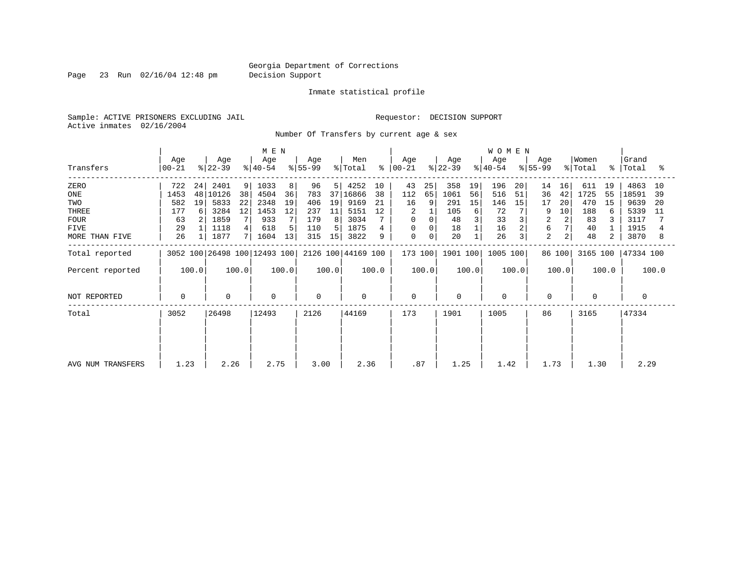Georgia Department of Corrections
Decision Support

Inmate statistical profile

Sample: ACTIVE PRISONERS EXCLUDING JAIL Requestor: DECISION SUPPORT
Active inmates 02/16/2004

Number Of Transfers by current age & sex

| Transfers | MEN Age 00-21 | % | Age 22-39 | % | Age 40-54 | % | Age 55-99 | % | Men Total | % | WOMEN Age 00-21 | % | Age 22-39 | % | Age 40-54 | % | Age 55-99 | % | Women Total | % | Grand Total | % |
|---|---|---|---|---|---|---|---|---|---|---|---|---|---|---|---|---|---|---|---|---|---|---|
| ZERO | 722 | 24 | 2401 | 9 | 1033 | 8 | 96 | 5 | 4252 | 10 | 43 | 25 | 358 | 19 | 196 | 20 | 14 | 16 | 611 | 19 | 4863 | 10 |
| ONE | 1453 | 48 | 10126 | 38 | 4504 | 36 | 783 | 37 | 16866 | 38 | 112 | 65 | 1061 | 56 | 516 | 51 | 36 | 42 | 1725 | 55 | 18591 | 39 |
| TWO | 582 | 19 | 5833 | 22 | 2348 | 19 | 406 | 19 | 9169 | 21 | 16 | 9 | 291 | 15 | 146 | 15 | 17 | 20 | 470 | 15 | 9639 | 20 |
| THREE | 177 | 6 | 3284 | 12 | 1453 | 12 | 237 | 11 | 5151 | 12 | 2 | 1 | 105 | 6 | 72 | 7 | 9 | 10 | 188 | 6 | 5339 | 11 |
| FOUR | 63 | 2 | 1859 | 7 | 933 | 7 | 179 | 8 | 3034 | 7 | 0 | 0 | 48 | 3 | 33 | 3 | 2 | 2 | 83 | 3 | 3117 | 7 |
| FIVE | 29 | 1 | 1118 | 4 | 618 | 5 | 110 | 5 | 1875 | 4 | 0 | 0 | 18 | 1 | 16 | 2 | 6 | 7 | 40 | 1 | 1915 | 4 |
| MORE THAN FIVE | 26 | 1 | 1877 | 7 | 1604 | 13 | 315 | 15 | 3822 | 9 | 0 | 0 | 20 | 1 | 26 | 3 | 2 | 2 | 48 | 2 | 3870 | 8 |
| Total reported | 3052 | 100 | 26498 | 100 | 12493 | 100 | 2126 | 100 | 44169 | 100 | 173 | 100 | 1901 | 100 | 1005 | 100 | 86 | 100 | 3165 | 100 | 47334 | 100 |
| Percent reported | | 100.0 | | 100.0 | | 100.0 | | 100.0 | | 100.0 | | 100.0 | | 100.0 | | 100.0 | | 100.0 | | 100.0 | | 100.0 |
| NOT REPORTED | 0 | | 0 | | 0 | | 0 | | 0 | | 0 | | 0 | | 0 | | 0 | | 0 | | 0 | |
| Total | 3052 | | 26498 | | 12493 | | 2126 | | 44169 | | 173 | | 1901 | | 1005 | | 86 | | 3165 | | 47334 | |
| AVG NUM TRANSFERS | 1.23 | | 2.26 | | 2.75 | | 3.00 | | 2.36 | | .87 | | 1.25 | | 1.42 | | 1.73 | | 1.30 | | 2.29 | |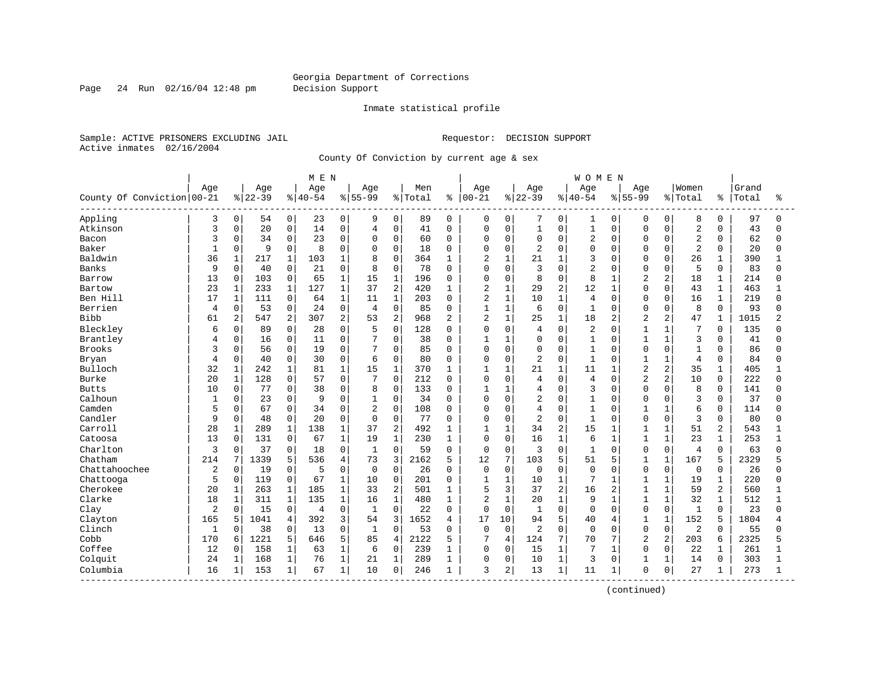Georgia Department of Corrections
Decision Support

Inmate statistical profile

Sample: ACTIVE PRISONERS EXCLUDING JAIL    Requestor: DECISION SUPPORT
Active inmates 02/16/2004

County Of Conviction by current age & sex

| County Of Conviction | MEN Age 00-21 | % | Age 22-39 | % | Age 40-54 | % | Age 55-99 | % | Men Total | % | WOMEN Age 00-21 | % | Age 22-39 | % | Age 40-54 | % | Age 55-99 | % | Women Total | % | Grand Total | % |
|---|---|---|---|---|---|---|---|---|---|---|---|---|---|---|---|---|---|---|---|---|---|---|
| Appling | 3 | 0 | 54 | 0 | 23 | 0 | 9 | 0 | 89 | 0 | 0 | 0 | 7 | 0 | 1 | 0 | 0 | 0 | 8 | 0 | 97 | 0 |
| Atkinson | 3 | 0 | 20 | 0 | 14 | 0 | 4 | 0 | 41 | 0 | 0 | 0 | 1 | 0 | 1 | 0 | 0 | 0 | 2 | 0 | 43 | 0 |
| Bacon | 3 | 0 | 34 | 0 | 23 | 0 | 0 | 0 | 60 | 0 | 0 | 0 | 0 | 0 | 2 | 0 | 0 | 0 | 2 | 0 | 62 | 0 |
| Baker | 1 | 0 | 9 | 0 | 8 | 0 | 0 | 0 | 18 | 0 | 0 | 0 | 2 | 0 | 0 | 0 | 0 | 0 | 2 | 0 | 20 | 0 |
| Baldwin | 36 | 1 | 217 | 1 | 103 | 1 | 8 | 0 | 364 | 1 | 2 | 1 | 21 | 1 | 3 | 0 | 0 | 0 | 26 | 1 | 390 | 1 |
| Banks | 9 | 0 | 40 | 0 | 21 | 0 | 8 | 0 | 78 | 0 | 0 | 0 | 3 | 0 | 2 | 0 | 0 | 0 | 5 | 0 | 83 | 0 |
| Barrow | 13 | 0 | 103 | 0 | 65 | 1 | 15 | 1 | 196 | 0 | 0 | 0 | 8 | 0 | 8 | 1 | 2 | 2 | 18 | 1 | 214 | 0 |
| Bartow | 23 | 1 | 233 | 1 | 127 | 1 | 37 | 2 | 420 | 1 | 2 | 1 | 29 | 2 | 12 | 1 | 0 | 0 | 43 | 1 | 463 | 1 |
| Ben Hill | 17 | 1 | 111 | 0 | 64 | 1 | 11 | 1 | 203 | 0 | 2 | 1 | 10 | 1 | 4 | 0 | 0 | 0 | 16 | 1 | 219 | 0 |
| Berrien | 4 | 0 | 53 | 0 | 24 | 0 | 4 | 0 | 85 | 0 | 1 | 1 | 6 | 0 | 1 | 0 | 0 | 0 | 8 | 0 | 93 | 0 |
| Bibb | 61 | 2 | 547 | 2 | 307 | 2 | 53 | 2 | 968 | 2 | 2 | 1 | 25 | 1 | 18 | 2 | 2 | 2 | 47 | 1 | 1015 | 2 |
| Bleckley | 6 | 0 | 89 | 0 | 28 | 0 | 5 | 0 | 128 | 0 | 0 | 0 | 4 | 0 | 2 | 0 | 1 | 1 | 7 | 0 | 135 | 0 |
| Brantley | 4 | 0 | 16 | 0 | 11 | 0 | 7 | 0 | 38 | 0 | 1 | 1 | 0 | 0 | 1 | 0 | 1 | 1 | 3 | 0 | 41 | 0 |
| Brooks | 3 | 0 | 56 | 0 | 19 | 0 | 7 | 0 | 85 | 0 | 0 | 0 | 0 | 0 | 1 | 0 | 0 | 0 | 1 | 0 | 86 | 0 |
| Bryan | 4 | 0 | 40 | 0 | 30 | 0 | 6 | 0 | 80 | 0 | 0 | 0 | 2 | 0 | 1 | 0 | 1 | 1 | 4 | 0 | 84 | 0 |
| Bulloch | 32 | 1 | 242 | 1 | 81 | 1 | 15 | 1 | 370 | 1 | 1 | 1 | 21 | 1 | 11 | 1 | 2 | 2 | 35 | 1 | 405 | 1 |
| Burke | 20 | 1 | 128 | 0 | 57 | 0 | 7 | 0 | 212 | 0 | 0 | 0 | 4 | 0 | 4 | 0 | 2 | 2 | 10 | 0 | 222 | 0 |
| Butts | 10 | 0 | 77 | 0 | 38 | 0 | 8 | 0 | 133 | 0 | 1 | 1 | 4 | 0 | 3 | 0 | 0 | 0 | 8 | 0 | 141 | 0 |
| Calhoun | 1 | 0 | 23 | 0 | 9 | 0 | 1 | 0 | 34 | 0 | 0 | 0 | 2 | 0 | 1 | 0 | 0 | 0 | 3 | 0 | 37 | 0 |
| Camden | 5 | 0 | 67 | 0 | 34 | 0 | 2 | 0 | 108 | 0 | 0 | 0 | 4 | 0 | 1 | 0 | 1 | 1 | 6 | 0 | 114 | 0 |
| Candler | 9 | 0 | 48 | 0 | 20 | 0 | 0 | 0 | 77 | 0 | 0 | 0 | 2 | 0 | 1 | 0 | 0 | 0 | 3 | 0 | 80 | 0 |
| Carroll | 28 | 1 | 289 | 1 | 138 | 1 | 37 | 2 | 492 | 1 | 1 | 1 | 34 | 2 | 15 | 1 | 1 | 1 | 51 | 2 | 543 | 1 |
| Catoosa | 13 | 0 | 131 | 0 | 67 | 1 | 19 | 1 | 230 | 1 | 0 | 0 | 16 | 1 | 6 | 1 | 1 | 1 | 23 | 1 | 253 | 1 |
| Charlton | 3 | 0 | 37 | 0 | 18 | 0 | 1 | 0 | 59 | 0 | 0 | 0 | 3 | 0 | 1 | 0 | 0 | 0 | 4 | 0 | 63 | 0 |
| Chatham | 214 | 7 | 1339 | 5 | 536 | 4 | 73 | 3 | 2162 | 5 | 12 | 7 | 103 | 5 | 51 | 5 | 1 | 1 | 167 | 5 | 2329 | 5 |
| Chattahoochee | 2 | 0 | 19 | 0 | 5 | 0 | 0 | 0 | 26 | 0 | 0 | 0 | 0 | 0 | 0 | 0 | 0 | 0 | 0 | 0 | 26 | 0 |
| Chattooga | 5 | 0 | 119 | 0 | 67 | 1 | 10 | 0 | 201 | 0 | 1 | 1 | 10 | 1 | 7 | 1 | 1 | 1 | 19 | 1 | 220 | 0 |
| Cherokee | 20 | 1 | 263 | 1 | 185 | 1 | 33 | 2 | 501 | 1 | 5 | 3 | 37 | 2 | 16 | 2 | 1 | 1 | 59 | 2 | 560 | 1 |
| Clarke | 18 | 1 | 311 | 1 | 135 | 1 | 16 | 1 | 480 | 1 | 2 | 1 | 20 | 1 | 9 | 1 | 1 | 1 | 32 | 1 | 512 | 1 |
| Clay | 2 | 0 | 15 | 0 | 4 | 0 | 1 | 0 | 22 | 0 | 0 | 0 | 1 | 0 | 0 | 0 | 0 | 0 | 1 | 0 | 23 | 0 |
| Clayton | 165 | 5 | 1041 | 4 | 392 | 3 | 54 | 3 | 1652 | 4 | 17 | 10 | 94 | 5 | 40 | 4 | 1 | 1 | 152 | 5 | 1804 | 4 |
| Clinch | 1 | 0 | 38 | 0 | 13 | 0 | 1 | 0 | 53 | 0 | 0 | 0 | 2 | 0 | 0 | 0 | 0 | 0 | 2 | 0 | 55 | 0 |
| Cobb | 170 | 6 | 1221 | 5 | 646 | 5 | 85 | 4 | 2122 | 5 | 7 | 4 | 124 | 7 | 70 | 7 | 2 | 2 | 203 | 6 | 2325 | 5 |
| Coffee | 12 | 0 | 158 | 1 | 63 | 1 | 6 | 0 | 239 | 1 | 0 | 0 | 15 | 1 | 7 | 1 | 0 | 0 | 22 | 1 | 261 | 1 |
| Colquit | 24 | 1 | 168 | 1 | 76 | 1 | 21 | 1 | 289 | 1 | 0 | 0 | 10 | 1 | 3 | 0 | 1 | 1 | 14 | 0 | 303 | 1 |
| Columbia | 16 | 1 | 153 | 1 | 67 | 1 | 10 | 0 | 246 | 1 | 3 | 2 | 13 | 1 | 11 | 1 | 0 | 0 | 27 | 1 | 273 | 1 |

(continued)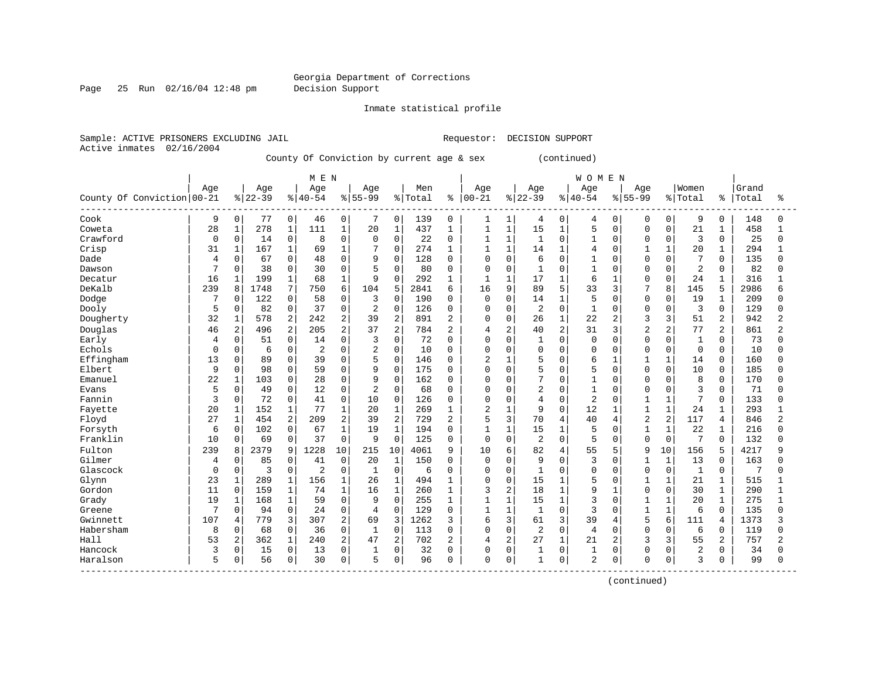Georgia Department of Corrections
Decision Support

Inmate statistical profile

Sample: ACTIVE PRISONERS EXCLUDING JAIL    Requestor: DECISION SUPPORT
Active inmates 02/16/2004

County Of Conviction by current age & sex (continued)

| County Of Conviction | MEN Age 00-21 | % | Age 22-39 | % | Age 40-54 | % | Age 55-99 | % | Men Total | % | WOMEN Age 00-21 | % | Age 22-39 | % | Age 40-54 | % | Age 55-99 | % | Women Total | % | Grand Total | % |
|---|---|---|---|---|---|---|---|---|---|---|---|---|---|---|---|---|---|---|---|---|---|---|
| Cook | 9 | 0 | 77 | 0 | 46 | 0 | 7 | 0 | 139 | 0 | 1 | 1 | 4 | 0 | 4 | 0 | 0 | 0 | 9 | 0 | 148 | 0 |
| Coweta | 28 | 1 | 278 | 1 | 111 | 1 | 20 | 1 | 437 | 1 | 1 | 1 | 15 | 1 | 5 | 0 | 0 | 0 | 21 | 1 | 458 | 1 |
| Crawford | 0 | 0 | 14 | 0 | 8 | 0 | 0 | 0 | 22 | 0 | 1 | 1 | 1 | 0 | 1 | 0 | 0 | 0 | 3 | 0 | 25 | 0 |
| Crisp | 31 | 1 | 167 | 1 | 69 | 1 | 7 | 0 | 274 | 1 | 1 | 1 | 14 | 1 | 4 | 0 | 1 | 1 | 20 | 1 | 294 | 1 |
| Dade | 4 | 0 | 67 | 0 | 48 | 0 | 9 | 0 | 128 | 0 | 0 | 0 | 6 | 0 | 1 | 0 | 0 | 0 | 7 | 0 | 135 | 0 |
| Dawson | 7 | 0 | 38 | 0 | 30 | 0 | 5 | 0 | 80 | 0 | 0 | 0 | 1 | 0 | 1 | 0 | 0 | 0 | 2 | 0 | 82 | 0 |
| Decatur | 16 | 1 | 199 | 1 | 68 | 1 | 9 | 0 | 292 | 1 | 1 | 1 | 17 | 1 | 6 | 1 | 0 | 0 | 24 | 1 | 316 | 1 |
| DeKalb | 239 | 8 | 1748 | 7 | 750 | 6 | 104 | 5 | 2841 | 6 | 16 | 9 | 89 | 5 | 33 | 3 | 7 | 8 | 145 | 5 | 2986 | 6 |
| Dodge | 7 | 0 | 122 | 0 | 58 | 0 | 3 | 0 | 190 | 0 | 0 | 0 | 14 | 1 | 5 | 0 | 0 | 0 | 19 | 1 | 209 | 0 |
| Dooly | 5 | 0 | 82 | 0 | 37 | 0 | 2 | 0 | 126 | 0 | 0 | 0 | 2 | 0 | 1 | 0 | 0 | 0 | 3 | 0 | 129 | 0 |
| Dougherty | 32 | 1 | 578 | 2 | 242 | 2 | 39 | 2 | 891 | 2 | 0 | 0 | 26 | 1 | 22 | 2 | 3 | 3 | 51 | 2 | 942 | 2 |
| Douglas | 46 | 2 | 496 | 2 | 205 | 2 | 37 | 2 | 784 | 2 | 4 | 2 | 40 | 2 | 31 | 3 | 2 | 2 | 77 | 2 | 861 | 2 |
| Early | 4 | 0 | 51 | 0 | 14 | 0 | 3 | 0 | 72 | 0 | 0 | 0 | 1 | 0 | 0 | 0 | 0 | 0 | 1 | 0 | 73 | 0 |
| Echols | 0 | 0 | 6 | 0 | 2 | 0 | 2 | 0 | 10 | 0 | 0 | 0 | 0 | 0 | 0 | 0 | 0 | 0 | 0 | 0 | 10 | 0 |
| Effingham | 13 | 0 | 89 | 0 | 39 | 0 | 5 | 0 | 146 | 0 | 2 | 1 | 5 | 0 | 6 | 1 | 1 | 1 | 14 | 0 | 160 | 0 |
| Elbert | 9 | 0 | 98 | 0 | 59 | 0 | 9 | 0 | 175 | 0 | 0 | 0 | 5 | 0 | 5 | 0 | 0 | 0 | 10 | 0 | 185 | 0 |
| Emanuel | 22 | 1 | 103 | 0 | 28 | 0 | 9 | 0 | 162 | 0 | 0 | 0 | 7 | 0 | 1 | 0 | 0 | 0 | 8 | 0 | 170 | 0 |
| Evans | 5 | 0 | 49 | 0 | 12 | 0 | 2 | 0 | 68 | 0 | 0 | 0 | 2 | 0 | 1 | 0 | 0 | 0 | 3 | 0 | 71 | 0 |
| Fannin | 3 | 0 | 72 | 0 | 41 | 0 | 10 | 0 | 126 | 0 | 0 | 0 | 4 | 0 | 2 | 0 | 1 | 1 | 7 | 0 | 133 | 0 |
| Fayette | 20 | 1 | 152 | 1 | 77 | 1 | 20 | 1 | 269 | 1 | 2 | 1 | 9 | 0 | 12 | 1 | 1 | 1 | 24 | 1 | 293 | 1 |
| Floyd | 27 | 1 | 454 | 2 | 209 | 2 | 39 | 2 | 729 | 2 | 5 | 3 | 70 | 4 | 40 | 4 | 2 | 2 | 117 | 4 | 846 | 2 |
| Forsyth | 6 | 0 | 102 | 0 | 67 | 1 | 19 | 1 | 194 | 0 | 1 | 1 | 15 | 1 | 5 | 0 | 1 | 1 | 22 | 1 | 216 | 0 |
| Franklin | 10 | 0 | 69 | 0 | 37 | 0 | 9 | 0 | 125 | 0 | 0 | 0 | 2 | 0 | 5 | 0 | 0 | 0 | 7 | 0 | 132 | 0 |
| Fulton | 239 | 8 | 2379 | 9 | 1228 | 10 | 215 | 10 | 4061 | 9 | 10 | 6 | 82 | 4 | 55 | 5 | 9 | 10 | 156 | 5 | 4217 | 9 |
| Gilmer | 4 | 0 | 85 | 0 | 41 | 0 | 20 | 1 | 150 | 0 | 0 | 0 | 9 | 0 | 3 | 0 | 1 | 1 | 13 | 0 | 163 | 0 |
| Glascock | 0 | 0 | 3 | 0 | 2 | 0 | 1 | 0 | 6 | 0 | 0 | 0 | 1 | 0 | 0 | 0 | 0 | 0 | 1 | 0 | 7 | 0 |
| Glynn | 23 | 1 | 289 | 1 | 156 | 1 | 26 | 1 | 494 | 1 | 0 | 0 | 15 | 1 | 5 | 0 | 1 | 1 | 21 | 1 | 515 | 1 |
| Gordon | 11 | 0 | 159 | 1 | 74 | 1 | 16 | 1 | 260 | 1 | 3 | 2 | 18 | 1 | 9 | 1 | 0 | 0 | 30 | 1 | 290 | 1 |
| Grady | 19 | 1 | 168 | 1 | 59 | 0 | 9 | 0 | 255 | 1 | 1 | 1 | 15 | 1 | 3 | 0 | 1 | 1 | 20 | 1 | 275 | 1 |
| Greene | 7 | 0 | 94 | 0 | 24 | 0 | 4 | 0 | 129 | 0 | 1 | 1 | 1 | 0 | 3 | 0 | 1 | 1 | 6 | 0 | 135 | 0 |
| Gwinnett | 107 | 4 | 779 | 3 | 307 | 2 | 69 | 3 | 1262 | 3 | 6 | 3 | 61 | 3 | 39 | 4 | 5 | 6 | 111 | 4 | 1373 | 3 |
| Habersham | 8 | 0 | 68 | 0 | 36 | 0 | 1 | 0 | 113 | 0 | 0 | 0 | 2 | 0 | 4 | 0 | 0 | 0 | 6 | 0 | 119 | 0 |
| Hall | 53 | 2 | 362 | 1 | 240 | 2 | 47 | 2 | 702 | 2 | 4 | 2 | 27 | 1 | 21 | 2 | 3 | 3 | 55 | 2 | 757 | 2 |
| Hancock | 3 | 0 | 15 | 0 | 13 | 0 | 1 | 0 | 32 | 0 | 0 | 0 | 1 | 0 | 1 | 0 | 0 | 0 | 2 | 0 | 34 | 0 |
| Haralson | 5 | 0 | 56 | 0 | 30 | 0 | 5 | 0 | 96 | 0 | 0 | 0 | 1 | 0 | 2 | 0 | 0 | 0 | 3 | 0 | 99 | 0 |

(continued)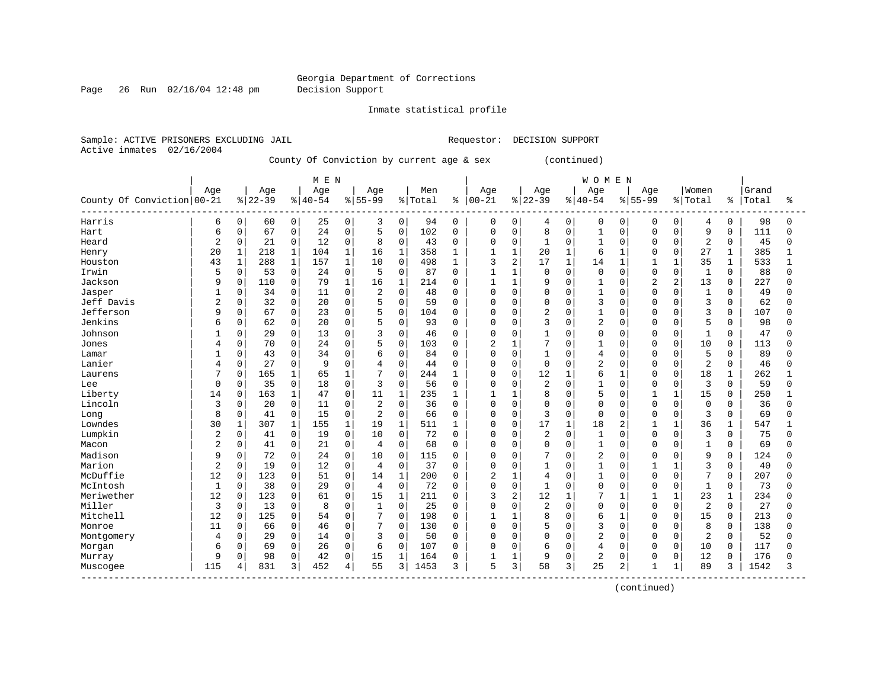Georgia Department of Corrections
Decision Support

Inmate statistical profile

Sample: ACTIVE PRISONERS EXCLUDING JAIL    Requestor: DECISION SUPPORT
Active inmates 02/16/2004

County Of Conviction by current age & sex (continued)

| County Of Conviction | MEN Age 00-21 | % | Age 22-39 | % | Age 40-54 | % | Age 55-99 | % | Men Total | % | WOMEN Age 00-21 | % | Age 22-39 | % | Age 40-54 | % | Age 55-99 | % | Women Total | % | Grand Total | % |
|---|---|---|---|---|---|---|---|---|---|---|---|---|---|---|---|---|---|---|---|---|---|---|
| Harris | 6 | 0 | 60 | 0 | 25 | 0 | 3 | 0 | 94 | 0 | 0 | 0 | 4 | 0 | 0 | 0 | 0 | 0 | 4 | 0 | 98 | 0 |
| Hart | 6 | 0 | 67 | 0 | 24 | 0 | 5 | 0 | 102 | 0 | 0 | 0 | 8 | 0 | 1 | 0 | 0 | 0 | 9 | 0 | 111 | 0 |
| Heard | 2 | 0 | 21 | 0 | 12 | 0 | 8 | 0 | 43 | 0 | 0 | 0 | 1 | 0 | 1 | 0 | 0 | 0 | 2 | 0 | 45 | 0 |
| Henry | 20 | 1 | 218 | 1 | 104 | 1 | 16 | 1 | 358 | 1 | 1 | 1 | 20 | 1 | 6 | 1 | 0 | 0 | 27 | 1 | 385 | 1 |
| Houston | 43 | 1 | 288 | 1 | 157 | 1 | 10 | 0 | 498 | 1 | 3 | 2 | 17 | 1 | 14 | 1 | 1 | 1 | 35 | 1 | 533 | 1 |
| Irwin | 5 | 0 | 53 | 0 | 24 | 0 | 5 | 0 | 87 | 0 | 1 | 1 | 0 | 0 | 0 | 0 | 0 | 0 | 1 | 0 | 88 | 0 |
| Jackson | 9 | 0 | 110 | 0 | 79 | 1 | 16 | 1 | 214 | 0 | 1 | 1 | 9 | 0 | 1 | 0 | 2 | 2 | 13 | 0 | 227 | 0 |
| Jasper | 1 | 0 | 34 | 0 | 11 | 0 | 2 | 0 | 48 | 0 | 0 | 0 | 0 | 0 | 1 | 0 | 0 | 0 | 1 | 0 | 49 | 0 |
| Jeff Davis | 2 | 0 | 32 | 0 | 20 | 0 | 5 | 0 | 59 | 0 | 0 | 0 | 0 | 0 | 3 | 0 | 0 | 0 | 3 | 0 | 62 | 0 |
| Jefferson | 9 | 0 | 67 | 0 | 23 | 0 | 5 | 0 | 104 | 0 | 0 | 0 | 2 | 0 | 1 | 0 | 0 | 0 | 3 | 0 | 107 | 0 |
| Jenkins | 6 | 0 | 62 | 0 | 20 | 0 | 5 | 0 | 93 | 0 | 0 | 0 | 3 | 0 | 2 | 0 | 0 | 0 | 5 | 0 | 98 | 0 |
| Johnson | 1 | 0 | 29 | 0 | 13 | 0 | 3 | 0 | 46 | 0 | 0 | 0 | 1 | 0 | 0 | 0 | 0 | 0 | 1 | 0 | 47 | 0 |
| Jones | 4 | 0 | 70 | 0 | 24 | 0 | 5 | 0 | 103 | 0 | 2 | 1 | 7 | 0 | 1 | 0 | 0 | 0 | 10 | 0 | 113 | 0 |
| Lamar | 1 | 0 | 43 | 0 | 34 | 0 | 6 | 0 | 84 | 0 | 0 | 0 | 1 | 0 | 4 | 0 | 0 | 0 | 5 | 0 | 89 | 0 |
| Lanier | 4 | 0 | 27 | 0 | 9 | 0 | 4 | 0 | 44 | 0 | 0 | 0 | 0 | 0 | 2 | 0 | 0 | 0 | 2 | 0 | 46 | 0 |
| Laurens | 7 | 0 | 165 | 1 | 65 | 1 | 7 | 0 | 244 | 1 | 0 | 0 | 12 | 1 | 6 | 1 | 0 | 0 | 18 | 1 | 262 | 1 |
| Lee | 0 | 0 | 35 | 0 | 18 | 0 | 3 | 0 | 56 | 0 | 0 | 0 | 2 | 0 | 1 | 0 | 0 | 0 | 3 | 0 | 59 | 0 |
| Liberty | 14 | 0 | 163 | 1 | 47 | 0 | 11 | 1 | 235 | 1 | 1 | 1 | 8 | 0 | 5 | 0 | 1 | 1 | 15 | 0 | 250 | 1 |
| Lincoln | 3 | 0 | 20 | 0 | 11 | 0 | 2 | 0 | 36 | 0 | 0 | 0 | 0 | 0 | 0 | 0 | 0 | 0 | 0 | 0 | 36 | 0 |
| Long | 8 | 0 | 41 | 0 | 15 | 0 | 2 | 0 | 66 | 0 | 0 | 0 | 3 | 0 | 0 | 0 | 0 | 0 | 3 | 0 | 69 | 0 |
| Lowndes | 30 | 1 | 307 | 1 | 155 | 1 | 19 | 1 | 511 | 1 | 0 | 0 | 17 | 1 | 18 | 2 | 1 | 1 | 36 | 1 | 547 | 1 |
| Lumpkin | 2 | 0 | 41 | 0 | 19 | 0 | 10 | 0 | 72 | 0 | 0 | 0 | 2 | 0 | 1 | 0 | 0 | 0 | 3 | 0 | 75 | 0 |
| Macon | 2 | 0 | 41 | 0 | 21 | 0 | 4 | 0 | 68 | 0 | 0 | 0 | 0 | 0 | 1 | 0 | 0 | 0 | 1 | 0 | 69 | 0 |
| Madison | 9 | 0 | 72 | 0 | 24 | 0 | 10 | 0 | 115 | 0 | 0 | 0 | 7 | 0 | 2 | 0 | 0 | 0 | 9 | 0 | 124 | 0 |
| Marion | 2 | 0 | 19 | 0 | 12 | 0 | 4 | 0 | 37 | 0 | 0 | 0 | 1 | 0 | 1 | 0 | 1 | 1 | 3 | 0 | 40 | 0 |
| McDuffie | 12 | 0 | 123 | 0 | 51 | 0 | 14 | 1 | 200 | 0 | 2 | 1 | 4 | 0 | 1 | 0 | 0 | 0 | 7 | 0 | 207 | 0 |
| McIntosh | 1 | 0 | 38 | 0 | 29 | 0 | 4 | 0 | 72 | 0 | 0 | 0 | 1 | 0 | 0 | 0 | 0 | 0 | 1 | 0 | 73 | 0 |
| Meriwether | 12 | 0 | 123 | 0 | 61 | 0 | 15 | 1 | 211 | 0 | 3 | 2 | 12 | 1 | 7 | 1 | 1 | 1 | 23 | 1 | 234 | 0 |
| Miller | 3 | 0 | 13 | 0 | 8 | 0 | 1 | 0 | 25 | 0 | 0 | 0 | 2 | 0 | 0 | 0 | 0 | 0 | 2 | 0 | 27 | 0 |
| Mitchell | 12 | 0 | 125 | 0 | 54 | 0 | 7 | 0 | 198 | 0 | 1 | 1 | 8 | 0 | 6 | 1 | 0 | 0 | 15 | 0 | 213 | 0 |
| Monroe | 11 | 0 | 66 | 0 | 46 | 0 | 7 | 0 | 130 | 0 | 0 | 0 | 5 | 0 | 3 | 0 | 0 | 0 | 8 | 0 | 138 | 0 |
| Montgomery | 4 | 0 | 29 | 0 | 14 | 0 | 3 | 0 | 50 | 0 | 0 | 0 | 0 | 0 | 2 | 0 | 0 | 0 | 2 | 0 | 52 | 0 |
| Morgan | 6 | 0 | 69 | 0 | 26 | 0 | 6 | 0 | 107 | 0 | 0 | 0 | 6 | 0 | 4 | 0 | 0 | 0 | 10 | 0 | 117 | 0 |
| Murray | 9 | 0 | 98 | 0 | 42 | 0 | 15 | 1 | 164 | 0 | 1 | 1 | 9 | 0 | 2 | 0 | 0 | 0 | 12 | 0 | 176 | 0 |
| Muscogee | 115 | 4 | 831 | 3 | 452 | 4 | 55 | 3 | 1453 | 3 | 5 | 3 | 58 | 3 | 25 | 2 | 1 | 1 | 89 | 3 | 1542 | 3 |

(continued)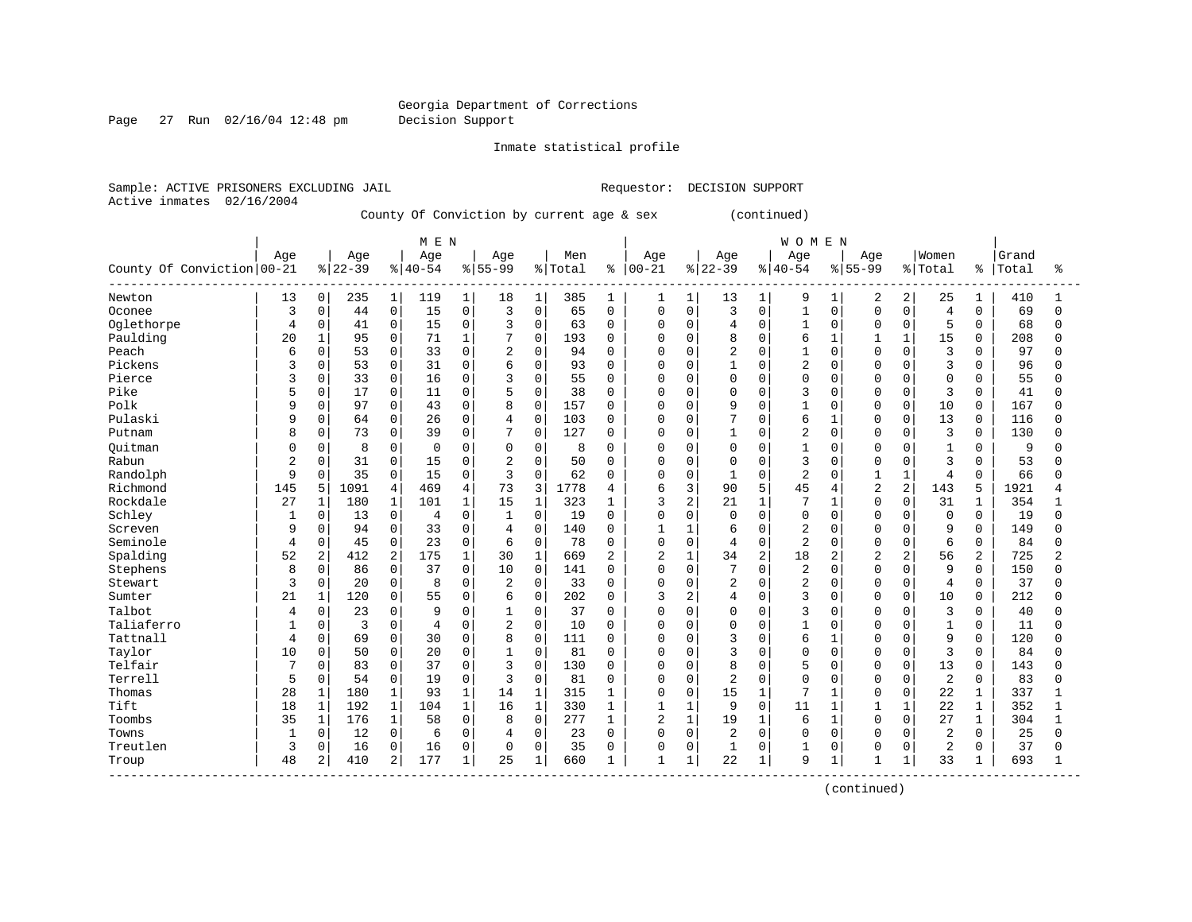Georgia Department of Corrections
Decision Support

Inmate statistical profile

Sample: ACTIVE PRISONERS EXCLUDING JAIL  Requestor: DECISION SUPPORT
Active inmates 02/16/2004

County Of Conviction by current age & sex (continued)

| County Of Conviction | MEN Age 00-21 | % | Age 22-39 | % | Age 40-54 | % | Age 55-99 | % | Men Total | % | WOMEN Age 00-21 | % | Age 22-39 | % | Age 40-54 | % | Age 55-99 | % | Women Total | % | Grand Total | % |
|---|---|---|---|---|---|---|---|---|---|---|---|---|---|---|---|---|---|---|---|---|---|---|
| Newton | 13 | 0 | 235 | 1 | 119 | 1 | 18 | 1 | 385 | 1 | 1 | 1 | 13 | 1 | 9 | 1 | 2 | 2 | 25 | 1 | 410 | 1 |
| Oconee | 3 | 0 | 44 | 0 | 15 | 0 | 3 | 0 | 65 | 0 | 0 | 0 | 3 | 0 | 1 | 0 | 0 | 0 | 4 | 0 | 69 | 0 |
| Oglethorpe | 4 | 0 | 41 | 0 | 15 | 0 | 3 | 0 | 63 | 0 | 0 | 0 | 4 | 0 | 1 | 0 | 0 | 0 | 5 | 0 | 68 | 0 |
| Paulding | 20 | 1 | 95 | 0 | 71 | 1 | 7 | 0 | 193 | 0 | 0 | 0 | 8 | 0 | 6 | 1 | 1 | 1 | 15 | 0 | 208 | 0 |
| Peach | 6 | 0 | 53 | 0 | 33 | 0 | 2 | 0 | 94 | 0 | 0 | 0 | 2 | 0 | 1 | 0 | 0 | 0 | 3 | 0 | 97 | 0 |
| Pickens | 3 | 0 | 53 | 0 | 31 | 0 | 6 | 0 | 93 | 0 | 0 | 0 | 1 | 0 | 2 | 0 | 0 | 0 | 3 | 0 | 96 | 0 |
| Pierce | 3 | 0 | 33 | 0 | 16 | 0 | 3 | 0 | 55 | 0 | 0 | 0 | 0 | 0 | 0 | 0 | 0 | 0 | 0 | 0 | 55 | 0 |
| Pike | 5 | 0 | 17 | 0 | 11 | 0 | 5 | 0 | 38 | 0 | 0 | 0 | 0 | 0 | 3 | 0 | 0 | 0 | 3 | 0 | 41 | 0 |
| Polk | 9 | 0 | 97 | 0 | 43 | 0 | 8 | 0 | 157 | 0 | 0 | 0 | 9 | 0 | 1 | 0 | 0 | 0 | 10 | 0 | 167 | 0 |
| Pulaski | 9 | 0 | 64 | 0 | 26 | 0 | 4 | 0 | 103 | 0 | 0 | 0 | 7 | 0 | 6 | 1 | 0 | 0 | 13 | 0 | 116 | 0 |
| Putnam | 8 | 0 | 73 | 0 | 39 | 0 | 7 | 0 | 127 | 0 | 0 | 0 | 1 | 0 | 2 | 0 | 0 | 0 | 3 | 0 | 130 | 0 |
| Quitman | 0 | 0 | 8 | 0 | 0 | 0 | 0 | 0 | 8 | 0 | 0 | 0 | 0 | 0 | 1 | 0 | 0 | 0 | 1 | 0 | 9 | 0 |
| Rabun | 2 | 0 | 31 | 0 | 15 | 0 | 2 | 0 | 50 | 0 | 0 | 0 | 0 | 0 | 3 | 0 | 0 | 0 | 3 | 0 | 53 | 0 |
| Randolph | 9 | 0 | 35 | 0 | 15 | 0 | 3 | 0 | 62 | 0 | 0 | 0 | 1 | 0 | 2 | 0 | 1 | 1 | 4 | 0 | 66 | 0 |
| Richmond | 145 | 5 | 1091 | 4 | 469 | 4 | 73 | 3 | 1778 | 4 | 6 | 3 | 90 | 5 | 45 | 4 | 2 | 2 | 143 | 5 | 1921 | 4 |
| Rockdale | 27 | 1 | 180 | 1 | 101 | 1 | 15 | 1 | 323 | 1 | 3 | 2 | 21 | 1 | 7 | 1 | 0 | 0 | 31 | 1 | 354 | 1 |
| Schley | 1 | 0 | 13 | 0 | 4 | 0 | 1 | 0 | 19 | 0 | 0 | 0 | 0 | 0 | 0 | 0 | 0 | 0 | 0 | 0 | 19 | 0 |
| Screven | 9 | 0 | 94 | 0 | 33 | 0 | 4 | 0 | 140 | 0 | 1 | 1 | 6 | 0 | 2 | 0 | 0 | 0 | 9 | 0 | 149 | 0 |
| Seminole | 4 | 0 | 45 | 0 | 23 | 0 | 6 | 0 | 78 | 0 | 0 | 0 | 4 | 0 | 2 | 0 | 0 | 0 | 6 | 0 | 84 | 0 |
| Spalding | 52 | 2 | 412 | 2 | 175 | 1 | 30 | 1 | 669 | 2 | 2 | 1 | 34 | 2 | 18 | 2 | 2 | 2 | 56 | 2 | 725 | 2 |
| Stephens | 8 | 0 | 86 | 0 | 37 | 0 | 10 | 0 | 141 | 0 | 0 | 0 | 7 | 0 | 2 | 0 | 0 | 0 | 9 | 0 | 150 | 0 |
| Stewart | 3 | 0 | 20 | 0 | 8 | 0 | 2 | 0 | 33 | 0 | 0 | 0 | 2 | 0 | 2 | 0 | 0 | 0 | 4 | 0 | 37 | 0 |
| Sumter | 21 | 1 | 120 | 0 | 55 | 0 | 6 | 0 | 202 | 0 | 3 | 2 | 4 | 0 | 3 | 0 | 0 | 0 | 10 | 0 | 212 | 0 |
| Talbot | 4 | 0 | 23 | 0 | 9 | 0 | 1 | 0 | 37 | 0 | 0 | 0 | 0 | 0 | 3 | 0 | 0 | 0 | 3 | 0 | 40 | 0 |
| Taliaferro | 1 | 0 | 3 | 0 | 4 | 0 | 2 | 0 | 10 | 0 | 0 | 0 | 0 | 0 | 1 | 0 | 0 | 0 | 1 | 0 | 11 | 0 |
| Tattnall | 4 | 0 | 69 | 0 | 30 | 0 | 8 | 0 | 111 | 0 | 0 | 0 | 3 | 0 | 6 | 1 | 0 | 0 | 9 | 0 | 120 | 0 |
| Taylor | 10 | 0 | 50 | 0 | 20 | 0 | 1 | 0 | 81 | 0 | 0 | 0 | 3 | 0 | 0 | 0 | 0 | 0 | 3 | 0 | 84 | 0 |
| Telfair | 7 | 0 | 83 | 0 | 37 | 0 | 3 | 0 | 130 | 0 | 0 | 0 | 8 | 0 | 5 | 0 | 0 | 0 | 13 | 0 | 143 | 0 |
| Terrell | 5 | 0 | 54 | 0 | 19 | 0 | 3 | 0 | 81 | 0 | 0 | 0 | 2 | 0 | 0 | 0 | 0 | 0 | 2 | 0 | 83 | 0 |
| Thomas | 28 | 1 | 180 | 1 | 93 | 1 | 14 | 1 | 315 | 1 | 0 | 0 | 15 | 1 | 7 | 1 | 0 | 0 | 22 | 1 | 337 | 1 |
| Tift | 18 | 1 | 192 | 1 | 104 | 1 | 16 | 1 | 330 | 1 | 1 | 1 | 9 | 0 | 11 | 1 | 1 | 1 | 22 | 1 | 352 | 1 |
| Toombs | 35 | 1 | 176 | 1 | 58 | 0 | 8 | 0 | 277 | 1 | 2 | 1 | 19 | 1 | 6 | 1 | 0 | 0 | 27 | 1 | 304 | 1 |
| Towns | 1 | 0 | 12 | 0 | 6 | 0 | 4 | 0 | 23 | 0 | 0 | 0 | 2 | 0 | 0 | 0 | 0 | 0 | 2 | 0 | 25 | 0 |
| Treutlen | 3 | 0 | 16 | 0 | 16 | 0 | 0 | 0 | 35 | 0 | 0 | 0 | 1 | 0 | 1 | 0 | 0 | 0 | 2 | 0 | 37 | 0 |
| Troup | 48 | 2 | 410 | 2 | 177 | 1 | 25 | 1 | 660 | 1 | 1 | 1 | 22 | 1 | 9 | 1 | 1 | 1 | 33 | 1 | 693 | 1 |

(continued)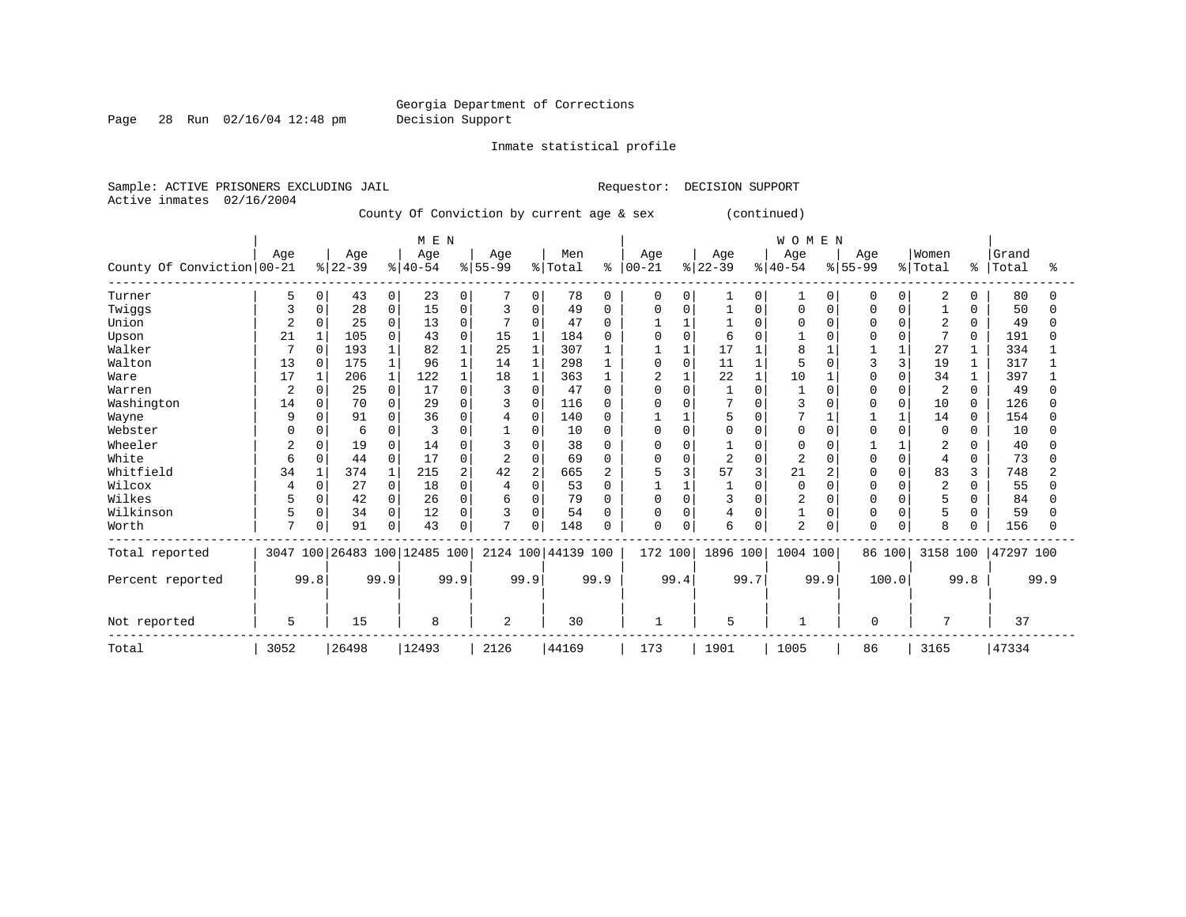Georgia Department of Corrections
Decision Support

Inmate statistical profile

Sample: ACTIVE PRISONERS EXCLUDING JAIL    Requestor: DECISION SUPPORT
Active inmates 02/16/2004

County Of Conviction by current age & sex (continued)

| County Of Conviction | MEN Age 00-21 | % | Age 22-39 | % | Age 40-54 | % | Age 55-99 | % | Men Total | % | WOMEN Age 00-21 | % | Age 22-39 | % | Age 40-54 | % | Age 55-99 | % | Women Total | % | Grand Total | % |
|---|---|---|---|---|---|---|---|---|---|---|---|---|---|---|---|---|---|---|---|---|---|---|
| Turner | 5 | 0 | 43 | 0 | 23 | 0 | 7 | 0 | 78 | 0 | 0 | 0 | 1 | 0 | 1 | 0 | 0 | 0 | 2 | 0 | 80 | 0 |
| Twiggs | 3 | 0 | 28 | 0 | 15 | 0 | 3 | 0 | 49 | 0 | 0 | 0 | 1 | 0 | 0 | 0 | 0 | 0 | 1 | 0 | 50 | 0 |
| Union | 2 | 0 | 25 | 0 | 13 | 0 | 7 | 0 | 47 | 0 | 1 | 1 | 1 | 0 | 0 | 0 | 0 | 0 | 2 | 0 | 49 | 0 |
| Upson | 21 | 1 | 105 | 0 | 43 | 0 | 15 | 1 | 184 | 0 | 0 | 0 | 6 | 0 | 1 | 0 | 0 | 0 | 7 | 0 | 191 | 0 |
| Walker | 7 | 0 | 193 | 1 | 82 | 1 | 25 | 1 | 307 | 1 | 1 | 1 | 17 | 1 | 8 | 1 | 1 | 1 | 27 | 1 | 334 | 1 |
| Walton | 13 | 0 | 175 | 1 | 96 | 1 | 14 | 1 | 298 | 1 | 0 | 0 | 11 | 1 | 5 | 0 | 3 | 3 | 19 | 1 | 317 | 1 |
| Ware | 17 | 1 | 206 | 1 | 122 | 1 | 18 | 1 | 363 | 1 | 2 | 1 | 22 | 1 | 10 | 1 | 0 | 0 | 34 | 1 | 397 | 1 |
| Warren | 2 | 0 | 25 | 0 | 17 | 0 | 3 | 0 | 47 | 0 | 0 | 0 | 1 | 0 | 1 | 0 | 0 | 0 | 2 | 0 | 49 | 0 |
| Washington | 14 | 0 | 70 | 0 | 29 | 0 | 3 | 0 | 116 | 0 | 0 | 0 | 7 | 0 | 3 | 0 | 0 | 0 | 10 | 0 | 126 | 0 |
| Wayne | 9 | 0 | 91 | 0 | 36 | 0 | 4 | 0 | 140 | 0 | 1 | 1 | 5 | 0 | 7 | 1 | 1 | 1 | 14 | 0 | 154 | 0 |
| Webster | 0 | 0 | 6 | 0 | 3 | 0 | 1 | 0 | 10 | 0 | 0 | 0 | 0 | 0 | 0 | 0 | 0 | 0 | 0 | 0 | 10 | 0 |
| Wheeler | 2 | 0 | 19 | 0 | 14 | 0 | 3 | 0 | 38 | 0 | 0 | 0 | 1 | 0 | 0 | 0 | 1 | 1 | 2 | 0 | 40 | 0 |
| White | 6 | 0 | 44 | 0 | 17 | 0 | 2 | 0 | 69 | 0 | 0 | 0 | 2 | 0 | 2 | 0 | 0 | 0 | 4 | 0 | 73 | 0 |
| Whitfield | 34 | 1 | 374 | 1 | 215 | 2 | 42 | 2 | 665 | 2 | 5 | 3 | 57 | 3 | 21 | 2 | 0 | 0 | 83 | 3 | 748 | 2 |
| Wilcox | 4 | 0 | 27 | 0 | 18 | 0 | 4 | 0 | 53 | 0 | 1 | 1 | 1 | 0 | 0 | 0 | 0 | 0 | 2 | 0 | 55 | 0 |
| Wilkes | 5 | 0 | 42 | 0 | 26 | 0 | 6 | 0 | 79 | 0 | 0 | 0 | 3 | 0 | 2 | 0 | 0 | 0 | 5 | 0 | 84 | 0 |
| Wilkinson | 5 | 0 | 34 | 0 | 12 | 0 | 3 | 0 | 54 | 0 | 0 | 0 | 4 | 0 | 1 | 0 | 0 | 0 | 5 | 0 | 59 | 0 |
| Worth | 7 | 0 | 91 | 0 | 43 | 0 | 7 | 0 | 148 | 0 | 0 | 0 | 6 | 0 | 2 | 0 | 0 | 0 | 8 | 0 | 156 | 0 |
| Total reported | 3047 | 100 | 26483 | 100 | 12485 | 100 | 2124 | 100 | 44139 | 100 | 172 | 100 | 1896 | 100 | 1004 | 100 | 86 | 100 | 3158 | 100 | 47297 | 100 |
| Percent reported | | 99.8 | | 99.9 | | 99.9 | | 99.9 | | 99.9 | | 99.4 | | 99.7 | | 99.9 | | 100.0 | | 99.8 | | 99.9 |
| Not reported | 5 | | 15 | | 8 | | 2 | | 30 | | 1 | | 5 | | 1 | | 0 | | 7 | | 37 | |
| Total | 3052 | | 26498 | | 12493 | | 2126 | | 44169 | | 173 | | 1901 | | 1005 | | 86 | | 3165 | | 47334 | |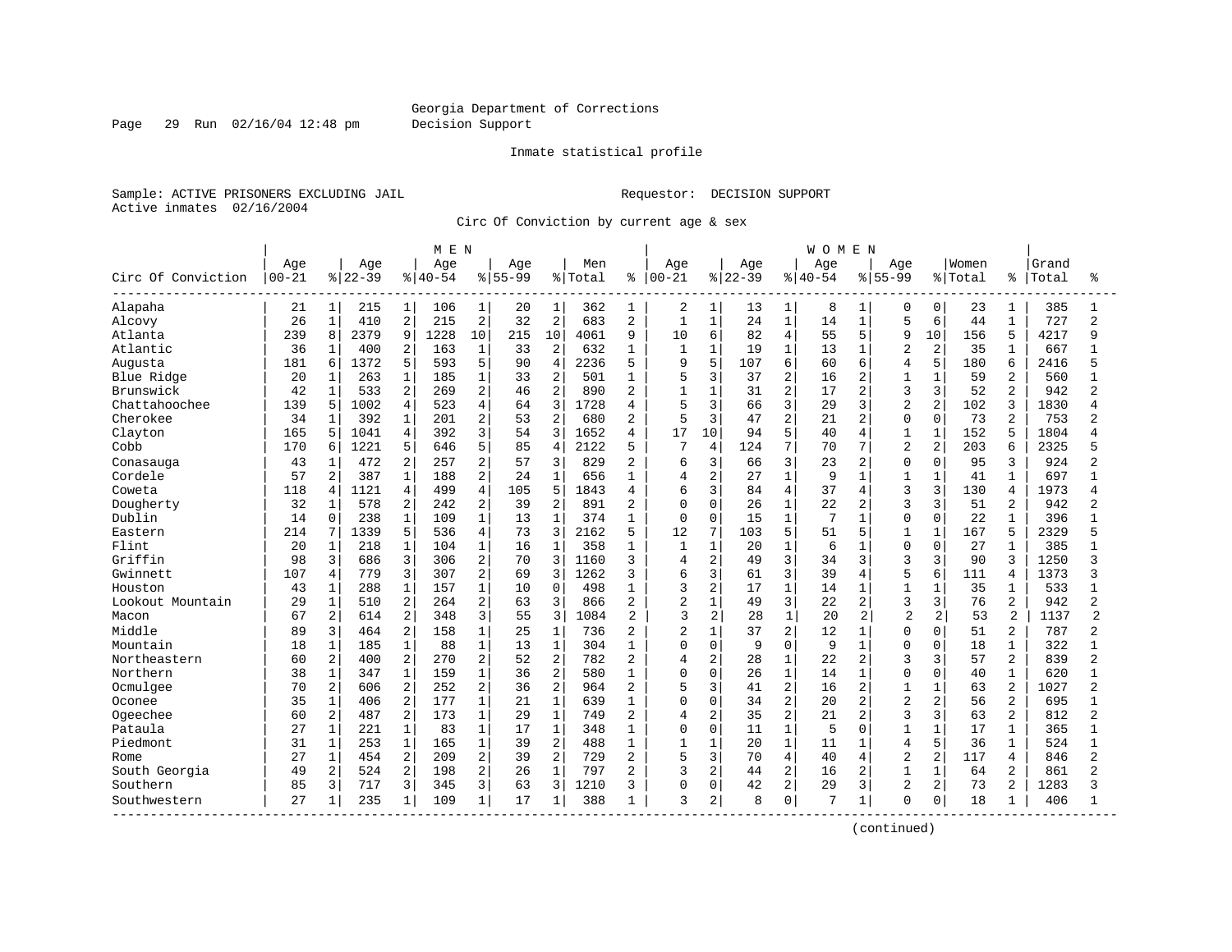Georgia Department of Corrections
Decision Support

Inmate statistical profile

Sample: ACTIVE PRISONERS EXCLUDING JAIL     Requestor: DECISION SUPPORT
Active inmates 02/16/2004

Circ Of Conviction by current age & sex

| Circ Of Conviction | MEN Age 00-21 | % | Age 22-39 | % | Age 40-54 | % | Age 55-99 | % | Men Total | % | WOMEN Age 00-21 | % | Age 22-39 | % | Age 40-54 | % | Age 55-99 | % | Women Total | % | Grand Total | % |
|---|---|---|---|---|---|---|---|---|---|---|---|---|---|---|---|---|---|---|---|---|---|---|
| Alapaha | 21 | 1 | 215 | 1 | 106 | 1 | 20 | 1 | 362 | 1 | 2 | 1 | 13 | 1 | 8 | 1 | 0 | 0 | 23 | 1 | 385 | 1 |
| Alcovy | 26 | 1 | 410 | 2 | 215 | 2 | 32 | 2 | 683 | 2 | 1 | 1 | 24 | 1 | 14 | 1 | 5 | 6 | 44 | 1 | 727 | 2 |
| Atlanta | 239 | 8 | 2379 | 9 | 1228 | 10 | 215 | 10 | 4061 | 9 | 10 | 6 | 82 | 4 | 55 | 5 | 9 | 10 | 156 | 5 | 4217 | 9 |
| Atlantic | 36 | 1 | 400 | 2 | 163 | 1 | 33 | 2 | 632 | 1 | 1 | 1 | 19 | 1 | 13 | 1 | 2 | 2 | 35 | 1 | 667 | 1 |
| Augusta | 181 | 6 | 1372 | 5 | 593 | 5 | 90 | 4 | 2236 | 5 | 9 | 5 | 107 | 6 | 60 | 6 | 4 | 5 | 180 | 6 | 2416 | 5 |
| Blue Ridge | 20 | 1 | 263 | 1 | 185 | 1 | 33 | 2 | 501 | 1 | 5 | 3 | 37 | 2 | 16 | 2 | 1 | 1 | 59 | 2 | 560 | 1 |
| Brunswick | 42 | 1 | 533 | 2 | 269 | 2 | 46 | 2 | 890 | 2 | 1 | 1 | 31 | 2 | 17 | 2 | 3 | 3 | 52 | 2 | 942 | 2 |
| Chattahoochee | 139 | 5 | 1002 | 4 | 523 | 4 | 64 | 3 | 1728 | 4 | 5 | 3 | 66 | 3 | 29 | 3 | 2 | 2 | 102 | 3 | 1830 | 4 |
| Cherokee | 34 | 1 | 392 | 1 | 201 | 2 | 53 | 2 | 680 | 2 | 5 | 3 | 47 | 2 | 21 | 2 | 0 | 0 | 73 | 2 | 753 | 2 |
| Clayton | 165 | 5 | 1041 | 4 | 392 | 3 | 54 | 3 | 1652 | 4 | 17 | 10 | 94 | 5 | 40 | 4 | 1 | 1 | 152 | 5 | 1804 | 4 |
| Cobb | 170 | 6 | 1221 | 5 | 646 | 5 | 85 | 4 | 2122 | 5 | 7 | 4 | 124 | 7 | 70 | 7 | 2 | 2 | 203 | 6 | 2325 | 5 |
| Conasauga | 43 | 1 | 472 | 2 | 257 | 2 | 57 | 3 | 829 | 2 | 6 | 3 | 66 | 3 | 23 | 2 | 0 | 0 | 95 | 3 | 924 | 2 |
| Cordele | 57 | 2 | 387 | 1 | 188 | 2 | 24 | 1 | 656 | 1 | 4 | 2 | 27 | 1 | 9 | 1 | 1 | 1 | 41 | 1 | 697 | 1 |
| Coweta | 118 | 4 | 1121 | 4 | 499 | 4 | 105 | 5 | 1843 | 4 | 6 | 3 | 84 | 4 | 37 | 4 | 3 | 3 | 130 | 4 | 1973 | 4 |
| Dougherty | 32 | 1 | 578 | 2 | 242 | 2 | 39 | 2 | 891 | 2 | 0 | 0 | 26 | 1 | 22 | 2 | 3 | 3 | 51 | 2 | 942 | 2 |
| Dublin | 14 | 0 | 238 | 1 | 109 | 1 | 13 | 1 | 374 | 1 | 0 | 0 | 15 | 1 | 7 | 1 | 0 | 0 | 22 | 1 | 396 | 1 |
| Eastern | 214 | 7 | 1339 | 5 | 536 | 4 | 73 | 3 | 2162 | 5 | 12 | 7 | 103 | 5 | 51 | 5 | 1 | 1 | 167 | 5 | 2329 | 5 |
| Flint | 20 | 1 | 218 | 1 | 104 | 1 | 16 | 1 | 358 | 1 | 1 | 1 | 20 | 1 | 6 | 1 | 0 | 0 | 27 | 1 | 385 | 1 |
| Griffin | 98 | 3 | 686 | 3 | 306 | 2 | 70 | 3 | 1160 | 3 | 4 | 2 | 49 | 3 | 34 | 3 | 3 | 3 | 90 | 3 | 1250 | 3 |
| Gwinnett | 107 | 4 | 779 | 3 | 307 | 2 | 69 | 3 | 1262 | 3 | 6 | 3 | 61 | 3 | 39 | 4 | 5 | 6 | 111 | 4 | 1373 | 3 |
| Houston | 43 | 1 | 288 | 1 | 157 | 1 | 10 | 0 | 498 | 1 | 3 | 2 | 17 | 1 | 14 | 1 | 1 | 1 | 35 | 1 | 533 | 1 |
| Lookout Mountain | 29 | 1 | 510 | 2 | 264 | 2 | 63 | 3 | 866 | 2 | 2 | 1 | 49 | 3 | 22 | 2 | 3 | 3 | 76 | 2 | 942 | 2 |
| Macon | 67 | 2 | 614 | 2 | 348 | 3 | 55 | 3 | 1084 | 2 | 3 | 2 | 28 | 1 | 20 | 2 | 2 | 2 | 53 | 2 | 1137 | 2 |
| Middle | 89 | 3 | 464 | 2 | 158 | 1 | 25 | 1 | 736 | 2 | 2 | 1 | 37 | 2 | 12 | 1 | 0 | 0 | 51 | 2 | 787 | 2 |
| Mountain | 18 | 1 | 185 | 1 | 88 | 1 | 13 | 1 | 304 | 1 | 0 | 0 | 9 | 0 | 9 | 1 | 0 | 0 | 18 | 1 | 322 | 1 |
| Northeastern | 60 | 2 | 400 | 2 | 270 | 2 | 52 | 2 | 782 | 2 | 4 | 2 | 28 | 1 | 22 | 2 | 3 | 3 | 57 | 2 | 839 | 2 |
| Northern | 38 | 1 | 347 | 1 | 159 | 1 | 36 | 2 | 580 | 1 | 0 | 0 | 26 | 1 | 14 | 1 | 0 | 0 | 40 | 1 | 620 | 1 |
| Ocmulgee | 70 | 2 | 606 | 2 | 252 | 2 | 36 | 2 | 964 | 2 | 5 | 3 | 41 | 2 | 16 | 2 | 1 | 1 | 63 | 2 | 1027 | 2 |
| Oconee | 35 | 1 | 406 | 2 | 177 | 1 | 21 | 1 | 639 | 1 | 0 | 0 | 34 | 2 | 20 | 2 | 2 | 2 | 56 | 2 | 695 | 1 |
| Ogeechee | 60 | 2 | 487 | 2 | 173 | 1 | 29 | 1 | 749 | 2 | 4 | 2 | 35 | 2 | 21 | 2 | 3 | 3 | 63 | 2 | 812 | 2 |
| Pataula | 27 | 1 | 221 | 1 | 83 | 1 | 17 | 1 | 348 | 1 | 0 | 0 | 11 | 1 | 5 | 0 | 1 | 1 | 17 | 1 | 365 | 1 |
| Piedmont | 31 | 1 | 253 | 1 | 165 | 1 | 39 | 2 | 488 | 1 | 1 | 1 | 20 | 1 | 11 | 1 | 4 | 5 | 36 | 1 | 524 | 1 |
| Rome | 27 | 1 | 454 | 2 | 209 | 2 | 39 | 2 | 729 | 2 | 5 | 3 | 70 | 4 | 40 | 4 | 2 | 2 | 117 | 4 | 846 | 2 |
| South Georgia | 49 | 2 | 524 | 2 | 198 | 2 | 26 | 1 | 797 | 2 | 3 | 2 | 44 | 2 | 16 | 2 | 1 | 1 | 64 | 2 | 861 | 2 |
| Southern | 85 | 3 | 717 | 3 | 345 | 3 | 63 | 3 | 1210 | 3 | 0 | 0 | 42 | 2 | 29 | 3 | 2 | 2 | 73 | 2 | 1283 | 3 |
| Southwestern | 27 | 1 | 235 | 1 | 109 | 1 | 17 | 1 | 388 | 1 | 3 | 2 | 8 | 0 | 7 | 1 | 0 | 0 | 18 | 1 | 406 | 1 |

(continued)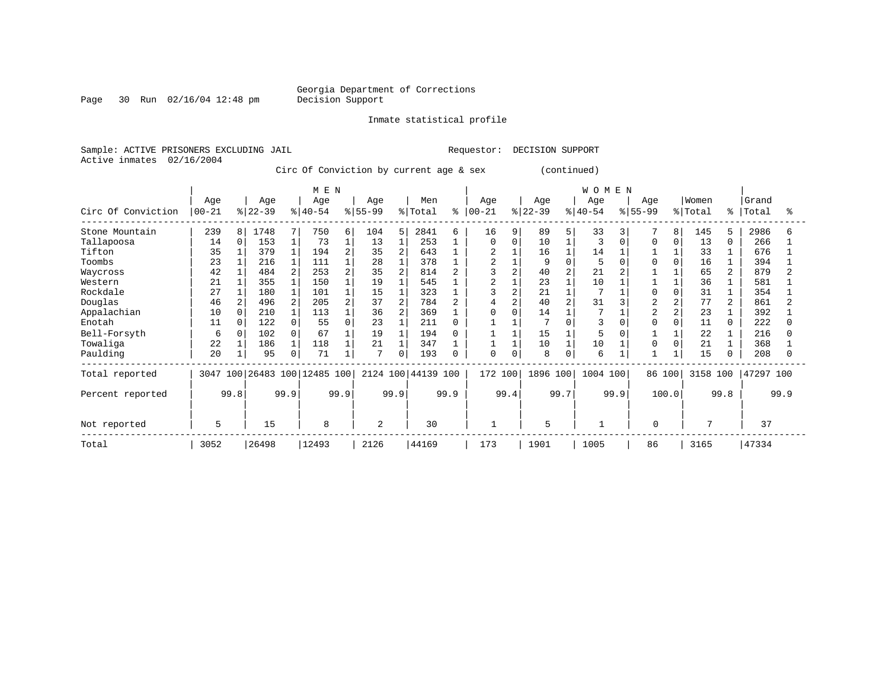Georgia Department of Corrections
Decision Support

Inmate statistical profile

Sample: ACTIVE PRISONERS EXCLUDING JAIL    Requestor: DECISION SUPPORT
Active inmates 02/16/2004

Circ Of Conviction by current age & sex (continued)

| Circ Of Conviction | MEN Age 00-21 | % | Age 22-39 | % | Age 40-54 | % | Age 55-99 | % | Men Total | % | WOMEN Age 00-21 | % | Age 22-39 | % | Age 40-54 | % | Age 55-99 | % | Women Total | % | Grand Total | % |
|---|---|---|---|---|---|---|---|---|---|---|---|---|---|---|---|---|---|---|---|---|---|---|
| Stone Mountain | 239 | 8 | 1748 | 7 | 750 | 6 | 104 | 5 | 2841 | 6 | 16 | 9 | 89 | 5 | 33 | 3 | 7 | 8 | 145 | 5 | 2986 | 6 |
| Tallapoosa | 14 | 0 | 153 | 1 | 73 | 1 | 13 | 1 | 253 | 1 | 0 | 0 | 10 | 1 | 3 | 0 | 0 | 0 | 13 | 0 | 266 | 1 |
| Tifton | 35 | 1 | 379 | 1 | 194 | 2 | 35 | 2 | 643 | 1 | 2 | 1 | 16 | 1 | 14 | 1 | 1 | 1 | 33 | 1 | 676 | 1 |
| Toombs | 23 | 1 | 216 | 1 | 111 | 1 | 28 | 1 | 378 | 1 | 2 | 1 | 9 | 0 | 5 | 0 | 0 | 0 | 16 | 1 | 394 | 1 |
| Waycross | 42 | 1 | 484 | 2 | 253 | 2 | 35 | 2 | 814 | 2 | 3 | 2 | 40 | 2 | 21 | 2 | 1 | 1 | 65 | 2 | 879 | 2 |
| Western | 21 | 1 | 355 | 1 | 150 | 1 | 19 | 1 | 545 | 1 | 2 | 1 | 23 | 1 | 10 | 1 | 1 | 1 | 36 | 1 | 581 | 1 |
| Rockdale | 27 | 1 | 180 | 1 | 101 | 1 | 15 | 1 | 323 | 1 | 3 | 2 | 21 | 1 | 7 | 1 | 0 | 0 | 31 | 1 | 354 | 1 |
| Douglas | 46 | 2 | 496 | 2 | 205 | 2 | 37 | 2 | 784 | 2 | 4 | 2 | 40 | 2 | 31 | 3 | 2 | 2 | 77 | 2 | 861 | 2 |
| Appalachian | 10 | 0 | 210 | 1 | 113 | 1 | 36 | 2 | 369 | 1 | 0 | 0 | 14 | 1 | 7 | 1 | 2 | 2 | 23 | 1 | 392 | 1 |
| Enotah | 11 | 0 | 122 | 0 | 55 | 0 | 23 | 1 | 211 | 0 | 1 | 1 | 7 | 0 | 3 | 0 | 0 | 0 | 11 | 0 | 222 | 0 |
| Bell-Forsyth | 6 | 0 | 102 | 0 | 67 | 1 | 19 | 1 | 194 | 0 | 1 | 1 | 15 | 1 | 5 | 0 | 1 | 1 | 22 | 1 | 216 | 0 |
| Towaliga | 22 | 1 | 186 | 1 | 118 | 1 | 21 | 1 | 347 | 1 | 1 | 1 | 10 | 1 | 10 | 1 | 0 | 0 | 21 | 1 | 368 | 1 |
| Paulding | 20 | 1 | 95 | 0 | 71 | 1 | 7 | 0 | 193 | 0 | 0 | 0 | 8 | 0 | 6 | 1 | 1 | 1 | 15 | 0 | 208 | 0 |
| Total reported | 3047 | 100 | 26483 | 100 | 12485 | 100 | 2124 | 100 | 44139 | 100 | 172 | 100 | 1896 | 100 | 1004 | 100 | 86 | 100 | 3158 | 100 | 47297 | 100 |
| Percent reported | | 99.8 | | 99.9 | | 99.9 | | 99.9 | | 99.9 | | 99.4 | | 99.7 | | 99.9 | | 100.0 | | 99.8 | | 99.9 |
| Not reported | 5 | | 15 | | 8 | | 2 | | 30 | | 1 | | 5 | | 1 | | 0 | | 7 | | 37 | |
| Total | 3052 | | 26498 | | 12493 | | 2126 | | 44169 | | 173 | | 1901 | | 1005 | | 86 | | 3165 | | 47334 | |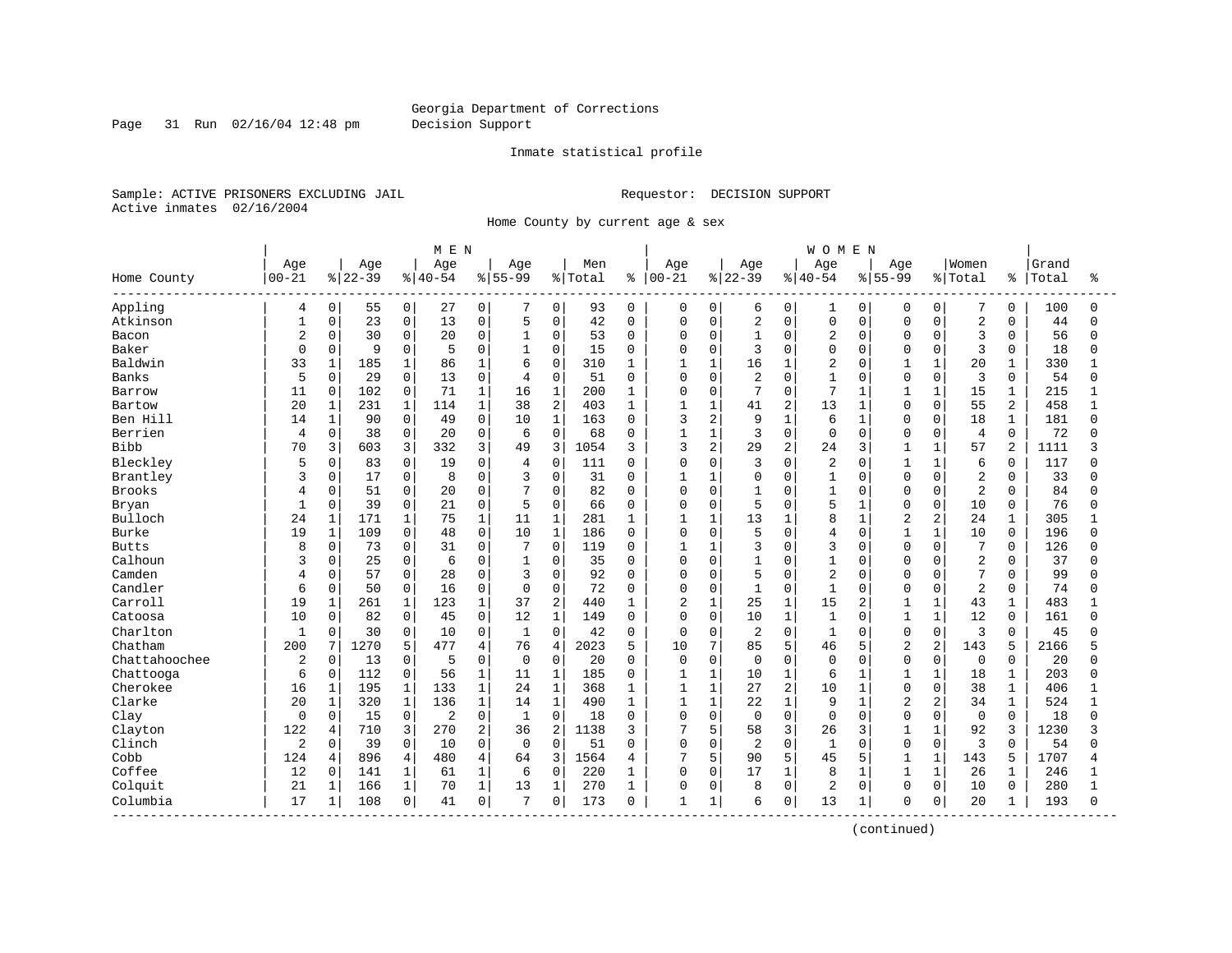Georgia Department of Corrections
Decision Support

Inmate statistical profile

Sample: ACTIVE PRISONERS EXCLUDING JAIL                                   Requestor: DECISION SUPPORT
Active inmates 02/16/2004

Home County by current age & sex

| Home County | MEN Age 00-21 | % | Age 22-39 | % | Age 40-54 | % | Age 55-99 | % | Men Total | % | WOMEN Age 00-21 | % | Age 22-39 | % | Age 40-54 | % | Age 55-99 | % | Women Total | % | Grand Total | % |
|---|---|---|---|---|---|---|---|---|---|---|---|---|---|---|---|---|---|---|---|---|---|---|
| Appling | 4 | 0 | 55 | 0 | 27 | 0 | 7 | 0 | 93 | 0 | 0 | 0 | 6 | 0 | 1 | 0 | 0 | 0 | 7 | 0 | 100 | 0 |
| Atkinson | 1 | 0 | 23 | 0 | 13 | 0 | 5 | 0 | 42 | 0 | 0 | 0 | 2 | 0 | 0 | 0 | 0 | 0 | 2 | 0 | 44 | 0 |
| Bacon | 2 | 0 | 30 | 0 | 20 | 0 | 1 | 0 | 53 | 0 | 0 | 0 | 1 | 0 | 2 | 0 | 0 | 0 | 3 | 0 | 56 | 0 |
| Baker | 0 | 0 | 9 | 0 | 5 | 0 | 1 | 0 | 15 | 0 | 0 | 0 | 3 | 0 | 0 | 0 | 0 | 0 | 3 | 0 | 18 | 0 |
| Baldwin | 33 | 1 | 185 | 1 | 86 | 1 | 6 | 0 | 310 | 1 | 1 | 1 | 16 | 1 | 2 | 0 | 1 | 1 | 20 | 1 | 330 | 1 |
| Banks | 5 | 0 | 29 | 0 | 13 | 0 | 4 | 0 | 51 | 0 | 0 | 0 | 2 | 0 | 1 | 0 | 0 | 0 | 3 | 0 | 54 | 0 |
| Barrow | 11 | 0 | 102 | 0 | 71 | 1 | 16 | 1 | 200 | 1 | 0 | 0 | 7 | 0 | 7 | 1 | 1 | 1 | 15 | 1 | 215 | 1 |
| Bartow | 20 | 1 | 231 | 1 | 114 | 1 | 38 | 2 | 403 | 1 | 1 | 1 | 41 | 2 | 13 | 1 | 0 | 0 | 55 | 2 | 458 | 1 |
| Ben Hill | 14 | 1 | 90 | 0 | 49 | 0 | 10 | 1 | 163 | 0 | 3 | 2 | 9 | 1 | 6 | 1 | 0 | 0 | 18 | 1 | 181 | 0 |
| Berrien | 4 | 0 | 38 | 0 | 20 | 0 | 6 | 0 | 68 | 0 | 1 | 1 | 3 | 0 | 0 | 0 | 0 | 0 | 4 | 0 | 72 | 0 |
| Bibb | 70 | 3 | 603 | 3 | 332 | 3 | 49 | 3 | 1054 | 3 | 3 | 2 | 29 | 2 | 24 | 3 | 1 | 1 | 57 | 2 | 1111 | 3 |
| Bleckley | 5 | 0 | 83 | 0 | 19 | 0 | 4 | 0 | 111 | 0 | 0 | 0 | 3 | 0 | 2 | 0 | 1 | 1 | 6 | 0 | 117 | 0 |
| Brantley | 3 | 0 | 17 | 0 | 8 | 0 | 3 | 0 | 31 | 0 | 1 | 1 | 0 | 0 | 1 | 0 | 0 | 0 | 2 | 0 | 33 | 0 |
| Brooks | 4 | 0 | 51 | 0 | 20 | 0 | 7 | 0 | 82 | 0 | 0 | 0 | 1 | 0 | 1 | 0 | 0 | 0 | 2 | 0 | 84 | 0 |
| Bryan | 1 | 0 | 39 | 0 | 21 | 0 | 5 | 0 | 66 | 0 | 0 | 0 | 5 | 0 | 5 | 1 | 0 | 0 | 10 | 0 | 76 | 0 |
| Bulloch | 24 | 1 | 171 | 1 | 75 | 1 | 11 | 1 | 281 | 1 | 1 | 1 | 13 | 1 | 8 | 1 | 2 | 2 | 24 | 1 | 305 | 1 |
| Burke | 19 | 1 | 109 | 0 | 48 | 0 | 10 | 1 | 186 | 0 | 0 | 0 | 5 | 0 | 4 | 0 | 1 | 1 | 10 | 0 | 196 | 0 |
| Butts | 8 | 0 | 73 | 0 | 31 | 0 | 7 | 0 | 119 | 0 | 1 | 1 | 3 | 0 | 3 | 0 | 0 | 0 | 7 | 0 | 126 | 0 |
| Calhoun | 3 | 0 | 25 | 0 | 6 | 0 | 1 | 0 | 35 | 0 | 0 | 0 | 1 | 0 | 1 | 0 | 0 | 0 | 2 | 0 | 37 | 0 |
| Camden | 4 | 0 | 57 | 0 | 28 | 0 | 3 | 0 | 92 | 0 | 0 | 0 | 5 | 0 | 2 | 0 | 0 | 0 | 7 | 0 | 99 | 0 |
| Candler | 6 | 0 | 50 | 0 | 16 | 0 | 0 | 0 | 72 | 0 | 0 | 0 | 1 | 0 | 1 | 0 | 0 | 0 | 2 | 0 | 74 | 0 |
| Carroll | 19 | 1 | 261 | 1 | 123 | 1 | 37 | 2 | 440 | 1 | 2 | 1 | 25 | 1 | 15 | 2 | 1 | 1 | 43 | 1 | 483 | 1 |
| Catoosa | 10 | 0 | 82 | 0 | 45 | 0 | 12 | 1 | 149 | 0 | 0 | 0 | 10 | 1 | 1 | 0 | 1 | 1 | 12 | 0 | 161 | 0 |
| Charlton | 1 | 0 | 30 | 0 | 10 | 0 | 1 | 0 | 42 | 0 | 0 | 0 | 2 | 0 | 1 | 0 | 0 | 0 | 3 | 0 | 45 | 0 |
| Chatham | 200 | 7 | 1270 | 5 | 477 | 4 | 76 | 4 | 2023 | 5 | 10 | 7 | 85 | 5 | 46 | 5 | 2 | 2 | 143 | 5 | 2166 | 5 |
| Chattahoochee | 2 | 0 | 13 | 0 | 5 | 0 | 0 | 0 | 20 | 0 | 0 | 0 | 0 | 0 | 0 | 0 | 0 | 0 | 0 | 0 | 20 | 0 |
| Chattooga | 6 | 0 | 112 | 0 | 56 | 1 | 11 | 1 | 185 | 0 | 1 | 1 | 10 | 1 | 6 | 1 | 1 | 1 | 18 | 1 | 203 | 0 |
| Cherokee | 16 | 1 | 195 | 1 | 133 | 1 | 24 | 1 | 368 | 1 | 1 | 1 | 27 | 2 | 10 | 1 | 0 | 0 | 38 | 1 | 406 | 1 |
| Clarke | 20 | 1 | 320 | 1 | 136 | 1 | 14 | 1 | 490 | 1 | 1 | 1 | 22 | 1 | 9 | 1 | 2 | 2 | 34 | 1 | 524 | 1 |
| Clay | 0 | 0 | 15 | 0 | 2 | 0 | 1 | 0 | 18 | 0 | 0 | 0 | 0 | 0 | 0 | 0 | 0 | 0 | 0 | 0 | 18 | 0 |
| Clayton | 122 | 4 | 710 | 3 | 270 | 2 | 36 | 2 | 1138 | 3 | 7 | 5 | 58 | 3 | 26 | 3 | 1 | 1 | 92 | 3 | 1230 | 3 |
| Clinch | 2 | 0 | 39 | 0 | 10 | 0 | 0 | 0 | 51 | 0 | 0 | 0 | 2 | 0 | 1 | 0 | 0 | 0 | 3 | 0 | 54 | 0 |
| Cobb | 124 | 4 | 896 | 4 | 480 | 4 | 64 | 3 | 1564 | 4 | 7 | 5 | 90 | 5 | 45 | 5 | 1 | 1 | 143 | 5 | 1707 | 4 |
| Coffee | 12 | 0 | 141 | 1 | 61 | 1 | 6 | 0 | 220 | 1 | 0 | 0 | 17 | 1 | 8 | 1 | 1 | 1 | 26 | 1 | 246 | 1 |
| Colquit | 21 | 1 | 166 | 1 | 70 | 1 | 13 | 1 | 270 | 1 | 0 | 0 | 8 | 0 | 2 | 0 | 0 | 0 | 10 | 0 | 280 | 1 |
| Columbia | 17 | 1 | 108 | 0 | 41 | 0 | 7 | 0 | 173 | 0 | 1 | 1 | 6 | 0 | 13 | 1 | 0 | 0 | 20 | 1 | 193 | 0 |

(continued)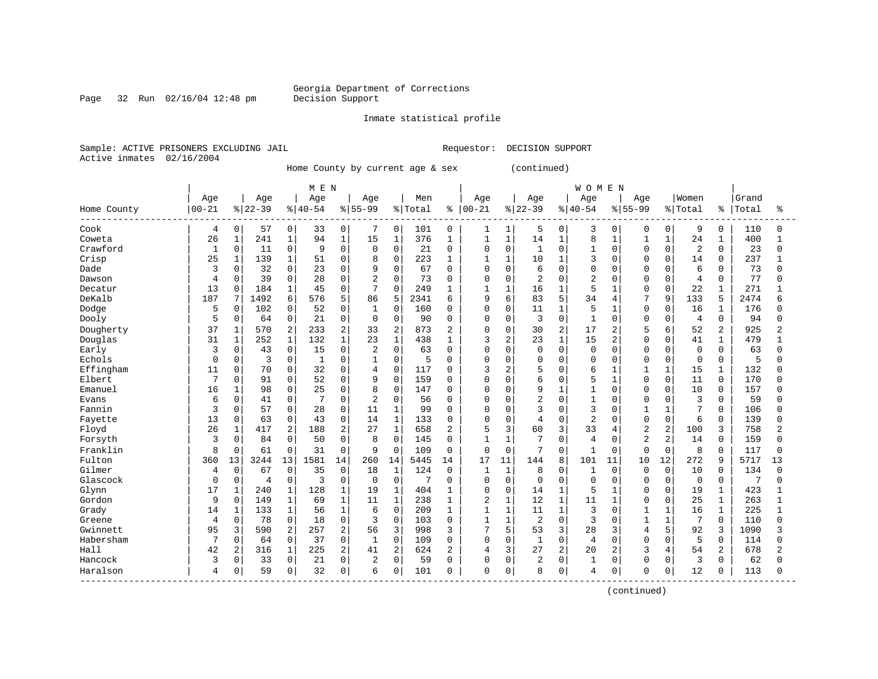Georgia Department of Corrections
Decision Support

Inmate statistical profile

Sample: ACTIVE PRISONERS EXCLUDING JAIL                                   Requestor: DECISION SUPPORT
Active inmates 02/16/2004

Home County by current age & sex (continued)

| Home County | MEN Age 00-21 | % | Age 22-39 | % | Age 40-54 | % | Age 55-99 | % | Men Total | % | WOMEN Age 00-21 | % | Age 22-39 | % | Age 40-54 | % | Age 55-99 | % | Women Total | % | Grand Total | % |
|---|---|---|---|---|---|---|---|---|---|---|---|---|---|---|---|---|---|---|---|---|---|---|
| Cook | 4 | 0 | 57 | 0 | 33 | 0 | 7 | 0 | 101 | 0 | 1 | 1 | 5 | 0 | 3 | 0 | 0 | 0 | 9 | 0 | 110 | 0 |
| Coweta | 26 | 1 | 241 | 1 | 94 | 1 | 15 | 1 | 376 | 1 | 1 | 1 | 14 | 1 | 8 | 1 | 1 | 1 | 24 | 1 | 400 | 1 |
| Crawford | 1 | 0 | 11 | 0 | 9 | 0 | 0 | 0 | 21 | 0 | 0 | 0 | 1 | 0 | 1 | 0 | 0 | 0 | 2 | 0 | 23 | 0 |
| Crisp | 25 | 1 | 139 | 1 | 51 | 0 | 8 | 0 | 223 | 1 | 1 | 1 | 10 | 1 | 3 | 0 | 0 | 0 | 14 | 0 | 237 | 1 |
| Dade | 3 | 0 | 32 | 0 | 23 | 0 | 9 | 0 | 67 | 0 | 0 | 0 | 6 | 0 | 0 | 0 | 0 | 0 | 6 | 0 | 73 | 0 |
| Dawson | 4 | 0 | 39 | 0 | 28 | 0 | 2 | 0 | 73 | 0 | 0 | 0 | 2 | 0 | 2 | 0 | 0 | 0 | 4 | 0 | 77 | 0 |
| Decatur | 13 | 0 | 184 | 1 | 45 | 0 | 7 | 0 | 249 | 1 | 1 | 1 | 16 | 1 | 5 | 1 | 0 | 0 | 22 | 1 | 271 | 1 |
| DeKalb | 187 | 7 | 1492 | 6 | 576 | 5 | 86 | 5 | 2341 | 6 | 9 | 6 | 83 | 5 | 34 | 4 | 7 | 9 | 133 | 5 | 2474 | 6 |
| Dodge | 5 | 0 | 102 | 0 | 52 | 0 | 1 | 0 | 160 | 0 | 0 | 0 | 11 | 1 | 5 | 1 | 0 | 0 | 16 | 1 | 176 | 0 |
| Dooly | 5 | 0 | 64 | 0 | 21 | 0 | 0 | 0 | 90 | 0 | 0 | 0 | 3 | 0 | 1 | 0 | 0 | 0 | 4 | 0 | 94 | 0 |
| Dougherty | 37 | 1 | 570 | 2 | 233 | 2 | 33 | 2 | 873 | 2 | 0 | 0 | 30 | 2 | 17 | 2 | 5 | 6 | 52 | 2 | 925 | 2 |
| Douglas | 31 | 1 | 252 | 1 | 132 | 1 | 23 | 1 | 438 | 1 | 3 | 2 | 23 | 1 | 15 | 2 | 0 | 0 | 41 | 1 | 479 | 1 |
| Early | 3 | 0 | 43 | 0 | 15 | 0 | 2 | 0 | 63 | 0 | 0 | 0 | 0 | 0 | 0 | 0 | 0 | 0 | 0 | 0 | 63 | 0 |
| Echols | 0 | 0 | 3 | 0 | 1 | 0 | 1 | 0 | 5 | 0 | 0 | 0 | 0 | 0 | 0 | 0 | 0 | 0 | 0 | 0 | 5 | 0 |
| Effingham | 11 | 0 | 70 | 0 | 32 | 0 | 4 | 0 | 117 | 0 | 3 | 2 | 5 | 0 | 6 | 1 | 1 | 1 | 15 | 1 | 132 | 0 |
| Elbert | 7 | 0 | 91 | 0 | 52 | 0 | 9 | 0 | 159 | 0 | 0 | 0 | 6 | 0 | 5 | 1 | 0 | 0 | 11 | 0 | 170 | 0 |
| Emanuel | 16 | 1 | 98 | 0 | 25 | 0 | 8 | 0 | 147 | 0 | 0 | 0 | 9 | 1 | 1 | 0 | 0 | 0 | 10 | 0 | 157 | 0 |
| Evans | 6 | 0 | 41 | 0 | 7 | 0 | 2 | 0 | 56 | 0 | 0 | 0 | 2 | 0 | 1 | 0 | 0 | 0 | 3 | 0 | 59 | 0 |
| Fannin | 3 | 0 | 57 | 0 | 28 | 0 | 11 | 1 | 99 | 0 | 0 | 0 | 3 | 0 | 3 | 0 | 1 | 1 | 7 | 0 | 106 | 0 |
| Fayette | 13 | 0 | 63 | 0 | 43 | 0 | 14 | 1 | 133 | 0 | 0 | 0 | 4 | 0 | 2 | 0 | 0 | 0 | 6 | 0 | 139 | 0 |
| Floyd | 26 | 1 | 417 | 2 | 188 | 2 | 27 | 1 | 658 | 2 | 5 | 3 | 60 | 3 | 33 | 4 | 2 | 2 | 100 | 3 | 758 | 2 |
| Forsyth | 3 | 0 | 84 | 0 | 50 | 0 | 8 | 0 | 145 | 0 | 1 | 1 | 7 | 0 | 4 | 0 | 2 | 2 | 14 | 0 | 159 | 0 |
| Franklin | 8 | 0 | 61 | 0 | 31 | 0 | 9 | 0 | 109 | 0 | 0 | 0 | 7 | 0 | 1 | 0 | 0 | 0 | 8 | 0 | 117 | 0 |
| Fulton | 360 | 13 | 3244 | 13 | 1581 | 14 | 260 | 14 | 5445 | 14 | 17 | 11 | 144 | 8 | 101 | 11 | 10 | 12 | 272 | 9 | 5717 | 13 |
| Gilmer | 4 | 0 | 67 | 0 | 35 | 0 | 18 | 1 | 124 | 0 | 1 | 1 | 8 | 0 | 1 | 0 | 0 | 0 | 10 | 0 | 134 | 0 |
| Glascock | 0 | 0 | 4 | 0 | 3 | 0 | 0 | 0 | 7 | 0 | 0 | 0 | 0 | 0 | 0 | 0 | 0 | 0 | 0 | 0 | 7 | 0 |
| Glynn | 17 | 1 | 240 | 1 | 128 | 1 | 19 | 1 | 404 | 1 | 0 | 0 | 14 | 1 | 5 | 1 | 0 | 0 | 19 | 1 | 423 | 1 |
| Gordon | 9 | 0 | 149 | 1 | 69 | 1 | 11 | 1 | 238 | 1 | 2 | 1 | 12 | 1 | 11 | 1 | 0 | 0 | 25 | 1 | 263 | 1 |
| Grady | 14 | 1 | 133 | 1 | 56 | 1 | 6 | 0 | 209 | 1 | 1 | 1 | 11 | 1 | 3 | 0 | 1 | 1 | 16 | 1 | 225 | 1 |
| Greene | 4 | 0 | 78 | 0 | 18 | 0 | 3 | 0 | 103 | 0 | 1 | 1 | 2 | 0 | 3 | 0 | 1 | 1 | 7 | 0 | 110 | 0 |
| Gwinnett | 95 | 3 | 590 | 2 | 257 | 2 | 56 | 3 | 998 | 3 | 7 | 5 | 53 | 3 | 28 | 3 | 4 | 5 | 92 | 3 | 1090 | 3 |
| Habersham | 7 | 0 | 64 | 0 | 37 | 0 | 1 | 0 | 109 | 0 | 0 | 0 | 1 | 0 | 4 | 0 | 0 | 0 | 5 | 0 | 114 | 0 |
| Hall | 42 | 2 | 316 | 1 | 225 | 2 | 41 | 2 | 624 | 2 | 4 | 3 | 27 | 2 | 20 | 2 | 3 | 4 | 54 | 2 | 678 | 2 |
| Hancock | 3 | 0 | 33 | 0 | 21 | 0 | 2 | 0 | 59 | 0 | 0 | 0 | 2 | 0 | 1 | 0 | 0 | 0 | 3 | 0 | 62 | 0 |
| Haralson | 4 | 0 | 59 | 0 | 32 | 0 | 6 | 0 | 101 | 0 | 0 | 0 | 8 | 0 | 4 | 0 | 0 | 0 | 12 | 0 | 113 | 0 |

(continued)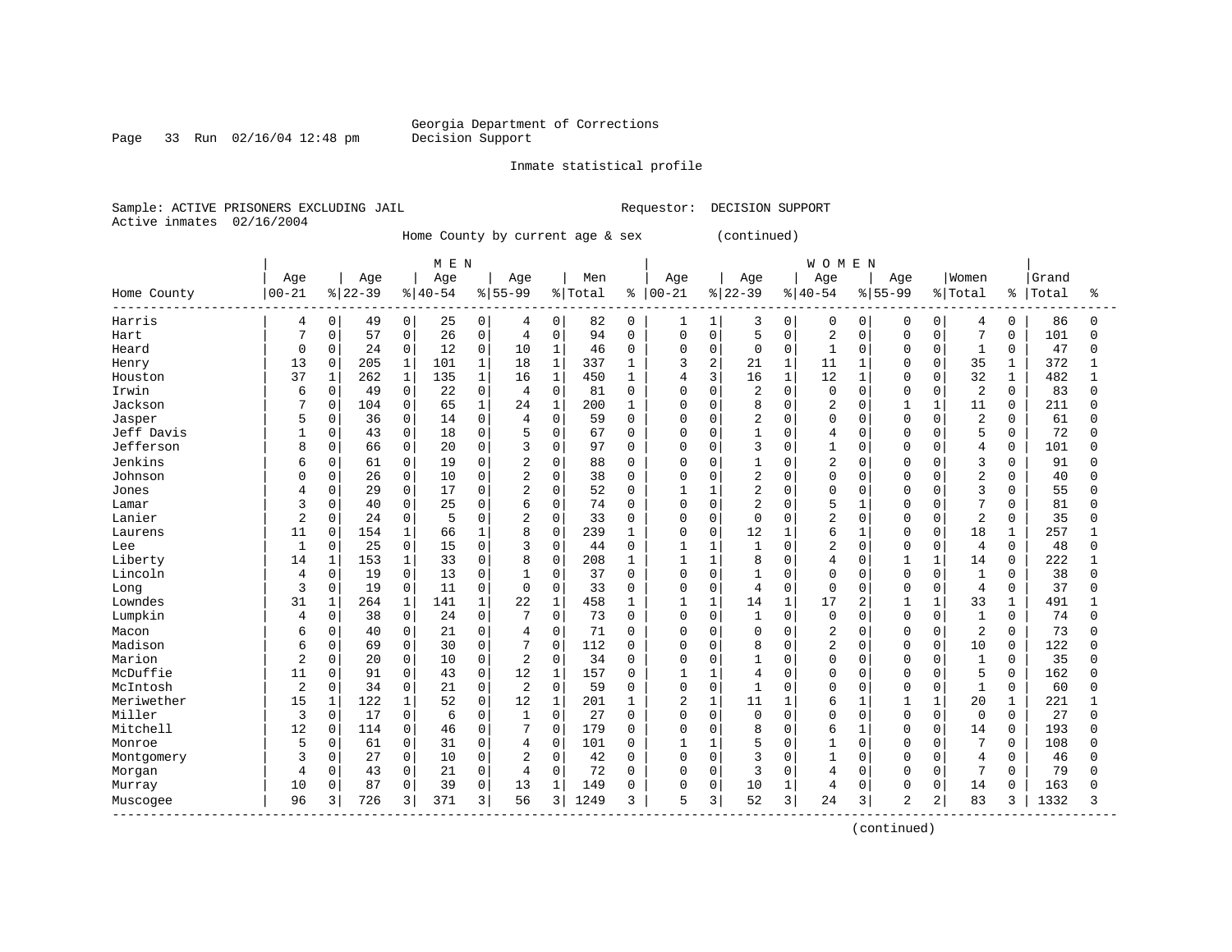Georgia Department of Corrections
Decision Support

Inmate statistical profile

Sample: ACTIVE PRISONERS EXCLUDING JAIL    Requestor: DECISION SUPPORT
Active inmates 02/16/2004

Home County by current age & sex (continued)

| Home County | MEN Age 00-21 | % | Age 22-39 | % | Age 40-54 | % | Age 55-99 | % | Men Total | % | WOMEN Age 00-21 | % | Age 22-39 | % | Age 40-54 | % | Age 55-99 | % | Women Total | % | Grand Total | % |
|---|---|---|---|---|---|---|---|---|---|---|---|---|---|---|---|---|---|---|---|---|---|---|
| Harris | 4 | 0 | 49 | 0 | 25 | 0 | 4 | 0 | 82 | 0 | 1 | 1 | 3 | 0 | 0 | 0 | 0 | 0 | 4 | 0 | 86 | 0 |
| Hart | 7 | 0 | 57 | 0 | 26 | 0 | 4 | 0 | 94 | 0 | 0 | 0 | 5 | 0 | 2 | 0 | 0 | 0 | 7 | 0 | 101 | 0 |
| Heard | 0 | 0 | 24 | 0 | 12 | 0 | 10 | 1 | 46 | 0 | 0 | 0 | 0 | 0 | 1 | 0 | 0 | 0 | 1 | 0 | 47 | 0 |
| Henry | 13 | 0 | 205 | 1 | 101 | 1 | 18 | 1 | 337 | 1 | 3 | 2 | 21 | 1 | 11 | 1 | 0 | 0 | 35 | 1 | 372 | 1 |
| Houston | 37 | 1 | 262 | 1 | 135 | 1 | 16 | 1 | 450 | 1 | 4 | 3 | 16 | 1 | 12 | 1 | 0 | 0 | 32 | 1 | 482 | 1 |
| Irwin | 6 | 0 | 49 | 0 | 22 | 0 | 4 | 0 | 81 | 0 | 0 | 0 | 2 | 0 | 0 | 0 | 0 | 0 | 2 | 0 | 83 | 0 |
| Jackson | 7 | 0 | 104 | 0 | 65 | 1 | 24 | 1 | 200 | 1 | 0 | 0 | 8 | 0 | 2 | 0 | 1 | 1 | 11 | 0 | 211 | 0 |
| Jasper | 5 | 0 | 36 | 0 | 14 | 0 | 4 | 0 | 59 | 0 | 0 | 0 | 2 | 0 | 0 | 0 | 0 | 0 | 2 | 0 | 61 | 0 |
| Jeff Davis | 1 | 0 | 43 | 0 | 18 | 0 | 5 | 0 | 67 | 0 | 0 | 0 | 1 | 0 | 4 | 0 | 0 | 0 | 5 | 0 | 72 | 0 |
| Jefferson | 8 | 0 | 66 | 0 | 20 | 0 | 3 | 0 | 97 | 0 | 0 | 0 | 3 | 0 | 1 | 0 | 0 | 0 | 4 | 0 | 101 | 0 |
| Jenkins | 6 | 0 | 61 | 0 | 19 | 0 | 2 | 0 | 88 | 0 | 0 | 0 | 1 | 0 | 2 | 0 | 0 | 0 | 3 | 0 | 91 | 0 |
| Johnson | 0 | 0 | 26 | 0 | 10 | 0 | 2 | 0 | 38 | 0 | 0 | 0 | 2 | 0 | 0 | 0 | 0 | 0 | 2 | 0 | 40 | 0 |
| Jones | 4 | 0 | 29 | 0 | 17 | 0 | 2 | 0 | 52 | 0 | 1 | 1 | 2 | 0 | 0 | 0 | 0 | 0 | 3 | 0 | 55 | 0 |
| Lamar | 3 | 0 | 40 | 0 | 25 | 0 | 6 | 0 | 74 | 0 | 0 | 0 | 2 | 0 | 5 | 1 | 0 | 0 | 7 | 0 | 81 | 0 |
| Lanier | 2 | 0 | 24 | 0 | 5 | 0 | 2 | 0 | 33 | 0 | 0 | 0 | 0 | 0 | 2 | 0 | 0 | 0 | 2 | 0 | 35 | 0 |
| Laurens | 11 | 0 | 154 | 1 | 66 | 1 | 8 | 0 | 239 | 1 | 0 | 0 | 12 | 1 | 6 | 1 | 0 | 0 | 18 | 1 | 257 | 1 |
| Lee | 1 | 0 | 25 | 0 | 15 | 0 | 3 | 0 | 44 | 0 | 1 | 1 | 1 | 0 | 2 | 0 | 0 | 0 | 4 | 0 | 48 | 0 |
| Liberty | 14 | 1 | 153 | 1 | 33 | 0 | 8 | 0 | 208 | 1 | 1 | 1 | 8 | 0 | 4 | 0 | 1 | 1 | 14 | 0 | 222 | 1 |
| Lincoln | 4 | 0 | 19 | 0 | 13 | 0 | 1 | 0 | 37 | 0 | 0 | 0 | 1 | 0 | 0 | 0 | 0 | 0 | 1 | 0 | 38 | 0 |
| Long | 3 | 0 | 19 | 0 | 11 | 0 | 0 | 0 | 33 | 0 | 0 | 0 | 4 | 0 | 0 | 0 | 0 | 0 | 4 | 0 | 37 | 0 |
| Lowndes | 31 | 1 | 264 | 1 | 141 | 1 | 22 | 1 | 458 | 1 | 1 | 1 | 14 | 1 | 17 | 2 | 1 | 1 | 33 | 1 | 491 | 1 |
| Lumpkin | 4 | 0 | 38 | 0 | 24 | 0 | 7 | 0 | 73 | 0 | 0 | 0 | 1 | 0 | 0 | 0 | 0 | 0 | 1 | 0 | 74 | 0 |
| Macon | 6 | 0 | 40 | 0 | 21 | 0 | 4 | 0 | 71 | 0 | 0 | 0 | 0 | 0 | 2 | 0 | 0 | 0 | 2 | 0 | 73 | 0 |
| Madison | 6 | 0 | 69 | 0 | 30 | 0 | 7 | 0 | 112 | 0 | 0 | 0 | 8 | 0 | 2 | 0 | 0 | 0 | 10 | 0 | 122 | 0 |
| Marion | 2 | 0 | 20 | 0 | 10 | 0 | 2 | 0 | 34 | 0 | 0 | 0 | 1 | 0 | 0 | 0 | 0 | 0 | 1 | 0 | 35 | 0 |
| McDuffie | 11 | 0 | 91 | 0 | 43 | 0 | 12 | 1 | 157 | 0 | 1 | 1 | 4 | 0 | 0 | 0 | 0 | 0 | 5 | 0 | 162 | 0 |
| McIntosh | 2 | 0 | 34 | 0 | 21 | 0 | 2 | 0 | 59 | 0 | 0 | 0 | 1 | 0 | 0 | 0 | 0 | 0 | 1 | 0 | 60 | 0 |
| Meriwether | 15 | 1 | 122 | 1 | 52 | 0 | 12 | 1 | 201 | 1 | 2 | 1 | 11 | 1 | 6 | 1 | 1 | 1 | 20 | 1 | 221 | 1 |
| Miller | 3 | 0 | 17 | 0 | 6 | 0 | 1 | 0 | 27 | 0 | 0 | 0 | 0 | 0 | 0 | 0 | 0 | 0 | 0 | 0 | 27 | 0 |
| Mitchell | 12 | 0 | 114 | 0 | 46 | 0 | 7 | 0 | 179 | 0 | 0 | 0 | 8 | 0 | 6 | 1 | 0 | 0 | 14 | 0 | 193 | 0 |
| Monroe | 5 | 0 | 61 | 0 | 31 | 0 | 4 | 0 | 101 | 0 | 1 | 1 | 5 | 0 | 1 | 0 | 0 | 0 | 7 | 0 | 108 | 0 |
| Montgomery | 3 | 0 | 27 | 0 | 10 | 0 | 2 | 0 | 42 | 0 | 0 | 0 | 3 | 0 | 1 | 0 | 0 | 0 | 4 | 0 | 46 | 0 |
| Morgan | 4 | 0 | 43 | 0 | 21 | 0 | 4 | 0 | 72 | 0 | 0 | 0 | 3 | 0 | 4 | 0 | 0 | 0 | 7 | 0 | 79 | 0 |
| Murray | 10 | 0 | 87 | 0 | 39 | 0 | 13 | 1 | 149 | 0 | 0 | 0 | 10 | 1 | 4 | 0 | 0 | 0 | 14 | 0 | 163 | 0 |
| Muscogee | 96 | 3 | 726 | 3 | 371 | 3 | 56 | 3 | 1249 | 3 | 5 | 3 | 52 | 3 | 24 | 3 | 2 | 2 | 83 | 3 | 1332 | 3 |

(continued)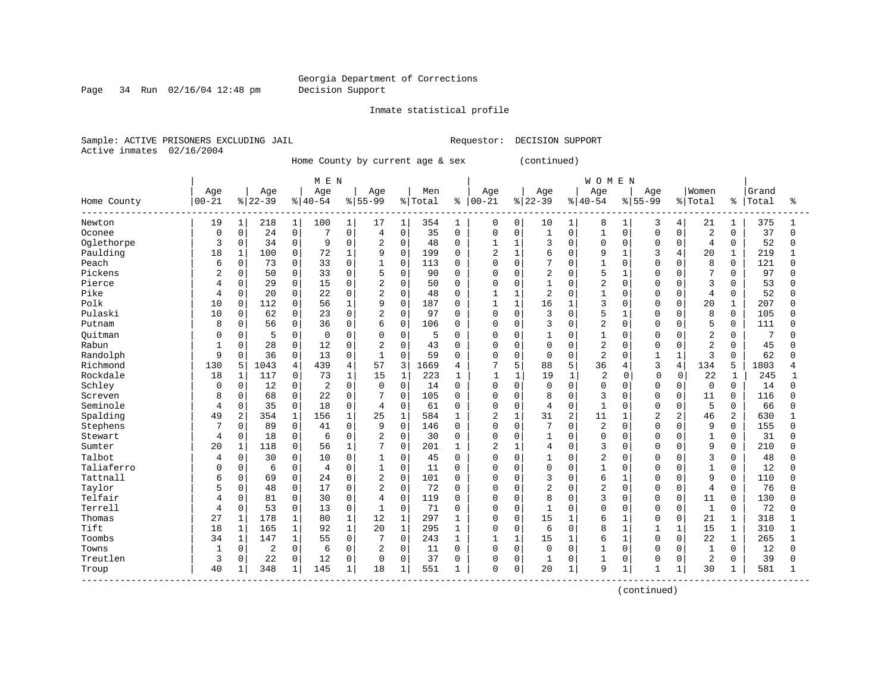Georgia Department of Corrections
Decision Support

Inmate statistical profile

Sample: ACTIVE PRISONERS EXCLUDING JAIL                    Requestor: DECISION SUPPORT
Active inmates 02/16/2004

Home County by current age & sex (continued)

| Home County | MEN Age 00-21 | % | Age 22-39 | % | Age 40-54 | % | Age 55-99 | % | Men Total | % | WOMEN Age 00-21 | % | Age 22-39 | % | Age 40-54 | % | Age 55-99 | % | Women Total | % | Grand Total | % |
|---|---|---|---|---|---|---|---|---|---|---|---|---|---|---|---|---|---|---|---|---|---|---|
| Newton | 19 | 1 | 218 | 1 | 100 | 1 | 17 | 1 | 354 | 1 | 0 | 0 | 10 | 1 | 8 | 1 | 3 | 4 | 21 | 1 | 375 | 1 |
| Oconee | 0 | 0 | 24 | 0 | 7 | 0 | 4 | 0 | 35 | 0 | 0 | 0 | 1 | 0 | 1 | 0 | 0 | 0 | 2 | 0 | 37 | 0 |
| Oglethorpe | 3 | 0 | 34 | 0 | 9 | 0 | 2 | 0 | 48 | 0 | 1 | 1 | 3 | 0 | 0 | 0 | 0 | 0 | 4 | 0 | 52 | 0 |
| Paulding | 18 | 1 | 100 | 0 | 72 | 1 | 9 | 0 | 199 | 0 | 2 | 1 | 6 | 0 | 9 | 1 | 3 | 4 | 20 | 1 | 219 | 1 |
| Peach | 6 | 0 | 73 | 0 | 33 | 0 | 1 | 0 | 113 | 0 | 0 | 0 | 7 | 0 | 1 | 0 | 0 | 0 | 8 | 0 | 121 | 0 |
| Pickens | 2 | 0 | 50 | 0 | 33 | 0 | 5 | 0 | 90 | 0 | 0 | 0 | 2 | 0 | 5 | 1 | 0 | 0 | 7 | 0 | 97 | 0 |
| Pierce | 4 | 0 | 29 | 0 | 15 | 0 | 2 | 0 | 50 | 0 | 0 | 0 | 1 | 0 | 2 | 0 | 0 | 0 | 3 | 0 | 53 | 0 |
| Pike | 4 | 0 | 20 | 0 | 22 | 0 | 2 | 0 | 48 | 0 | 1 | 1 | 2 | 0 | 1 | 0 | 0 | 0 | 4 | 0 | 52 | 0 |
| Polk | 10 | 0 | 112 | 0 | 56 | 1 | 9 | 0 | 187 | 0 | 1 | 1 | 16 | 1 | 3 | 0 | 0 | 0 | 20 | 1 | 207 | 0 |
| Pulaski | 10 | 0 | 62 | 0 | 23 | 0 | 2 | 0 | 97 | 0 | 0 | 0 | 3 | 0 | 5 | 1 | 0 | 0 | 8 | 0 | 105 | 0 |
| Putnam | 8 | 0 | 56 | 0 | 36 | 0 | 6 | 0 | 106 | 0 | 0 | 0 | 3 | 0 | 2 | 0 | 0 | 0 | 5 | 0 | 111 | 0 |
| Quitman | 0 | 0 | 5 | 0 | 0 | 0 | 0 | 0 | 5 | 0 | 0 | 0 | 1 | 0 | 1 | 0 | 0 | 0 | 2 | 0 | 7 | 0 |
| Rabun | 1 | 0 | 28 | 0 | 12 | 0 | 2 | 0 | 43 | 0 | 0 | 0 | 0 | 0 | 2 | 0 | 0 | 0 | 2 | 0 | 45 | 0 |
| Randolph | 9 | 0 | 36 | 0 | 13 | 0 | 1 | 0 | 59 | 0 | 0 | 0 | 0 | 0 | 2 | 0 | 1 | 1 | 3 | 0 | 62 | 0 |
| Richmond | 130 | 5 | 1043 | 4 | 439 | 4 | 57 | 3 | 1669 | 4 | 7 | 5 | 88 | 5 | 36 | 4 | 3 | 4 | 134 | 5 | 1803 | 4 |
| Rockdale | 18 | 1 | 117 | 0 | 73 | 1 | 15 | 1 | 223 | 1 | 1 | 1 | 19 | 1 | 2 | 0 | 0 | 0 | 22 | 1 | 245 | 1 |
| Schley | 0 | 0 | 12 | 0 | 2 | 0 | 0 | 0 | 14 | 0 | 0 | 0 | 0 | 0 | 0 | 0 | 0 | 0 | 0 | 0 | 14 | 0 |
| Screven | 8 | 0 | 68 | 0 | 22 | 0 | 7 | 0 | 105 | 0 | 0 | 0 | 8 | 0 | 3 | 0 | 0 | 0 | 11 | 0 | 116 | 0 |
| Seminole | 4 | 0 | 35 | 0 | 18 | 0 | 4 | 0 | 61 | 0 | 0 | 0 | 4 | 0 | 1 | 0 | 0 | 0 | 5 | 0 | 66 | 0 |
| Spalding | 49 | 2 | 354 | 1 | 156 | 1 | 25 | 1 | 584 | 1 | 2 | 1 | 31 | 2 | 11 | 1 | 2 | 2 | 46 | 2 | 630 | 1 |
| Stephens | 7 | 0 | 89 | 0 | 41 | 0 | 9 | 0 | 146 | 0 | 0 | 0 | 7 | 0 | 2 | 0 | 0 | 0 | 9 | 0 | 155 | 0 |
| Stewart | 4 | 0 | 18 | 0 | 6 | 0 | 2 | 0 | 30 | 0 | 0 | 0 | 1 | 0 | 0 | 0 | 0 | 0 | 1 | 0 | 31 | 0 |
| Sumter | 20 | 1 | 118 | 0 | 56 | 1 | 7 | 0 | 201 | 1 | 2 | 1 | 4 | 0 | 3 | 0 | 0 | 0 | 9 | 0 | 210 | 0 |
| Talbot | 4 | 0 | 30 | 0 | 10 | 0 | 1 | 0 | 45 | 0 | 0 | 0 | 1 | 0 | 2 | 0 | 0 | 0 | 3 | 0 | 48 | 0 |
| Taliaferro | 0 | 0 | 6 | 0 | 4 | 0 | 1 | 0 | 11 | 0 | 0 | 0 | 0 | 0 | 1 | 0 | 0 | 0 | 1 | 0 | 12 | 0 |
| Tattnall | 6 | 0 | 69 | 0 | 24 | 0 | 2 | 0 | 101 | 0 | 0 | 0 | 3 | 0 | 6 | 1 | 0 | 0 | 9 | 0 | 110 | 0 |
| Taylor | 5 | 0 | 48 | 0 | 17 | 0 | 2 | 0 | 72 | 0 | 0 | 0 | 2 | 0 | 2 | 0 | 0 | 0 | 4 | 0 | 76 | 0 |
| Telfair | 4 | 0 | 81 | 0 | 30 | 0 | 4 | 0 | 119 | 0 | 0 | 0 | 8 | 0 | 3 | 0 | 0 | 0 | 11 | 0 | 130 | 0 |
| Terrell | 4 | 0 | 53 | 0 | 13 | 0 | 1 | 0 | 71 | 0 | 0 | 0 | 1 | 0 | 0 | 0 | 0 | 0 | 1 | 0 | 72 | 0 |
| Thomas | 27 | 1 | 178 | 1 | 80 | 1 | 12 | 1 | 297 | 1 | 0 | 0 | 15 | 1 | 6 | 1 | 0 | 0 | 21 | 1 | 318 | 1 |
| Tift | 18 | 1 | 165 | 1 | 92 | 1 | 20 | 1 | 295 | 1 | 0 | 0 | 6 | 0 | 8 | 1 | 1 | 1 | 15 | 1 | 310 | 1 |
| Toombs | 34 | 1 | 147 | 1 | 55 | 0 | 7 | 0 | 243 | 1 | 1 | 1 | 15 | 1 | 6 | 1 | 0 | 0 | 22 | 1 | 265 | 1 |
| Towns | 1 | 0 | 2 | 0 | 6 | 0 | 2 | 0 | 11 | 0 | 0 | 0 | 0 | 0 | 1 | 0 | 0 | 0 | 1 | 0 | 12 | 0 |
| Treutlen | 3 | 0 | 22 | 0 | 12 | 0 | 0 | 0 | 37 | 0 | 0 | 0 | 1 | 0 | 1 | 0 | 0 | 0 | 2 | 0 | 39 | 0 |
| Troup | 40 | 1 | 348 | 1 | 145 | 1 | 18 | 1 | 551 | 1 | 0 | 0 | 20 | 1 | 9 | 1 | 1 | 1 | 30 | 1 | 581 | 1 |

(continued)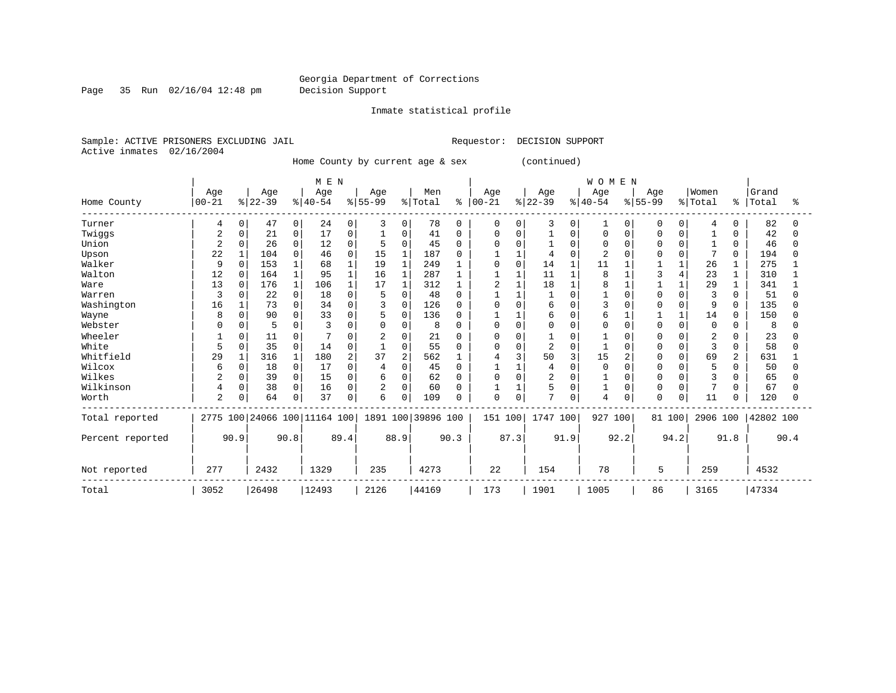Georgia Department of Corrections
Decision Support

Inmate statistical profile

Sample: ACTIVE PRISONERS EXCLUDING JAIL    Requestor: DECISION SUPPORT
Active inmates 02/16/2004

Home County by current age & sex (continued)

| Home County | MEN Age 00-21 | % | Age 22-39 | % | Age 40-54 | % | Age 55-99 | % | Men Total | % | WOMEN Age 00-21 | % | Age 22-39 | % | Age 40-54 | % | Age 55-99 | % | Women Total | % | Grand Total | % |
|---|---|---|---|---|---|---|---|---|---|---|---|---|---|---|---|---|---|---|---|---|---|---|
| Turner | 4 | 0 | 47 | 0 | 24 | 0 | 3 | 0 | 78 | 0 | 0 | 0 | 3 | 0 | 1 | 0 | 0 | 0 | 4 | 0 | 82 | 0 |
| Twiggs | 2 | 0 | 21 | 0 | 17 | 0 | 1 | 0 | 41 | 0 | 0 | 0 | 1 | 0 | 0 | 0 | 0 | 0 | 1 | 0 | 42 | 0 |
| Union | 2 | 0 | 26 | 0 | 12 | 0 | 5 | 0 | 45 | 0 | 0 | 0 | 1 | 0 | 0 | 0 | 0 | 0 | 1 | 0 | 46 | 0 |
| Upson | 22 | 1 | 104 | 0 | 46 | 0 | 15 | 1 | 187 | 0 | 1 | 1 | 4 | 0 | 2 | 0 | 0 | 0 | 7 | 0 | 194 | 0 |
| Walker | 9 | 0 | 153 | 1 | 68 | 1 | 19 | 1 | 249 | 1 | 0 | 0 | 14 | 1 | 11 | 1 | 1 | 1 | 26 | 1 | 275 | 1 |
| Walton | 12 | 0 | 164 | 1 | 95 | 1 | 16 | 1 | 287 | 1 | 1 | 1 | 11 | 1 | 8 | 1 | 3 | 4 | 23 | 1 | 310 | 1 |
| Ware | 13 | 0 | 176 | 1 | 106 | 1 | 17 | 1 | 312 | 1 | 2 | 1 | 18 | 1 | 8 | 1 | 1 | 1 | 29 | 1 | 341 | 1 |
| Warren | 3 | 0 | 22 | 0 | 18 | 0 | 5 | 0 | 48 | 0 | 1 | 1 | 1 | 0 | 1 | 0 | 0 | 0 | 3 | 0 | 51 | 0 |
| Washington | 16 | 1 | 73 | 0 | 34 | 0 | 3 | 0 | 126 | 0 | 0 | 0 | 6 | 0 | 3 | 0 | 0 | 0 | 9 | 0 | 135 | 0 |
| Wayne | 8 | 0 | 90 | 0 | 33 | 0 | 5 | 0 | 136 | 0 | 1 | 1 | 6 | 0 | 6 | 1 | 1 | 1 | 14 | 0 | 150 | 0 |
| Webster | 0 | 0 | 5 | 0 | 3 | 0 | 0 | 0 | 8 | 0 | 0 | 0 | 0 | 0 | 0 | 0 | 0 | 0 | 0 | 0 | 8 | 0 |
| Wheeler | 1 | 0 | 11 | 0 | 7 | 0 | 2 | 0 | 21 | 0 | 0 | 0 | 1 | 0 | 1 | 0 | 0 | 0 | 2 | 0 | 23 | 0 |
| White | 5 | 0 | 35 | 0 | 14 | 0 | 1 | 0 | 55 | 0 | 0 | 0 | 2 | 0 | 1 | 0 | 0 | 0 | 3 | 0 | 58 | 0 |
| Whitfield | 29 | 1 | 316 | 1 | 180 | 2 | 37 | 2 | 562 | 1 | 4 | 3 | 50 | 3 | 15 | 2 | 0 | 0 | 69 | 2 | 631 | 1 |
| Wilcox | 6 | 0 | 18 | 0 | 17 | 0 | 4 | 0 | 45 | 0 | 1 | 1 | 4 | 0 | 0 | 0 | 0 | 0 | 5 | 0 | 50 | 0 |
| Wilkes | 2 | 0 | 39 | 0 | 15 | 0 | 6 | 0 | 62 | 0 | 0 | 0 | 2 | 0 | 1 | 0 | 0 | 0 | 3 | 0 | 65 | 0 |
| Wilkinson | 4 | 0 | 38 | 0 | 16 | 0 | 2 | 0 | 60 | 0 | 1 | 1 | 5 | 0 | 1 | 0 | 0 | 0 | 7 | 0 | 67 | 0 |
| Worth | 2 | 0 | 64 | 0 | 37 | 0 | 6 | 0 | 109 | 0 | 0 | 0 | 7 | 0 | 4 | 0 | 0 | 0 | 11 | 0 | 120 | 0 |
| Total reported | 2775 | 100 | 24066 | 100 | 11164 | 100 | 1891 | 100 | 39896 | 100 | 151 | 100 | 1747 | 100 | 927 | 100 | 81 | 100 | 2906 | 100 | 42802 | 100 |
| Percent reported | | 90.9 | | 90.8 | | 89.4 | | 88.9 | | 90.3 | | 87.3 | | 91.9 | | 92.2 | | 94.2 | | 91.8 | | 90.4 |
| Not reported | 277 | | 2432 | | 1329 | | 235 | | 4273 | | 22 | | 154 | | 78 | | 5 | | 259 | | 4532 | |
| Total | 3052 | | 26498 | | 12493 | | 2126 | | 44169 | | 173 | | 1901 | | 1005 | | 86 | | 3165 | | 47334 | |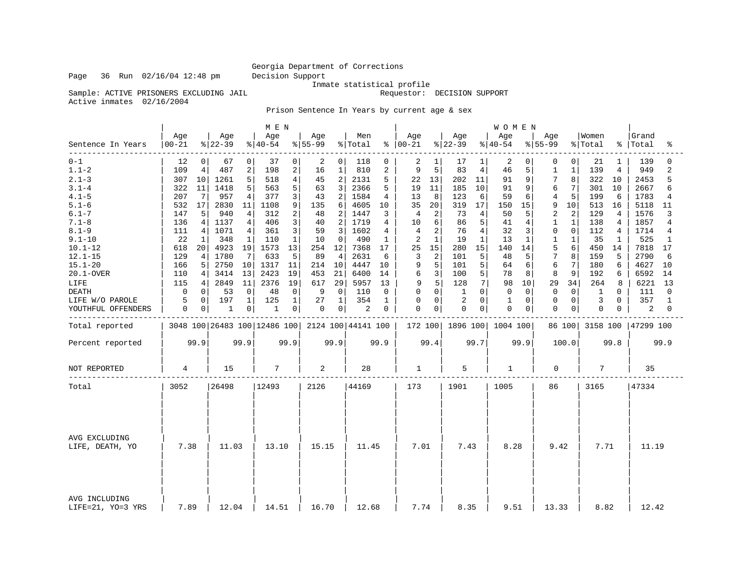Georgia Department of Corrections
Decision Support
Inmate statistical profile

Sample: ACTIVE PRISONERS EXCLUDING JAIL    Requestor: DECISION SUPPORT
Active inmates 02/16/2004

## Prison Sentence In Years by current age & sex

| Sentence In Years | MEN Age 00-21 | % | Age 22-39 | % | Age 40-54 | % | Age 55-99 | % | Men Total | % | WOMEN Age 00-21 | % | Age 22-39 | % | Age 40-54 | % | Age 55-99 | % | Women Total | % | Grand Total | % |
|---|---|---|---|---|---|---|---|---|---|---|---|---|---|---|---|---|---|---|---|---|---|---|
| 0-1 | 12 | 0 | 67 | 0 | 37 | 0 | 2 | 0 | 118 | 0 | 2 | 1 | 17 | 1 | 2 | 0 | 0 | 0 | 21 | 1 | 139 | 0 |
| 1.1-2 | 109 | 4 | 487 | 2 | 198 | 2 | 16 | 1 | 810 | 2 | 9 | 5 | 83 | 4 | 46 | 5 | 1 | 1 | 139 | 4 | 949 | 2 |
| 2.1-3 | 307 | 10 | 1261 | 5 | 518 | 4 | 45 | 2 | 2131 | 5 | 22 | 13 | 202 | 11 | 91 | 9 | 7 | 8 | 322 | 10 | 2453 | 5 |
| 3.1-4 | 322 | 11 | 1418 | 5 | 563 | 5 | 63 | 3 | 2366 | 5 | 19 | 11 | 185 | 10 | 91 | 9 | 6 | 7 | 301 | 10 | 2667 | 6 |
| 4.1-5 | 207 | 7 | 957 | 4 | 377 | 3 | 43 | 2 | 1584 | 4 | 13 | 8 | 123 | 6 | 59 | 6 | 4 | 5 | 199 | 6 | 1783 | 4 |
| 5.1-6 | 532 | 17 | 2830 | 11 | 1108 | 9 | 135 | 6 | 4605 | 10 | 35 | 20 | 319 | 17 | 150 | 15 | 9 | 10 | 513 | 16 | 5118 | 11 |
| 6.1-7 | 147 | 5 | 940 | 4 | 312 | 2 | 48 | 2 | 1447 | 3 | 4 | 2 | 73 | 4 | 50 | 5 | 2 | 2 | 129 | 4 | 1576 | 3 |
| 7.1-8 | 136 | 4 | 1137 | 4 | 406 | 3 | 40 | 2 | 1719 | 4 | 10 | 6 | 86 | 5 | 41 | 4 | 1 | 1 | 138 | 4 | 1857 | 4 |
| 8.1-9 | 111 | 4 | 1071 | 4 | 361 | 3 | 59 | 3 | 1602 | 4 | 4 | 2 | 76 | 4 | 32 | 3 | 0 | 0 | 112 | 4 | 1714 | 4 |
| 9.1-10 | 22 | 1 | 348 | 1 | 110 | 1 | 10 | 0 | 490 | 1 | 2 | 1 | 19 | 1 | 13 | 1 | 1 | 1 | 35 | 1 | 525 | 1 |
| 10.1-12 | 618 | 20 | 4923 | 19 | 1573 | 13 | 254 | 12 | 7368 | 17 | 25 | 15 | 280 | 15 | 140 | 14 | 5 | 6 | 450 | 14 | 7818 | 17 |
| 12.1-15 | 129 | 4 | 1780 | 7 | 633 | 5 | 89 | 4 | 2631 | 6 | 3 | 2 | 101 | 5 | 48 | 5 | 7 | 8 | 159 | 5 | 2790 | 6 |
| 15.1-20 | 166 | 5 | 2750 | 10 | 1317 | 11 | 214 | 10 | 4447 | 10 | 9 | 5 | 101 | 5 | 64 | 6 | 6 | 7 | 180 | 6 | 4627 | 10 |
| 20.1-OVER | 110 | 4 | 3414 | 13 | 2423 | 19 | 453 | 21 | 6400 | 14 | 6 | 3 | 100 | 5 | 78 | 8 | 8 | 9 | 192 | 6 | 6592 | 14 |
| LIFE | 115 | 4 | 2849 | 11 | 2376 | 19 | 617 | 29 | 5957 | 13 | 9 | 5 | 128 | 7 | 98 | 10 | 29 | 34 | 264 | 8 | 6221 | 13 |
| DEATH | 0 | 0 | 53 | 0 | 48 | 0 | 9 | 0 | 110 | 0 | 0 | 0 | 1 | 0 | 0 | 0 | 0 | 0 | 1 | 0 | 111 | 0 |
| LIFE W/O PAROLE | 5 | 0 | 197 | 1 | 125 | 1 | 27 | 1 | 354 | 1 | 0 | 0 | 2 | 0 | 1 | 0 | 0 | 0 | 3 | 0 | 357 | 1 |
| YOUTHFUL OFFENDERS | 0 | 0 | 1 | 0 | 1 | 0 | 0 | 0 | 2 | 0 | 0 | 0 | 0 | 0 | 0 | 0 | 0 | 0 | 0 | 0 | 2 | 0 |
| Total reported | 3048 | 100 | 26483 | 100 | 12486 | 100 | 2124 | 100 | 44141 | 100 | 172 | 100 | 1896 | 100 | 1004 | 100 | 86 | 100 | 3158 | 100 | 47299 | 100 |
| Percent reported | 99.9 | | 99.9 | | 99.9 | | 99.9 | | 99.9 | | 99.4 | | 99.7 | | 99.9 | | 100.0 | | 99.8 | | 99.9 | |
| NOT REPORTED | 4 | | 15 | | 7 | | 2 | | 28 | | 1 | | 5 | | 1 | | 0 | | 7 | | 35 | |
| Total | 3052 | | 26498 | | 12493 | | 2126 | | 44169 | | 173 | | 1901 | | 1005 | | 86 | | 3165 | | 47334 | |
| AVG EXCLUDING LIFE, DEATH, YO | 7.38 | | 11.03 | | 13.10 | | 15.15 | | 11.45 | | 7.01 | | 7.43 | | 8.28 | | 9.42 | | 7.71 | | 11.19 | |
| AVG INCLUDING LIFE=21, YO=3 YRS | 7.89 | | 12.04 | | 14.51 | | 16.70 | | 12.68 | | 7.74 | | 8.35 | | 9.51 | | 13.33 | | 8.82 | | 12.42 | |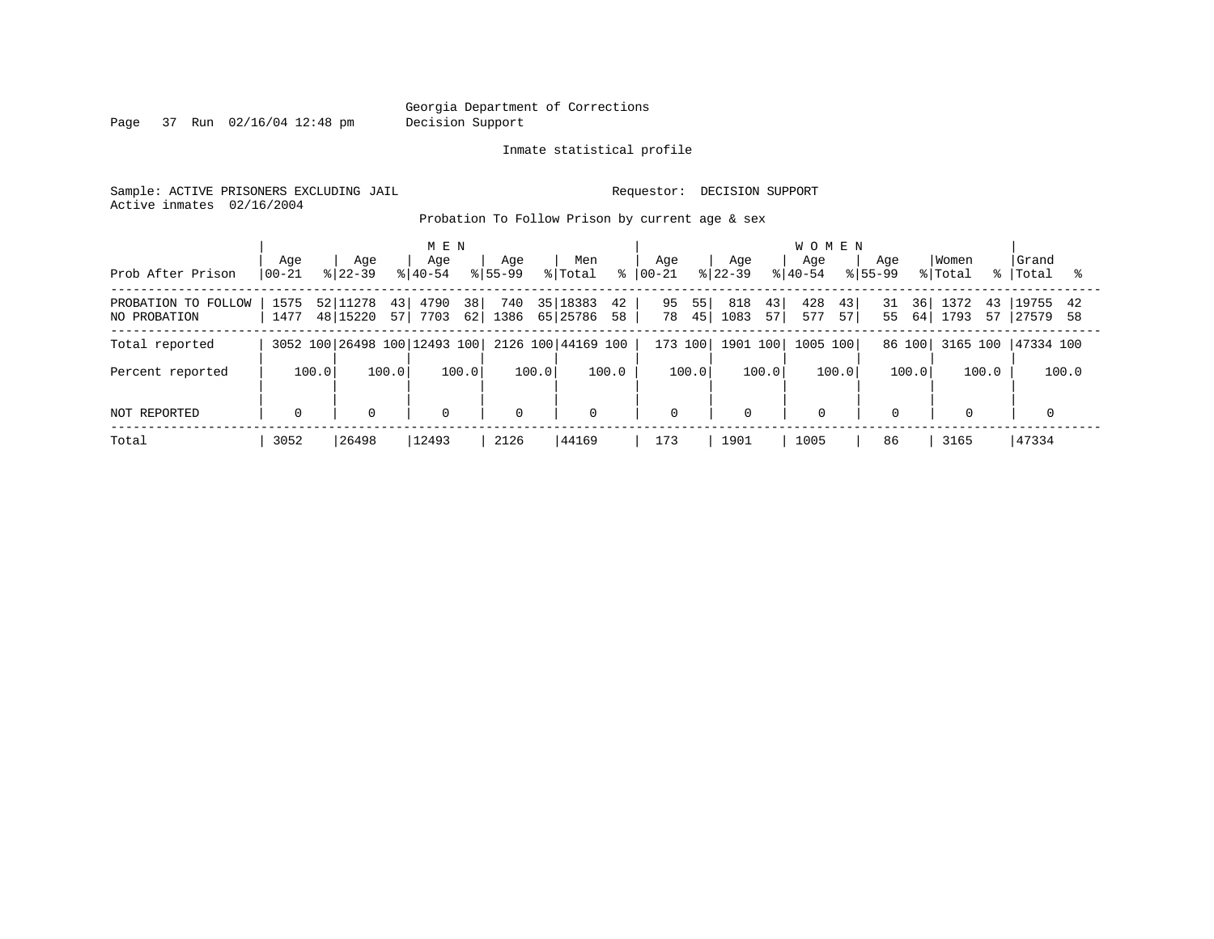Georgia Department of Corrections
Decision Support

Inmate statistical profile

Sample: ACTIVE PRISONERS EXCLUDING JAIL

Requestor: DECISION SUPPORT

Active inmates 02/16/2004

Probation To Follow Prison by current age & sex

| Prob After Prison | MEN Age 00-21 | % | MEN Age 22-39 | % | MEN Age 40-54 | % | MEN Age 55-99 | % | Men Total | % | WOMEN Age 00-21 | % | WOMEN Age 22-39 | % | WOMEN Age 40-54 | % | WOMEN Age 55-99 | % | Women Total | % | Grand Total | % |
|---|---|---|---|---|---|---|---|---|---|---|---|---|---|---|---|---|---|---|---|---|---|---|
| PROBATION TO FOLLOW | 1575 | 52 | 11278 | 43 | 4790 | 38 | 740 | 35 | 18383 | 42 | 95 | 55 | 818 | 43 | 428 | 43 | 31 | 36 | 1372 | 43 | 19755 | 42 |
| NO PROBATION | 1477 | 48 | 15220 | 57 | 7703 | 62 | 1386 | 65 | 25786 | 58 | 78 | 45 | 1083 | 57 | 577 | 57 | 55 | 64 | 1793 | 57 | 27579 | 58 |
| Total reported | 3052 | 100 | 26498 | 100 | 12493 | 100 | 2126 | 100 | 44169 | 100 | 173 | 100 | 1901 | 100 | 1005 | 100 | 86 | 100 | 3165 | 100 | 47334 | 100 |
| Percent reported | 100.0 | | 100.0 | | 100.0 | | 100.0 | | 100.0 | | 100.0 | | 100.0 | | 100.0 | | 100.0 | | 100.0 | | 100.0 | |
| NOT REPORTED | 0 | | 0 | | 0 | | 0 | | 0 | | 0 | | 0 | | 0 | | 0 | | 0 | | 0 | |
| Total | 3052 | | 26498 | | 12493 | | 2126 | | 44169 | | 173 | | 1901 | | 1005 | | 86 | | 3165 | | 47334 | |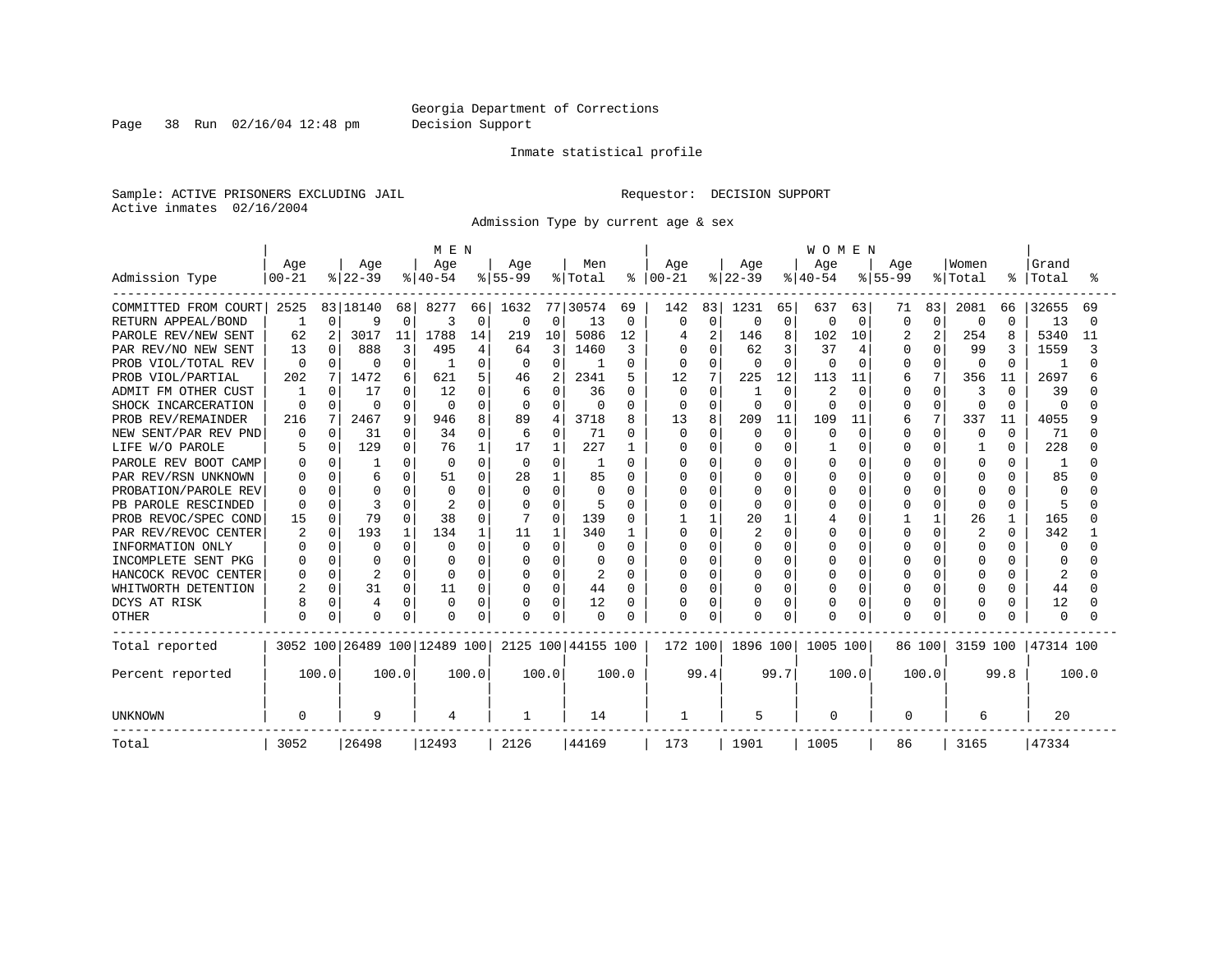Georgia Department of Corrections
Decision Support

Inmate statistical profile

Sample: ACTIVE PRISONERS EXCLUDING JAIL

Requestor: DECISION SUPPORT

Active inmates 02/16/2004

Admission Type by current age & sex

| | MEN | | | | | | | | | | WOMEN | | | | | | | | | | | |
|---|---|---|---|---|---|---|---|---|---|---|---|---|---|---|---|---|---|---|---|---|---|---|
| Admission Type | Age 00-21 | % | Age 22-39 | % | Age 40-54 | % | Age 55-99 | % | Men Total | % | Age 00-21 | % | Age 22-39 | % | Age 40-54 | % | Age 55-99 | % | Women Total | % | Grand Total | % |
| COMMITTED FROM COURT | 2525 | 83 | 18140 | 68 | 8277 | 66 | 1632 | 77 | 30574 | 69 | 142 | 83 | 1231 | 65 | 637 | 63 | 71 | 83 | 2081 | 66 | 32655 | 69 |
| RETURN APPEAL/BOND | 1 | 0 | 9 | 0 | 3 | 0 | 0 | 0 | 13 | 0 | 0 | 0 | 0 | 0 | 0 | 0 | 0 | 0 | 0 | 0 | 13 | 0 |
| PAROLE REV/NEW SENT | 62 | 2 | 3017 | 11 | 1788 | 14 | 219 | 10 | 5086 | 12 | 4 | 2 | 146 | 8 | 102 | 10 | 2 | 2 | 254 | 8 | 5340 | 11 |
| PAR REV/NO NEW SENT | 13 | 0 | 888 | 3 | 495 | 4 | 64 | 3 | 1460 | 3 | 0 | 0 | 62 | 3 | 37 | 4 | 0 | 0 | 99 | 3 | 1559 | 3 |
| PROB VIOL/TOTAL REV | 0 | 0 | 0 | 0 | 1 | 0 | 0 | 0 | 1 | 0 | 0 | 0 | 0 | 0 | 0 | 0 | 0 | 0 | 0 | 0 | 1 | 0 |
| PROB VIOL/PARTIAL | 202 | 7 | 1472 | 6 | 621 | 5 | 46 | 2 | 2341 | 5 | 12 | 7 | 225 | 12 | 113 | 11 | 6 | 7 | 356 | 11 | 2697 | 6 |
| ADMIT FM OTHER CUST | 1 | 0 | 17 | 0 | 12 | 0 | 6 | 0 | 36 | 0 | 0 | 0 | 1 | 0 | 2 | 0 | 0 | 0 | 3 | 0 | 39 | 0 |
| SHOCK INCARCERATION | 0 | 0 | 0 | 0 | 0 | 0 | 0 | 0 | 0 | 0 | 0 | 0 | 0 | 0 | 0 | 0 | 0 | 0 | 0 | 0 | 0 | 0 |
| PROB REV/REMAINDER | 216 | 7 | 2467 | 9 | 946 | 8 | 89 | 4 | 3718 | 8 | 13 | 8 | 209 | 11 | 109 | 11 | 6 | 7 | 337 | 11 | 4055 | 9 |
| NEW SENT/PAR REV PND | 0 | 0 | 31 | 0 | 34 | 0 | 6 | 0 | 71 | 0 | 0 | 0 | 0 | 0 | 0 | 0 | 0 | 0 | 0 | 0 | 71 | 0 |
| LIFE W/O PAROLE | 5 | 0 | 129 | 0 | 76 | 1 | 17 | 1 | 227 | 1 | 0 | 0 | 0 | 0 | 1 | 0 | 0 | 0 | 1 | 0 | 228 | 0 |
| PAROLE REV BOOT CAMP | 0 | 0 | 1 | 0 | 0 | 0 | 0 | 0 | 1 | 0 | 0 | 0 | 0 | 0 | 0 | 0 | 0 | 0 | 0 | 0 | 1 | 0 |
| PAR REV/RSN UNKNOWN | 0 | 0 | 6 | 0 | 51 | 0 | 28 | 1 | 85 | 0 | 0 | 0 | 0 | 0 | 0 | 0 | 0 | 0 | 0 | 0 | 85 | 0 |
| PROBATION/PAROLE REV | 0 | 0 | 0 | 0 | 0 | 0 | 0 | 0 | 0 | 0 | 0 | 0 | 0 | 0 | 0 | 0 | 0 | 0 | 0 | 0 | 0 | 0 |
| PB PAROLE RESCINDED | 0 | 0 | 3 | 0 | 2 | 0 | 0 | 0 | 5 | 0 | 0 | 0 | 0 | 0 | 0 | 0 | 0 | 0 | 0 | 0 | 5 | 0 |
| PROB REVOC/SPEC COND | 15 | 0 | 79 | 0 | 38 | 0 | 7 | 0 | 139 | 0 | 1 | 1 | 20 | 1 | 4 | 0 | 1 | 1 | 26 | 1 | 165 | 0 |
| PAR REV/REVOC CENTER | 2 | 0 | 193 | 1 | 134 | 1 | 11 | 1 | 340 | 1 | 0 | 0 | 2 | 0 | 0 | 0 | 0 | 0 | 2 | 0 | 342 | 1 |
| INFORMATION ONLY | 0 | 0 | 0 | 0 | 0 | 0 | 0 | 0 | 0 | 0 | 0 | 0 | 0 | 0 | 0 | 0 | 0 | 0 | 0 | 0 | 0 | 0 |
| INCOMPLETE SENT PKG | 0 | 0 | 0 | 0 | 0 | 0 | 0 | 0 | 0 | 0 | 0 | 0 | 0 | 0 | 0 | 0 | 0 | 0 | 0 | 0 | 0 | 0 |
| HANCOCK REVOC CENTER | 0 | 0 | 2 | 0 | 0 | 0 | 0 | 0 | 2 | 0 | 0 | 0 | 0 | 0 | 0 | 0 | 0 | 0 | 0 | 0 | 2 | 0 |
| WHITWORTH DETENTION | 2 | 0 | 31 | 0 | 11 | 0 | 0 | 0 | 44 | 0 | 0 | 0 | 0 | 0 | 0 | 0 | 0 | 0 | 0 | 0 | 44 | 0 |
| DCYS AT RISK | 8 | 0 | 4 | 0 | 0 | 0 | 0 | 0 | 12 | 0 | 0 | 0 | 0 | 0 | 0 | 0 | 0 | 0 | 0 | 0 | 12 | 0 |
| OTHER | 0 | 0 | 0 | 0 | 0 | 0 | 0 | 0 | 0 | 0 | 0 | 0 | 0 | 0 | 0 | 0 | 0 | 0 | 0 | 0 | 0 | 0 |
| Total reported | 3052 | 100 | 26489 | 100 | 12489 | 100 | 2125 | 100 | 44155 | 100 | 172 | 100 | 1896 | 100 | 1005 | 100 | 86 | 100 | 3159 | 100 | 47314 | 100 |
| Percent reported | | 100.0 | | 100.0 | | 100.0 | | 100.0 | | 100.0 | | 99.4 | | 99.7 | | 100.0 | | 100.0 | | 99.8 | | 100.0 |
| UNKNOWN | 0 | | 9 | | 4 | | 1 | | 14 | | 1 | | 5 | | 0 | | 0 | | 6 | | 20 | |
| Total | 3052 | | 26498 | | 12493 | | 2126 | | 44169 | | 173 | | 1901 | | 1005 | | 86 | | 3165 | | 47334 | |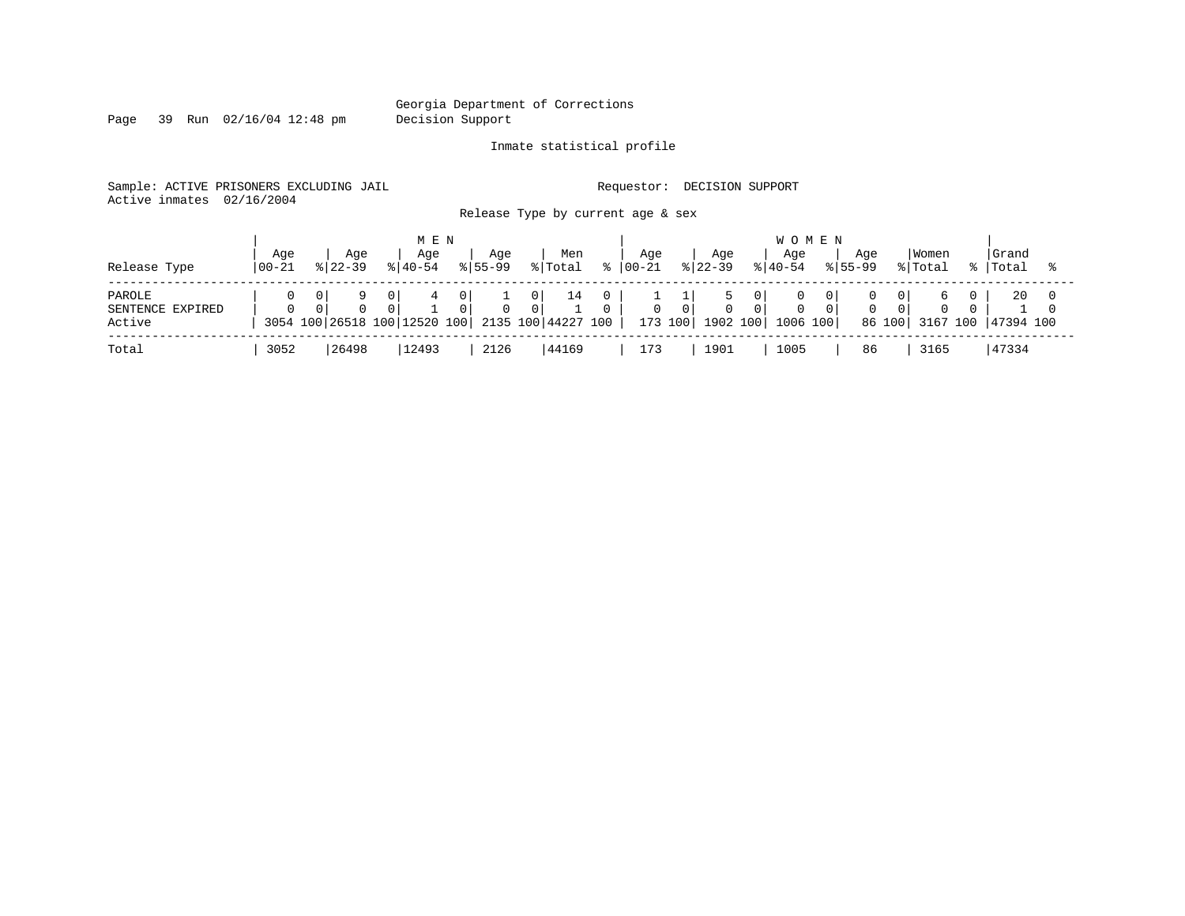Georgia Department of Corrections
Decision Support

Inmate statistical profile

Sample: ACTIVE PRISONERS EXCLUDING JAIL  Requestor: DECISION SUPPORT
Active inmates 02/16/2004

Release Type by current age & sex

| Release Type | MEN Age 00-21 | % | Age 22-39 | % | Age 40-54 | % | Age 55-99 | % | Men Total | % | WOMEN Age 00-21 | % | Age 22-39 | % | Age 40-54 | % | Age 55-99 | % | Women Total | % | Grand Total | % |
|---|---|---|---|---|---|---|---|---|---|---|---|---|---|---|---|---|---|---|---|---|---|---|
| PAROLE | 0 | 0 | 9 | 0 | 4 | 0 | 1 | 0 | 14 | 0 | 1 | 1 | 5 | 0 | 0 | 0 | 0 | 0 | 6 | 0 | 20 | 0 |
| SENTENCE EXPIRED | 0 | 0 | 0 | 0 | 1 | 0 | 0 | 0 | 1 | 0 | 0 | 0 | 0 | 0 | 0 | 0 | 0 | 0 | 0 | 0 | 1 | 0 |
| Active | 3054 | 100 | 26518 | 100 | 12520 | 100 | 2135 | 100 | 44227 | 100 | 173 | 100 | 1902 | 100 | 1006 | 100 | 86 | 100 | 3167 | 100 | 47394 | 100 |
| Total | 3052 | | 26498 | | 12493 | | 2126 | | 44169 | | 173 | | 1901 | | 1005 | | 86 | | 3165 | | 47334 | |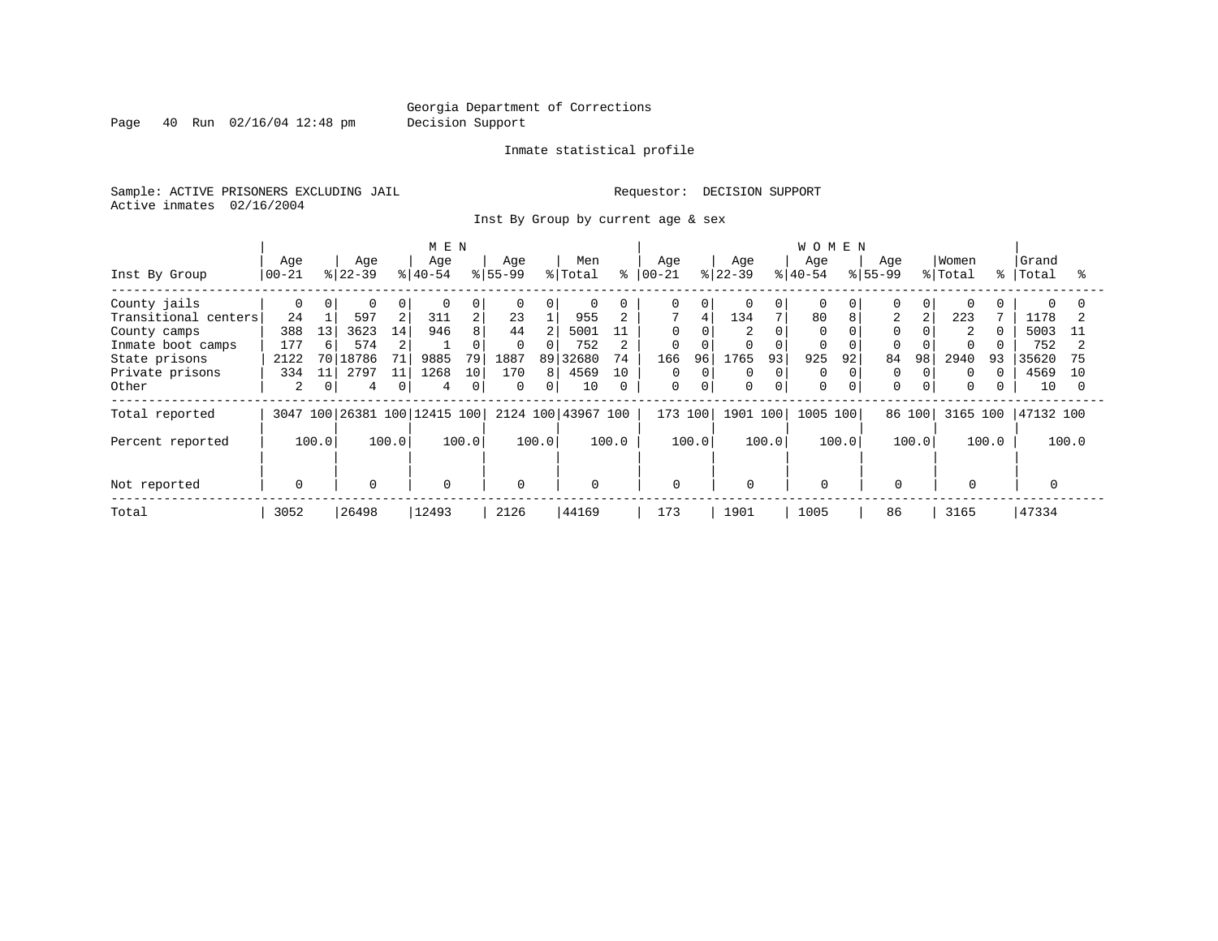Georgia Department of Corrections
Decision Support

Inmate statistical profile

Sample: ACTIVE PRISONERS EXCLUDING JAIL

Active inmates 02/16/2004

Requestor: DECISION SUPPORT

Inst By Group by current age & sex

| Inst By Group | MEN Age 00-21 | % | Age 22-39 | % | Age 40-54 | % | Age 55-99 | % | Men Total | % | WOMEN Age 00-21 | % | Age 22-39 | % | Age 40-54 | % | Age 55-99 | % | Women Total | % | Grand Total | % |
|---|---|---|---|---|---|---|---|---|---|---|---|---|---|---|---|---|---|---|---|---|---|---|
| County jails | 0 | 0 | 0 | 0 | 0 | 0 | 0 | 0 | 0 | 0 | 0 | 0 | 0 | 0 | 0 | 0 | 0 | 0 | 0 | 0 | 0 | 0 |
| Transitional centers | 24 | 1 | 597 | 2 | 311 | 2 | 23 | 1 | 955 | 2 | 7 | 4 | 134 | 7 | 80 | 8 | 2 | 2 | 223 | 7 | 1178 | 2 |
| County camps | 388 | 13 | 3623 | 14 | 946 | 8 | 44 | 2 | 5001 | 11 | 0 | 0 | 2 | 0 | 0 | 0 | 0 | 0 | 2 | 0 | 5003 | 11 |
| Inmate boot camps | 177 | 6 | 574 | 2 | 1 | 0 | 0 | 0 | 752 | 2 | 0 | 0 | 0 | 0 | 0 | 0 | 0 | 0 | 0 | 0 | 752 | 2 |
| State prisons | 2122 | 70 | 18786 | 71 | 9885 | 79 | 1887 | 89 | 32680 | 74 | 166 | 96 | 1765 | 93 | 925 | 92 | 84 | 98 | 2940 | 93 | 35620 | 75 |
| Private prisons | 334 | 11 | 2797 | 11 | 1268 | 10 | 170 | 8 | 4569 | 10 | 0 | 0 | 0 | 0 | 0 | 0 | 0 | 0 | 0 | 0 | 4569 | 10 |
| Other | 2 | 0 | 4 | 0 | 4 | 0 | 0 | 0 | 10 | 0 | 0 | 0 | 0 | 0 | 0 | 0 | 0 | 0 | 0 | 0 | 10 | 0 |
| Total reported | 3047 | 100 | 26381 | 100 | 12415 | 100 | 2124 | 100 | 43967 | 100 | 173 | 100 | 1901 | 100 | 1005 | 100 | 86 | 100 | 3165 | 100 | 47132 | 100 |
| Percent reported | | 100.0 | | 100.0 | | 100.0 | | 100.0 | | 100.0 | | 100.0 | | 100.0 | | 100.0 | | 100.0 | | 100.0 | | 100.0 |
| Not reported | 0 | | 0 | | 0 | | 0 | | 0 | | 0 | | 0 | | 0 | | 0 | | 0 | | 0 | |
| Total | 3052 | | 26498 | | 12493 | | 2126 | | 44169 | | 173 | | 1901 | | 1005 | | 86 | | 3165 | | 47334 | |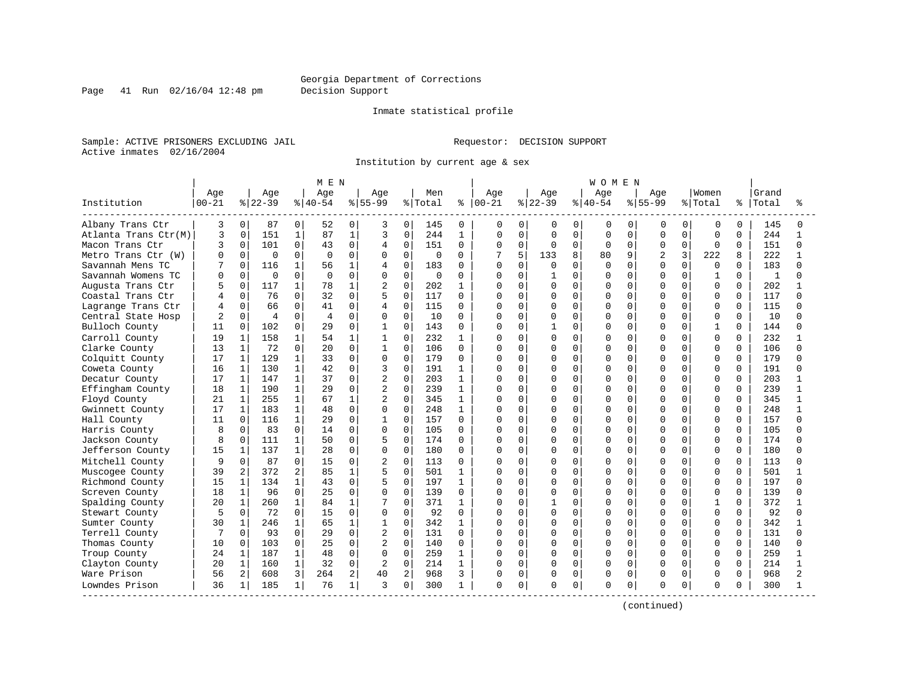Georgia Department of Corrections
Decision Support

Inmate statistical profile

Sample: ACTIVE PRISONERS EXCLUDING JAIL
Active inmates 02/16/2004

Requestor: DECISION SUPPORT

Institution by current age & sex

| Institution | MEN Age 00-21 | % | Age 22-39 | % | Age 40-54 | % | Age 55-99 | % | Men Total | % | WOMEN Age 00-21 | % | Age 22-39 | % | Age 40-54 | % | Age 55-99 | % | Women Total | % | Grand Total | % |
|---|---|---|---|---|---|---|---|---|---|---|---|---|---|---|---|---|---|---|---|---|---|---|
| Albany Trans Ctr | 3 | 0 | 87 | 0 | 52 | 0 | 3 | 0 | 145 | 0 | 0 | 0 | 0 | 0 | 0 | 0 | 0 | 0 | 0 | 0 | 145 | 0 |
| Atlanta Trans Ctr(M) | 3 | 0 | 151 | 1 | 87 | 1 | 3 | 0 | 244 | 1 | 0 | 0 | 0 | 0 | 0 | 0 | 0 | 0 | 0 | 0 | 244 | 1 |
| Macon Trans Ctr | 3 | 0 | 101 | 0 | 43 | 0 | 4 | 0 | 151 | 0 | 0 | 0 | 0 | 0 | 0 | 0 | 0 | 0 | 0 | 0 | 151 | 0 |
| Metro Trans Ctr (W) | 0 | 0 | 0 | 0 | 0 | 0 | 0 | 0 | 0 | 0 | 7 | 5 | 133 | 8 | 80 | 9 | 2 | 3 | 222 | 8 | 222 | 1 |
| Savannah Mens TC | 7 | 0 | 116 | 1 | 56 | 1 | 4 | 0 | 183 | 0 | 0 | 0 | 0 | 0 | 0 | 0 | 0 | 0 | 0 | 0 | 183 | 0 |
| Savannah Womens TC | 0 | 0 | 0 | 0 | 0 | 0 | 0 | 0 | 0 | 0 | 0 | 0 | 1 | 0 | 0 | 0 | 0 | 0 | 1 | 0 | 1 | 0 |
| Augusta Trans Ctr | 5 | 0 | 117 | 1 | 78 | 1 | 2 | 0 | 202 | 1 | 0 | 0 | 0 | 0 | 0 | 0 | 0 | 0 | 0 | 0 | 202 | 1 |
| Coastal Trans Ctr | 4 | 0 | 76 | 0 | 32 | 0 | 5 | 0 | 117 | 0 | 0 | 0 | 0 | 0 | 0 | 0 | 0 | 0 | 0 | 0 | 117 | 0 |
| Lagrange Trans Ctr | 4 | 0 | 66 | 0 | 41 | 0 | 4 | 0 | 115 | 0 | 0 | 0 | 0 | 0 | 0 | 0 | 0 | 0 | 0 | 0 | 115 | 0 |
| Central State Hosp | 2 | 0 | 4 | 0 | 4 | 0 | 0 | 0 | 10 | 0 | 0 | 0 | 0 | 0 | 0 | 0 | 0 | 0 | 0 | 0 | 10 | 0 |
| Bulloch County | 11 | 0 | 102 | 0 | 29 | 0 | 1 | 0 | 143 | 0 | 0 | 0 | 1 | 0 | 0 | 0 | 0 | 0 | 1 | 0 | 144 | 0 |
| Carroll County | 19 | 1 | 158 | 1 | 54 | 1 | 1 | 0 | 232 | 1 | 0 | 0 | 0 | 0 | 0 | 0 | 0 | 0 | 0 | 0 | 232 | 1 |
| Clarke County | 13 | 1 | 72 | 0 | 20 | 0 | 1 | 0 | 106 | 0 | 0 | 0 | 0 | 0 | 0 | 0 | 0 | 0 | 0 | 0 | 106 | 0 |
| Colquitt County | 17 | 1 | 129 | 1 | 33 | 0 | 0 | 0 | 179 | 0 | 0 | 0 | 0 | 0 | 0 | 0 | 0 | 0 | 0 | 0 | 179 | 0 |
| Coweta County | 16 | 1 | 130 | 1 | 42 | 0 | 3 | 0 | 191 | 1 | 0 | 0 | 0 | 0 | 0 | 0 | 0 | 0 | 0 | 0 | 191 | 0 |
| Decatur County | 17 | 1 | 147 | 1 | 37 | 0 | 2 | 0 | 203 | 1 | 0 | 0 | 0 | 0 | 0 | 0 | 0 | 0 | 0 | 0 | 203 | 1 |
| Effingham County | 18 | 1 | 190 | 1 | 29 | 0 | 2 | 0 | 239 | 1 | 0 | 0 | 0 | 0 | 0 | 0 | 0 | 0 | 0 | 0 | 239 | 1 |
| Floyd County | 21 | 1 | 255 | 1 | 67 | 1 | 2 | 0 | 345 | 1 | 0 | 0 | 0 | 0 | 0 | 0 | 0 | 0 | 0 | 0 | 345 | 1 |
| Gwinnett County | 17 | 1 | 183 | 1 | 48 | 0 | 0 | 0 | 248 | 1 | 0 | 0 | 0 | 0 | 0 | 0 | 0 | 0 | 0 | 0 | 248 | 1 |
| Hall County | 11 | 0 | 116 | 1 | 29 | 0 | 1 | 0 | 157 | 0 | 0 | 0 | 0 | 0 | 0 | 0 | 0 | 0 | 0 | 0 | 157 | 0 |
| Harris County | 8 | 0 | 83 | 0 | 14 | 0 | 0 | 0 | 105 | 0 | 0 | 0 | 0 | 0 | 0 | 0 | 0 | 0 | 0 | 0 | 105 | 0 |
| Jackson County | 8 | 0 | 111 | 1 | 50 | 0 | 5 | 0 | 174 | 0 | 0 | 0 | 0 | 0 | 0 | 0 | 0 | 0 | 0 | 0 | 174 | 0 |
| Jefferson County | 15 | 1 | 137 | 1 | 28 | 0 | 0 | 0 | 180 | 0 | 0 | 0 | 0 | 0 | 0 | 0 | 0 | 0 | 0 | 0 | 180 | 0 |
| Mitchell County | 9 | 0 | 87 | 0 | 15 | 0 | 2 | 0 | 113 | 0 | 0 | 0 | 0 | 0 | 0 | 0 | 0 | 0 | 0 | 0 | 113 | 0 |
| Muscogee County | 39 | 2 | 372 | 2 | 85 | 1 | 5 | 0 | 501 | 1 | 0 | 0 | 0 | 0 | 0 | 0 | 0 | 0 | 0 | 0 | 501 | 1 |
| Richmond County | 15 | 1 | 134 | 1 | 43 | 0 | 5 | 0 | 197 | 1 | 0 | 0 | 0 | 0 | 0 | 0 | 0 | 0 | 0 | 0 | 197 | 0 |
| Screven County | 18 | 1 | 96 | 0 | 25 | 0 | 0 | 0 | 139 | 0 | 0 | 0 | 0 | 0 | 0 | 0 | 0 | 0 | 0 | 0 | 139 | 0 |
| Spalding County | 20 | 1 | 260 | 1 | 84 | 1 | 7 | 0 | 371 | 1 | 0 | 0 | 1 | 0 | 0 | 0 | 0 | 0 | 1 | 0 | 372 | 1 |
| Stewart County | 5 | 0 | 72 | 0 | 15 | 0 | 0 | 0 | 92 | 0 | 0 | 0 | 0 | 0 | 0 | 0 | 0 | 0 | 0 | 0 | 92 | 0 |
| Sumter County | 30 | 1 | 246 | 1 | 65 | 1 | 1 | 0 | 342 | 1 | 0 | 0 | 0 | 0 | 0 | 0 | 0 | 0 | 0 | 0 | 342 | 1 |
| Terrell County | 7 | 0 | 93 | 0 | 29 | 0 | 2 | 0 | 131 | 0 | 0 | 0 | 0 | 0 | 0 | 0 | 0 | 0 | 0 | 0 | 131 | 0 |
| Thomas County | 10 | 0 | 103 | 0 | 25 | 0 | 2 | 0 | 140 | 0 | 0 | 0 | 0 | 0 | 0 | 0 | 0 | 0 | 0 | 0 | 140 | 0 |
| Troup County | 24 | 1 | 187 | 1 | 48 | 0 | 0 | 0 | 259 | 1 | 0 | 0 | 0 | 0 | 0 | 0 | 0 | 0 | 0 | 0 | 259 | 1 |
| Clayton County | 20 | 1 | 160 | 1 | 32 | 0 | 2 | 0 | 214 | 1 | 0 | 0 | 0 | 0 | 0 | 0 | 0 | 0 | 0 | 0 | 214 | 1 |
| Ware Prison | 56 | 2 | 608 | 3 | 264 | 2 | 40 | 2 | 968 | 3 | 0 | 0 | 0 | 0 | 0 | 0 | 0 | 0 | 0 | 0 | 968 | 2 |
| Lowndes Prison | 36 | 1 | 185 | 1 | 76 | 1 | 3 | 0 | 300 | 1 | 0 | 0 | 0 | 0 | 0 | 0 | 0 | 0 | 0 | 0 | 300 | 1 |

(continued)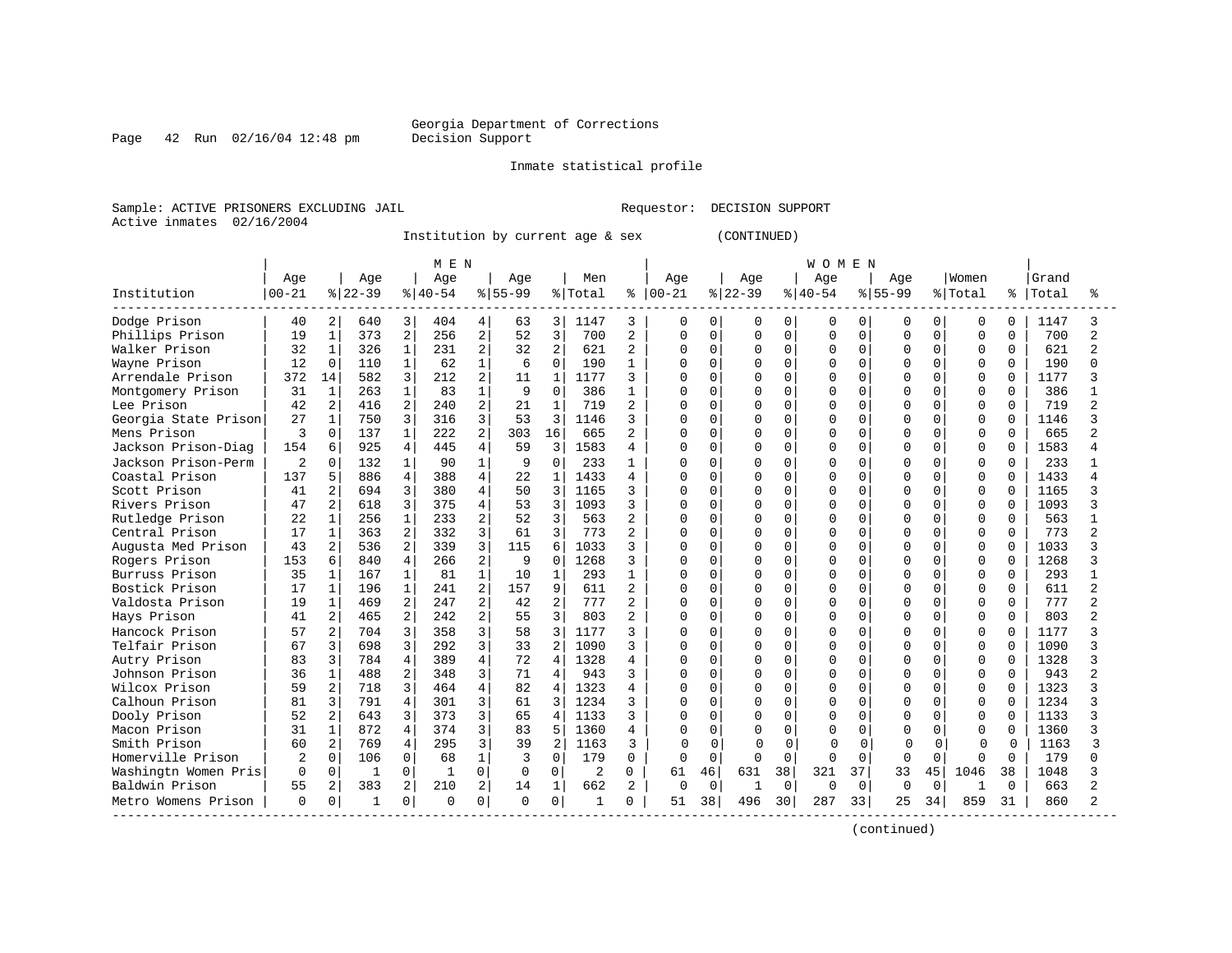Georgia Department of Corrections
Decision Support

Inmate statistical profile

Sample: ACTIVE PRISONERS EXCLUDING JAIL    Requestor: DECISION SUPPORT
Active inmates 02/16/2004

Institution by current age & sex (CONTINUED)

| Institution | MEN Age 00-21 | % | Age 22-39 | % | Age 40-54 | % | Age 55-99 | % | Men Total | % | WOMEN Age 00-21 | % | Age 22-39 | % | Age 40-54 | % | Age 55-99 | % | Women Total | % | Grand Total | % |
|---|---|---|---|---|---|---|---|---|---|---|---|---|---|---|---|---|---|---|---|---|---|---|
| Dodge Prison | 40 | 2 | 640 | 3 | 404 | 4 | 63 | 3 | 1147 | 3 | 0 | 0 | 0 | 0 | 0 | 0 | 0 | 0 | 0 | 0 | 1147 | 3 |
| Phillips Prison | 19 | 1 | 373 | 2 | 256 | 2 | 52 | 3 | 700 | 2 | 0 | 0 | 0 | 0 | 0 | 0 | 0 | 0 | 0 | 0 | 700 | 2 |
| Walker Prison | 32 | 1 | 326 | 1 | 231 | 2 | 32 | 2 | 621 | 2 | 0 | 0 | 0 | 0 | 0 | 0 | 0 | 0 | 0 | 0 | 621 | 2 |
| Wayne Prison | 12 | 0 | 110 | 1 | 62 | 1 | 6 | 0 | 190 | 1 | 0 | 0 | 0 | 0 | 0 | 0 | 0 | 0 | 0 | 0 | 190 | 0 |
| Arrendale Prison | 372 | 14 | 582 | 3 | 212 | 2 | 11 | 1 | 1177 | 3 | 0 | 0 | 0 | 0 | 0 | 0 | 0 | 0 | 0 | 0 | 1177 | 3 |
| Montgomery Prison | 31 | 1 | 263 | 1 | 83 | 1 | 9 | 0 | 386 | 1 | 0 | 0 | 0 | 0 | 0 | 0 | 0 | 0 | 0 | 0 | 386 | 1 |
| Lee Prison | 42 | 2 | 416 | 2 | 240 | 2 | 21 | 1 | 719 | 2 | 0 | 0 | 0 | 0 | 0 | 0 | 0 | 0 | 0 | 0 | 719 | 2 |
| Georgia State Prison | 27 | 1 | 750 | 3 | 316 | 3 | 53 | 3 | 1146 | 3 | 0 | 0 | 0 | 0 | 0 | 0 | 0 | 0 | 0 | 0 | 1146 | 3 |
| Mens Prison | 3 | 0 | 137 | 1 | 222 | 2 | 303 | 16 | 665 | 2 | 0 | 0 | 0 | 0 | 0 | 0 | 0 | 0 | 0 | 0 | 665 | 2 |
| Jackson Prison-Diag | 154 | 6 | 925 | 4 | 445 | 4 | 59 | 3 | 1583 | 4 | 0 | 0 | 0 | 0 | 0 | 0 | 0 | 0 | 0 | 0 | 1583 | 4 |
| Jackson Prison-Perm | 2 | 0 | 132 | 1 | 90 | 1 | 9 | 0 | 233 | 1 | 0 | 0 | 0 | 0 | 0 | 0 | 0 | 0 | 0 | 0 | 233 | 1 |
| Coastal Prison | 137 | 5 | 886 | 4 | 388 | 4 | 22 | 1 | 1433 | 4 | 0 | 0 | 0 | 0 | 0 | 0 | 0 | 0 | 0 | 0 | 1433 | 4 |
| Scott Prison | 41 | 2 | 694 | 3 | 380 | 4 | 50 | 3 | 1165 | 3 | 0 | 0 | 0 | 0 | 0 | 0 | 0 | 0 | 0 | 0 | 1165 | 3 |
| Rivers Prison | 47 | 2 | 618 | 3 | 375 | 4 | 53 | 3 | 1093 | 3 | 0 | 0 | 0 | 0 | 0 | 0 | 0 | 0 | 0 | 0 | 1093 | 3 |
| Rutledge Prison | 22 | 1 | 256 | 1 | 233 | 2 | 52 | 3 | 563 | 2 | 0 | 0 | 0 | 0 | 0 | 0 | 0 | 0 | 0 | 0 | 563 | 1 |
| Central Prison | 17 | 1 | 363 | 2 | 332 | 3 | 61 | 3 | 773 | 2 | 0 | 0 | 0 | 0 | 0 | 0 | 0 | 0 | 0 | 0 | 773 | 2 |
| Augusta Med Prison | 43 | 2 | 536 | 2 | 339 | 3 | 115 | 6 | 1033 | 3 | 0 | 0 | 0 | 0 | 0 | 0 | 0 | 0 | 0 | 0 | 1033 | 3 |
| Rogers Prison | 153 | 6 | 840 | 4 | 266 | 2 | 9 | 0 | 1268 | 3 | 0 | 0 | 0 | 0 | 0 | 0 | 0 | 0 | 0 | 0 | 1268 | 3 |
| Burruss Prison | 35 | 1 | 167 | 1 | 81 | 1 | 10 | 1 | 293 | 1 | 0 | 0 | 0 | 0 | 0 | 0 | 0 | 0 | 0 | 0 | 293 | 1 |
| Bostick Prison | 17 | 1 | 196 | 1 | 241 | 2 | 157 | 9 | 611 | 2 | 0 | 0 | 0 | 0 | 0 | 0 | 0 | 0 | 0 | 0 | 611 | 2 |
| Valdosta Prison | 19 | 1 | 469 | 2 | 247 | 2 | 42 | 2 | 777 | 2 | 0 | 0 | 0 | 0 | 0 | 0 | 0 | 0 | 0 | 0 | 777 | 2 |
| Hays Prison | 41 | 2 | 465 | 2 | 242 | 2 | 55 | 3 | 803 | 2 | 0 | 0 | 0 | 0 | 0 | 0 | 0 | 0 | 0 | 0 | 803 | 2 |
| Hancock Prison | 57 | 2 | 704 | 3 | 358 | 3 | 58 | 3 | 1177 | 3 | 0 | 0 | 0 | 0 | 0 | 0 | 0 | 0 | 0 | 0 | 1177 | 3 |
| Telfair Prison | 67 | 3 | 698 | 3 | 292 | 3 | 33 | 2 | 1090 | 3 | 0 | 0 | 0 | 0 | 0 | 0 | 0 | 0 | 0 | 0 | 1090 | 3 |
| Autry Prison | 83 | 3 | 784 | 4 | 389 | 4 | 72 | 4 | 1328 | 4 | 0 | 0 | 0 | 0 | 0 | 0 | 0 | 0 | 0 | 0 | 1328 | 3 |
| Johnson Prison | 36 | 1 | 488 | 2 | 348 | 3 | 71 | 4 | 943 | 3 | 0 | 0 | 0 | 0 | 0 | 0 | 0 | 0 | 0 | 0 | 943 | 2 |
| Wilcox Prison | 59 | 2 | 718 | 3 | 464 | 4 | 82 | 4 | 1323 | 4 | 0 | 0 | 0 | 0 | 0 | 0 | 0 | 0 | 0 | 0 | 1323 | 3 |
| Calhoun Prison | 81 | 3 | 791 | 4 | 301 | 3 | 61 | 3 | 1234 | 3 | 0 | 0 | 0 | 0 | 0 | 0 | 0 | 0 | 0 | 0 | 1234 | 3 |
| Dooly Prison | 52 | 2 | 643 | 3 | 373 | 3 | 65 | 4 | 1133 | 3 | 0 | 0 | 0 | 0 | 0 | 0 | 0 | 0 | 0 | 0 | 1133 | 3 |
| Macon Prison | 31 | 1 | 872 | 4 | 374 | 3 | 83 | 5 | 1360 | 4 | 0 | 0 | 0 | 0 | 0 | 0 | 0 | 0 | 0 | 0 | 1360 | 3 |
| Smith Prison | 60 | 2 | 769 | 4 | 295 | 3 | 39 | 2 | 1163 | 3 | 0 | 0 | 0 | 0 | 0 | 0 | 0 | 0 | 0 | 0 | 1163 | 3 |
| Homerville Prison | 2 | 0 | 106 | 0 | 68 | 1 | 3 | 0 | 179 | 0 | 0 | 0 | 0 | 0 | 0 | 0 | 0 | 0 | 0 | 0 | 179 | 0 |
| Washingtn Women Pris | 0 | 0 | 1 | 0 | 1 | 0 | 0 | 0 | 2 | 0 | 61 | 46 | 631 | 38 | 321 | 37 | 33 | 45 | 1046 | 38 | 1048 | 3 |
| Baldwin Prison | 55 | 2 | 383 | 2 | 210 | 2 | 14 | 1 | 662 | 2 | 0 | 0 | 1 | 0 | 0 | 0 | 0 | 0 | 1 | 0 | 663 | 2 |
| Metro Womens Prison | 0 | 0 | 1 | 0 | 0 | 0 | 0 | 0 | 1 | 0 | 51 | 38 | 496 | 30 | 287 | 33 | 25 | 34 | 859 | 31 | 860 | 2 |

(continued)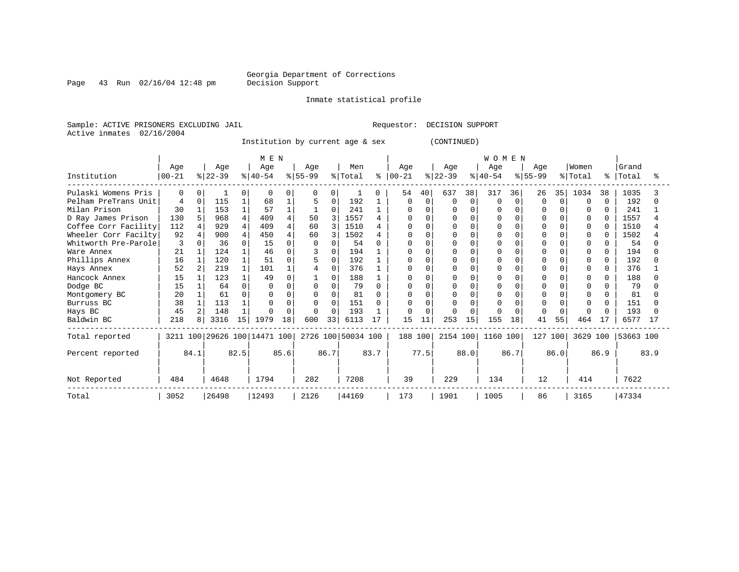Georgia Department of Corrections
Decision Support

Inmate statistical profile

Sample: ACTIVE PRISONERS EXCLUDING JAIL    Requestor: DECISION SUPPORT
Active inmates 02/16/2004

Institution by current age & sex (CONTINUED)

| Institution | MEN Age 00-21 | % | Age 22-39 | % | Age 40-54 | % | Age 55-99 | % | Men Total | % | WOMEN Age 00-21 | % | Age 22-39 | % | Age 40-54 | % | Age 55-99 | % | Women Total | % | Grand Total | % |
|---|---|---|---|---|---|---|---|---|---|---|---|---|---|---|---|---|---|---|---|---|---|---|
| Pulaski Womens Pris | 0 | 0 | 1 | 0 | 0 | 0 | 0 | 0 | 1 | 0 | 54 | 40 | 637 | 38 | 317 | 36 | 26 | 35 | 1034 | 38 | 1035 | 3 |
| Pelham PreTrans Unit | 4 | 0 | 115 | 1 | 68 | 1 | 5 | 0 | 192 | 1 | 0 | 0 | 0 | 0 | 0 | 0 | 0 | 0 | 0 | 0 | 192 | 0 |
| Milan Prison | 30 | 1 | 153 | 1 | 57 | 1 | 1 | 0 | 241 | 1 | 0 | 0 | 0 | 0 | 0 | 0 | 0 | 0 | 0 | 0 | 241 | 1 |
| D Ray James Prison | 130 | 5 | 968 | 4 | 409 | 4 | 50 | 3 | 1557 | 4 | 0 | 0 | 0 | 0 | 0 | 0 | 0 | 0 | 0 | 0 | 1557 | 4 |
| Coffee Corr Facility | 112 | 4 | 929 | 4 | 409 | 4 | 60 | 3 | 1510 | 4 | 0 | 0 | 0 | 0 | 0 | 0 | 0 | 0 | 0 | 0 | 1510 | 4 |
| Wheeler Corr Facilty | 92 | 4 | 900 | 4 | 450 | 4 | 60 | 3 | 1502 | 4 | 0 | 0 | 0 | 0 | 0 | 0 | 0 | 0 | 0 | 0 | 1502 | 4 |
| Whitworth Pre-Parole | 3 | 0 | 36 | 0 | 15 | 0 | 0 | 0 | 54 | 0 | 0 | 0 | 0 | 0 | 0 | 0 | 0 | 0 | 0 | 0 | 54 | 0 |
| Ware Annex | 21 | 1 | 124 | 1 | 46 | 0 | 3 | 0 | 194 | 1 | 0 | 0 | 0 | 0 | 0 | 0 | 0 | 0 | 0 | 0 | 194 | 0 |
| Phillips Annex | 16 | 1 | 120 | 1 | 51 | 0 | 5 | 0 | 192 | 1 | 0 | 0 | 0 | 0 | 0 | 0 | 0 | 0 | 0 | 0 | 192 | 0 |
| Hays Annex | 52 | 2 | 219 | 1 | 101 | 1 | 4 | 0 | 376 | 1 | 0 | 0 | 0 | 0 | 0 | 0 | 0 | 0 | 0 | 0 | 376 | 1 |
| Hancock Annex | 15 | 1 | 123 | 1 | 49 | 0 | 1 | 0 | 188 | 1 | 0 | 0 | 0 | 0 | 0 | 0 | 0 | 0 | 0 | 0 | 188 | 0 |
| Dodge BC | 15 | 1 | 64 | 0 | 0 | 0 | 0 | 0 | 79 | 0 | 0 | 0 | 0 | 0 | 0 | 0 | 0 | 0 | 0 | 0 | 79 | 0 |
| Montgomery BC | 20 | 1 | 61 | 0 | 0 | 0 | 0 | 0 | 81 | 0 | 0 | 0 | 0 | 0 | 0 | 0 | 0 | 0 | 0 | 0 | 81 | 0 |
| Burruss BC | 38 | 1 | 113 | 1 | 0 | 0 | 0 | 0 | 151 | 0 | 0 | 0 | 0 | 0 | 0 | 0 | 0 | 0 | 0 | 0 | 151 | 0 |
| Hays BC | 45 | 2 | 148 | 1 | 0 | 0 | 0 | 0 | 193 | 1 | 0 | 0 | 0 | 0 | 0 | 0 | 0 | 0 | 0 | 0 | 193 | 0 |
| Baldwin BC | 218 | 8 | 3316 | 15 | 1979 | 18 | 600 | 33 | 6113 | 17 | 15 | 11 | 253 | 15 | 155 | 18 | 41 | 55 | 464 | 17 | 6577 | 17 |
| Total reported | 3211 | 100 | 29626 | 100 | 14471 | 100 | 2726 | 100 | 50034 | 100 | 188 | 100 | 2154 | 100 | 1160 | 100 | 127 | 100 | 3629 | 100 | 53663 | 100 |
| Percent reported | | 84.1 | | 82.5 | | 85.6 | | 86.7 | | 83.7 | | 77.5 | | 88.0 | | 86.7 | | 86.0 | | 86.9 | | 83.9 |
| Not Reported | 484 | | 4648 | | 1794 | | 282 | | 7208 | | 39 | | 229 | | 134 | | 12 | | 414 | | 7622 | |
| Total | 3052 | | 26498 | | 12493 | | 2126 | | 44169 | | 173 | | 1901 | | 1005 | | 86 | | 3165 | | 47334 | |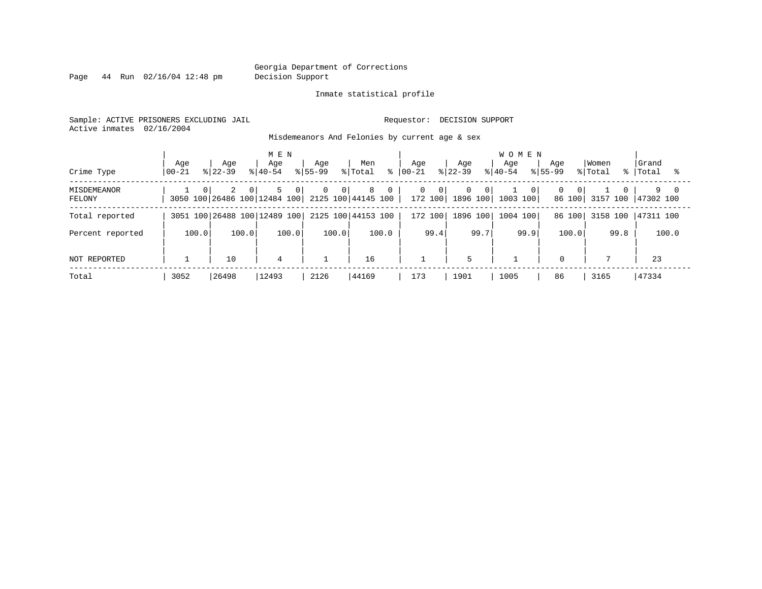Georgia Department of Corrections
Decision Support

Inmate statistical profile

Sample: ACTIVE PRISONERS EXCLUDING JAIL    Requestor: DECISION SUPPORT
Active inmates 02/16/2004

Misdemeanors And Felonies by current age & sex

| Crime Type | MEN Age 00-21 | % | Age 22-39 | % | Age 40-54 | % | Age 55-99 | % | Men Total | % | WOMEN Age 00-21 | % | Age 22-39 | % | Age 40-54 | % | Age 55-99 | % | Women Total | % | Grand Total | % |
|---|---|---|---|---|---|---|---|---|---|---|---|---|---|---|---|---|---|---|---|---|---|---|
| MISDEMEANOR | 1 | 0 | 2 | 0 | 5 | 0 | 0 | 0 | 8 | 0 | 0 | 0 | 0 | 0 | 1 | 0 | 0 | 0 | 1 | 0 | 9 | 0 |
| FELONY | 3050 | 100 | 26486 | 100 | 12484 | 100 | 2125 | 100 | 44145 | 100 | 172 | 100 | 1896 | 100 | 1003 | 100 | 86 | 100 | 3157 | 100 | 47302 | 100 |
| Total reported | 3051 | 100 | 26488 | 100 | 12489 | 100 | 2125 | 100 | 44153 | 100 | 172 | 100 | 1896 | 100 | 1004 | 100 | 86 | 100 | 3158 | 100 | 47311 | 100 |
| Percent reported | 100.0 | | 100.0 | | 100.0 | | 100.0 | | 100.0 | | 99.4 | | 99.7 | | 99.9 | | 100.0 | | 99.8 | | 100.0 | |
| NOT REPORTED | 1 | | 10 | | 4 | | 1 | | 16 | | 1 | | 5 | | 1 | | 0 | | 7 | | 23 | |
| Total | 3052 | | 26498 | | 12493 | | 2126 | | 44169 | | 173 | | 1901 | | 1005 | | 86 | | 3165 | | 47334 | |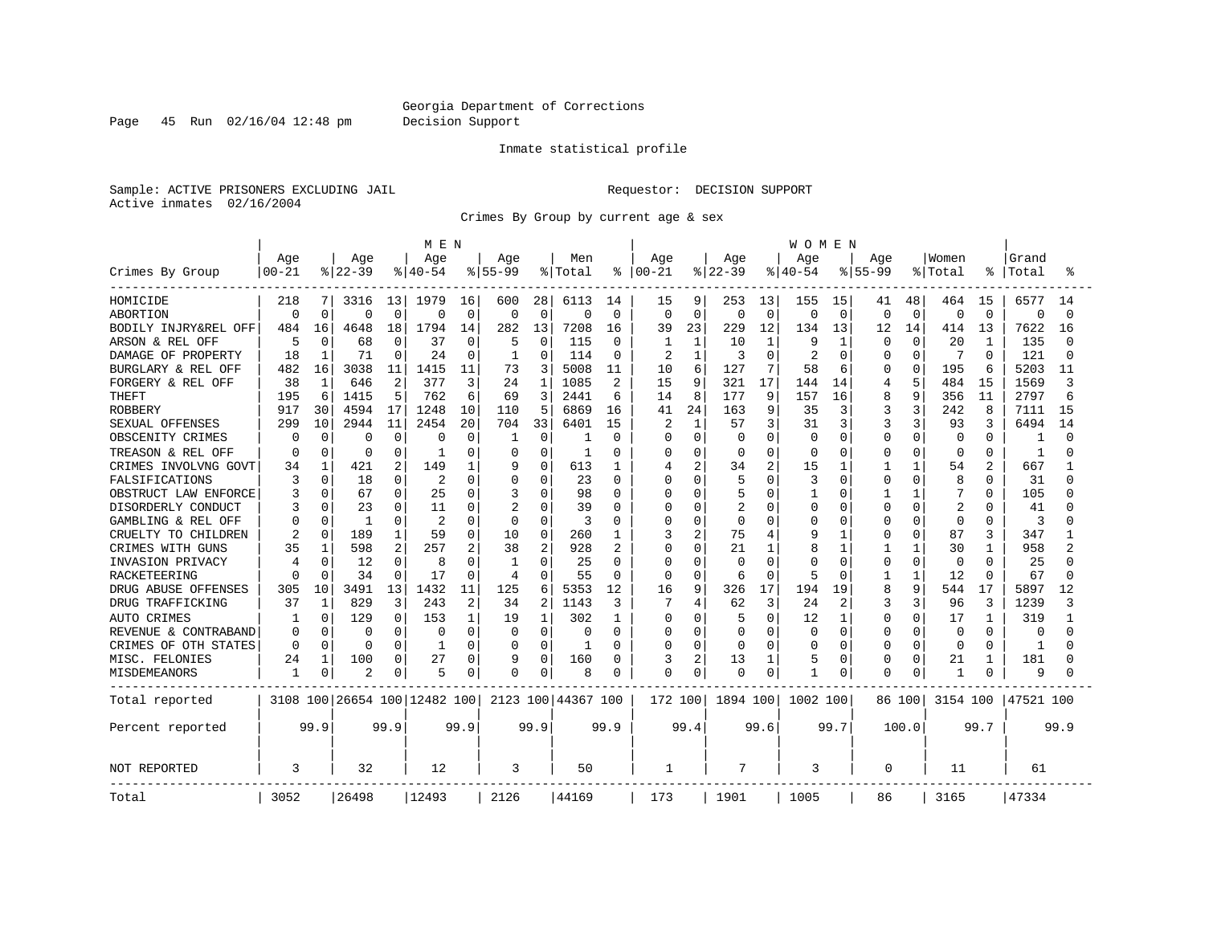Georgia Department of Corrections
Decision Support

Inmate statistical profile

Sample: ACTIVE PRISONERS EXCLUDING JAIL    Requestor: DECISION SUPPORT
Active inmates 02/16/2004

Crimes By Group by current age & sex

| Crimes By Group | MEN Age 00-21 | % | Age 22-39 | % | Age 40-54 | % | Age 55-99 | % | Men Total | % | WOMEN Age 00-21 | % | Age 22-39 | % | Age 40-54 | % | Age 55-99 | % | Women Total | % | Grand Total | % |
|---|---|---|---|---|---|---|---|---|---|---|---|---|---|---|---|---|---|---|---|---|---|---|
| HOMICIDE | 218 | 7 | 3316 | 13 | 1979 | 16 | 600 | 28 | 6113 | 14 | 15 | 9 | 253 | 13 | 155 | 15 | 41 | 48 | 464 | 15 | 6577 | 14 |
| ABORTION | 0 | 0 | 0 | 0 | 0 | 0 | 0 | 0 | 0 | 0 | 0 | 0 | 0 | 0 | 0 | 0 | 0 | 0 | 0 | 0 | 0 | 0 |
| BODILY INJRY&REL OFF | 484 | 16 | 4648 | 18 | 1794 | 14 | 282 | 13 | 7208 | 16 | 39 | 23 | 229 | 12 | 134 | 13 | 12 | 14 | 414 | 13 | 7622 | 16 |
| ARSON & REL OFF | 5 | 0 | 68 | 0 | 37 | 0 | 5 | 0 | 115 | 0 | 1 | 1 | 10 | 1 | 9 | 1 | 0 | 0 | 20 | 1 | 135 | 0 |
| DAMAGE OF PROPERTY | 18 | 1 | 71 | 0 | 24 | 0 | 1 | 0 | 114 | 0 | 2 | 1 | 3 | 0 | 2 | 0 | 0 | 0 | 7 | 0 | 121 | 0 |
| BURGLARY & REL OFF | 482 | 16 | 3038 | 11 | 1415 | 11 | 73 | 3 | 5008 | 11 | 10 | 6 | 127 | 7 | 58 | 6 | 0 | 0 | 195 | 6 | 5203 | 11 |
| FORGERY & REL OFF | 38 | 1 | 646 | 2 | 377 | 3 | 24 | 1 | 1085 | 2 | 15 | 9 | 321 | 17 | 144 | 14 | 4 | 5 | 484 | 15 | 1569 | 3 |
| THEFT | 195 | 6 | 1415 | 5 | 762 | 6 | 69 | 3 | 2441 | 6 | 14 | 8 | 177 | 9 | 157 | 16 | 8 | 9 | 356 | 11 | 2797 | 6 |
| ROBBERY | 917 | 30 | 4594 | 17 | 1248 | 10 | 110 | 5 | 6869 | 16 | 41 | 24 | 163 | 9 | 35 | 3 | 3 | 3 | 242 | 8 | 7111 | 15 |
| SEXUAL OFFENSES | 299 | 10 | 2944 | 11 | 2454 | 20 | 704 | 33 | 6401 | 15 | 2 | 1 | 57 | 3 | 31 | 3 | 3 | 3 | 93 | 3 | 6494 | 14 |
| OBSCENITY CRIMES | 0 | 0 | 0 | 0 | 0 | 0 | 1 | 0 | 1 | 0 | 0 | 0 | 0 | 0 | 0 | 0 | 0 | 0 | 0 | 0 | 1 | 0 |
| TREASON & REL OFF | 0 | 0 | 0 | 0 | 1 | 0 | 0 | 0 | 1 | 0 | 0 | 0 | 0 | 0 | 0 | 0 | 0 | 0 | 0 | 0 | 1 | 0 |
| CRIMES INVOLVNG GOVT | 34 | 1 | 421 | 2 | 149 | 1 | 9 | 0 | 613 | 1 | 4 | 2 | 34 | 2 | 15 | 1 | 1 | 1 | 54 | 2 | 667 | 1 |
| FALSIFICATIONS | 3 | 0 | 18 | 0 | 2 | 0 | 0 | 0 | 23 | 0 | 0 | 0 | 5 | 0 | 3 | 0 | 0 | 0 | 8 | 0 | 31 | 0 |
| OBSTRUCT LAW ENFORCE | 3 | 0 | 67 | 0 | 25 | 0 | 3 | 0 | 98 | 0 | 0 | 0 | 5 | 0 | 1 | 0 | 1 | 1 | 7 | 0 | 105 | 0 |
| DISORDERLY CONDUCT | 3 | 0 | 23 | 0 | 11 | 0 | 2 | 0 | 39 | 0 | 0 | 0 | 2 | 0 | 0 | 0 | 0 | 0 | 2 | 0 | 41 | 0 |
| GAMBLING & REL OFF | 0 | 0 | 1 | 0 | 2 | 0 | 0 | 0 | 3 | 0 | 0 | 0 | 0 | 0 | 0 | 0 | 0 | 0 | 0 | 0 | 3 | 0 |
| CRUELTY TO CHILDREN | 2 | 0 | 189 | 1 | 59 | 0 | 10 | 0 | 260 | 1 | 3 | 2 | 75 | 4 | 9 | 1 | 0 | 0 | 87 | 3 | 347 | 1 |
| CRIMES WITH GUNS | 35 | 1 | 598 | 2 | 257 | 2 | 38 | 2 | 928 | 2 | 0 | 0 | 21 | 1 | 8 | 1 | 1 | 1 | 30 | 1 | 958 | 2 |
| INVASION PRIVACY | 4 | 0 | 12 | 0 | 8 | 0 | 1 | 0 | 25 | 0 | 0 | 0 | 0 | 0 | 0 | 0 | 0 | 0 | 0 | 0 | 25 | 0 |
| RACKETEERING | 0 | 0 | 34 | 0 | 17 | 0 | 4 | 0 | 55 | 0 | 0 | 0 | 6 | 0 | 5 | 0 | 1 | 1 | 12 | 0 | 67 | 0 |
| DRUG ABUSE OFFENSES | 305 | 10 | 3491 | 13 | 1432 | 11 | 125 | 6 | 5353 | 12 | 16 | 9 | 326 | 17 | 194 | 19 | 8 | 9 | 544 | 17 | 5897 | 12 |
| DRUG TRAFFICKING | 37 | 1 | 829 | 3 | 243 | 2 | 34 | 2 | 1143 | 3 | 7 | 4 | 62 | 3 | 24 | 2 | 3 | 3 | 96 | 3 | 1239 | 3 |
| AUTO CRIMES | 1 | 0 | 129 | 0 | 153 | 1 | 19 | 1 | 302 | 1 | 0 | 0 | 5 | 0 | 12 | 1 | 0 | 0 | 17 | 1 | 319 | 1 |
| REVENUE & CONTRABAND | 0 | 0 | 0 | 0 | 0 | 0 | 0 | 0 | 0 | 0 | 0 | 0 | 0 | 0 | 0 | 0 | 0 | 0 | 0 | 0 | 0 | 0 |
| CRIMES OF OTH STATES | 0 | 0 | 0 | 0 | 1 | 0 | 0 | 0 | 1 | 0 | 0 | 0 | 0 | 0 | 0 | 0 | 0 | 0 | 0 | 0 | 1 | 0 |
| MISC. FELONIES | 24 | 1 | 100 | 0 | 27 | 0 | 9 | 0 | 160 | 0 | 3 | 2 | 13 | 1 | 5 | 0 | 0 | 0 | 21 | 1 | 181 | 0 |
| MISDEMEANORS | 1 | 0 | 2 | 0 | 5 | 0 | 0 | 0 | 8 | 0 | 0 | 0 | 0 | 0 | 1 | 0 | 0 | 0 | 1 | 0 | 9 | 0 |
| Total reported | 3108 | 100 | 26654 | 100 | 12482 | 100 | 2123 | 100 | 44367 | 100 | 172 | 100 | 1894 | 100 | 1002 | 100 | 86 | 100 | 3154 | 100 | 47521 | 100 |
| Percent reported | | 99.9 | | 99.9 | | 99.9 | | 99.9 | | 99.9 | | 99.4 | | 99.6 | | 99.7 | | 100.0 | | 99.7 | | 99.9 |
| NOT REPORTED | 3 | | 32 | | 12 | | 3 | | 50 | | 1 | | 7 | | 3 | | 0 | | 11 | | 61 | |
| Total | 3052 | | 26498 | | 12493 | | 2126 | | 44169 | | 173 | | 1901 | | 1005 | | 86 | | 3165 | | 47334 | |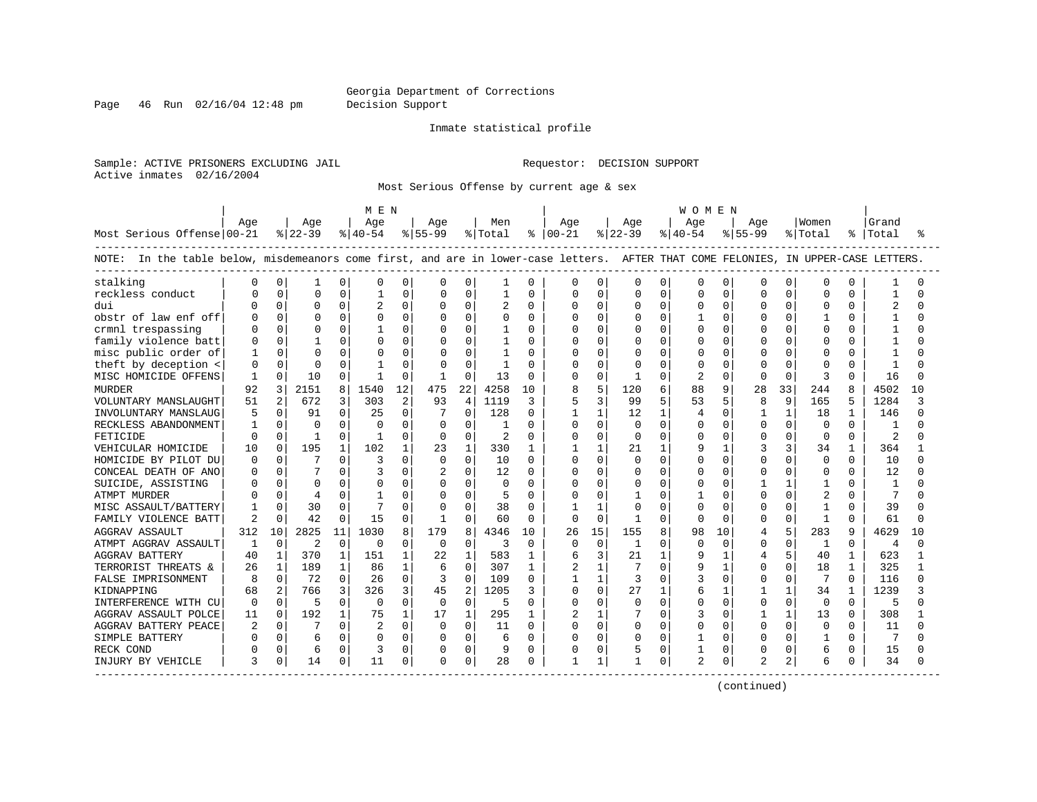Georgia Department of Corrections
Decision Support

Inmate statistical profile

Sample: ACTIVE PRISONERS EXCLUDING JAIL                    Requestor: DECISION SUPPORT
Active inmates 02/16/2004

Most Serious Offense by current age & sex

NOTE: In the table below, misdemeanors come first, and are in lower-case letters. AFTER THAT COME FELONIES, IN UPPER-CASE LETTERS.

| Most Serious Offense | MEN Age 00-21 | % | Age 22-39 | % | Age 40-54 | % | Age 55-99 | % | Men Total | % | WOMEN Age 00-21 | % | Age 22-39 | % | Age 40-54 | % | Age 55-99 | % | Women Total | % | Grand Total | % |
|---|---|---|---|---|---|---|---|---|---|---|---|---|---|---|---|---|---|---|---|---|---|---|
| stalking | 0 | 0 | 1 | 0 | 0 | 0 | 0 | 0 | 1 | 0 | 0 | 0 | 0 | 0 | 0 | 0 | 0 | 0 | 0 | 0 | 1 | 0 |
| reckless conduct | 0 | 0 | 0 | 0 | 1 | 0 | 0 | 0 | 1 | 0 | 0 | 0 | 0 | 0 | 0 | 0 | 0 | 0 | 0 | 0 | 1 | 0 |
| dui | 0 | 0 | 0 | 0 | 2 | 0 | 0 | 0 | 2 | 0 | 0 | 0 | 0 | 0 | 0 | 0 | 0 | 0 | 0 | 0 | 2 | 0 |
| obstr of law enf off | 0 | 0 | 0 | 0 | 0 | 0 | 0 | 0 | 0 | 0 | 0 | 0 | 0 | 0 | 1 | 0 | 0 | 0 | 1 | 0 | 1 | 0 |
| crmnl trespassing | 0 | 0 | 0 | 0 | 1 | 0 | 0 | 0 | 1 | 0 | 0 | 0 | 0 | 0 | 0 | 0 | 0 | 0 | 0 | 0 | 1 | 0 |
| family violence batt | 0 | 0 | 1 | 0 | 0 | 0 | 0 | 0 | 1 | 0 | 0 | 0 | 0 | 0 | 0 | 0 | 0 | 0 | 0 | 0 | 1 | 0 |
| misc public order of | 1 | 0 | 0 | 0 | 0 | 0 | 0 | 0 | 1 | 0 | 0 | 0 | 0 | 0 | 0 | 0 | 0 | 0 | 0 | 0 | 1 | 0 |
| theft by deception < | 0 | 0 | 0 | 0 | 1 | 0 | 0 | 0 | 1 | 0 | 0 | 0 | 0 | 0 | 0 | 0 | 0 | 0 | 0 | 0 | 1 | 0 |
| MISC HOMICIDE OFFENS | 1 | 0 | 10 | 0 | 1 | 0 | 1 | 0 | 13 | 0 | 0 | 0 | 1 | 0 | 2 | 0 | 0 | 0 | 3 | 0 | 16 | 0 |
| MURDER | 92 | 3 | 2151 | 8 | 1540 | 12 | 475 | 22 | 4258 | 10 | 8 | 5 | 120 | 6 | 88 | 9 | 28 | 33 | 244 | 8 | 4502 | 10 |
| VOLUNTARY MANSLAUGHT | 51 | 2 | 672 | 3 | 303 | 2 | 93 | 4 | 1119 | 3 | 5 | 3 | 99 | 5 | 53 | 5 | 8 | 9 | 165 | 5 | 1284 | 3 |
| INVOLUNTARY MANSLAUG | 5 | 0 | 91 | 0 | 25 | 0 | 7 | 0 | 128 | 0 | 1 | 1 | 12 | 1 | 4 | 0 | 1 | 1 | 18 | 1 | 146 | 0 |
| RECKLESS ABANDONMENT | 1 | 0 | 0 | 0 | 0 | 0 | 0 | 0 | 1 | 0 | 0 | 0 | 0 | 0 | 0 | 0 | 0 | 0 | 0 | 0 | 1 | 0 |
| FETICIDE | 0 | 0 | 1 | 0 | 1 | 0 | 0 | 0 | 2 | 0 | 0 | 0 | 0 | 0 | 0 | 0 | 0 | 0 | 0 | 0 | 2 | 0 |
| VEHICULAR HOMICIDE | 10 | 0 | 195 | 1 | 102 | 1 | 23 | 1 | 330 | 1 | 1 | 1 | 21 | 1 | 9 | 1 | 3 | 3 | 34 | 1 | 364 | 1 |
| HOMICIDE BY PILOT DU | 0 | 0 | 7 | 0 | 3 | 0 | 0 | 0 | 10 | 0 | 0 | 0 | 0 | 0 | 0 | 0 | 0 | 0 | 0 | 0 | 10 | 0 |
| CONCEAL DEATH OF ANO | 0 | 0 | 7 | 0 | 3 | 0 | 2 | 0 | 12 | 0 | 0 | 0 | 0 | 0 | 0 | 0 | 0 | 0 | 0 | 0 | 12 | 0 |
| SUICIDE, ASSISTING | 0 | 0 | 0 | 0 | 0 | 0 | 0 | 0 | 0 | 0 | 0 | 0 | 0 | 0 | 0 | 0 | 1 | 1 | 1 | 0 | 1 | 0 |
| ATMPT MURDER | 0 | 0 | 4 | 0 | 1 | 0 | 0 | 0 | 5 | 0 | 0 | 0 | 1 | 0 | 1 | 0 | 0 | 0 | 2 | 0 | 7 | 0 |
| MISC ASSAULT/BATTERY | 1 | 0 | 30 | 0 | 7 | 0 | 0 | 0 | 38 | 0 | 1 | 1 | 0 | 0 | 0 | 0 | 0 | 0 | 1 | 0 | 39 | 0 |
| FAMILY VIOLENCE BATT | 2 | 0 | 42 | 0 | 15 | 0 | 1 | 0 | 60 | 0 | 0 | 0 | 1 | 0 | 0 | 0 | 0 | 0 | 1 | 0 | 61 | 0 |
| AGGRAV ASSAULT | 312 | 10 | 2825 | 11 | 1030 | 8 | 179 | 8 | 4346 | 10 | 26 | 15 | 155 | 8 | 98 | 10 | 4 | 5 | 283 | 9 | 4629 | 10 |
| ATMPT AGGRAV ASSAULT | 1 | 0 | 2 | 0 | 0 | 0 | 0 | 0 | 3 | 0 | 0 | 0 | 1 | 0 | 0 | 0 | 0 | 0 | 1 | 0 | 4 | 0 |
| AGGRAV BATTERY | 40 | 1 | 370 | 1 | 151 | 1 | 22 | 1 | 583 | 1 | 6 | 3 | 21 | 1 | 9 | 1 | 4 | 5 | 40 | 1 | 623 | 1 |
| TERRORIST THREATS & | 26 | 1 | 189 | 1 | 86 | 1 | 6 | 0 | 307 | 1 | 2 | 1 | 7 | 0 | 9 | 1 | 0 | 0 | 18 | 1 | 325 | 1 |
| FALSE IMPRISONMENT | 8 | 0 | 72 | 0 | 26 | 0 | 3 | 0 | 109 | 0 | 1 | 1 | 3 | 0 | 3 | 0 | 0 | 0 | 7 | 0 | 116 | 0 |
| KIDNAPPING | 68 | 2 | 766 | 3 | 326 | 3 | 45 | 2 | 1205 | 3 | 0 | 0 | 27 | 1 | 6 | 1 | 1 | 1 | 34 | 1 | 1239 | 3 |
| INTERFERENCE WITH CU | 0 | 0 | 5 | 0 | 0 | 0 | 0 | 0 | 5 | 0 | 0 | 0 | 0 | 0 | 0 | 0 | 0 | 0 | 0 | 0 | 5 | 0 |
| AGGRAV ASSAULT POLCE | 11 | 0 | 192 | 1 | 75 | 1 | 17 | 1 | 295 | 1 | 2 | 1 | 7 | 0 | 3 | 0 | 1 | 1 | 13 | 0 | 308 | 1 |
| AGGRAV BATTERY PEACE | 2 | 0 | 7 | 0 | 2 | 0 | 0 | 0 | 11 | 0 | 0 | 0 | 0 | 0 | 0 | 0 | 0 | 0 | 0 | 0 | 11 | 0 |
| SIMPLE BATTERY | 0 | 0 | 6 | 0 | 0 | 0 | 0 | 0 | 6 | 0 | 0 | 0 | 0 | 0 | 1 | 0 | 0 | 0 | 1 | 0 | 7 | 0 |
| RECK COND | 0 | 0 | 6 | 0 | 3 | 0 | 0 | 0 | 9 | 0 | 0 | 0 | 5 | 0 | 1 | 0 | 0 | 0 | 6 | 0 | 15 | 0 |
| INJURY BY VEHICLE | 3 | 0 | 14 | 0 | 11 | 0 | 0 | 0 | 28 | 0 | 1 | 1 | 1 | 0 | 2 | 0 | 2 | 2 | 6 | 0 | 34 | 0 |

(continued)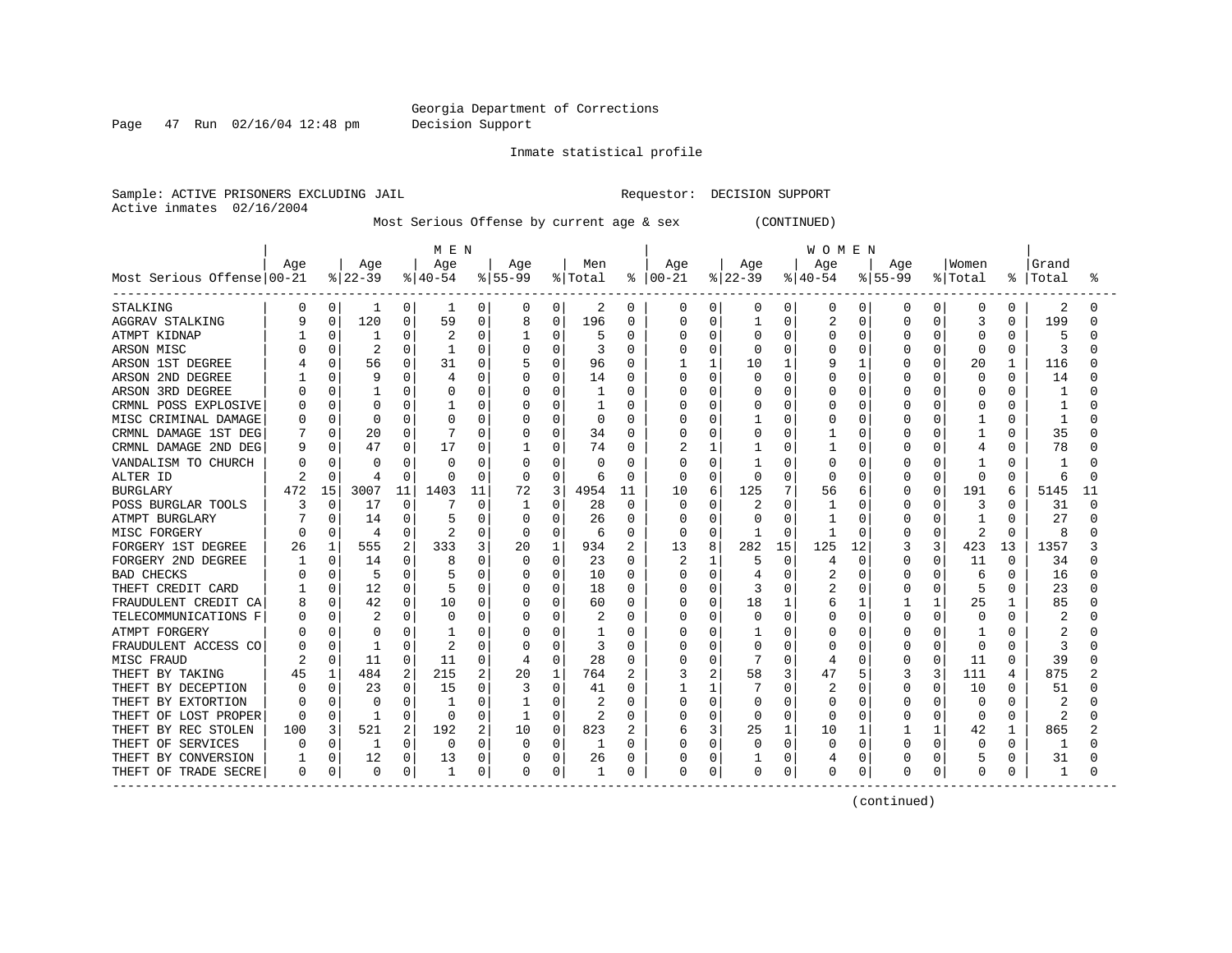Georgia Department of Corrections
Decision Support

Inmate statistical profile

Sample: ACTIVE PRISONERS EXCLUDING JAIL
Active inmates 02/16/2004

Requestor: DECISION SUPPORT

Most Serious Offense by current age & sex (CONTINUED)

| Most Serious Offense | MEN Age 00-21 | % | Age 22-39 | % | Age 40-54 | % | Age 55-99 | % | Men Total | % | WOMEN Age 00-21 | % | Age 22-39 | % | Age 40-54 | % | Age 55-99 | % | Women Total | % | Grand Total | % |
|---|---|---|---|---|---|---|---|---|---|---|---|---|---|---|---|---|---|---|---|---|---|---|
| STALKING | 0 | 0 | 1 | 0 | 1 | 0 | 0 | 0 | 2 | 0 | 0 | 0 | 0 | 0 | 0 | 0 | 0 | 0 | 0 | 0 | 2 | 0 |
| AGGRAV STALKING | 9 | 0 | 120 | 0 | 59 | 0 | 8 | 0 | 196 | 0 | 0 | 0 | 1 | 0 | 2 | 0 | 0 | 0 | 3 | 0 | 199 | 0 |
| ATMPT KIDNAP | 1 | 0 | 1 | 0 | 2 | 0 | 1 | 0 | 5 | 0 | 0 | 0 | 0 | 0 | 0 | 0 | 0 | 0 | 0 | 0 | 5 | 0 |
| ARSON MISC | 0 | 0 | 2 | 0 | 1 | 0 | 0 | 0 | 3 | 0 | 0 | 0 | 0 | 0 | 0 | 0 | 0 | 0 | 0 | 0 | 3 | 0 |
| ARSON 1ST DEGREE | 4 | 0 | 56 | 0 | 31 | 0 | 5 | 0 | 96 | 0 | 1 | 1 | 10 | 1 | 9 | 1 | 0 | 0 | 20 | 1 | 116 | 0 |
| ARSON 2ND DEGREE | 1 | 0 | 9 | 0 | 4 | 0 | 0 | 0 | 14 | 0 | 0 | 0 | 0 | 0 | 0 | 0 | 0 | 0 | 0 | 0 | 14 | 0 |
| ARSON 3RD DEGREE | 0 | 0 | 1 | 0 | 0 | 0 | 0 | 0 | 1 | 0 | 0 | 0 | 0 | 0 | 0 | 0 | 0 | 0 | 0 | 0 | 1 | 0 |
| CRMNL POSS EXPLOSIVE | 0 | 0 | 0 | 0 | 1 | 0 | 0 | 0 | 1 | 0 | 0 | 0 | 0 | 0 | 0 | 0 | 0 | 0 | 0 | 0 | 1 | 0 |
| MISC CRIMINAL DAMAGE | 0 | 0 | 0 | 0 | 0 | 0 | 0 | 0 | 0 | 0 | 0 | 0 | 1 | 0 | 0 | 0 | 0 | 0 | 1 | 0 | 1 | 0 |
| CRMNL DAMAGE 1ST DEG | 7 | 0 | 20 | 0 | 7 | 0 | 0 | 0 | 34 | 0 | 0 | 0 | 0 | 0 | 1 | 0 | 0 | 0 | 1 | 0 | 35 | 0 |
| CRMNL DAMAGE 2ND DEG | 9 | 0 | 47 | 0 | 17 | 0 | 1 | 0 | 74 | 0 | 2 | 1 | 1 | 0 | 1 | 0 | 0 | 0 | 4 | 0 | 78 | 0 |
| VANDALISM TO CHURCH | 0 | 0 | 0 | 0 | 0 | 0 | 0 | 0 | 0 | 0 | 0 | 0 | 1 | 0 | 0 | 0 | 0 | 0 | 1 | 0 | 1 | 0 |
| ALTER ID | 2 | 0 | 4 | 0 | 0 | 0 | 0 | 0 | 6 | 0 | 0 | 0 | 0 | 0 | 0 | 0 | 0 | 0 | 0 | 0 | 6 | 0 |
| BURGLARY | 472 | 15 | 3007 | 11 | 1403 | 11 | 72 | 3 | 4954 | 11 | 10 | 6 | 125 | 7 | 56 | 6 | 0 | 0 | 191 | 6 | 5145 | 11 |
| POSS BURGLAR TOOLS | 3 | 0 | 17 | 0 | 7 | 0 | 1 | 0 | 28 | 0 | 0 | 0 | 2 | 0 | 1 | 0 | 0 | 0 | 3 | 0 | 31 | 0 |
| ATMPT BURGLARY | 7 | 0 | 14 | 0 | 5 | 0 | 0 | 0 | 26 | 0 | 0 | 0 | 0 | 0 | 1 | 0 | 0 | 0 | 1 | 0 | 27 | 0 |
| MISC FORGERY | 0 | 0 | 4 | 0 | 2 | 0 | 0 | 0 | 6 | 0 | 0 | 0 | 1 | 0 | 1 | 0 | 0 | 0 | 2 | 0 | 8 | 0 |
| FORGERY 1ST DEGREE | 26 | 1 | 555 | 2 | 333 | 3 | 20 | 1 | 934 | 2 | 13 | 8 | 282 | 15 | 125 | 12 | 3 | 3 | 423 | 13 | 1357 | 3 |
| FORGERY 2ND DEGREE | 1 | 0 | 14 | 0 | 8 | 0 | 0 | 0 | 23 | 0 | 2 | 1 | 5 | 0 | 4 | 0 | 0 | 0 | 11 | 0 | 34 | 0 |
| BAD CHECKS | 0 | 0 | 5 | 0 | 5 | 0 | 0 | 0 | 10 | 0 | 0 | 0 | 4 | 0 | 2 | 0 | 0 | 0 | 6 | 0 | 16 | 0 |
| THEFT CREDIT CARD | 1 | 0 | 12 | 0 | 5 | 0 | 0 | 0 | 18 | 0 | 0 | 0 | 3 | 0 | 2 | 0 | 0 | 0 | 5 | 0 | 23 | 0 |
| FRAUDULENT CREDIT CA | 8 | 0 | 42 | 0 | 10 | 0 | 0 | 0 | 60 | 0 | 0 | 0 | 18 | 1 | 6 | 1 | 1 | 1 | 25 | 1 | 85 | 0 |
| TELECOMMUNICATIONS F | 0 | 0 | 2 | 0 | 0 | 0 | 0 | 0 | 2 | 0 | 0 | 0 | 0 | 0 | 0 | 0 | 0 | 0 | 0 | 0 | 2 | 0 |
| ATMPT FORGERY | 0 | 0 | 0 | 0 | 1 | 0 | 0 | 0 | 1 | 0 | 0 | 0 | 1 | 0 | 0 | 0 | 0 | 0 | 1 | 0 | 2 | 0 |
| FRAUDULENT ACCESS CO | 0 | 0 | 1 | 0 | 2 | 0 | 0 | 0 | 3 | 0 | 0 | 0 | 0 | 0 | 0 | 0 | 0 | 0 | 0 | 0 | 3 | 0 |
| MISC FRAUD | 2 | 0 | 11 | 0 | 11 | 0 | 4 | 0 | 28 | 0 | 0 | 0 | 7 | 0 | 4 | 0 | 0 | 0 | 11 | 0 | 39 | 0 |
| THEFT BY TAKING | 45 | 1 | 484 | 2 | 215 | 2 | 20 | 1 | 764 | 2 | 3 | 2 | 58 | 3 | 47 | 5 | 3 | 3 | 111 | 4 | 875 | 2 |
| THEFT BY DECEPTION | 0 | 0 | 23 | 0 | 15 | 0 | 3 | 0 | 41 | 0 | 1 | 1 | 7 | 0 | 2 | 0 | 0 | 0 | 10 | 0 | 51 | 0 |
| THEFT BY EXTORTION | 0 | 0 | 0 | 0 | 1 | 0 | 1 | 0 | 2 | 0 | 0 | 0 | 0 | 0 | 0 | 0 | 0 | 0 | 0 | 0 | 2 | 0 |
| THEFT OF LOST PROPER | 0 | 0 | 1 | 0 | 0 | 0 | 1 | 0 | 2 | 0 | 0 | 0 | 0 | 0 | 0 | 0 | 0 | 0 | 0 | 0 | 2 | 0 |
| THEFT BY REC STOLEN | 100 | 3 | 521 | 2 | 192 | 2 | 10 | 0 | 823 | 2 | 6 | 3 | 25 | 1 | 10 | 1 | 1 | 1 | 42 | 1 | 865 | 2 |
| THEFT OF SERVICES | 0 | 0 | 1 | 0 | 0 | 0 | 0 | 0 | 1 | 0 | 0 | 0 | 0 | 0 | 0 | 0 | 0 | 0 | 0 | 0 | 1 | 0 |
| THEFT BY CONVERSION | 1 | 0 | 12 | 0 | 13 | 0 | 0 | 0 | 26 | 0 | 0 | 0 | 1 | 0 | 4 | 0 | 0 | 0 | 5 | 0 | 31 | 0 |
| THEFT OF TRADE SECRE | 0 | 0 | 0 | 0 | 1 | 0 | 0 | 0 | 1 | 0 | 0 | 0 | 0 | 0 | 0 | 0 | 0 | 0 | 0 | 0 | 1 | 0 |

(continued)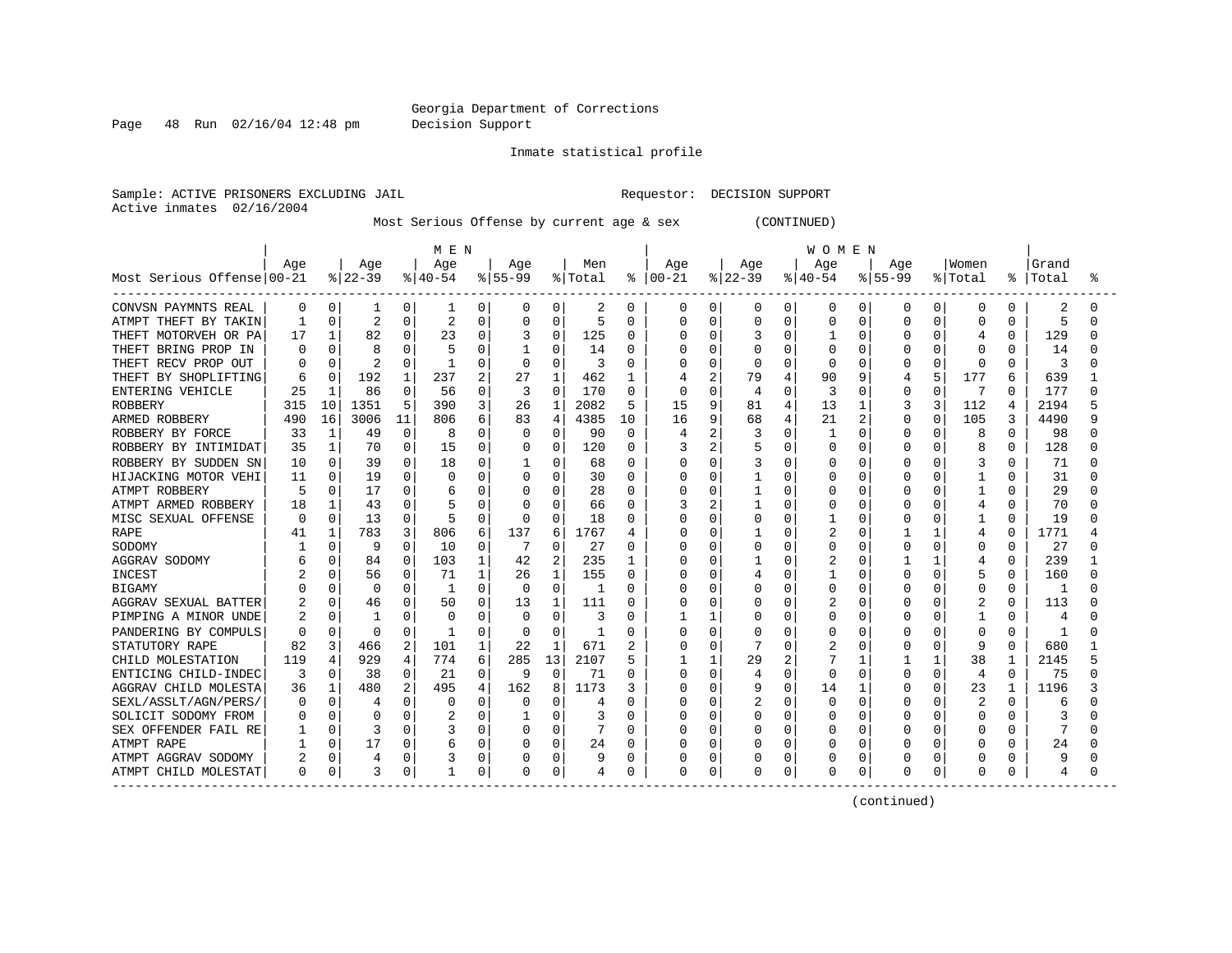Georgia Department of Corrections
Decision Support

Inmate statistical profile

Sample: ACTIVE PRISONERS EXCLUDING JAIL　　　　Requestor: DECISION SUPPORT
Active inmates 02/16/2004

Most Serious Offense by current age & sex (CONTINUED)

| Most Serious Offense | MEN Age 00-21 | % | Age 22-39 | % | Age 40-54 | % | Age 55-99 | % | Men Total | % | WOMEN Age 00-21 | % | Age 22-39 | % | Age 40-54 | % | Age 55-99 | % | Women Total | % | Grand Total | % |
|---|---|---|---|---|---|---|---|---|---|---|---|---|---|---|---|---|---|---|---|---|---|---|
| CONVSN PAYMNTS REAL | 0 | 0 | 1 | 0 | 1 | 0 | 0 | 0 | 2 | 0 | 0 | 0 | 0 | 0 | 0 | 0 | 0 | 0 | 0 | 0 | 2 | 0 |
| ATMPT THEFT BY TAKIN | 1 | 0 | 2 | 0 | 2 | 0 | 0 | 0 | 5 | 0 | 0 | 0 | 0 | 0 | 0 | 0 | 0 | 0 | 0 | 0 | 5 | 0 |
| THEFT MOTORVEH OR PA | 17 | 1 | 82 | 0 | 23 | 0 | 3 | 0 | 125 | 0 | 0 | 0 | 3 | 0 | 1 | 0 | 0 | 0 | 4 | 0 | 129 | 0 |
| THEFT BRING PROP IN | 0 | 0 | 8 | 0 | 5 | 0 | 1 | 0 | 14 | 0 | 0 | 0 | 0 | 0 | 0 | 0 | 0 | 0 | 0 | 0 | 14 | 0 |
| THEFT RECV PROP OUT | 0 | 0 | 2 | 0 | 1 | 0 | 0 | 0 | 3 | 0 | 0 | 0 | 0 | 0 | 0 | 0 | 0 | 0 | 0 | 0 | 3 | 0 |
| THEFT BY SHOPLIFTING | 6 | 0 | 192 | 1 | 237 | 2 | 27 | 1 | 462 | 1 | 4 | 2 | 79 | 4 | 90 | 9 | 4 | 5 | 177 | 6 | 639 | 1 |
| ENTERING VEHICLE | 25 | 1 | 86 | 0 | 56 | 0 | 3 | 0 | 170 | 0 | 0 | 0 | 4 | 0 | 3 | 0 | 0 | 0 | 7 | 0 | 177 | 0 |
| ROBBERY | 315 | 10 | 1351 | 5 | 390 | 3 | 26 | 1 | 2082 | 5 | 15 | 9 | 81 | 4 | 13 | 1 | 3 | 3 | 112 | 4 | 2194 | 5 |
| ARMED ROBBERY | 490 | 16 | 3006 | 11 | 806 | 6 | 83 | 4 | 4385 | 10 | 16 | 9 | 68 | 4 | 21 | 2 | 0 | 0 | 105 | 3 | 4490 | 9 |
| ROBBERY BY FORCE | 33 | 1 | 49 | 0 | 8 | 0 | 0 | 0 | 90 | 0 | 4 | 2 | 3 | 0 | 1 | 0 | 0 | 0 | 8 | 0 | 98 | 0 |
| ROBBERY BY INTIMIDAT | 35 | 1 | 70 | 0 | 15 | 0 | 0 | 0 | 120 | 0 | 3 | 2 | 5 | 0 | 0 | 0 | 0 | 0 | 8 | 0 | 128 | 0 |
| ROBBERY BY SUDDEN SN | 10 | 0 | 39 | 0 | 18 | 0 | 1 | 0 | 68 | 0 | 0 | 0 | 3 | 0 | 0 | 0 | 0 | 0 | 3 | 0 | 71 | 0 |
| HIJACKING MOTOR VEHI | 11 | 0 | 19 | 0 | 0 | 0 | 0 | 0 | 30 | 0 | 0 | 0 | 1 | 0 | 0 | 0 | 0 | 0 | 1 | 0 | 31 | 0 |
| ATMPT ROBBERY | 5 | 0 | 17 | 0 | 6 | 0 | 0 | 0 | 28 | 0 | 0 | 0 | 1 | 0 | 0 | 0 | 0 | 0 | 1 | 0 | 29 | 0 |
| ATMPT ARMED ROBBERY | 18 | 1 | 43 | 0 | 5 | 0 | 0 | 0 | 66 | 0 | 3 | 2 | 1 | 0 | 0 | 0 | 0 | 0 | 4 | 0 | 70 | 0 |
| MISC SEXUAL OFFENSE | 0 | 0 | 13 | 0 | 5 | 0 | 0 | 0 | 18 | 0 | 0 | 0 | 0 | 0 | 1 | 0 | 0 | 0 | 1 | 0 | 19 | 0 |
| RAPE | 41 | 1 | 783 | 3 | 806 | 6 | 137 | 6 | 1767 | 4 | 0 | 0 | 1 | 0 | 2 | 0 | 1 | 1 | 4 | 0 | 1771 | 4 |
| SODOMY | 1 | 0 | 9 | 0 | 10 | 0 | 7 | 0 | 27 | 0 | 0 | 0 | 0 | 0 | 0 | 0 | 0 | 0 | 0 | 0 | 27 | 0 |
| AGGRAV SODOMY | 6 | 0 | 84 | 0 | 103 | 1 | 42 | 2 | 235 | 1 | 0 | 0 | 1 | 0 | 2 | 0 | 1 | 1 | 4 | 0 | 239 | 1 |
| INCEST | 2 | 0 | 56 | 0 | 71 | 1 | 26 | 1 | 155 | 0 | 0 | 0 | 4 | 0 | 1 | 0 | 0 | 0 | 5 | 0 | 160 | 0 |
| BIGAMY | 0 | 0 | 0 | 0 | 1 | 0 | 0 | 0 | 1 | 0 | 0 | 0 | 0 | 0 | 0 | 0 | 0 | 0 | 0 | 0 | 1 | 0 |
| AGGRAV SEXUAL BATTER | 2 | 0 | 46 | 0 | 50 | 0 | 13 | 1 | 111 | 0 | 0 | 0 | 0 | 0 | 2 | 0 | 0 | 0 | 2 | 0 | 113 | 0 |
| PIMPING A MINOR UNDE | 2 | 0 | 1 | 0 | 0 | 0 | 0 | 0 | 3 | 0 | 1 | 1 | 0 | 0 | 0 | 0 | 0 | 0 | 1 | 0 | 4 | 0 |
| PANDERING BY COMPULS | 0 | 0 | 0 | 0 | 1 | 0 | 0 | 0 | 1 | 0 | 0 | 0 | 0 | 0 | 0 | 0 | 0 | 0 | 0 | 0 | 1 | 0 |
| STATUTORY RAPE | 82 | 3 | 466 | 2 | 101 | 1 | 22 | 1 | 671 | 2 | 0 | 0 | 7 | 0 | 2 | 0 | 0 | 0 | 9 | 0 | 680 | 1 |
| CHILD MOLESTATION | 119 | 4 | 929 | 4 | 774 | 6 | 285 | 13 | 2107 | 5 | 1 | 1 | 29 | 2 | 7 | 1 | 1 | 1 | 38 | 1 | 2145 | 5 |
| ENTICING CHILD-INDEC | 3 | 0 | 38 | 0 | 21 | 0 | 9 | 0 | 71 | 0 | 0 | 0 | 4 | 0 | 0 | 0 | 0 | 0 | 4 | 0 | 75 | 0 |
| AGGRAV CHILD MOLESTA | 36 | 1 | 480 | 2 | 495 | 4 | 162 | 8 | 1173 | 3 | 0 | 0 | 9 | 0 | 14 | 1 | 0 | 0 | 23 | 1 | 1196 | 3 |
| SEXL/ASSLT/AGN/PERS/ | 0 | 0 | 4 | 0 | 0 | 0 | 0 | 0 | 4 | 0 | 0 | 0 | 2 | 0 | 0 | 0 | 0 | 0 | 2 | 0 | 6 | 0 |
| SOLICIT SODOMY FROM | 0 | 0 | 0 | 0 | 2 | 0 | 1 | 0 | 3 | 0 | 0 | 0 | 0 | 0 | 0 | 0 | 0 | 0 | 0 | 0 | 3 | 0 |
| SEX OFFENDER FAIL RE | 1 | 0 | 3 | 0 | 3 | 0 | 0 | 0 | 7 | 0 | 0 | 0 | 0 | 0 | 0 | 0 | 0 | 0 | 0 | 0 | 7 | 0 |
| ATMPT RAPE | 1 | 0 | 17 | 0 | 6 | 0 | 0 | 0 | 24 | 0 | 0 | 0 | 0 | 0 | 0 | 0 | 0 | 0 | 0 | 0 | 24 | 0 |
| ATMPT AGGRAV SODOMY | 2 | 0 | 4 | 0 | 3 | 0 | 0 | 0 | 9 | 0 | 0 | 0 | 0 | 0 | 0 | 0 | 0 | 0 | 0 | 0 | 9 | 0 |
| ATMPT CHILD MOLESTAT | 0 | 0 | 3 | 0 | 1 | 0 | 0 | 0 | 4 | 0 | 0 | 0 | 0 | 0 | 0 | 0 | 0 | 0 | 0 | 0 | 4 | 0 |

(continued)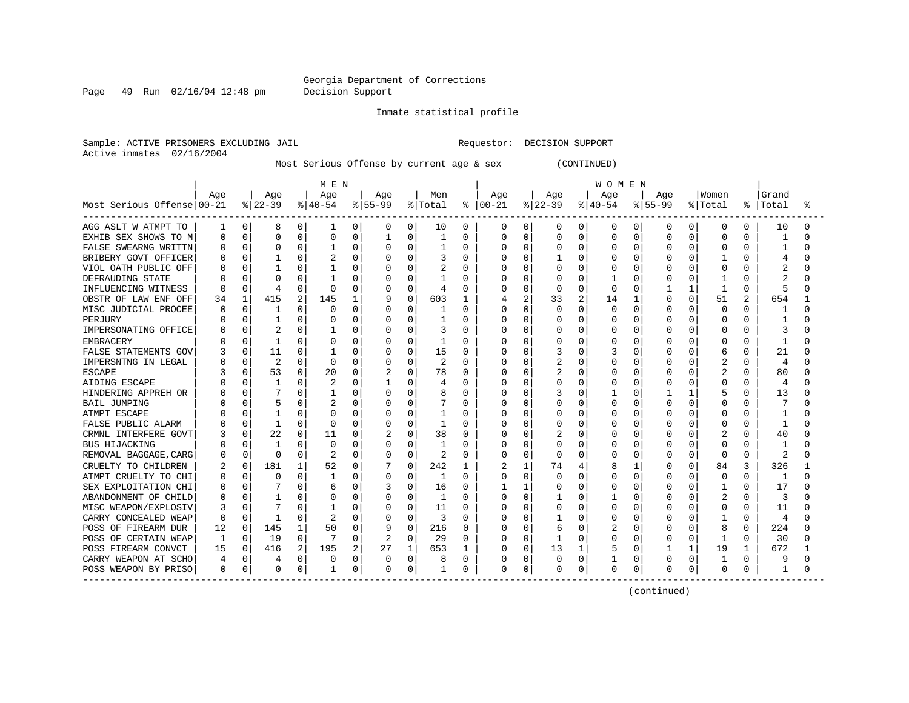Georgia Department of Corrections
Decision Support

Inmate statistical profile

Sample: ACTIVE PRISONERS EXCLUDING JAIL    Requestor: DECISION SUPPORT
Active inmates 02/16/2004

Most Serious Offense by current age & sex (CONTINUED)

| Most Serious Offense | MEN Age 00-21 | % | Age 22-39 | % | Age 40-54 | % | Age 55-99 | % | Men Total | % | WOMEN Age 00-21 | % | Age 22-39 | % | Age 40-54 | % | Age 55-99 | % | Women Total | % | Grand Total | % |
|---|---|---|---|---|---|---|---|---|---|---|---|---|---|---|---|---|---|---|---|---|---|---|
| AGG ASLT W ATMPT TO | 1 | 0 | 8 | 0 | 1 | 0 | 0 | 0 | 10 | 0 | 0 | 0 | 0 | 0 | 0 | 0 | 0 | 0 | 0 | 0 | 10 | 0 |
| EXHIB SEX SHOWS TO M | 0 | 0 | 0 | 0 | 0 | 0 | 1 | 0 | 1 | 0 | 0 | 0 | 0 | 0 | 0 | 0 | 0 | 0 | 0 | 0 | 1 | 0 |
| FALSE SWEARNG WRITTN | 0 | 0 | 0 | 0 | 1 | 0 | 0 | 0 | 1 | 0 | 0 | 0 | 0 | 0 | 0 | 0 | 0 | 0 | 0 | 0 | 1 | 0 |
| BRIBERY GOVT OFFICER | 0 | 0 | 1 | 0 | 2 | 0 | 0 | 0 | 3 | 0 | 0 | 0 | 1 | 0 | 0 | 0 | 0 | 0 | 1 | 0 | 4 | 0 |
| VIOL OATH PUBLIC OFF | 0 | 0 | 1 | 0 | 1 | 0 | 0 | 0 | 2 | 0 | 0 | 0 | 0 | 0 | 0 | 0 | 0 | 0 | 0 | 0 | 2 | 0 |
| DEFRAUDING STATE | 0 | 0 | 0 | 0 | 1 | 0 | 0 | 0 | 1 | 0 | 0 | 0 | 0 | 0 | 1 | 0 | 0 | 0 | 1 | 0 | 2 | 0 |
| INFLUENCING WITNESS | 0 | 0 | 4 | 0 | 0 | 0 | 0 | 0 | 4 | 0 | 0 | 0 | 0 | 0 | 0 | 0 | 1 | 1 | 1 | 0 | 5 | 0 |
| OBSTR OF LAW ENF OFF | 34 | 1 | 415 | 2 | 145 | 1 | 9 | 0 | 603 | 1 | 4 | 2 | 33 | 2 | 14 | 1 | 0 | 0 | 51 | 2 | 654 | 1 |
| MISC JUDICIAL PROCEE | 0 | 0 | 1 | 0 | 0 | 0 | 0 | 0 | 1 | 0 | 0 | 0 | 0 | 0 | 0 | 0 | 0 | 0 | 0 | 0 | 1 | 0 |
| PERJURY | 0 | 0 | 1 | 0 | 0 | 0 | 0 | 0 | 1 | 0 | 0 | 0 | 0 | 0 | 0 | 0 | 0 | 0 | 0 | 0 | 1 | 0 |
| IMPERSONATING OFFICE | 0 | 0 | 2 | 0 | 1 | 0 | 0 | 0 | 3 | 0 | 0 | 0 | 0 | 0 | 0 | 0 | 0 | 0 | 0 | 0 | 3 | 0 |
| EMBRACERY | 0 | 0 | 1 | 0 | 0 | 0 | 0 | 0 | 1 | 0 | 0 | 0 | 0 | 0 | 0 | 0 | 0 | 0 | 0 | 0 | 1 | 0 |
| FALSE STATEMENTS GOV | 3 | 0 | 11 | 0 | 1 | 0 | 0 | 0 | 15 | 0 | 0 | 0 | 3 | 0 | 3 | 0 | 0 | 0 | 6 | 0 | 21 | 0 |
| IMPERSNTNG IN LEGAL | 0 | 0 | 2 | 0 | 0 | 0 | 0 | 0 | 2 | 0 | 0 | 0 | 2 | 0 | 0 | 0 | 0 | 0 | 2 | 0 | 4 | 0 |
| ESCAPE | 3 | 0 | 53 | 0 | 20 | 0 | 2 | 0 | 78 | 0 | 0 | 0 | 2 | 0 | 0 | 0 | 0 | 0 | 2 | 0 | 80 | 0 |
| AIDING ESCAPE | 0 | 0 | 1 | 0 | 2 | 0 | 1 | 0 | 4 | 0 | 0 | 0 | 0 | 0 | 0 | 0 | 0 | 0 | 0 | 0 | 4 | 0 |
| HINDERING APPREH OR | 0 | 0 | 7 | 0 | 1 | 0 | 0 | 0 | 8 | 0 | 0 | 0 | 3 | 0 | 1 | 0 | 1 | 1 | 5 | 0 | 13 | 0 |
| BAIL JUMPING | 0 | 0 | 5 | 0 | 2 | 0 | 0 | 0 | 7 | 0 | 0 | 0 | 0 | 0 | 0 | 0 | 0 | 0 | 0 | 0 | 7 | 0 |
| ATMPT ESCAPE | 0 | 0 | 1 | 0 | 0 | 0 | 0 | 0 | 1 | 0 | 0 | 0 | 0 | 0 | 0 | 0 | 0 | 0 | 0 | 0 | 1 | 0 |
| FALSE PUBLIC ALARM | 0 | 0 | 1 | 0 | 0 | 0 | 0 | 0 | 1 | 0 | 0 | 0 | 0 | 0 | 0 | 0 | 0 | 0 | 0 | 0 | 1 | 0 |
| CRMNL INTERFERE GOVT | 3 | 0 | 22 | 0 | 11 | 0 | 2 | 0 | 38 | 0 | 0 | 0 | 2 | 0 | 0 | 0 | 0 | 0 | 2 | 0 | 40 | 0 |
| BUS HIJACKING | 0 | 0 | 1 | 0 | 0 | 0 | 0 | 0 | 1 | 0 | 0 | 0 | 0 | 0 | 0 | 0 | 0 | 0 | 0 | 0 | 1 | 0 |
| REMOVAL BAGGAGE,CARG | 0 | 0 | 0 | 0 | 2 | 0 | 0 | 0 | 2 | 0 | 0 | 0 | 0 | 0 | 0 | 0 | 0 | 0 | 0 | 0 | 2 | 0 |
| CRUELTY TO CHILDREN | 2 | 0 | 181 | 1 | 52 | 0 | 7 | 0 | 242 | 1 | 2 | 1 | 74 | 4 | 8 | 1 | 0 | 0 | 84 | 3 | 326 | 1 |
| ATMPT CRUELTY TO CHI | 0 | 0 | 0 | 0 | 1 | 0 | 0 | 0 | 1 | 0 | 0 | 0 | 0 | 0 | 0 | 0 | 0 | 0 | 0 | 0 | 1 | 0 |
| SEX EXPLOITATION CHI | 0 | 0 | 7 | 0 | 6 | 0 | 3 | 0 | 16 | 0 | 1 | 1 | 0 | 0 | 0 | 0 | 0 | 0 | 1 | 0 | 17 | 0 |
| ABANDONMENT OF CHILD | 0 | 0 | 1 | 0 | 0 | 0 | 0 | 0 | 1 | 0 | 0 | 0 | 1 | 0 | 1 | 0 | 0 | 0 | 2 | 0 | 3 | 0 |
| MISC WEAPON/EXPLOSIV | 3 | 0 | 7 | 0 | 1 | 0 | 0 | 0 | 11 | 0 | 0 | 0 | 0 | 0 | 0 | 0 | 0 | 0 | 0 | 0 | 11 | 0 |
| CARRY CONCEALED WEAP | 0 | 0 | 1 | 0 | 2 | 0 | 0 | 0 | 3 | 0 | 0 | 0 | 1 | 0 | 0 | 0 | 0 | 0 | 1 | 0 | 4 | 0 |
| POSS OF FIREARM DUR | 12 | 0 | 145 | 1 | 50 | 0 | 9 | 0 | 216 | 0 | 0 | 0 | 6 | 0 | 2 | 0 | 0 | 0 | 8 | 0 | 224 | 0 |
| POSS OF CERTAIN WEAP | 1 | 0 | 19 | 0 | 7 | 0 | 2 | 0 | 29 | 0 | 0 | 0 | 1 | 0 | 0 | 0 | 0 | 0 | 1 | 0 | 30 | 0 |
| POSS FIREARM CONVCT | 15 | 0 | 416 | 2 | 195 | 2 | 27 | 1 | 653 | 1 | 0 | 0 | 13 | 1 | 5 | 0 | 1 | 1 | 19 | 1 | 672 | 1 |
| CARRY WEAPON AT SCHO | 4 | 0 | 4 | 0 | 0 | 0 | 0 | 0 | 8 | 0 | 0 | 0 | 0 | 0 | 1 | 0 | 0 | 0 | 1 | 0 | 9 | 0 |
| POSS WEAPON BY PRISO | 0 | 0 | 0 | 0 | 1 | 0 | 0 | 0 | 1 | 0 | 0 | 0 | 0 | 0 | 0 | 0 | 0 | 0 | 0 | 0 | 1 | 0 |

(continued)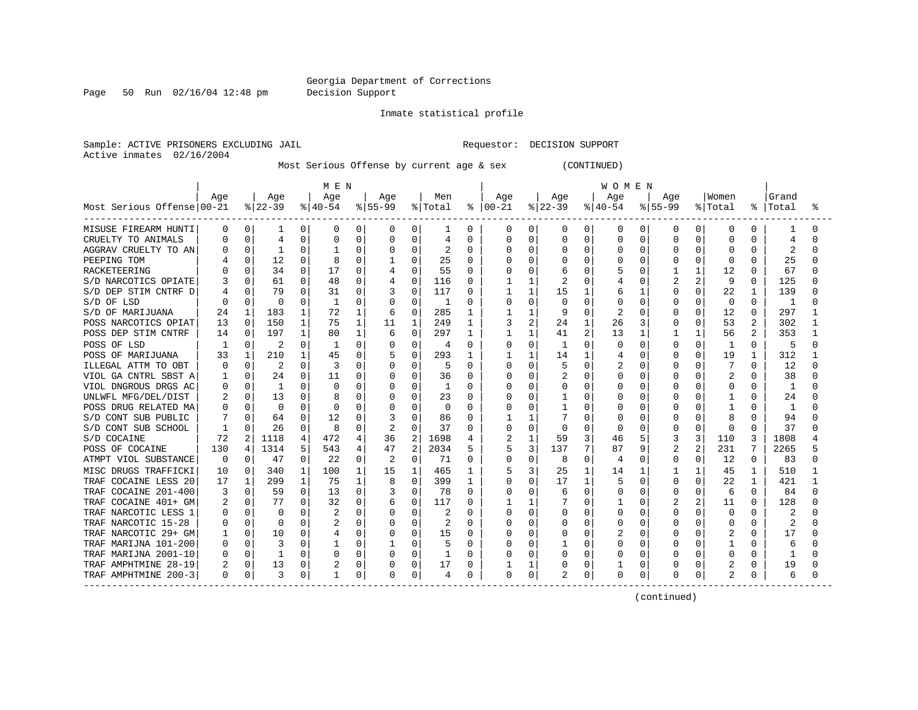Georgia Department of Corrections
Decision Support

Inmate statistical profile

Sample: ACTIVE PRISONERS EXCLUDING JAIL                                Requestor: DECISION SUPPORT
Active inmates 02/16/2004

Most Serious Offense by current age & sex (CONTINUED)

| Most Serious Offense | MEN Age 00-21 | % | Age 22-39 | % | Age 40-54 | % | Age 55-99 | % | Men Total | % | WOMEN Age 00-21 | % | Age 22-39 | % | Age 40-54 | % | Age 55-99 | % | Women Total | % | Grand Total | % |
|---|---|---|---|---|---|---|---|---|---|---|---|---|---|---|---|---|---|---|---|---|---|---|
| MISUSE FIREARM HUNTI | 0 | 0 | 1 | 0 | 0 | 0 | 0 | 0 | 1 | 0 | 0 | 0 | 0 | 0 | 0 | 0 | 0 | 0 | 0 | 0 | 1 | 0 |
| CRUELTY TO ANIMALS | 0 | 0 | 4 | 0 | 0 | 0 | 0 | 0 | 4 | 0 | 0 | 0 | 0 | 0 | 0 | 0 | 0 | 0 | 0 | 0 | 4 | 0 |
| AGGRAV CRUELTY TO AN | 0 | 0 | 1 | 0 | 1 | 0 | 0 | 0 | 2 | 0 | 0 | 0 | 0 | 0 | 0 | 0 | 0 | 0 | 0 | 0 | 2 | 0 |
| PEEPING TOM | 4 | 0 | 12 | 0 | 8 | 0 | 1 | 0 | 25 | 0 | 0 | 0 | 0 | 0 | 0 | 0 | 0 | 0 | 0 | 0 | 25 | 0 |
| RACKETEERING | 0 | 0 | 34 | 0 | 17 | 0 | 4 | 0 | 55 | 0 | 0 | 0 | 6 | 0 | 5 | 0 | 1 | 1 | 12 | 0 | 67 | 0 |
| S/D NARCOTICS OPIATE | 3 | 0 | 61 | 0 | 48 | 0 | 4 | 0 | 116 | 0 | 1 | 1 | 2 | 0 | 4 | 0 | 2 | 2 | 9 | 0 | 125 | 0 |
| S/D DEP STIM CNTRF D | 4 | 0 | 79 | 0 | 31 | 0 | 3 | 0 | 117 | 0 | 1 | 1 | 15 | 1 | 6 | 1 | 0 | 0 | 22 | 1 | 139 | 0 |
| S/D OF LSD | 0 | 0 | 0 | 0 | 1 | 0 | 0 | 0 | 1 | 0 | 0 | 0 | 0 | 0 | 0 | 0 | 0 | 0 | 0 | 0 | 1 | 0 |
| S/D OF MARIJUANA | 24 | 1 | 183 | 1 | 72 | 1 | 6 | 0 | 285 | 1 | 1 | 1 | 9 | 0 | 2 | 0 | 0 | 0 | 12 | 0 | 297 | 1 |
| POSS NARCOTICS OPIAT | 13 | 0 | 150 | 1 | 75 | 1 | 11 | 1 | 249 | 1 | 3 | 2 | 24 | 1 | 26 | 3 | 0 | 0 | 53 | 2 | 302 | 1 |
| POSS DEP STIM CNTRF | 14 | 0 | 197 | 1 | 80 | 1 | 6 | 0 | 297 | 1 | 1 | 1 | 41 | 2 | 13 | 1 | 1 | 1 | 56 | 2 | 353 | 1 |
| POSS OF LSD | 1 | 0 | 2 | 0 | 1 | 0 | 0 | 0 | 4 | 0 | 0 | 0 | 1 | 0 | 0 | 0 | 0 | 0 | 1 | 0 | 5 | 0 |
| POSS OF MARIJUANA | 33 | 1 | 210 | 1 | 45 | 0 | 5 | 0 | 293 | 1 | 1 | 1 | 14 | 1 | 4 | 0 | 0 | 0 | 19 | 1 | 312 | 1 |
| ILLEGAL ATTM TO OBT | 0 | 0 | 2 | 0 | 3 | 0 | 0 | 0 | 5 | 0 | 0 | 0 | 5 | 0 | 2 | 0 | 0 | 0 | 7 | 0 | 12 | 0 |
| VIOL GA CNTRL SBST A | 1 | 0 | 24 | 0 | 11 | 0 | 0 | 0 | 36 | 0 | 0 | 0 | 2 | 0 | 0 | 0 | 0 | 0 | 2 | 0 | 38 | 0 |
| VIOL DNGROUS DRGS AC | 0 | 0 | 1 | 0 | 0 | 0 | 0 | 0 | 1 | 0 | 0 | 0 | 0 | 0 | 0 | 0 | 0 | 0 | 0 | 0 | 1 | 0 |
| UNLWFL MFG/DEL/DIST | 2 | 0 | 13 | 0 | 8 | 0 | 0 | 0 | 23 | 0 | 0 | 0 | 1 | 0 | 0 | 0 | 0 | 0 | 1 | 0 | 24 | 0 |
| POSS DRUG RELATED MA | 0 | 0 | 0 | 0 | 0 | 0 | 0 | 0 | 0 | 0 | 0 | 0 | 1 | 0 | 0 | 0 | 0 | 0 | 1 | 0 | 1 | 0 |
| S/D CONT SUB PUBLIC | 7 | 0 | 64 | 0 | 12 | 0 | 3 | 0 | 86 | 0 | 1 | 1 | 7 | 0 | 0 | 0 | 0 | 0 | 8 | 0 | 94 | 0 |
| S/D CONT SUB SCHOOL | 1 | 0 | 26 | 0 | 8 | 0 | 2 | 0 | 37 | 0 | 0 | 0 | 0 | 0 | 0 | 0 | 0 | 0 | 0 | 0 | 37 | 0 |
| S/D COCAINE | 72 | 2 | 1118 | 4 | 472 | 4 | 36 | 2 | 1698 | 4 | 2 | 1 | 59 | 3 | 46 | 5 | 3 | 3 | 110 | 3 | 1808 | 4 |
| POSS OF COCAINE | 130 | 4 | 1314 | 5 | 543 | 4 | 47 | 2 | 2034 | 5 | 5 | 3 | 137 | 7 | 87 | 9 | 2 | 2 | 231 | 7 | 2265 | 5 |
| ATMPT VIOL SUBSTANCE | 0 | 0 | 47 | 0 | 22 | 0 | 2 | 0 | 71 | 0 | 0 | 0 | 8 | 0 | 4 | 0 | 0 | 0 | 12 | 0 | 83 | 0 |
| MISC DRUGS TRAFFICKI | 10 | 0 | 340 | 1 | 100 | 1 | 15 | 1 | 465 | 1 | 5 | 3 | 25 | 1 | 14 | 1 | 1 | 1 | 45 | 1 | 510 | 1 |
| TRAF COCAINE LESS 20 | 17 | 1 | 299 | 1 | 75 | 1 | 8 | 0 | 399 | 1 | 0 | 0 | 17 | 1 | 5 | 0 | 0 | 0 | 22 | 1 | 421 | 1 |
| TRAF COCAINE 201-400 | 3 | 0 | 59 | 0 | 13 | 0 | 3 | 0 | 78 | 0 | 0 | 0 | 6 | 0 | 0 | 0 | 0 | 0 | 6 | 0 | 84 | 0 |
| TRAF COCAINE 401+ GM | 2 | 0 | 77 | 0 | 32 | 0 | 6 | 0 | 117 | 0 | 1 | 1 | 7 | 0 | 1 | 0 | 2 | 2 | 11 | 0 | 128 | 0 |
| TRAF NARCOTIC LESS 1 | 0 | 0 | 0 | 0 | 2 | 0 | 0 | 0 | 2 | 0 | 0 | 0 | 0 | 0 | 0 | 0 | 0 | 0 | 0 | 0 | 2 | 0 |
| TRAF NARCOTIC 15-28 | 0 | 0 | 0 | 0 | 2 | 0 | 0 | 0 | 2 | 0 | 0 | 0 | 0 | 0 | 0 | 0 | 0 | 0 | 0 | 0 | 2 | 0 |
| TRAF NARCOTIC 29+ GM | 1 | 0 | 10 | 0 | 4 | 0 | 0 | 0 | 15 | 0 | 0 | 0 | 0 | 0 | 2 | 0 | 0 | 0 | 2 | 0 | 17 | 0 |
| TRAF MARIJNA 101-200 | 0 | 0 | 3 | 0 | 1 | 0 | 1 | 0 | 5 | 0 | 0 | 0 | 1 | 0 | 0 | 0 | 0 | 0 | 1 | 0 | 6 | 0 |
| TRAF MARIJNA 2001-10 | 0 | 0 | 1 | 0 | 0 | 0 | 0 | 0 | 1 | 0 | 0 | 0 | 0 | 0 | 0 | 0 | 0 | 0 | 0 | 0 | 1 | 0 |
| TRAF AMPHTMINE 28-19 | 2 | 0 | 13 | 0 | 2 | 0 | 0 | 0 | 17 | 0 | 1 | 1 | 0 | 0 | 1 | 0 | 0 | 0 | 2 | 0 | 19 | 0 |
| TRAF AMPHTMINE 200-3 | 0 | 0 | 3 | 0 | 1 | 0 | 0 | 0 | 4 | 0 | 0 | 0 | 2 | 0 | 0 | 0 | 0 | 0 | 2 | 0 | 6 | 0 |

(continued)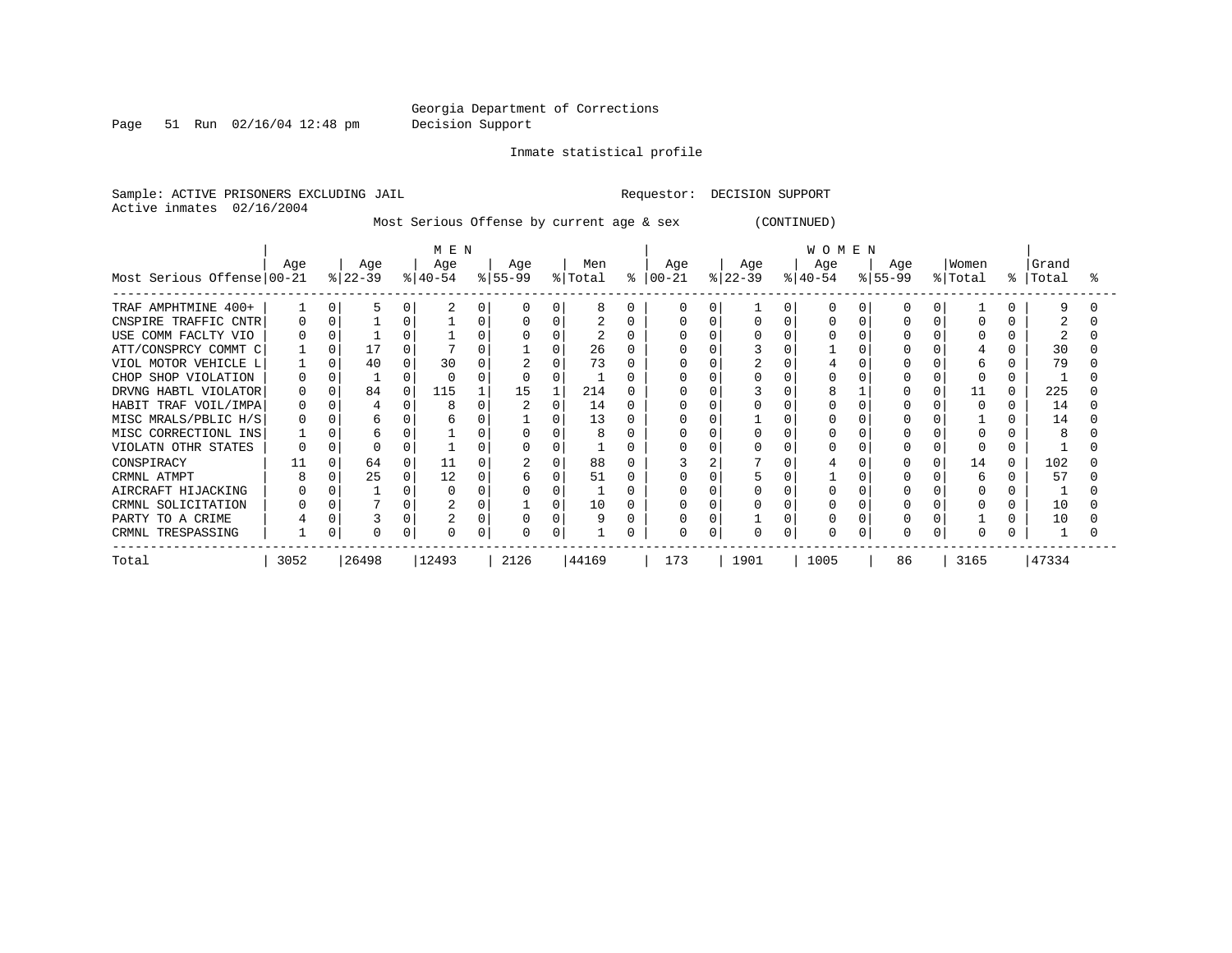Georgia Department of Corrections
Decision Support

Inmate statistical profile

Sample: ACTIVE PRISONERS EXCLUDING JAIL　　　　Requestor: DECISION SUPPORT
Active inmates 02/16/2004

Most Serious Offense by current age & sex (CONTINUED)

| Most Serious Offense | MEN Age 00-21 | % | Age 22-39 | % | Age 40-54 | % | Age 55-99 | % | Men Total | % | WOMEN Age 00-21 | % | Age 22-39 | % | Age 40-54 | % | Age 55-99 | % | Women Total | % | Grand Total | % |
|---|---|---|---|---|---|---|---|---|---|---|---|---|---|---|---|---|---|---|---|---|---|---|
| TRAF AMPHTMINE 400+ | 1 | 0 | 5 | 0 | 2 | 0 | 0 | 0 | 8 | 0 | 0 | 0 | 1 | 0 | 0 | 0 | 0 | 0 | 1 | 0 | 9 | 0 |
| CNSPIRE TRAFFIC CNTR | 0 | 0 | 1 | 0 | 1 | 0 | 0 | 0 | 2 | 0 | 0 | 0 | 0 | 0 | 0 | 0 | 0 | 0 | 0 | 0 | 2 | 0 |
| USE COMM FACLTY VIO | 0 | 0 | 1 | 0 | 1 | 0 | 0 | 0 | 2 | 0 | 0 | 0 | 0 | 0 | 0 | 0 | 0 | 0 | 0 | 0 | 2 | 0 |
| ATT/CONSPRCY COMMT C | 1 | 0 | 17 | 0 | 7 | 0 | 1 | 0 | 26 | 0 | 0 | 0 | 3 | 0 | 1 | 0 | 0 | 0 | 4 | 0 | 30 | 0 |
| VIOL MOTOR VEHICLE L | 1 | 0 | 40 | 0 | 30 | 0 | 2 | 0 | 73 | 0 | 0 | 0 | 2 | 0 | 4 | 0 | 0 | 0 | 6 | 0 | 79 | 0 |
| CHOP SHOP VIOLATION | 0 | 0 | 1 | 0 | 0 | 0 | 0 | 0 | 1 | 0 | 0 | 0 | 0 | 0 | 0 | 0 | 0 | 0 | 0 | 0 | 1 | 0 |
| DRVNG HABTL VIOLATOR | 0 | 0 | 84 | 0 | 115 | 1 | 15 | 1 | 214 | 0 | 0 | 0 | 3 | 0 | 8 | 1 | 0 | 0 | 11 | 0 | 225 | 0 |
| HABIT TRAF VOIL/IMPA | 0 | 0 | 4 | 0 | 8 | 0 | 2 | 0 | 14 | 0 | 0 | 0 | 0 | 0 | 0 | 0 | 0 | 0 | 0 | 0 | 14 | 0 |
| MISC MRALS/PBLIC H/S | 0 | 0 | 6 | 0 | 6 | 0 | 1 | 0 | 13 | 0 | 0 | 0 | 1 | 0 | 0 | 0 | 0 | 0 | 1 | 0 | 14 | 0 |
| MISC CORRECTIONL INS | 1 | 0 | 6 | 0 | 1 | 0 | 0 | 0 | 8 | 0 | 0 | 0 | 0 | 0 | 0 | 0 | 0 | 0 | 0 | 0 | 8 | 0 |
| VIOLATN OTHR STATES | 0 | 0 | 0 | 0 | 1 | 0 | 0 | 0 | 1 | 0 | 0 | 0 | 0 | 0 | 0 | 0 | 0 | 0 | 0 | 0 | 1 | 0 |
| CONSPIRACY | 11 | 0 | 64 | 0 | 11 | 0 | 2 | 0 | 88 | 0 | 3 | 2 | 7 | 0 | 4 | 0 | 0 | 0 | 14 | 0 | 102 | 0 |
| CRMNL ATMPT | 8 | 0 | 25 | 0 | 12 | 0 | 6 | 0 | 51 | 0 | 0 | 0 | 5 | 0 | 1 | 0 | 0 | 0 | 6 | 0 | 57 | 0 |
| AIRCRAFT HIJACKING | 0 | 0 | 1 | 0 | 0 | 0 | 0 | 0 | 1 | 0 | 0 | 0 | 0 | 0 | 0 | 0 | 0 | 0 | 0 | 0 | 1 | 0 |
| CRMNL SOLICITATION | 0 | 0 | 7 | 0 | 2 | 0 | 1 | 0 | 10 | 0 | 0 | 0 | 0 | 0 | 0 | 0 | 0 | 0 | 0 | 0 | 10 | 0 |
| PARTY TO A CRIME | 4 | 0 | 3 | 0 | 2 | 0 | 0 | 0 | 9 | 0 | 0 | 0 | 1 | 0 | 0 | 0 | 0 | 0 | 1 | 0 | 10 | 0 |
| CRMNL TRESPASSING | 1 | 0 | 0 | 0 | 0 | 0 | 0 | 0 | 1 | 0 | 0 | 0 | 0 | 0 | 0 | 0 | 0 | 0 | 0 | 0 | 1 | 0 |
| Total | 3052 | | 26498 | | 12493 | | 2126 | | 44169 | | 173 | | 1901 | | 1005 | | 86 | | 3165 | | 47334 | |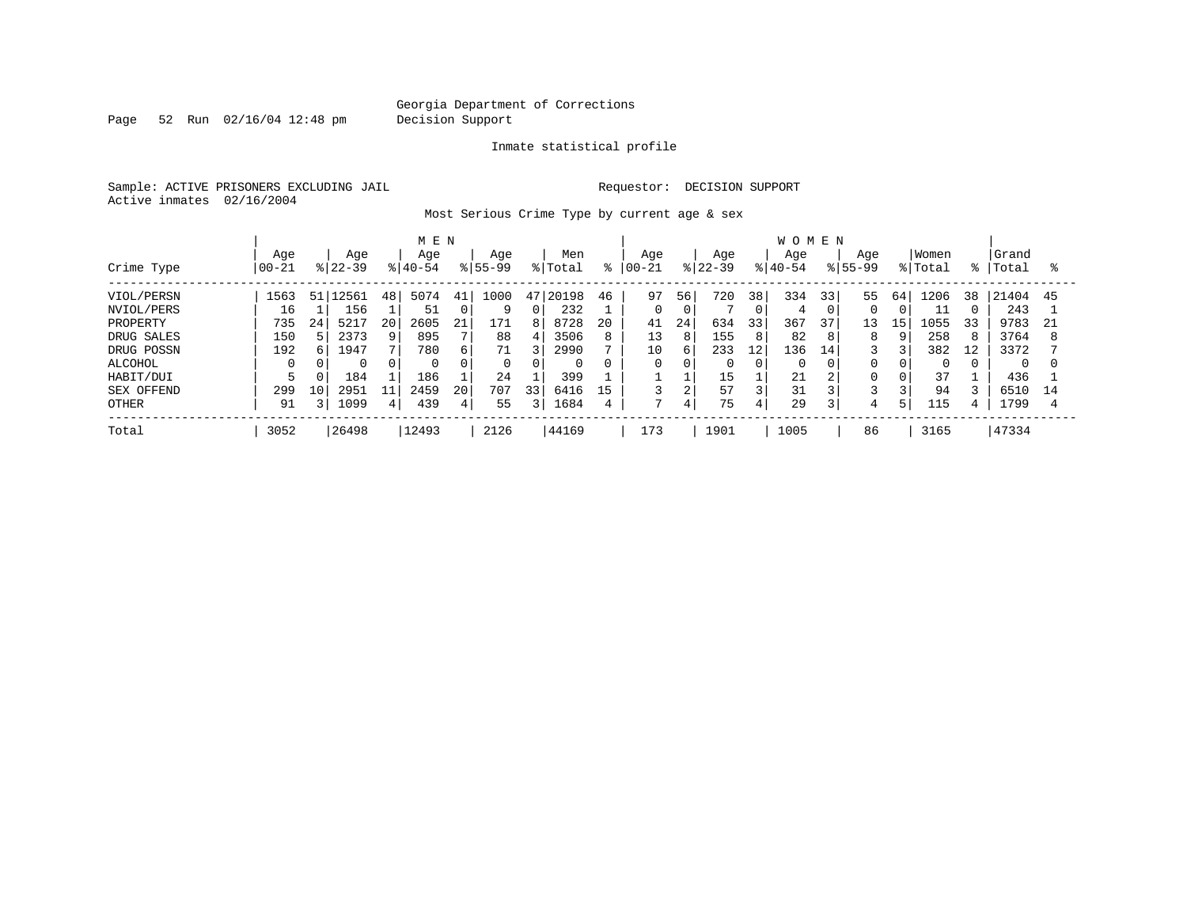Georgia Department of Corrections
Decision Support

Inmate statistical profile

Sample: ACTIVE PRISONERS EXCLUDING JAIL
Active inmates 02/16/2004

Requestor: DECISION SUPPORT

Most Serious Crime Type by current age & sex

| | MEN | | | | | | | | | | WOMEN | | | | | | | | | | | |
|---|---|---|---|---|---|---|---|---|---|---|---|---|---|---|---|---|---|---|---|---|---|---|
| Crime Type | Age 00-21 | % | Age 22-39 | % | Age 40-54 | % | Age 55-99 | % | Men Total | % | Age 00-21 | % | Age 22-39 | % | Age 40-54 | % | Age 55-99 | % | Women Total | % | Grand Total | % |
| VIOL/PERSN | 1563 | 51 | 12561 | 48 | 5074 | 41 | 1000 | 47 | 20198 | 46 | 97 | 56 | 720 | 38 | 334 | 33 | 55 | 64 | 1206 | 38 | 21404 | 45 |
| NVIOL/PERS | 16 | 1 | 156 | 1 | 51 | 0 | 9 | 0 | 232 | 1 | 0 | 0 | 7 | 0 | 4 | 0 | 0 | 0 | 11 | 0 | 243 | 1 |
| PROPERTY | 735 | 24 | 5217 | 20 | 2605 | 21 | 171 | 8 | 8728 | 20 | 41 | 24 | 634 | 33 | 367 | 37 | 13 | 15 | 1055 | 33 | 9783 | 21 |
| DRUG SALES | 150 | 5 | 2373 | 9 | 895 | 7 | 88 | 4 | 3506 | 8 | 13 | 8 | 155 | 8 | 82 | 8 | 8 | 9 | 258 | 8 | 3764 | 8 |
| DRUG POSSN | 192 | 6 | 1947 | 7 | 780 | 6 | 71 | 3 | 2990 | 7 | 10 | 6 | 233 | 12 | 136 | 14 | 3 | 3 | 382 | 12 | 3372 | 7 |
| ALCOHOL | 0 | 0 | 0 | 0 | 0 | 0 | 0 | 0 | 0 | 0 | 0 | 0 | 0 | 0 | 0 | 0 | 0 | 0 | 0 | 0 | 0 | 0 |
| HABIT/DUI | 5 | 0 | 184 | 1 | 186 | 1 | 24 | 1 | 399 | 1 | 1 | 1 | 15 | 1 | 21 | 2 | 0 | 0 | 37 | 1 | 436 | 1 |
| SEX OFFEND | 299 | 10 | 2951 | 11 | 2459 | 20 | 707 | 33 | 6416 | 15 | 3 | 2 | 57 | 3 | 31 | 3 | 3 | 3 | 94 | 3 | 6510 | 14 |
| OTHER | 91 | 3 | 1099 | 4 | 439 | 4 | 55 | 3 | 1684 | 4 | 7 | 4 | 75 | 4 | 29 | 3 | 4 | 5 | 115 | 4 | 1799 | 4 |
| Total | 3052 | | 26498 | | 12493 | | 2126 | | 44169 | | 173 | | 1901 | | 1005 | | 86 | | 3165 | | 47334 | |